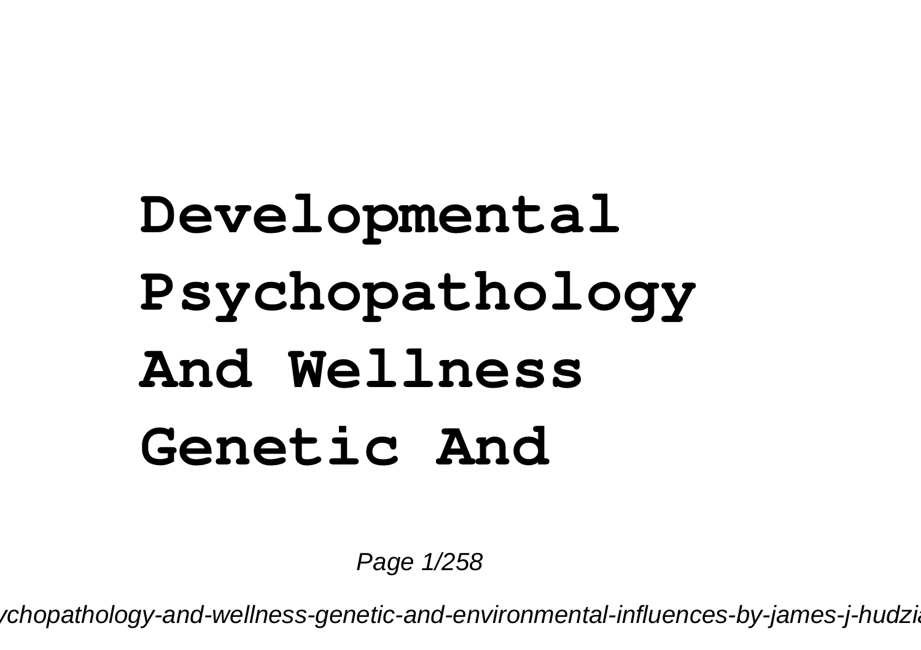# Developmental Psychopathology And Wellness Genetic And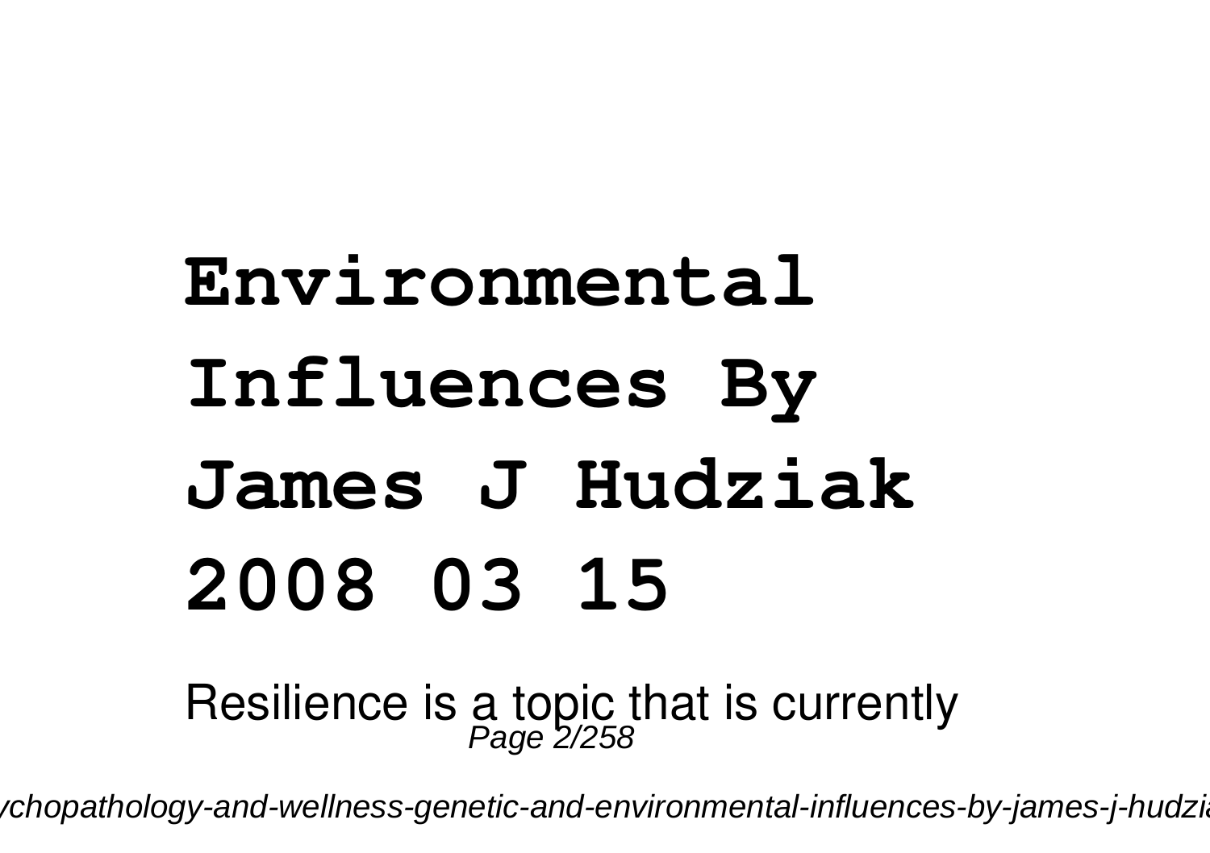# Environmental Influences By James J Hudziak 2008 03 15

Resilience is a topic that is currently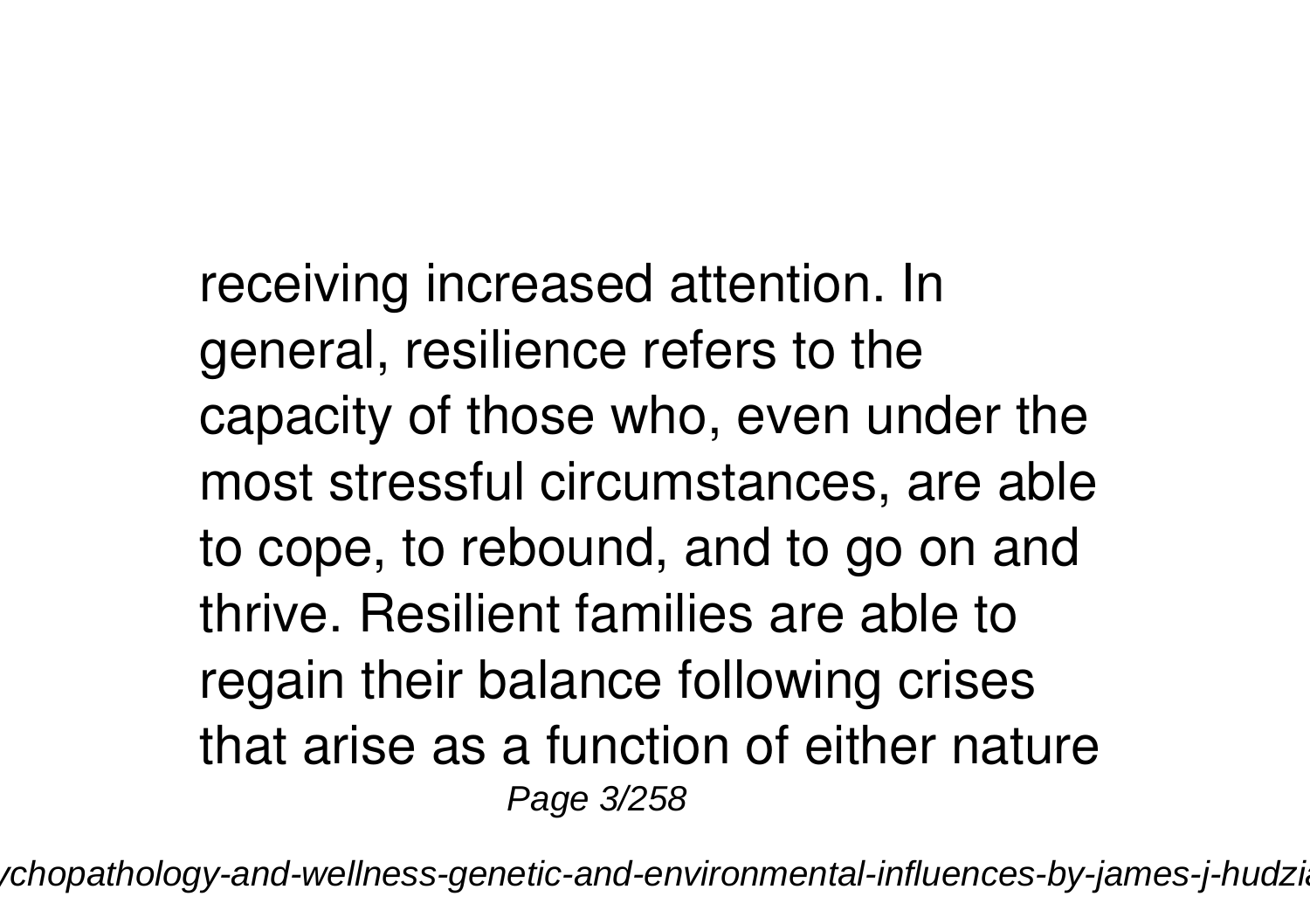receiving increased attention. In general, resilience refers to the capacity of those who, even under the most stressful circumstances, are able to cope, to rebound, and to go on and thrive. Resilient families are able to regain their balance following crises that arise as a function of either nature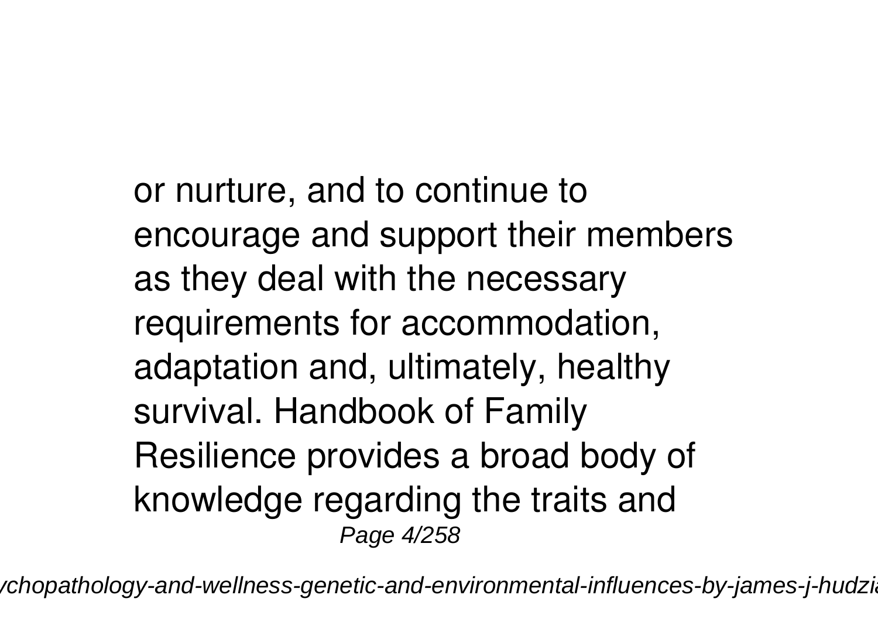or nurture, and to continue to encourage and support their members as they deal with the necessary requirements for accommodation, adaptation and, ultimately, healthy survival. Handbook of Family Resilience provides a broad body of knowledge regarding the traits and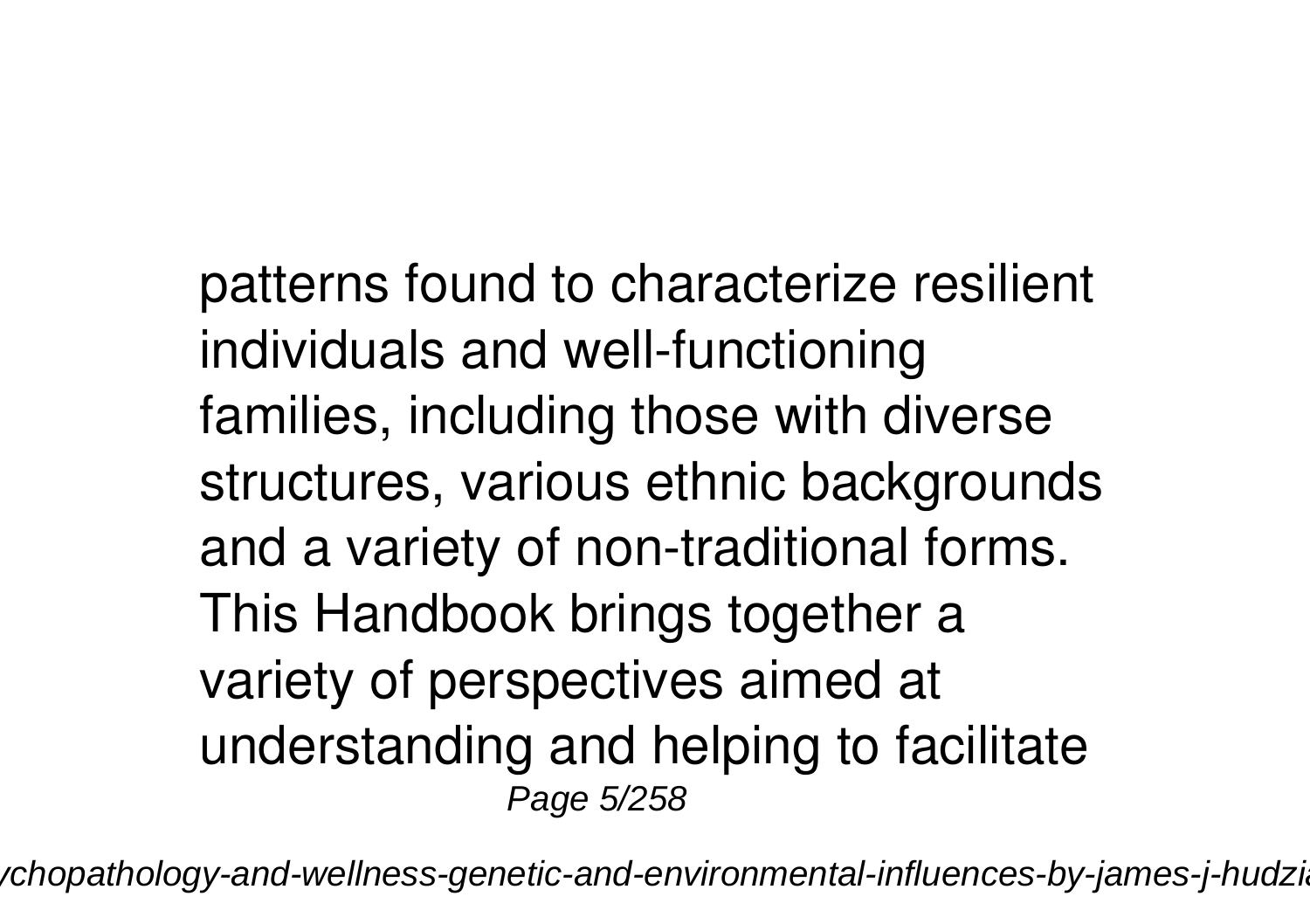patterns found to characterize resilient individuals and well-functioning families, including those with diverse structures, various ethnic backgrounds and a variety of non-traditional forms. This Handbook brings together a variety of perspectives aimed at understanding and helping to facilitate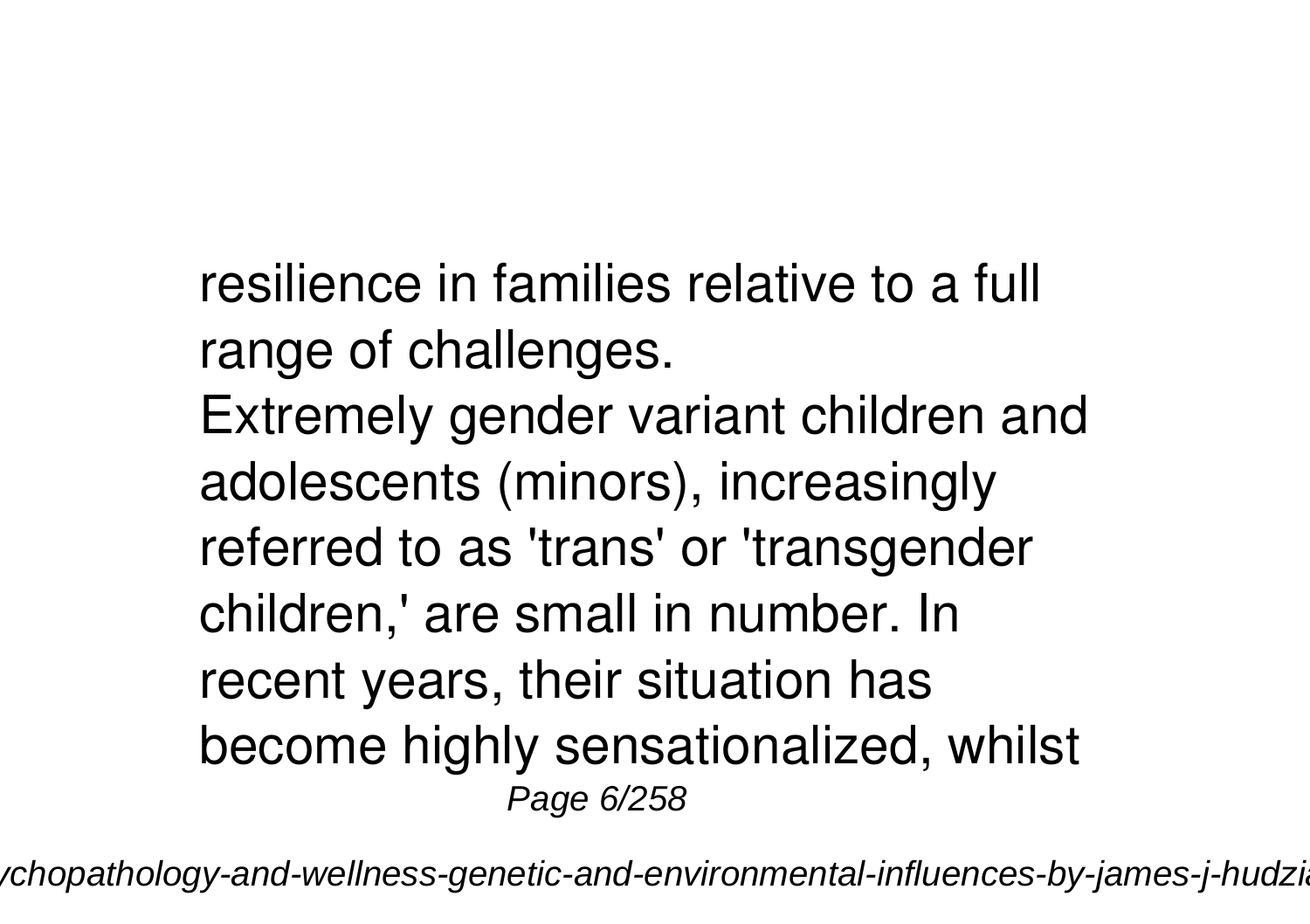resilience in families relative to a full range of challenges.

Extremely gender variant children and adolescents (minors), increasingly referred to as 'trans' or 'transgender children,' are small in number. In recent years, their situation has become highly sensationalized, whilst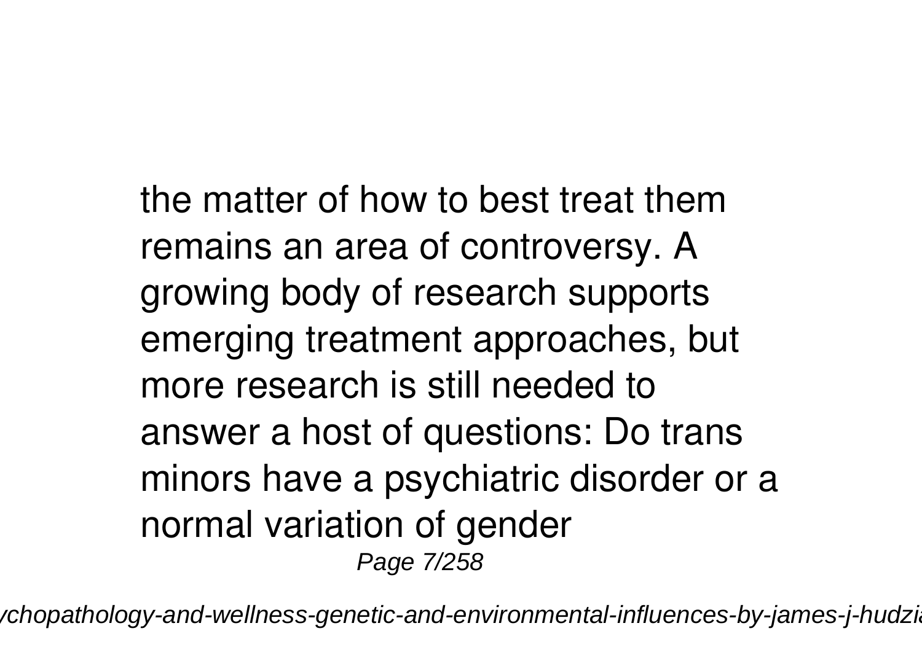the matter of how to best treat them remains an area of controversy. A growing body of research supports emerging treatment approaches, but more research is still needed to answer a host of questions: Do trans minors have a psychiatric disorder or a normal variation of gender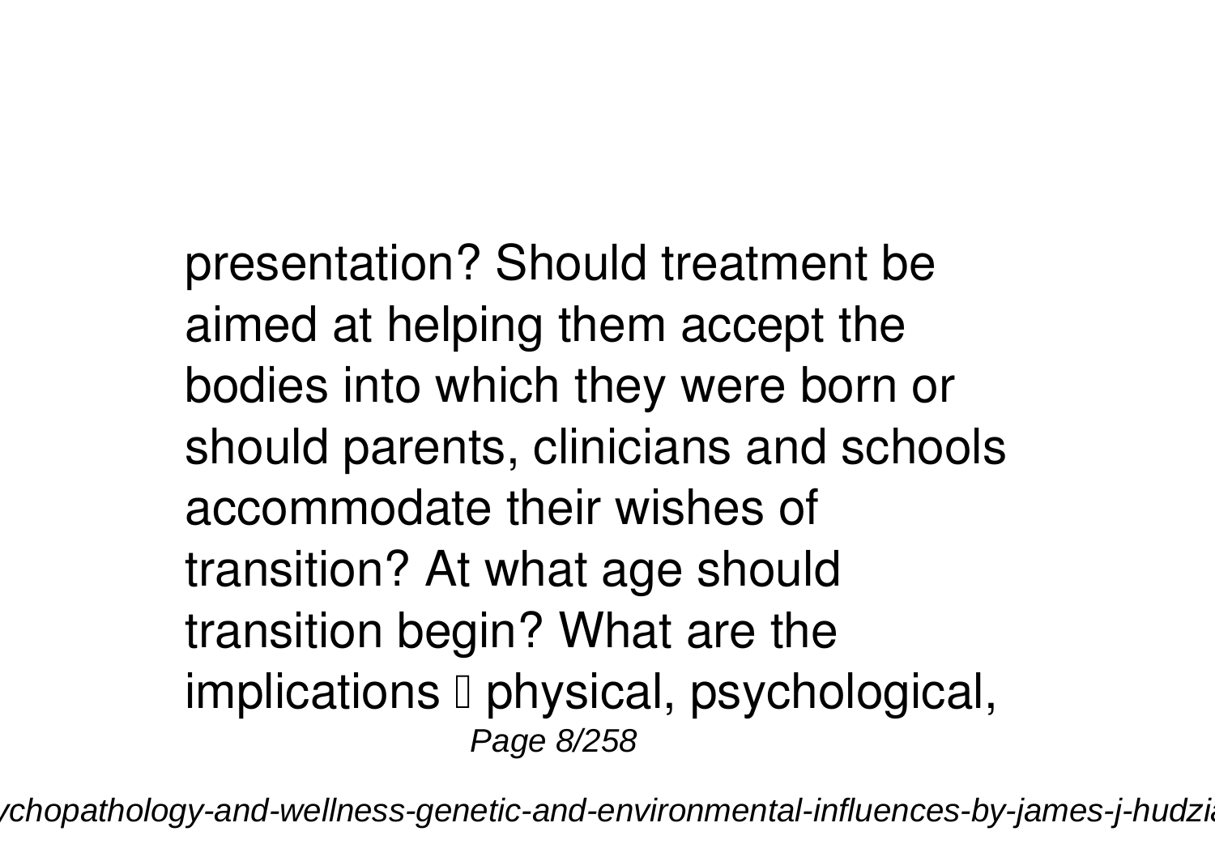presentation? Should treatment be aimed at helping them accept the bodies into which they were born or should parents, clinicians and schools accommodate their wishes of transition? At what age should transition begin? What are the implications  physical, psychological,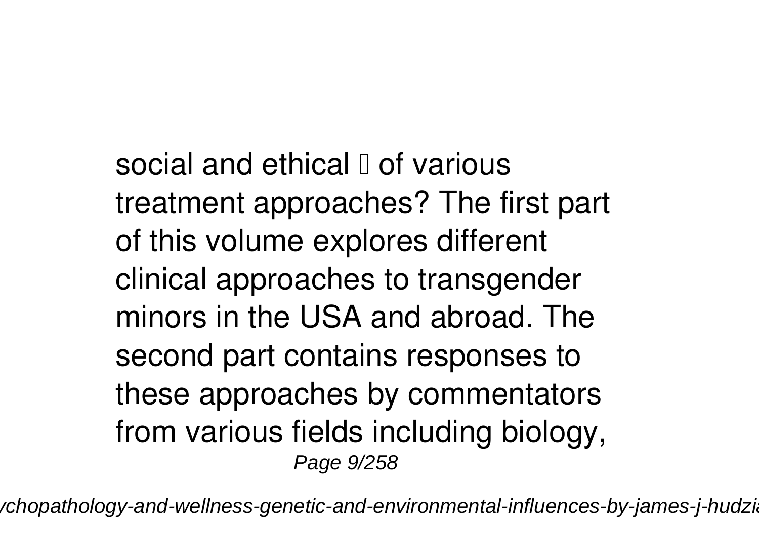social and ethical  of various treatment approaches? The first part of this volume explores different clinical approaches to transgender minors in the USA and abroad. The second part contains responses to these approaches by commentators from various fields including biology,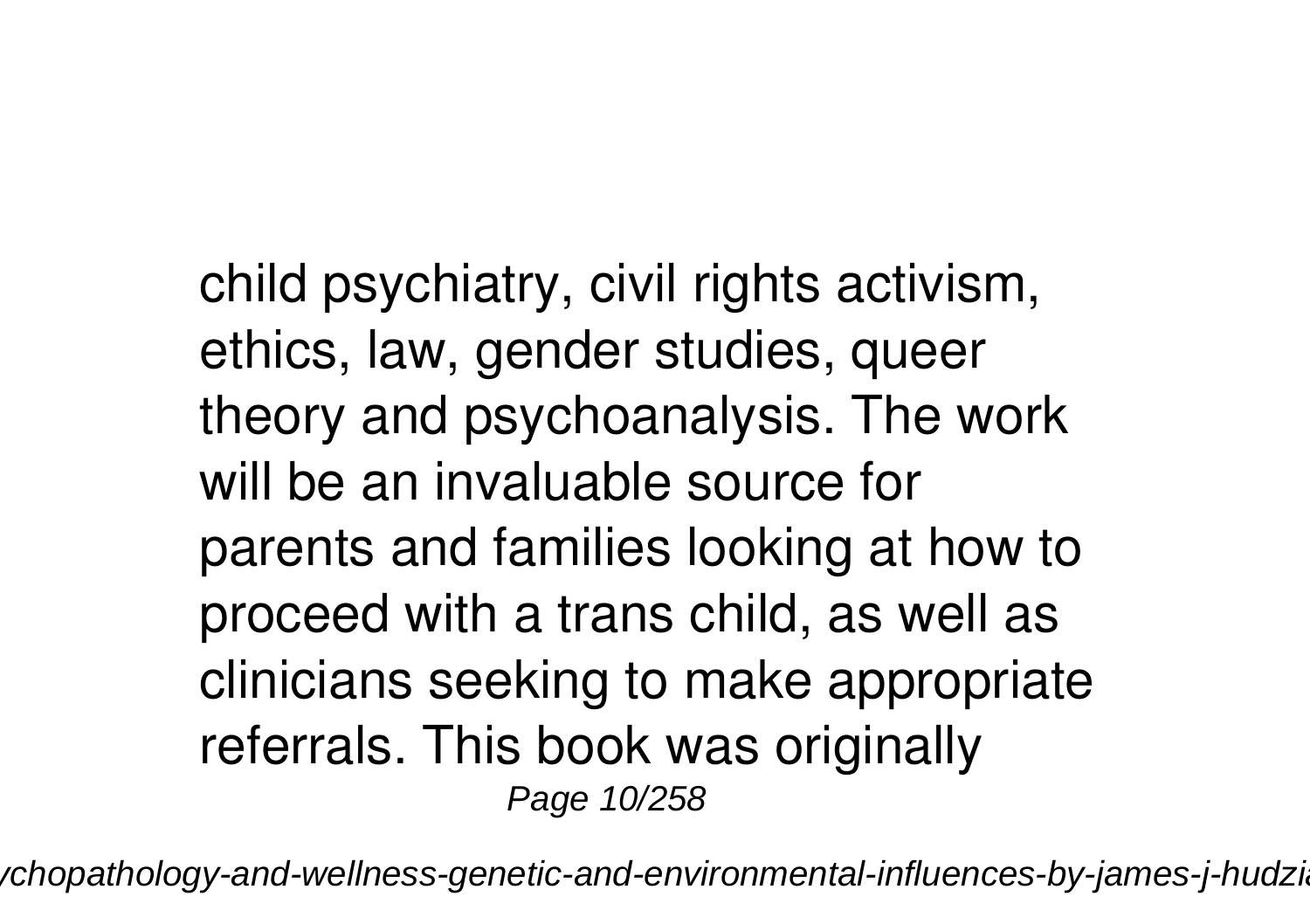child psychiatry, civil rights activism, ethics, law, gender studies, queer theory and psychoanalysis. The work will be an invaluable source for parents and families looking at how to proceed with a trans child, as well as clinicians seeking to make appropriate referrals. This book was originally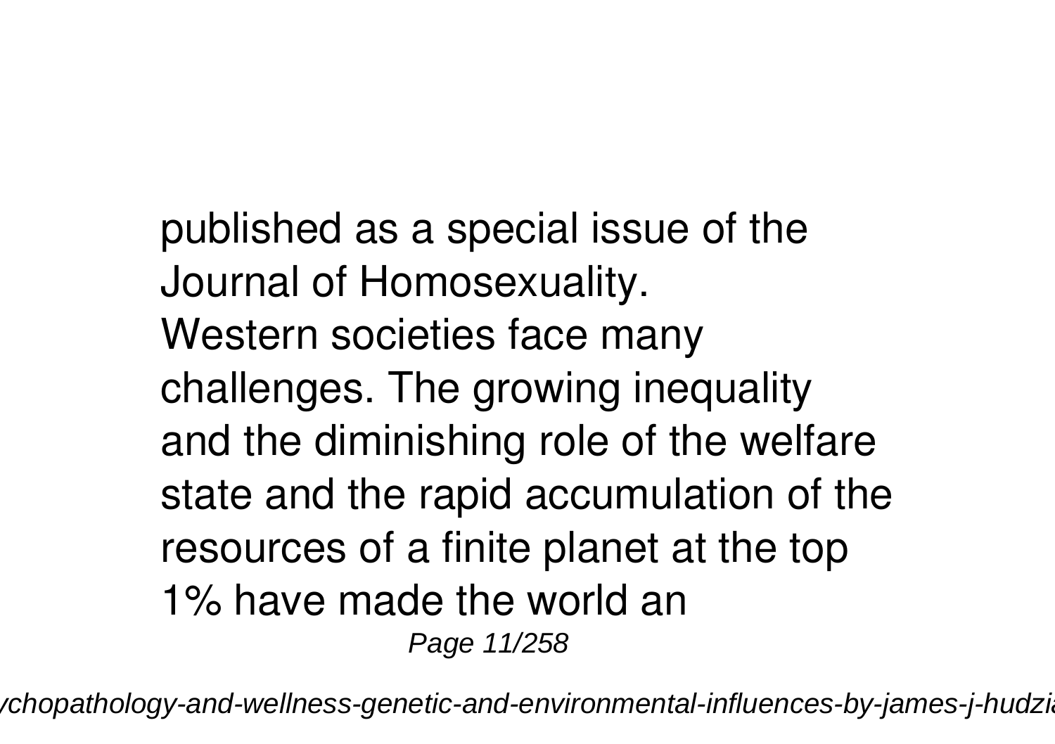published as a special issue of the Journal of Homosexuality.

Western societies face many challenges. The growing inequality and the diminishing role of the welfare state and the rapid accumulation of the resources of a finite planet at the top 1% have made the world an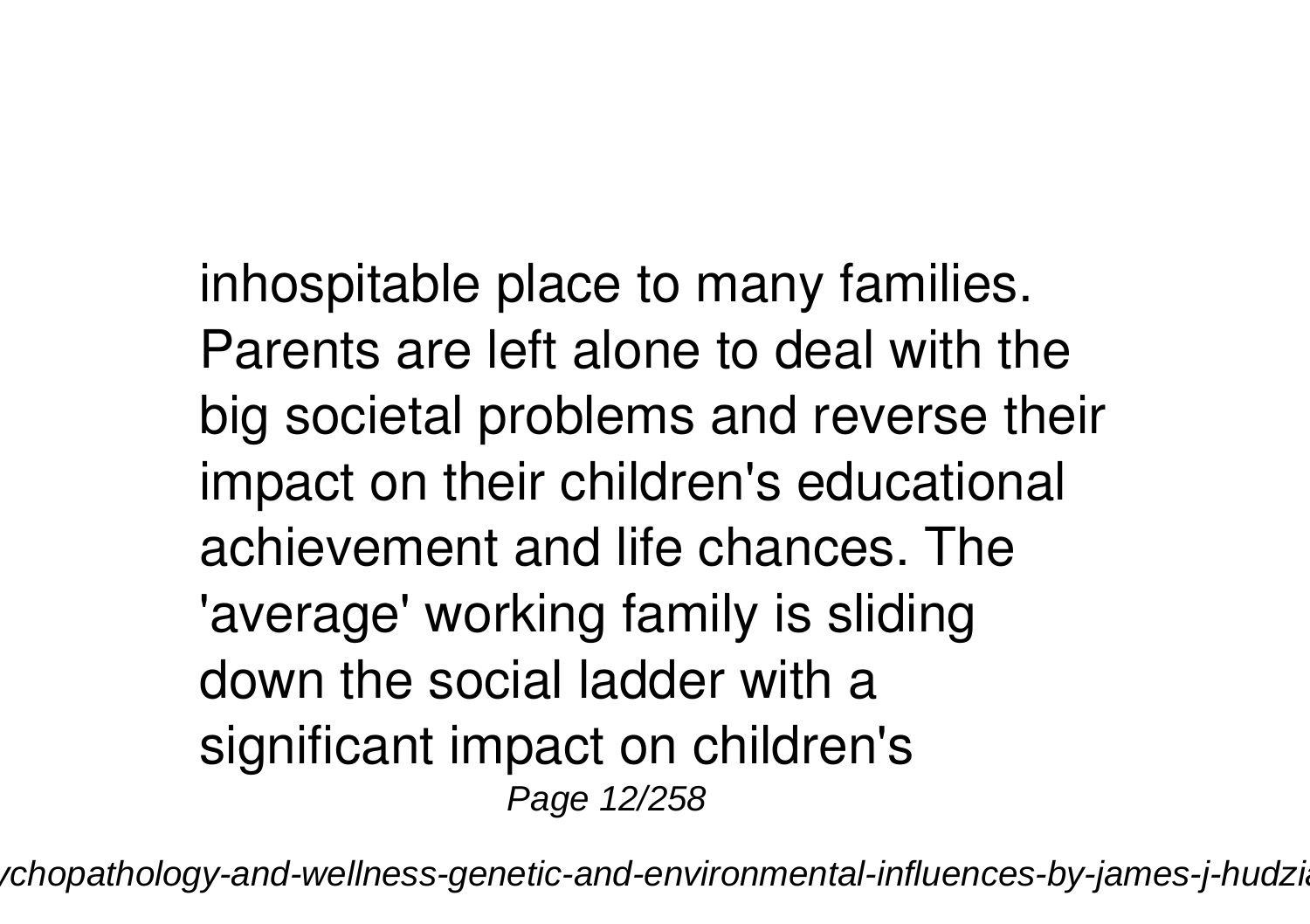inhospitable place to many families. Parents are left alone to deal with the big societal problems and reverse their impact on their children's educational achievement and life chances. The 'average' working family is sliding down the social ladder with a significant impact on children's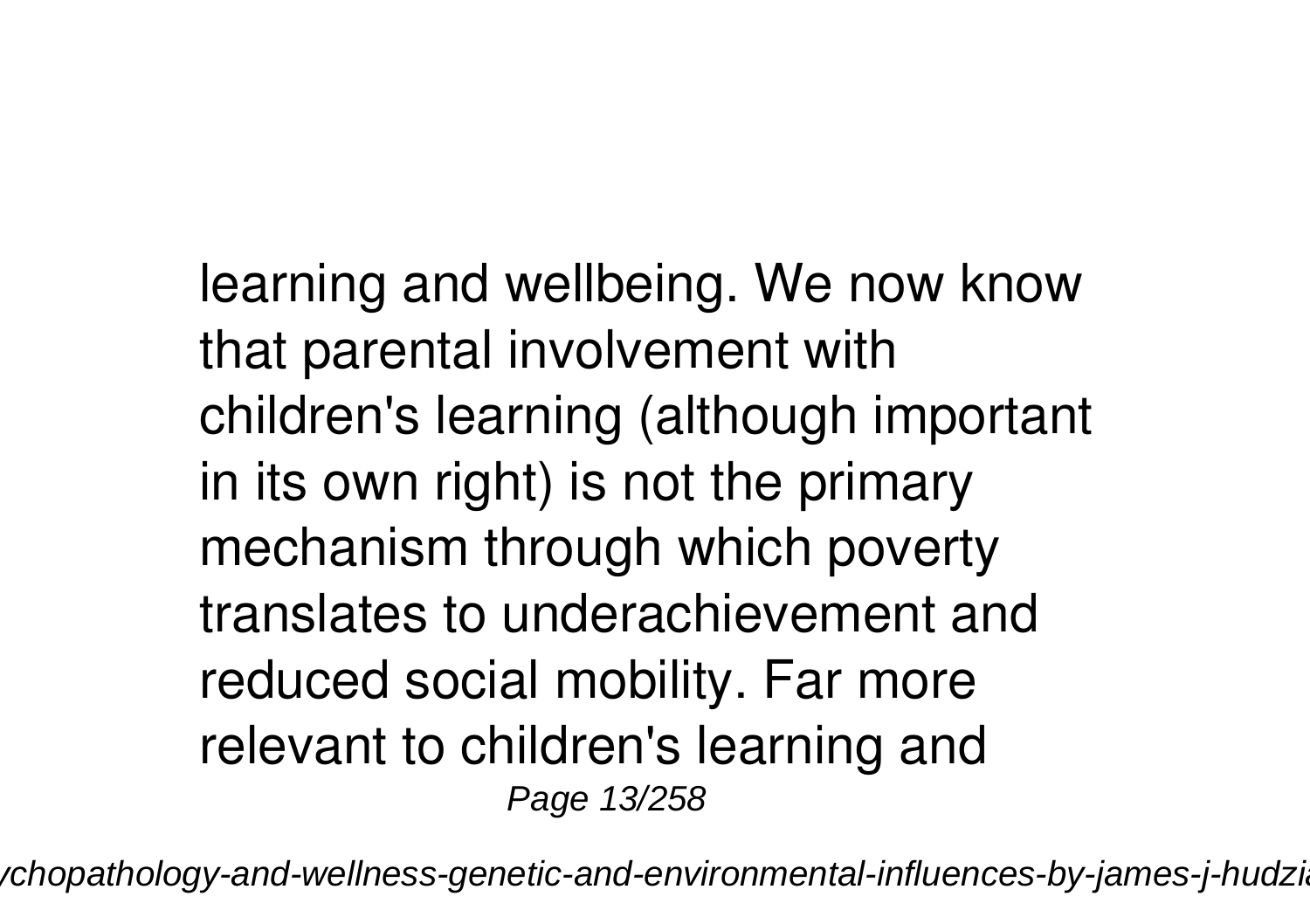learning and wellbeing. We now know that parental involvement with children's learning (although important in its own right) is not the primary mechanism through which poverty translates to underachievement and reduced social mobility. Far more relevant to children's learning and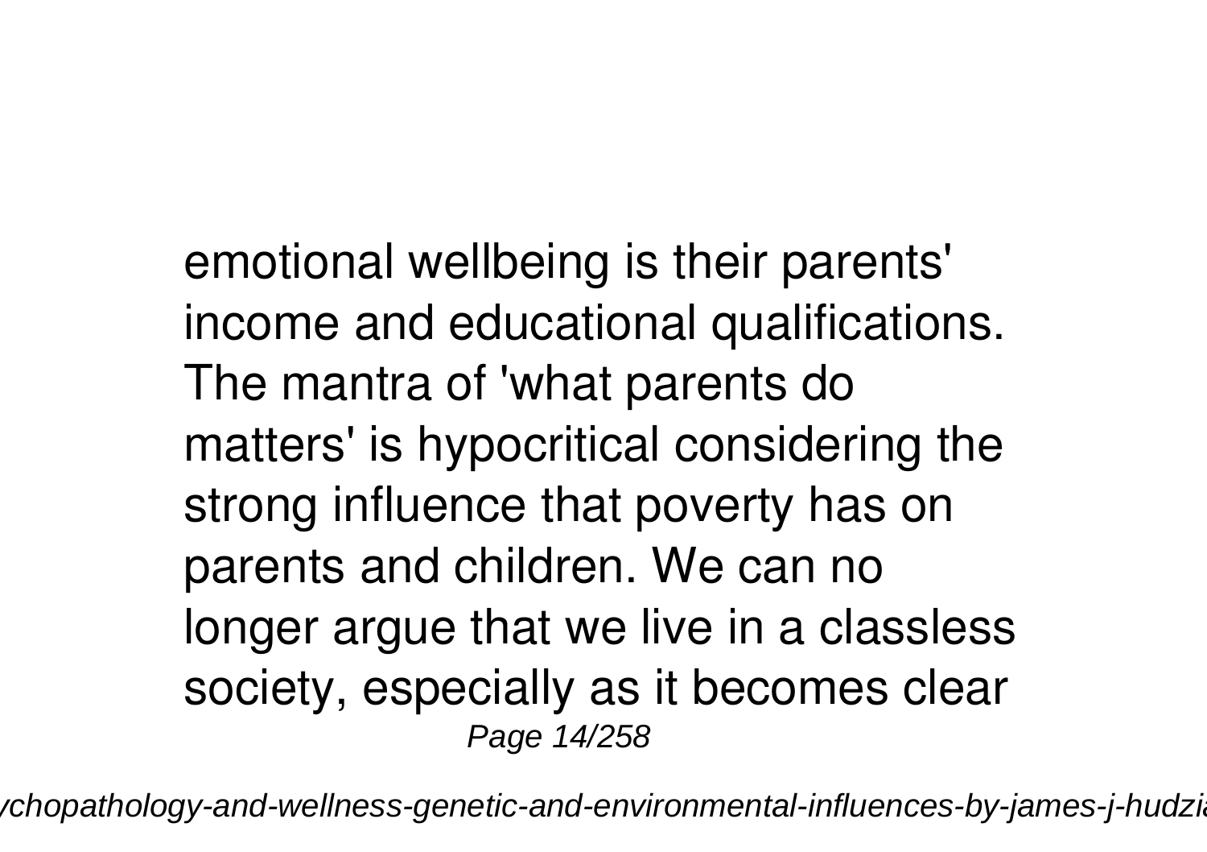emotional wellbeing is their parents' income and educational qualifications. The mantra of 'what parents do matters' is hypocritical considering the strong influence that poverty has on parents and children. We can no longer argue that we live in a classless society, especially as it becomes clear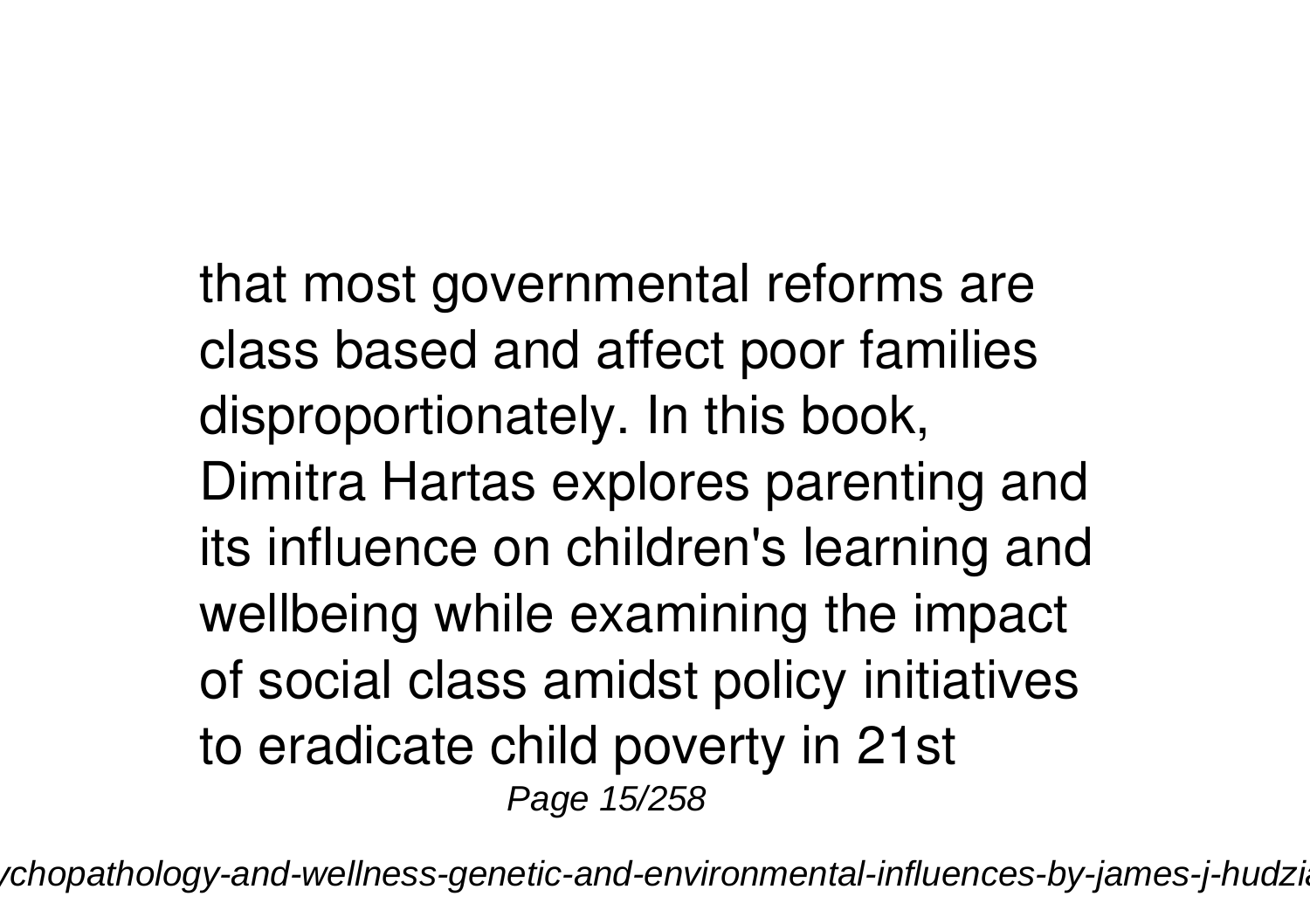that most governmental reforms are class based and affect poor families disproportionately. In this book, Dimitra Hartas explores parenting and its influence on children's learning and wellbeing while examining the impact of social class amidst policy initiatives to eradicate child poverty in 21st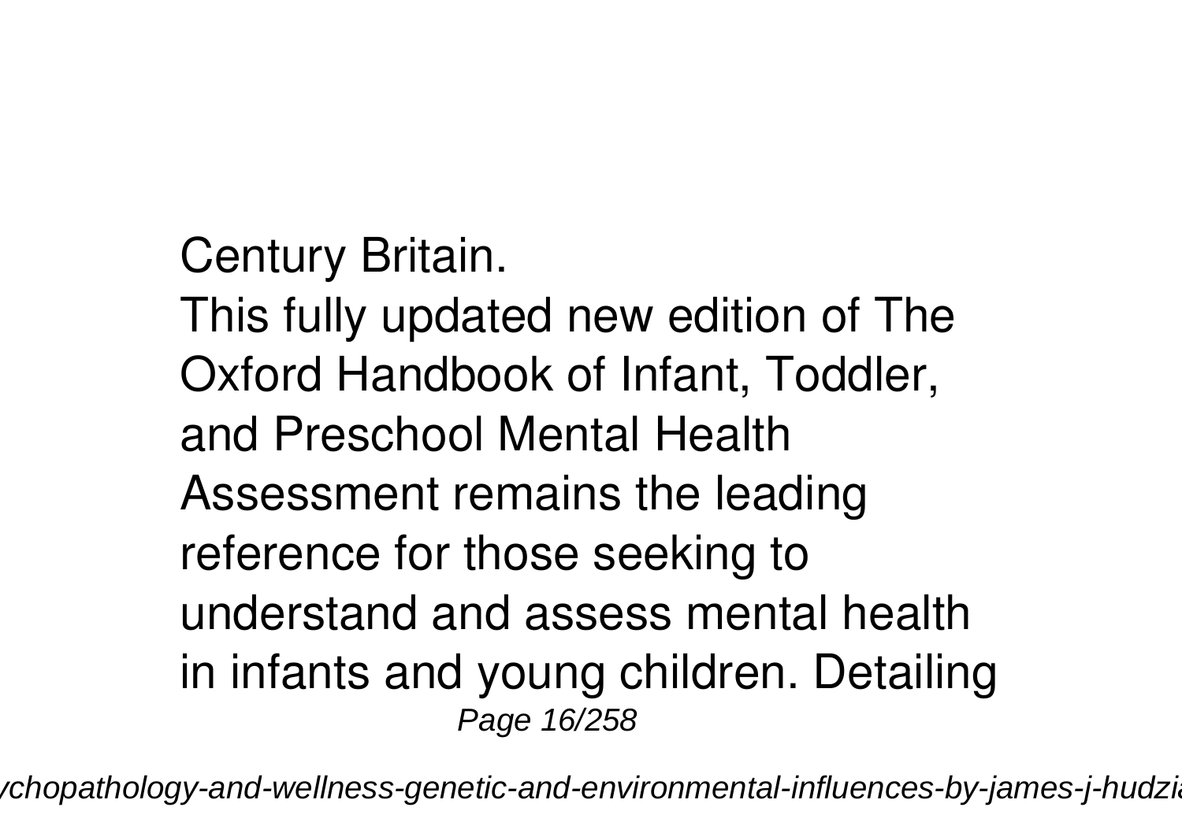Century Britain.

This fully updated new edition of The Oxford Handbook of Infant, Toddler, and Preschool Mental Health Assessment remains the leading reference for those seeking to understand and assess mental health in infants and young children. Detailing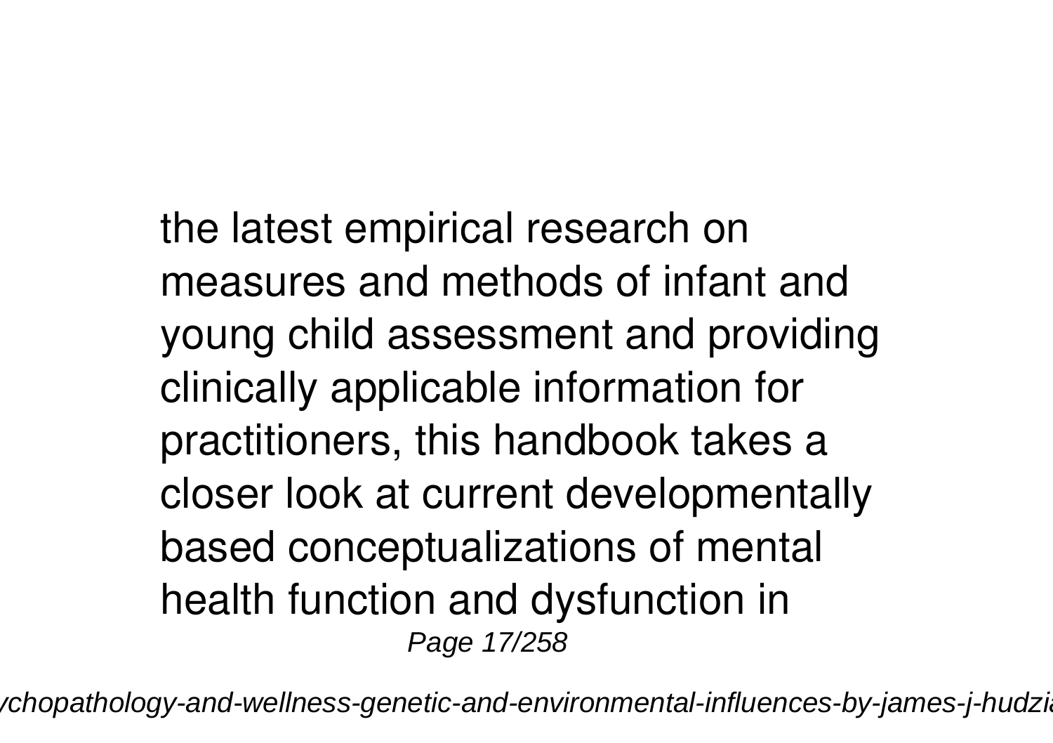the latest empirical research on measures and methods of infant and young child assessment and providing clinically applicable information for practitioners, this handbook takes a closer look at current developmentally based conceptualizations of mental health function and dysfunction in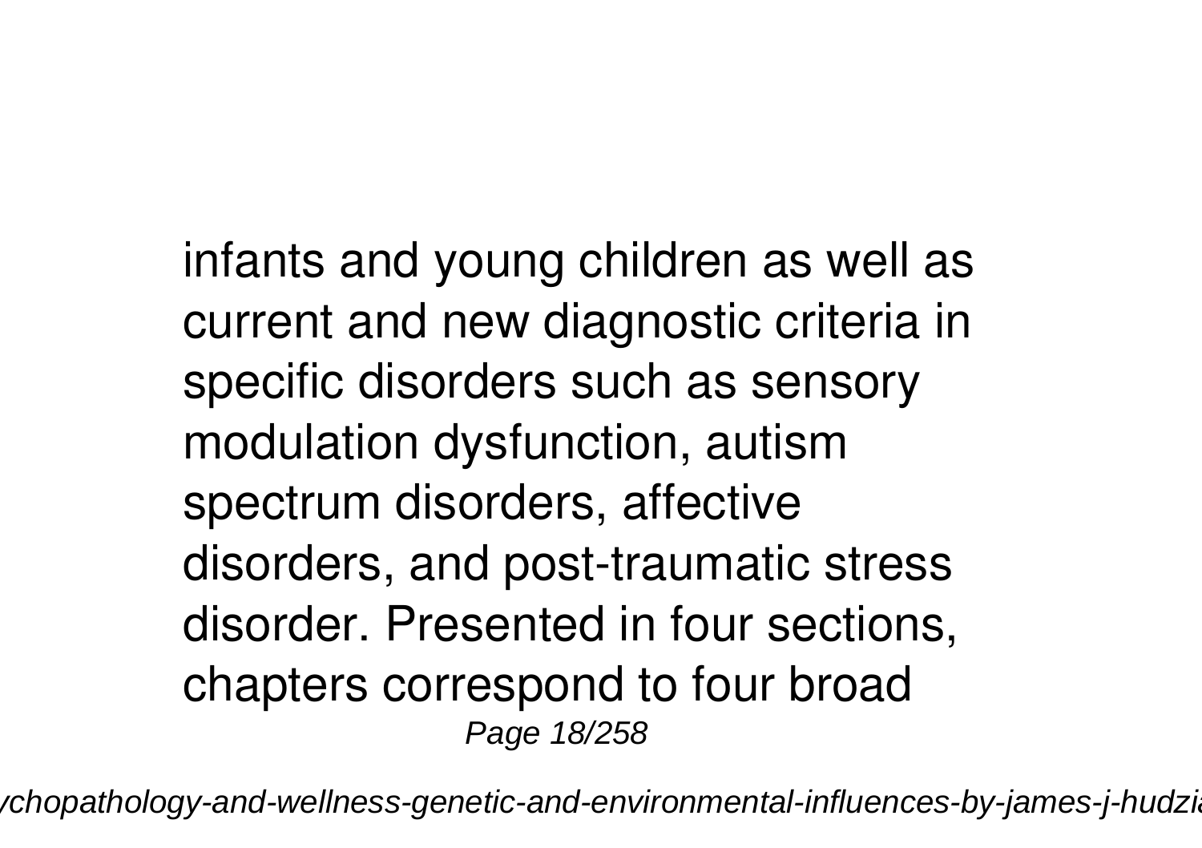infants and young children as well as current and new diagnostic criteria in specific disorders such as sensory modulation dysfunction, autism spectrum disorders, affective disorders, and post-traumatic stress disorder. Presented in four sections, chapters correspond to four broad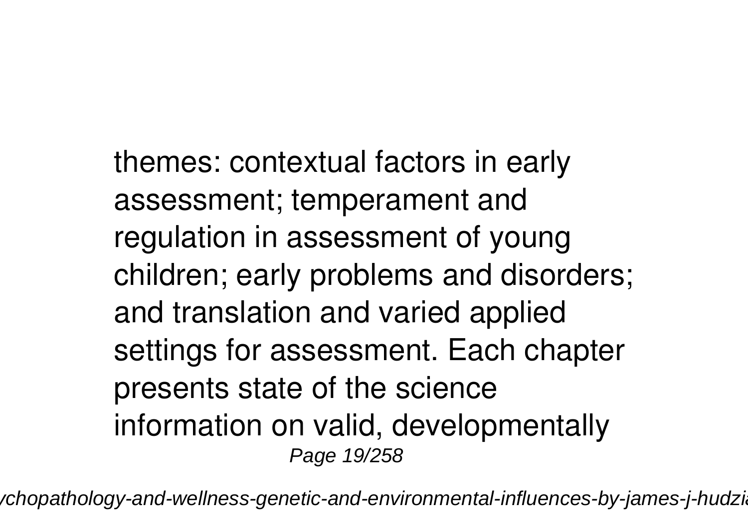themes: contextual factors in early assessment; temperament and regulation in assessment of young children; early problems and disorders; and translation and varied applied settings for assessment. Each chapter presents state of the science information on valid, developmentally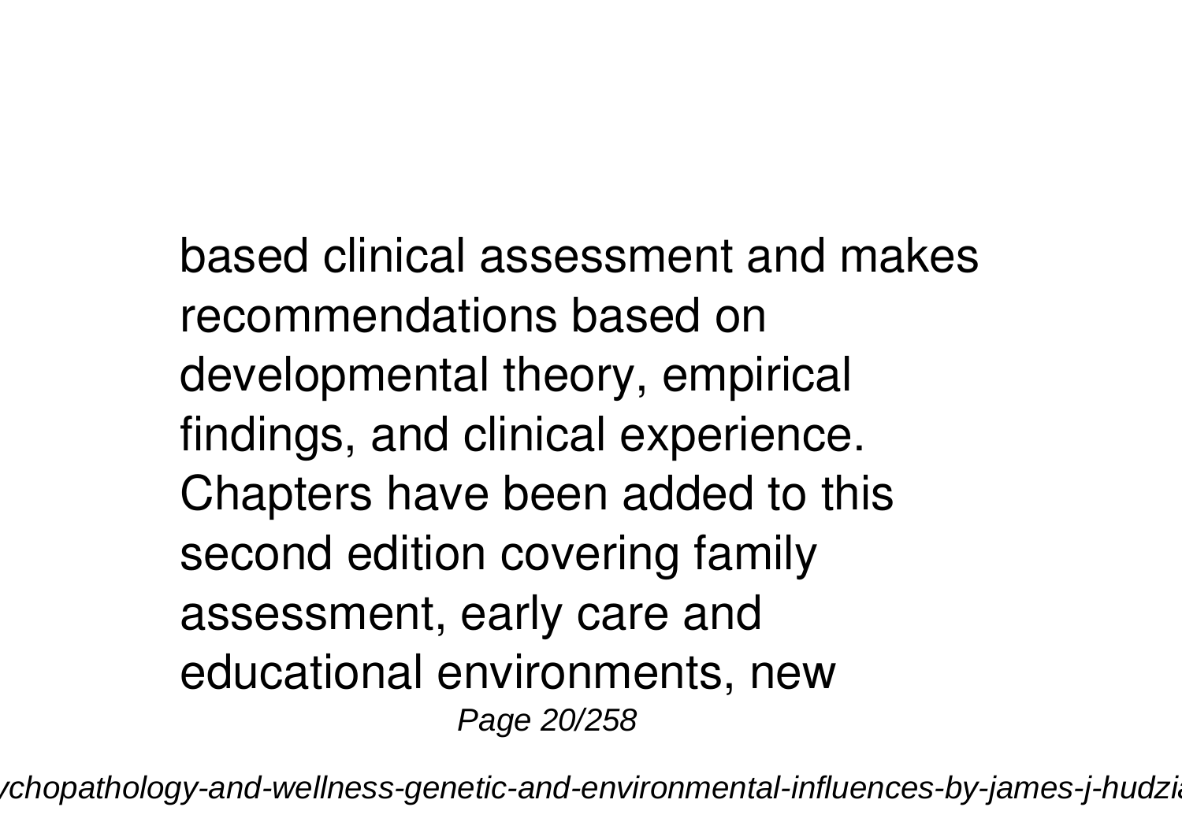based clinical assessment and makes recommendations based on developmental theory, empirical findings, and clinical experience. Chapters have been added to this second edition covering family assessment, early care and educational environments, new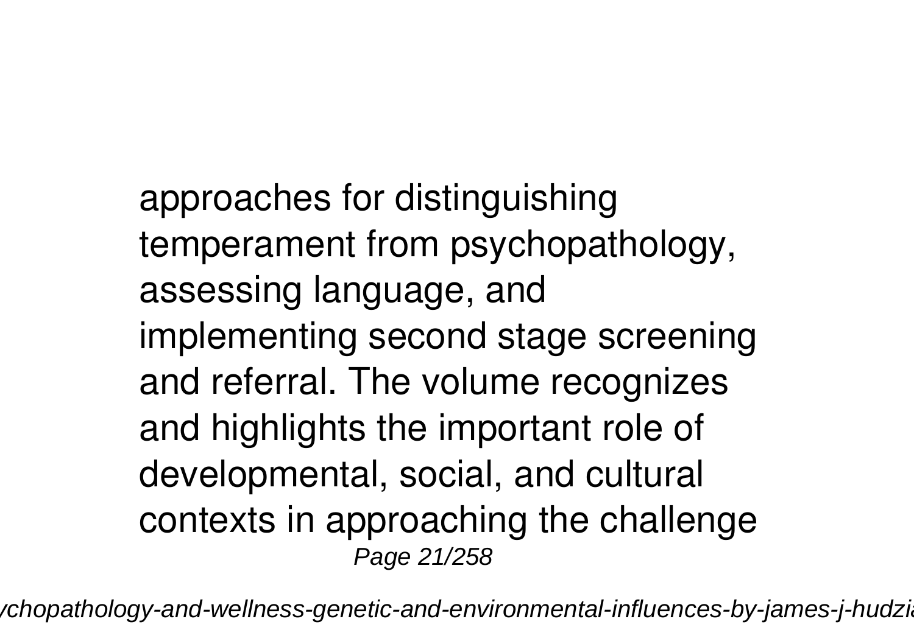approaches for distinguishing temperament from psychopathology, assessing language, and implementing second stage screening and referral. The volume recognizes and highlights the important role of developmental, social, and cultural contexts in approaching the challenge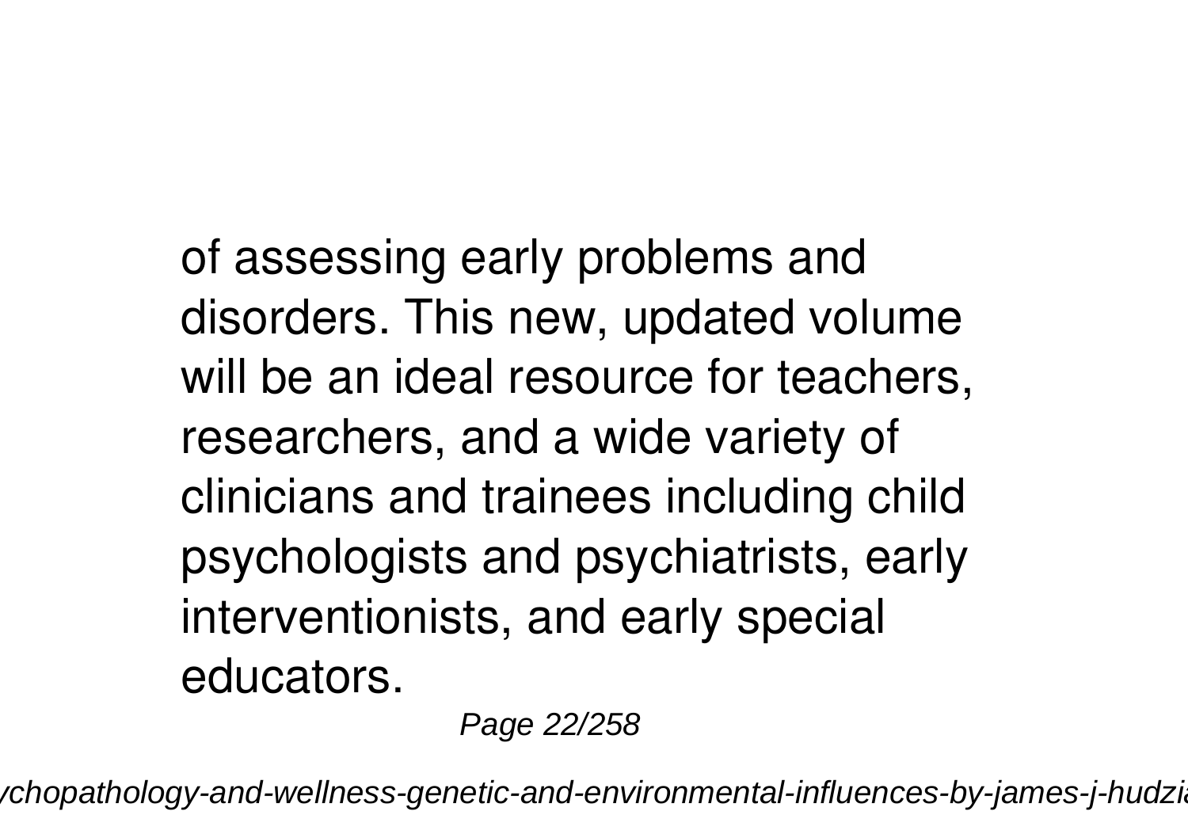of assessing early problems and disorders. This new, updated volume will be an ideal resource for teachers, researchers, and a wide variety of clinicians and trainees including child psychologists and psychiatrists, early interventionists, and early special educators.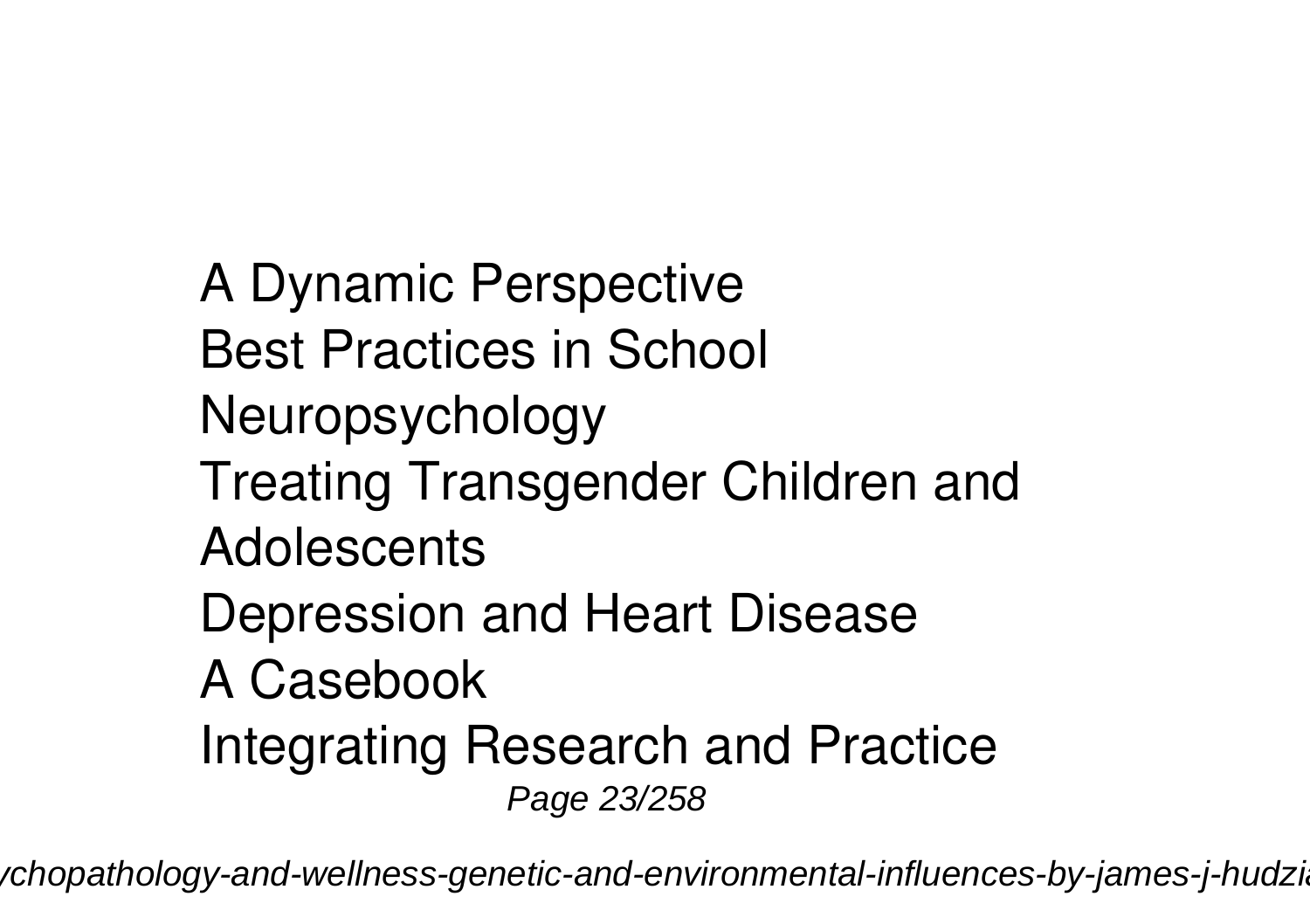A Dynamic Perspective
Best Practices in School
Neuropsychology
Treating Transgender Children and
Adolescents
Depression and Heart Disease
A Casebook
Integrating Research and Practice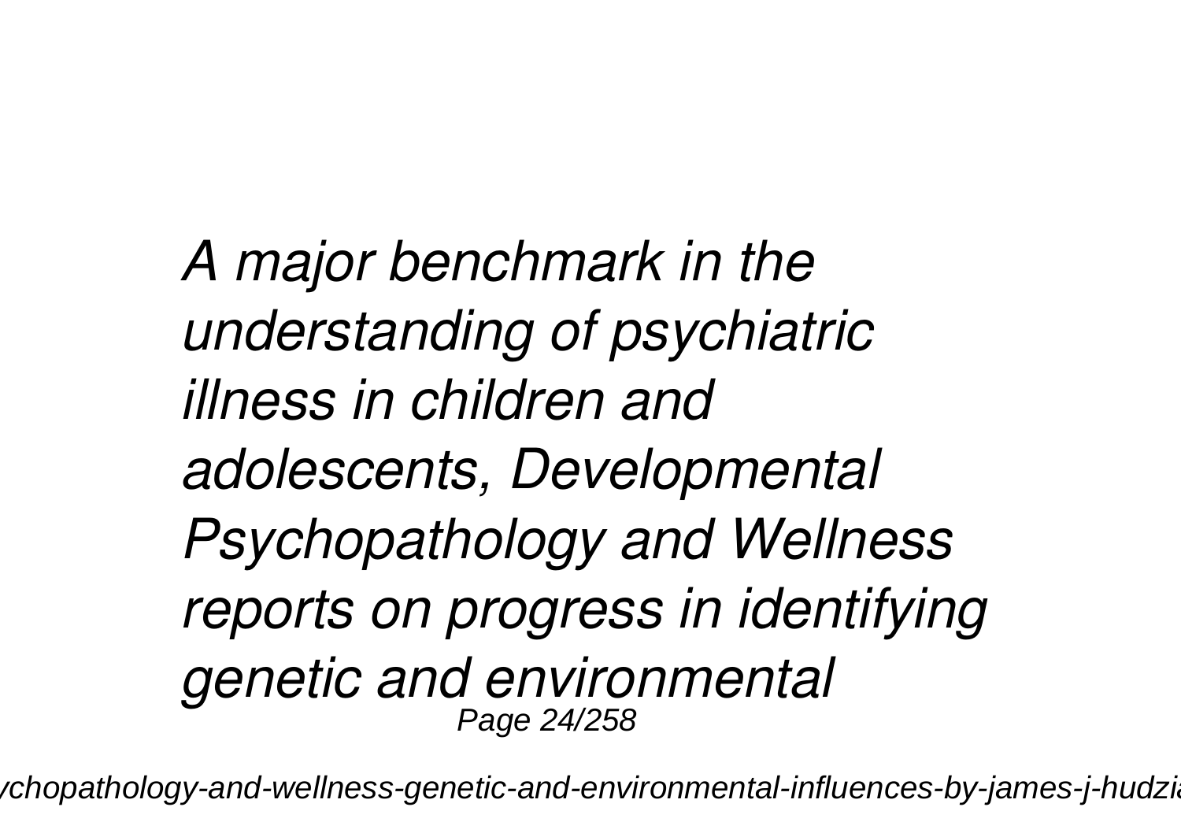*A major benchmark in the understanding of psychiatric illness in children and adolescents, Developmental Psychopathology and Wellness reports on progress in identifying genetic and environmental*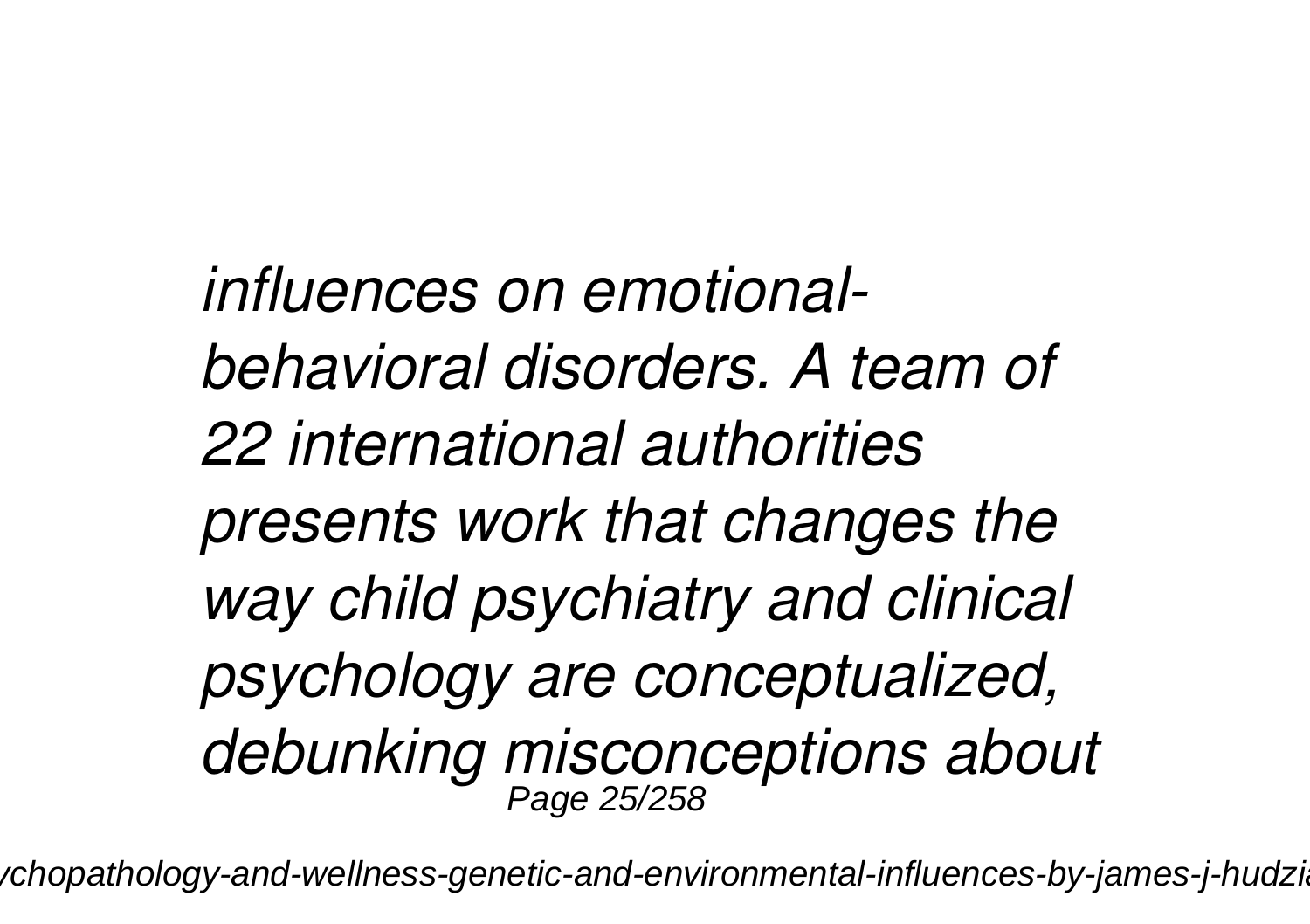*influences on emotional-behavioral disorders. A team of 22 international authorities presents work that changes the way child psychiatry and clinical psychology are conceptualized, debunking misconceptions about*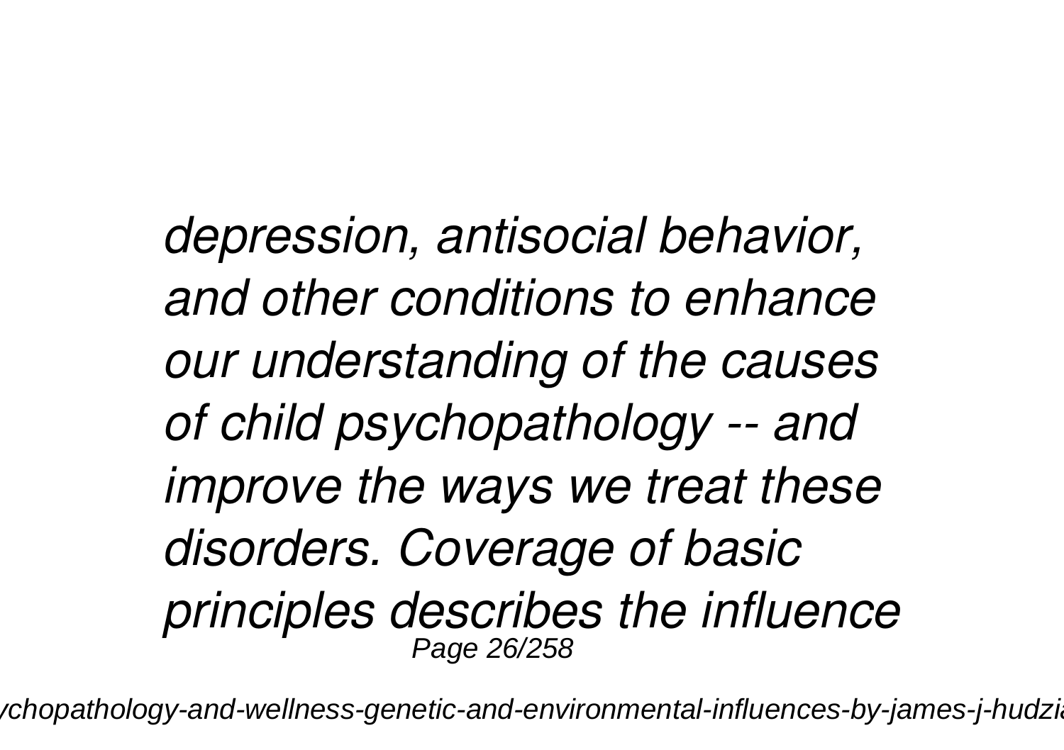*depression, antisocial behavior, and other conditions to enhance our understanding of the causes of child psychopathology -- and improve the ways we treat these disorders. Coverage of basic principles describes the influence*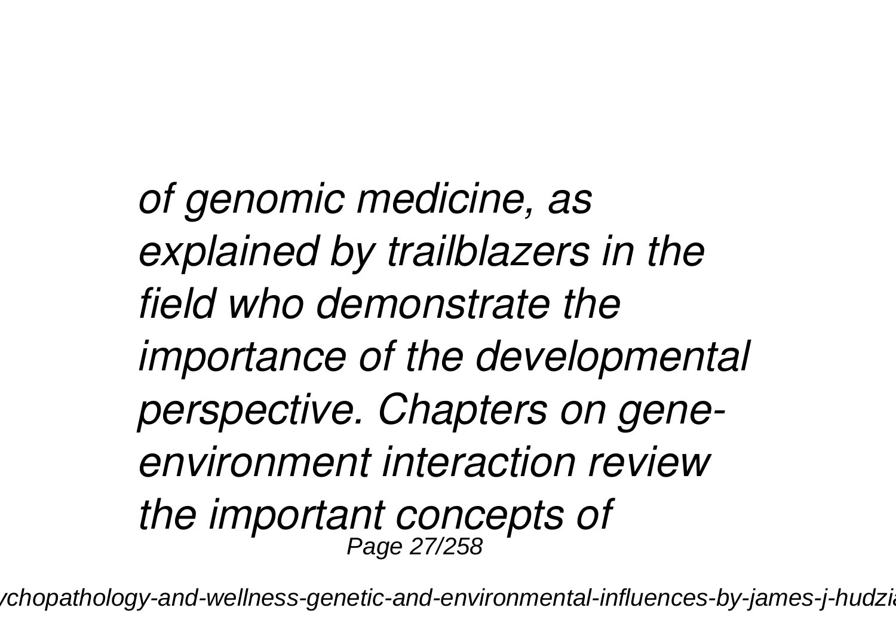*of genomic medicine, as explained by trailblazers in the field who demonstrate the importance of the developmental perspective. Chapters on gene-environment interaction review the important concepts of*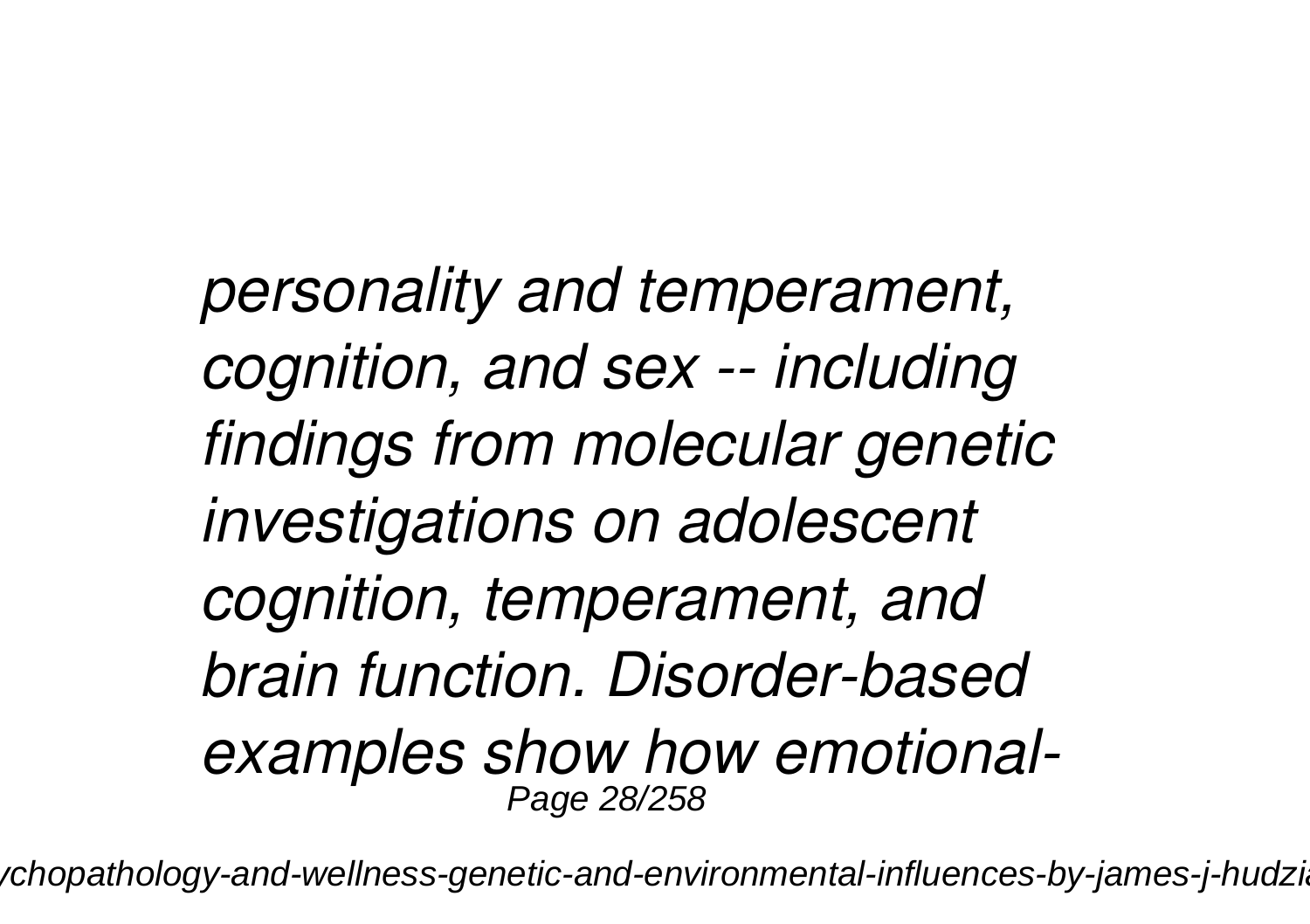*personality and temperament, cognition, and sex -- including findings from molecular genetic investigations on adolescent cognition, temperament, and brain function. Disorder-based examples show how emotional-*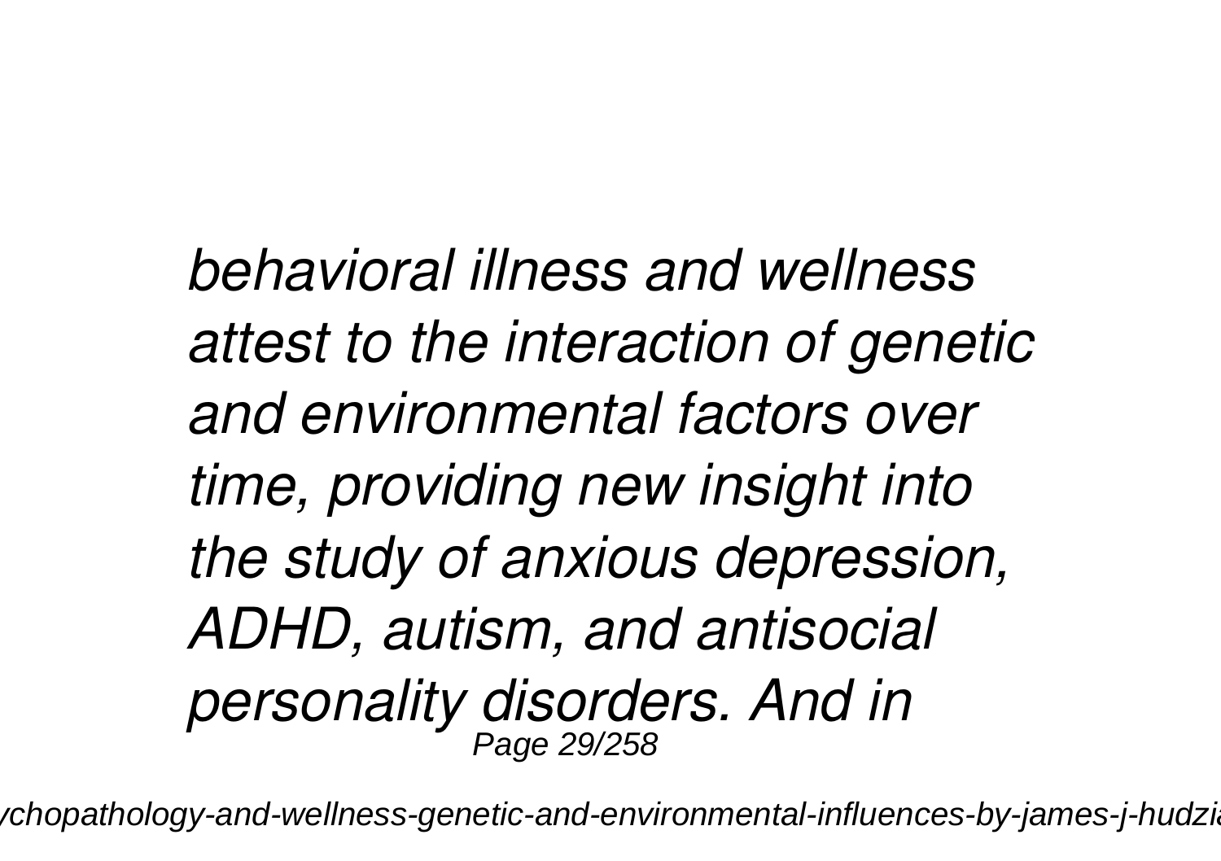*behavioral illness and wellness attest to the interaction of genetic and environmental factors over time, providing new insight into the study of anxious depression, ADHD, autism, and antisocial personality disorders. And in*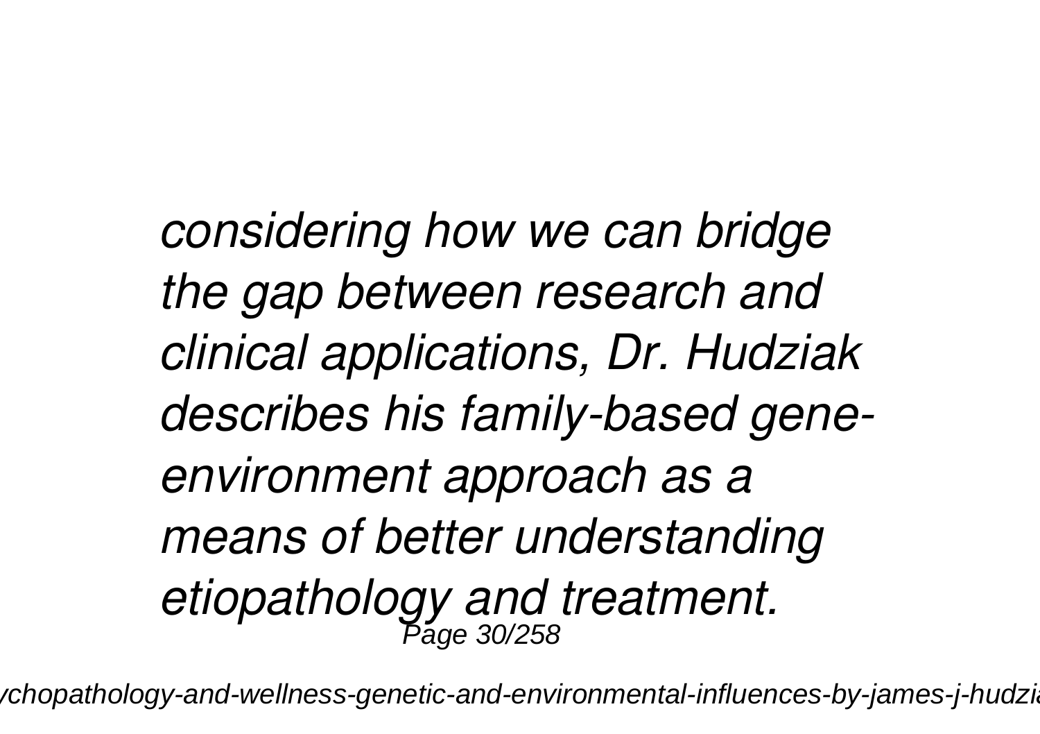*considering how we can bridge the gap between research and clinical applications, Dr. Hudziak describes his family-based gene-environment approach as a means of better understanding etiopathology and treatment.*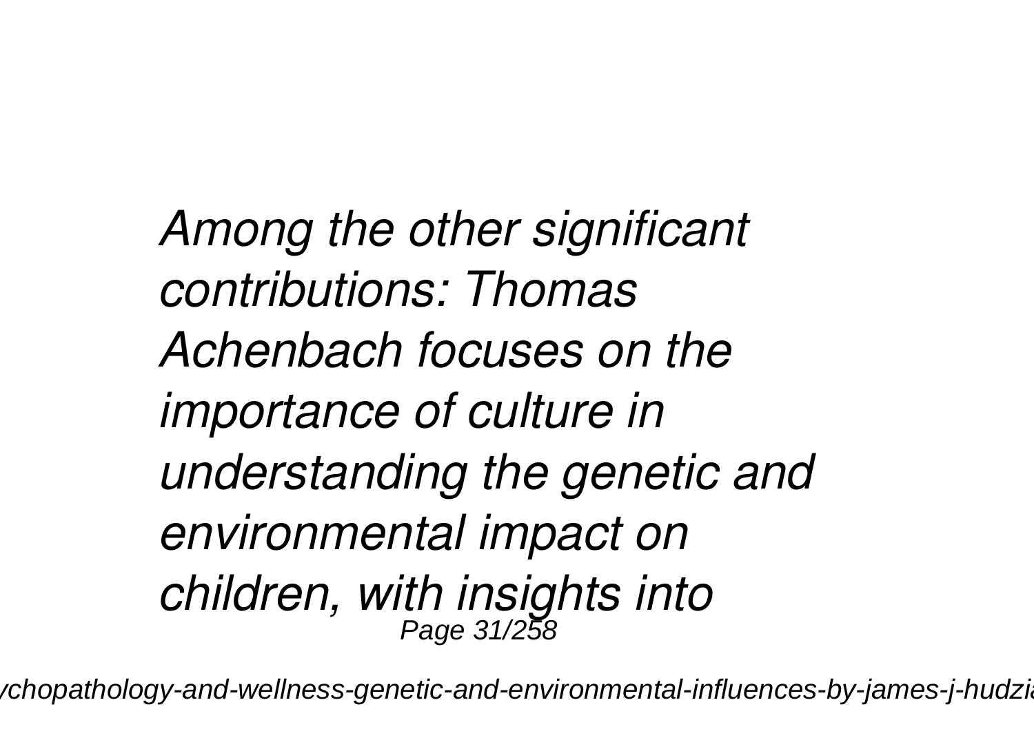*Among the other significant contributions: Thomas Achenbach focuses on the importance of culture in understanding the genetic and environmental impact on children, with insights into*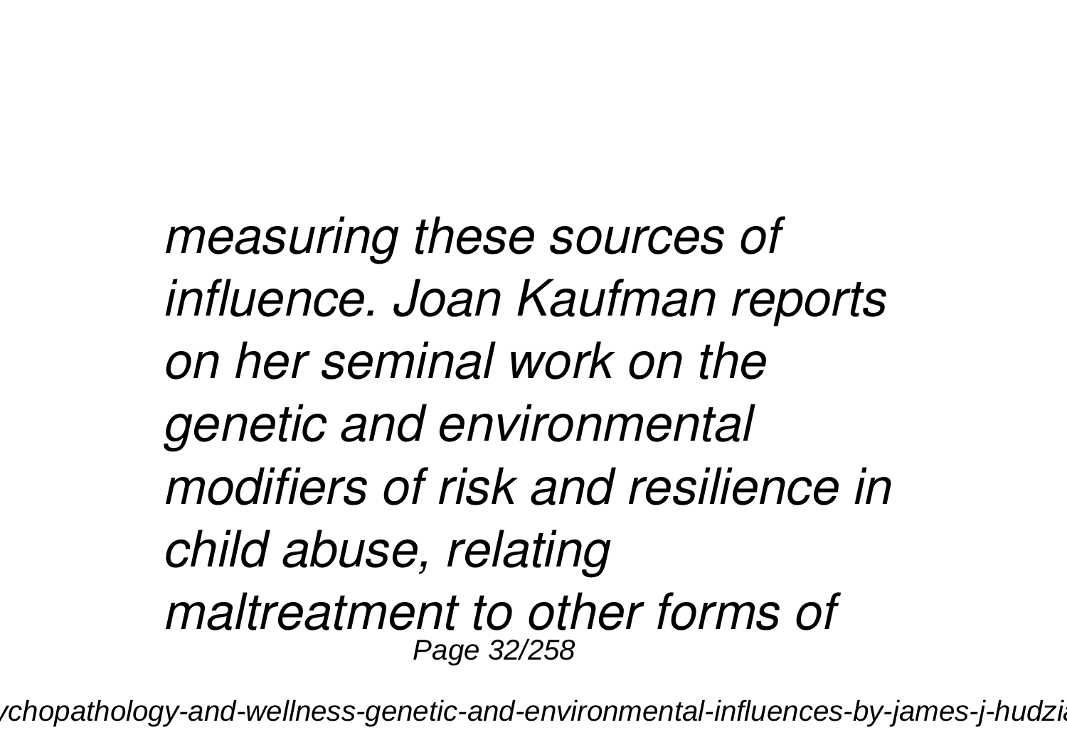*measuring these sources of influence. Joan Kaufman reports on her seminal work on the genetic and environmental modifiers of risk and resilience in child abuse, relating maltreatment to other forms of*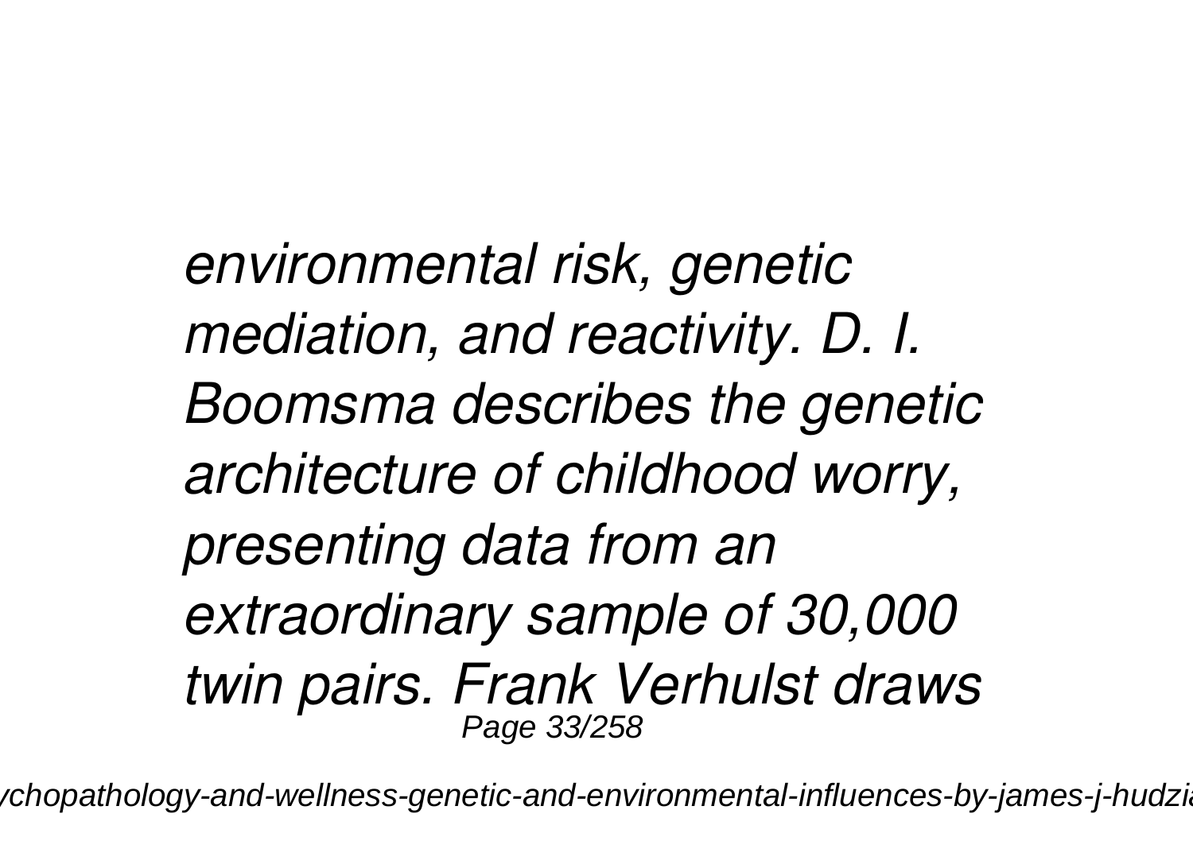*environmental risk, genetic mediation, and reactivity. D. I. Boomsma describes the genetic architecture of childhood worry, presenting data from an extraordinary sample of 30,000 twin pairs. Frank Verhulst draws*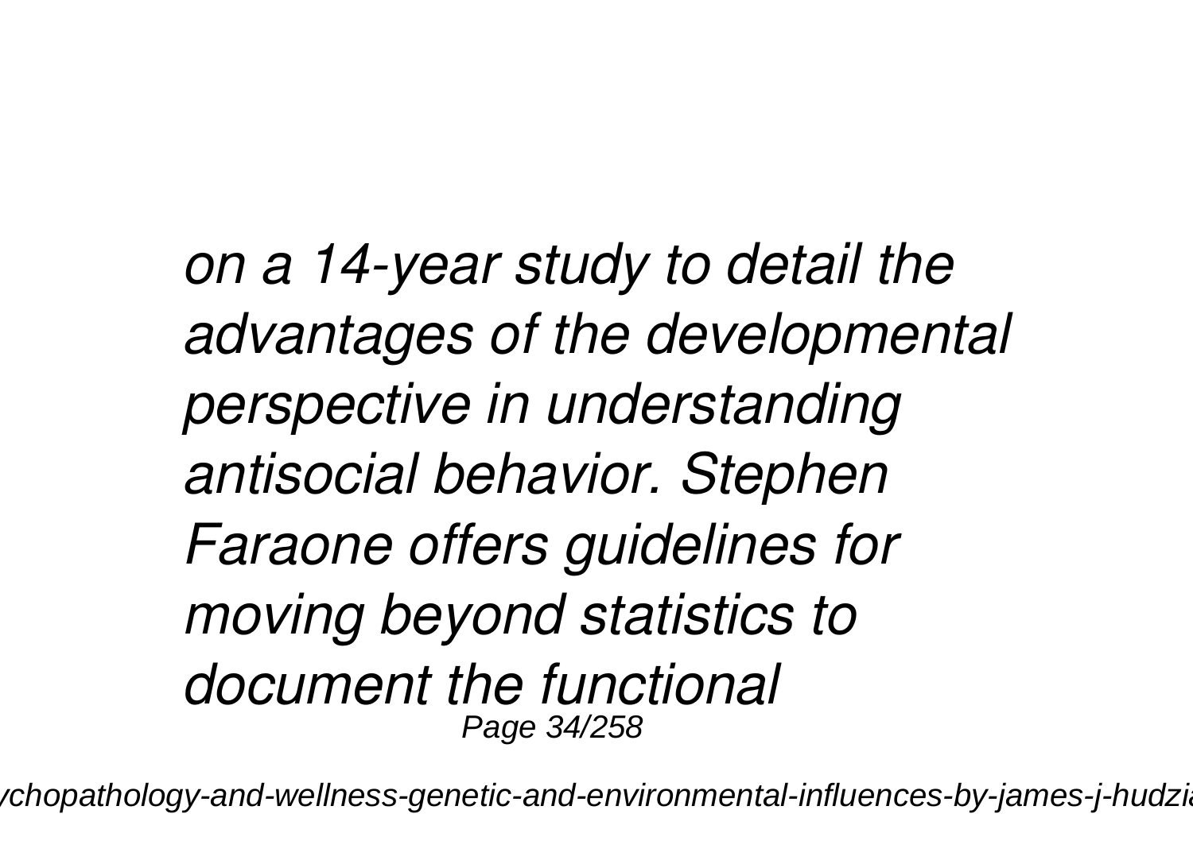*on a 14-year study to detail the advantages of the developmental perspective in understanding antisocial behavior. Stephen Faraone offers guidelines for moving beyond statistics to document the functional*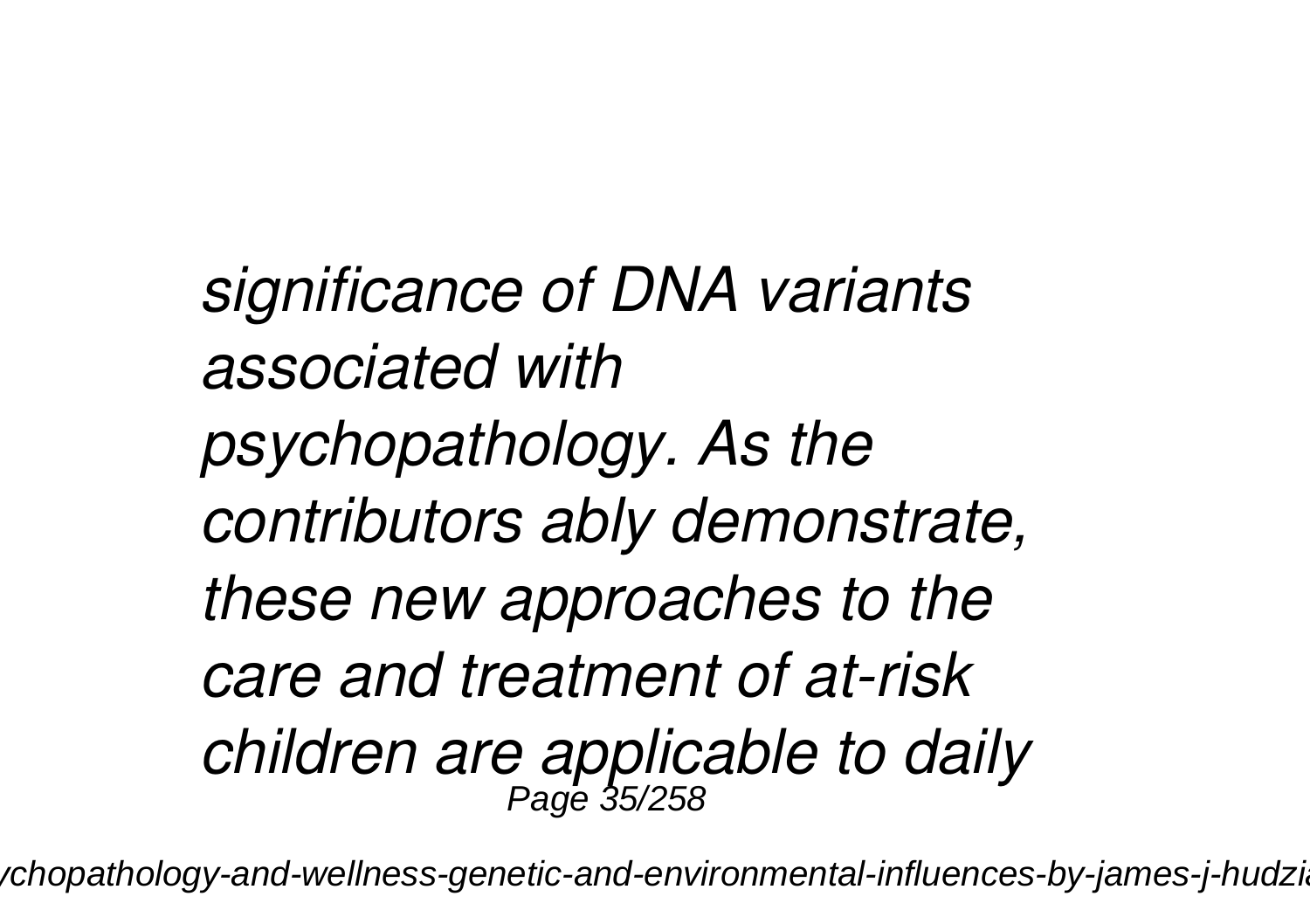*significance of DNA variants associated with psychopathology. As the contributors ably demonstrate, these new approaches to the care and treatment of at-risk children are applicable to daily*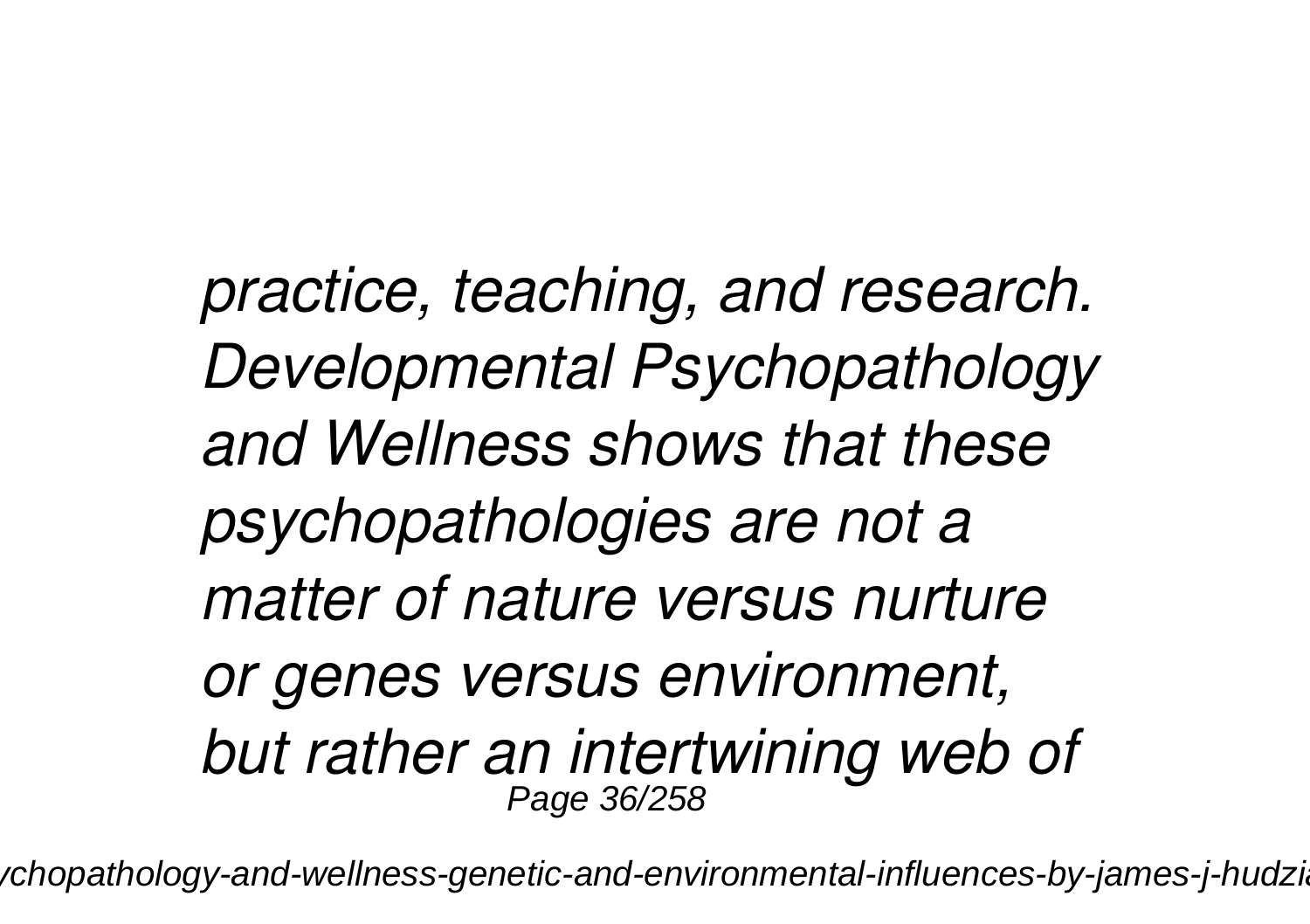*practice, teaching, and research. Developmental Psychopathology and Wellness shows that these psychopathologies are not a matter of nature versus nurture or genes versus environment, but rather an intertwining web of*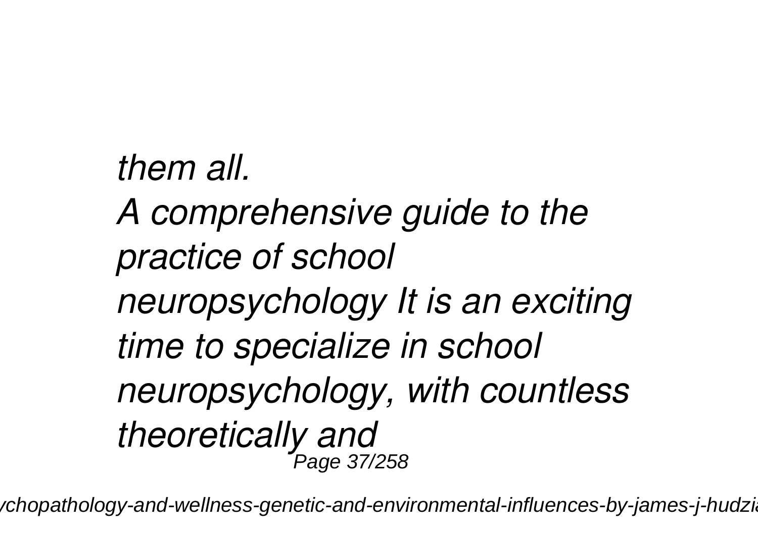*them all.*

*A comprehensive guide to the practice of school neuropsychology It is an exciting time to specialize in school neuropsychology, with countless theoretically and*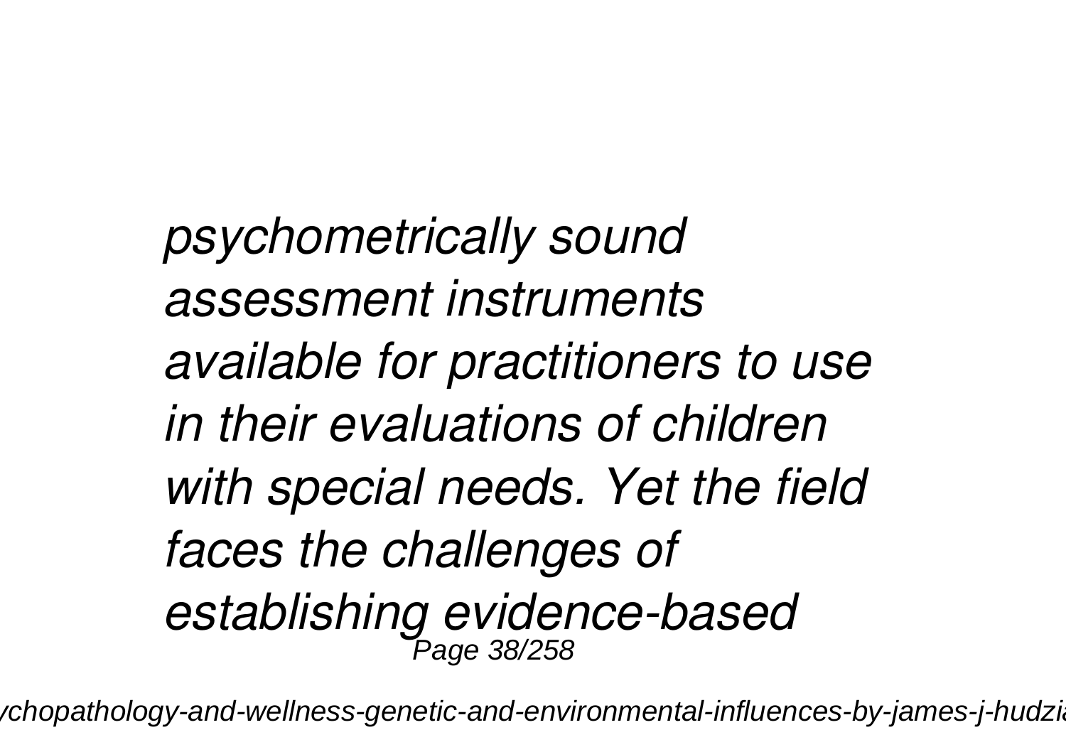*psychometrically sound assessment instruments available for practitioners to use in their evaluations of children with special needs. Yet the field faces the challenges of establishing evidence-based*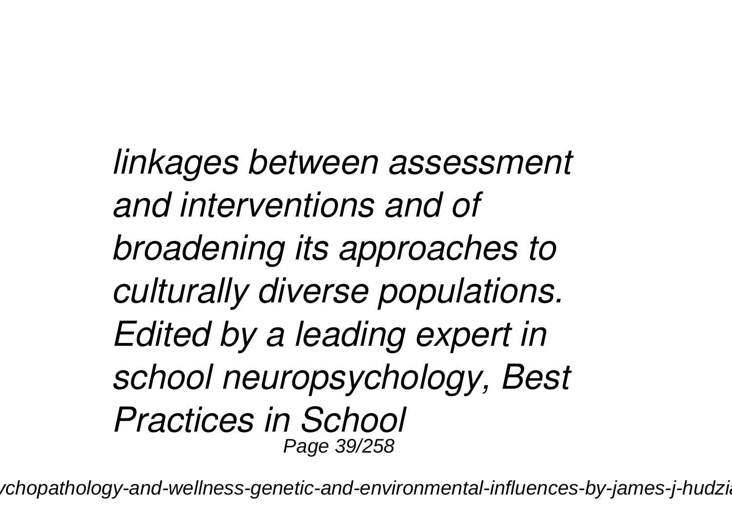*linkages between assessment and interventions and of broadening its approaches to culturally diverse populations. Edited by a leading expert in school neuropsychology, Best Practices in School*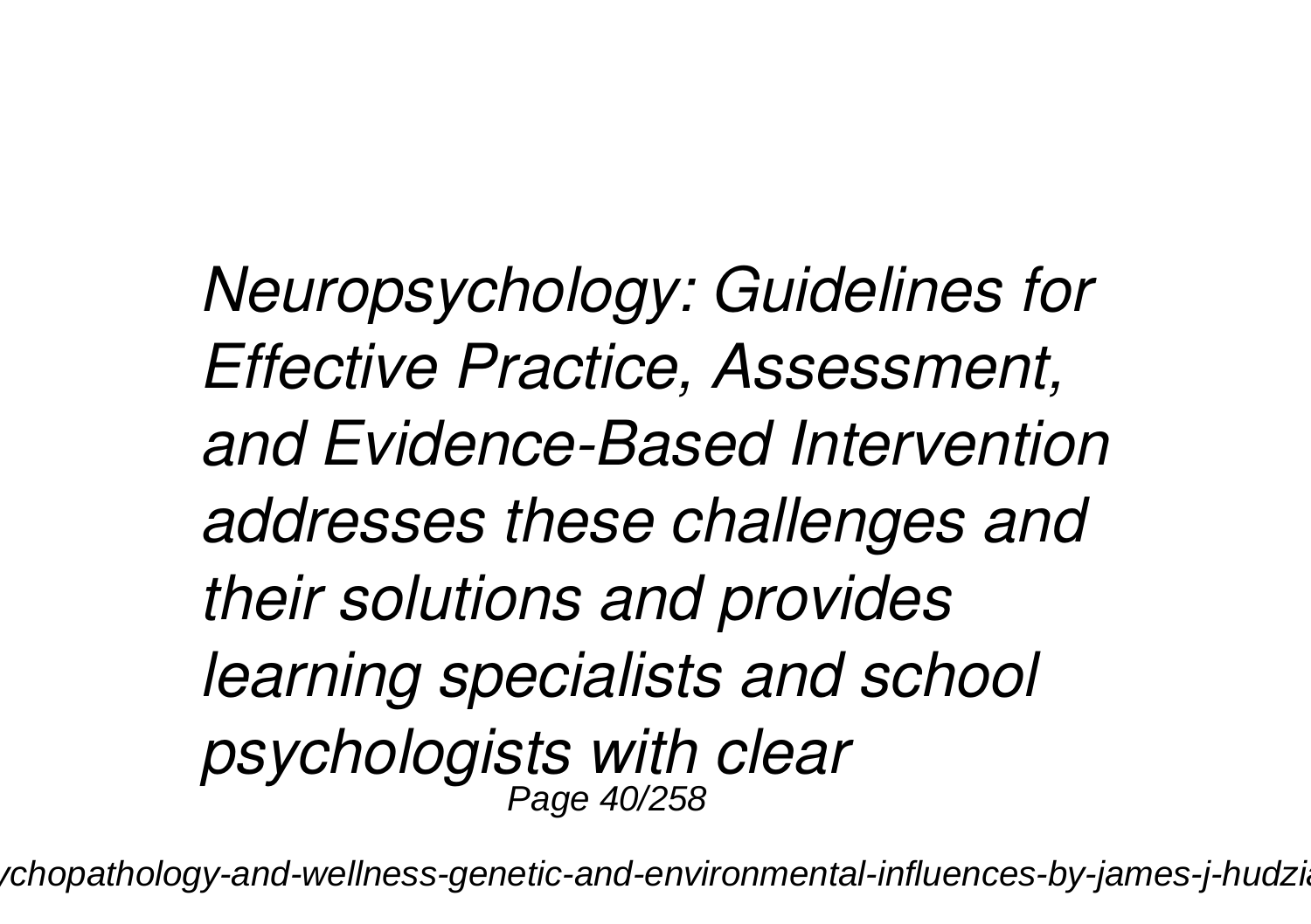*Neuropsychology: Guidelines for Effective Practice, Assessment, and Evidence-Based Intervention addresses these challenges and their solutions and provides learning specialists and school psychologists with clear*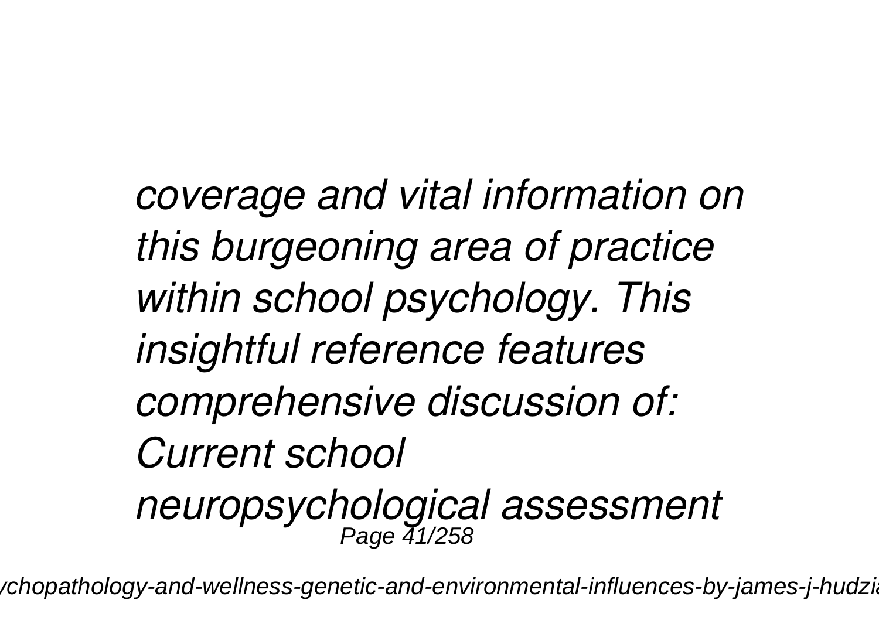*coverage and vital information on this burgeoning area of practice within school psychology. This insightful reference features comprehensive discussion of: Current school neuropsychological assessment*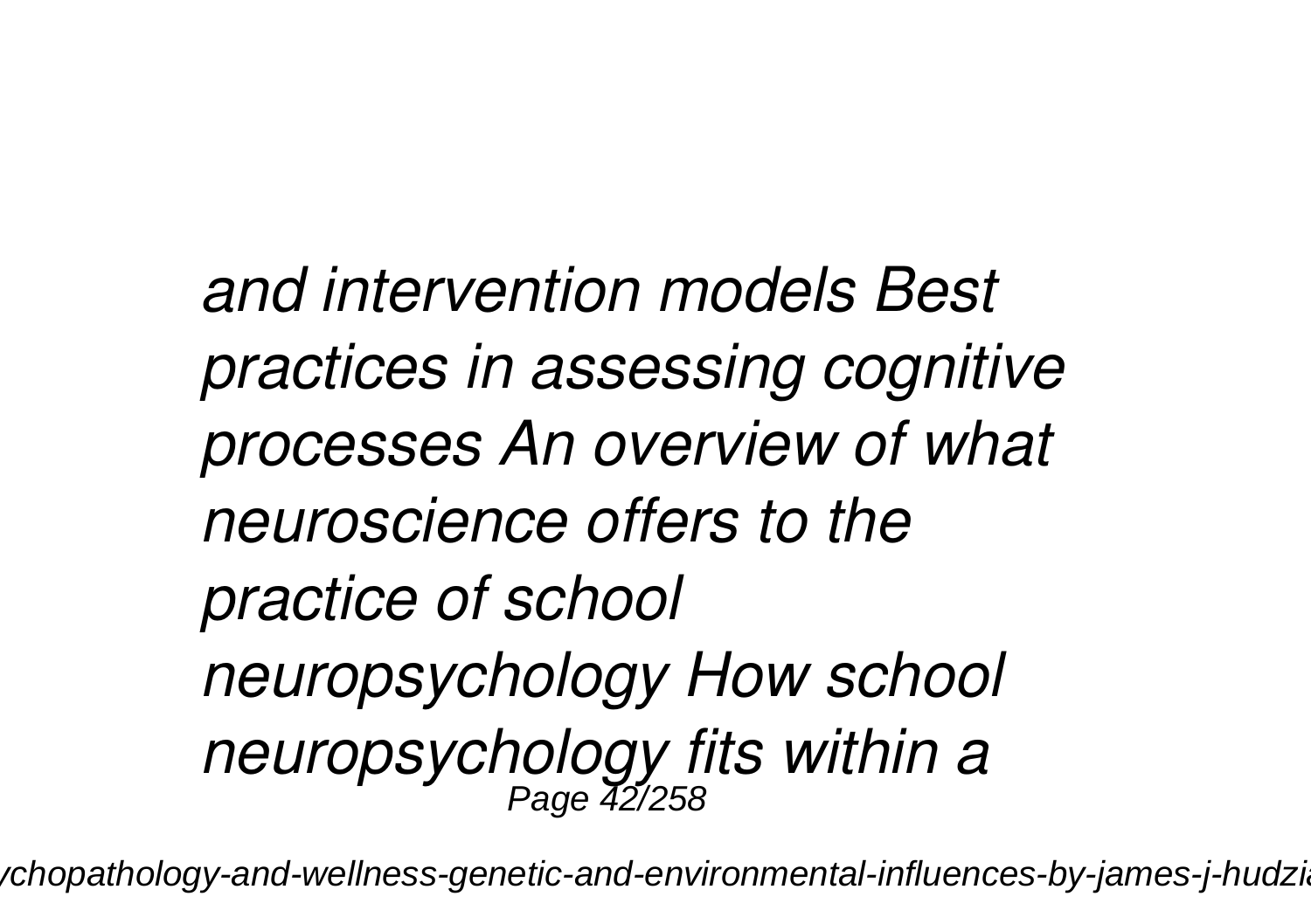*and intervention models Best practices in assessing cognitive processes An overview of what neuroscience offers to the practice of school neuropsychology How school neuropsychology fits within a*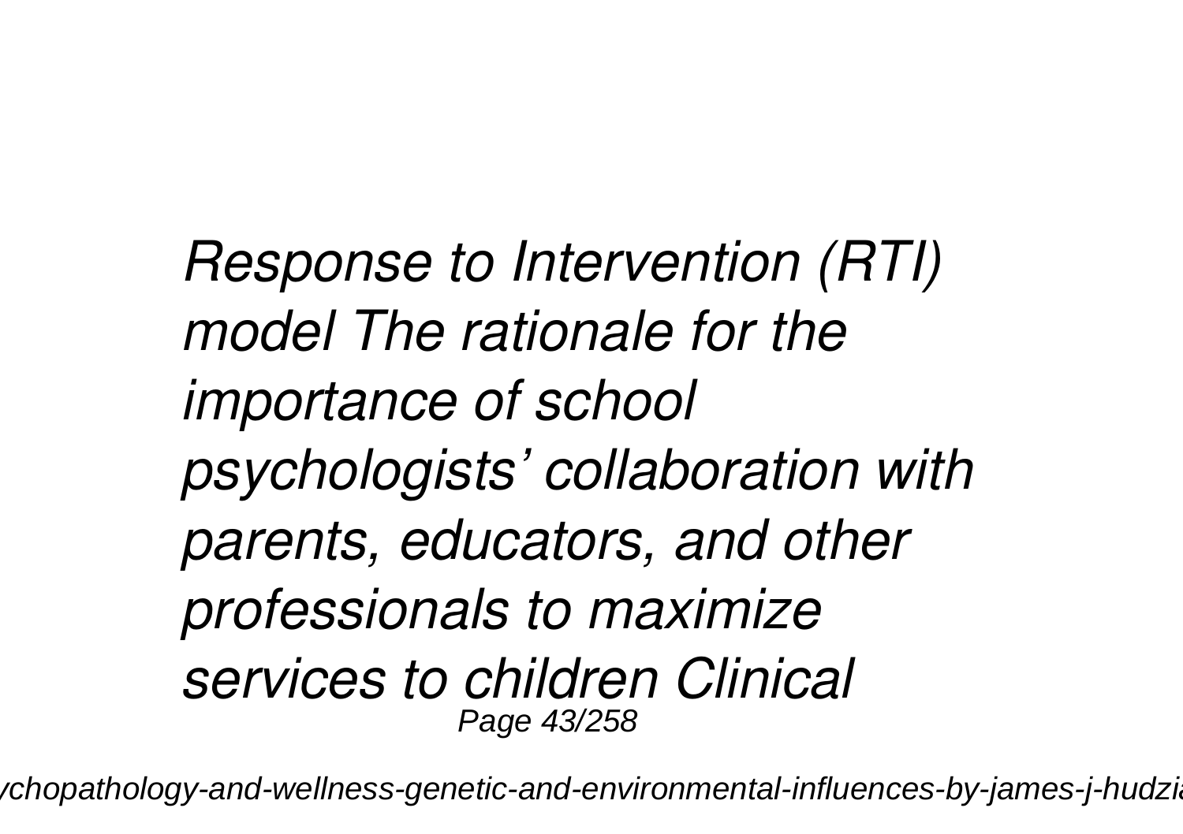*Response to Intervention (RTI) model The rationale for the importance of school psychologists' collaboration with parents, educators, and other professionals to maximize services to children Clinical*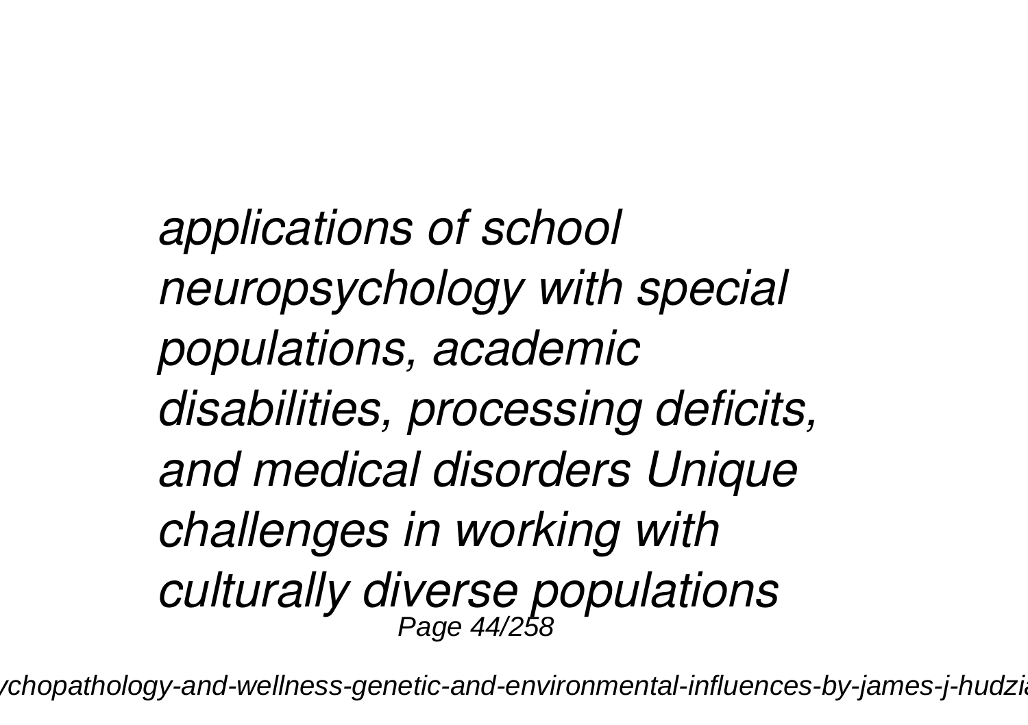*applications of school neuropsychology with special populations, academic disabilities, processing deficits, and medical disorders Unique challenges in working with culturally diverse populations*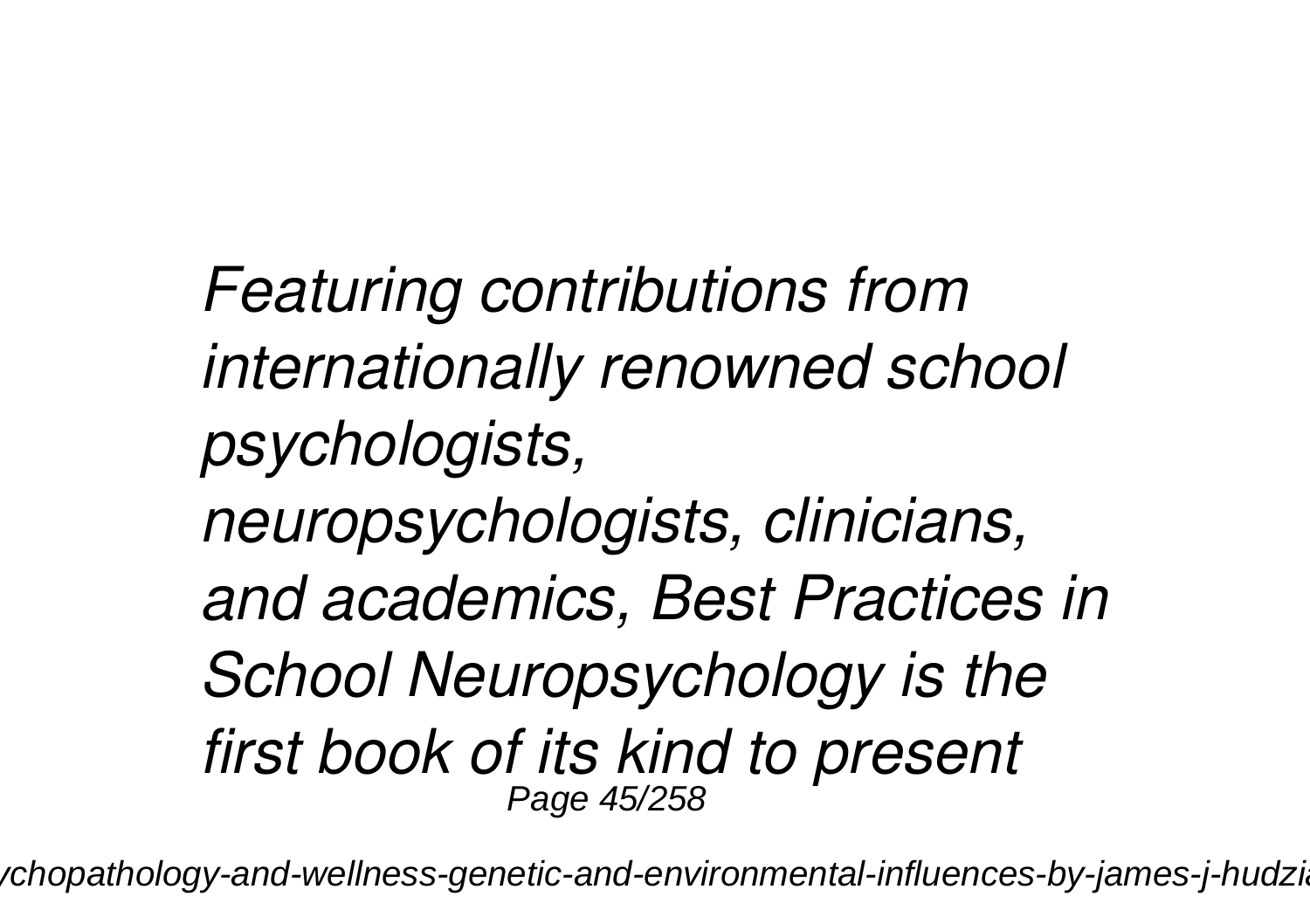*Featuring contributions from internationally renowned school psychologists, neuropsychologists, clinicians, and academics, Best Practices in School Neuropsychology is the first book of its kind to present*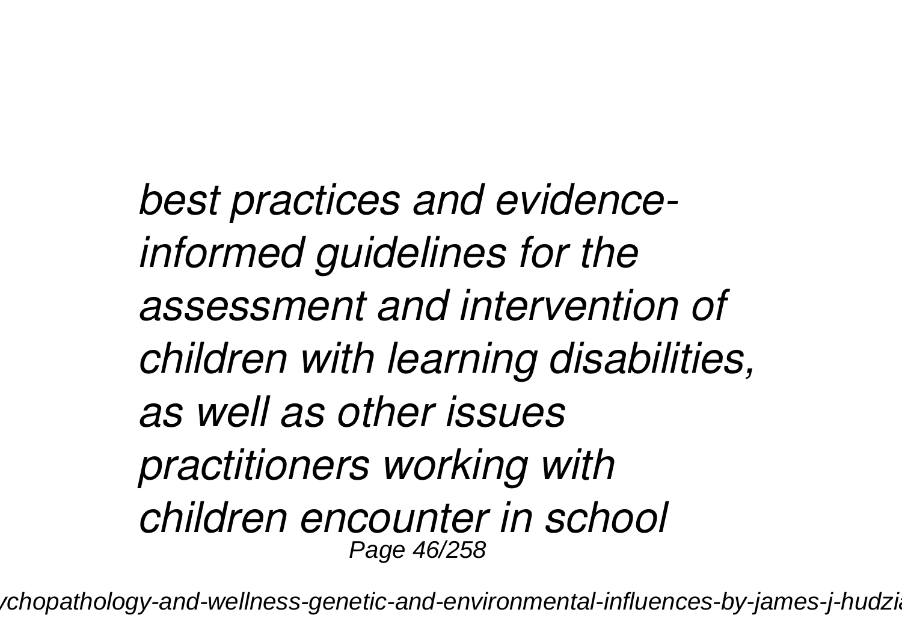*best practices and evidence-informed guidelines for the assessment and intervention of children with learning disabilities, as well as other issues practitioners working with children encounter in school*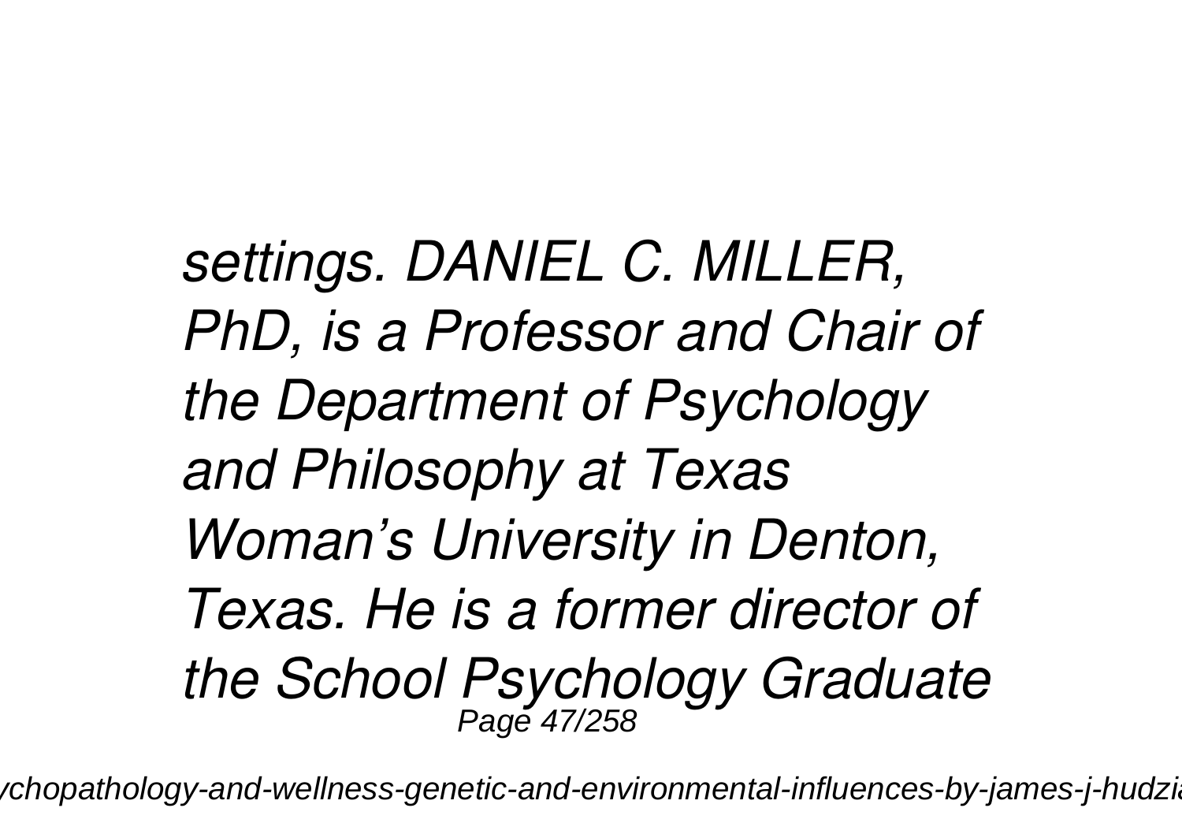*settings. DANIEL C. MILLER, PhD, is a Professor and Chair of the Department of Psychology and Philosophy at Texas Woman's University in Denton, Texas. He is a former director of the School Psychology Graduate*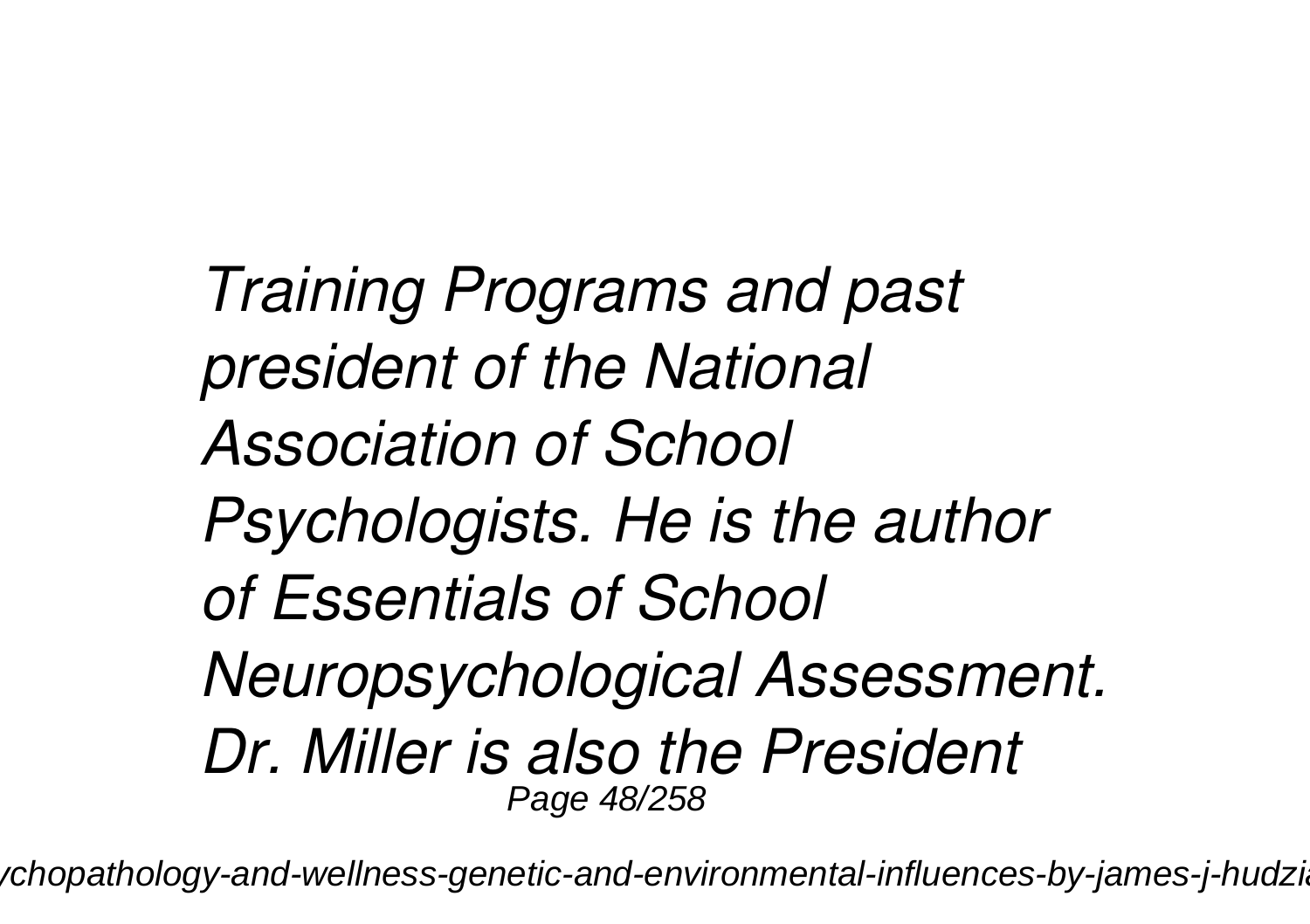*Training Programs and past president of the National Association of School Psychologists. He is the author of Essentials of School Neuropsychological Assessment. Dr. Miller is also the President*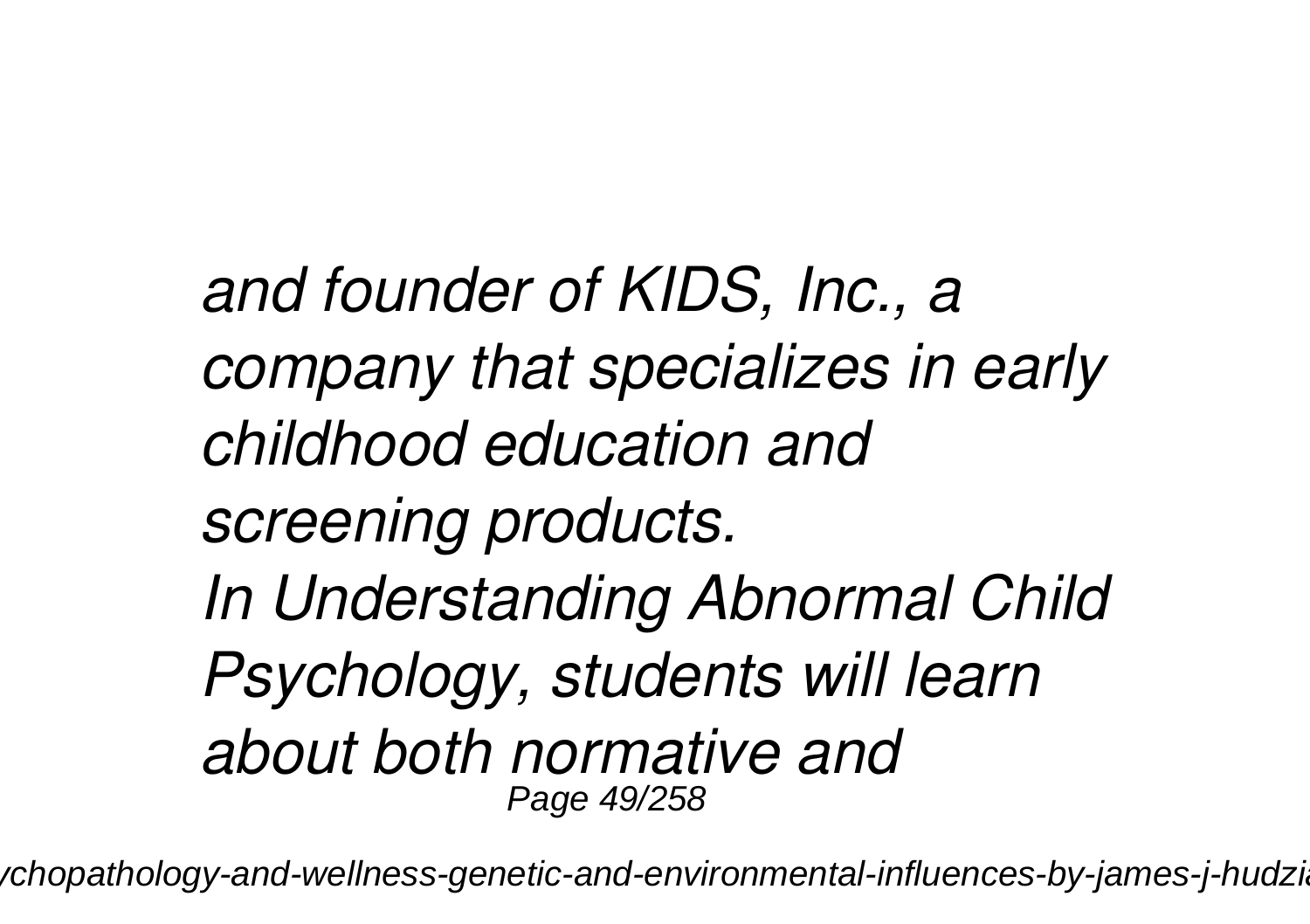*and founder of KIDS, Inc., a company that specializes in early childhood education and screening products.*

*In Understanding Abnormal Child Psychology, students will learn about both normative and*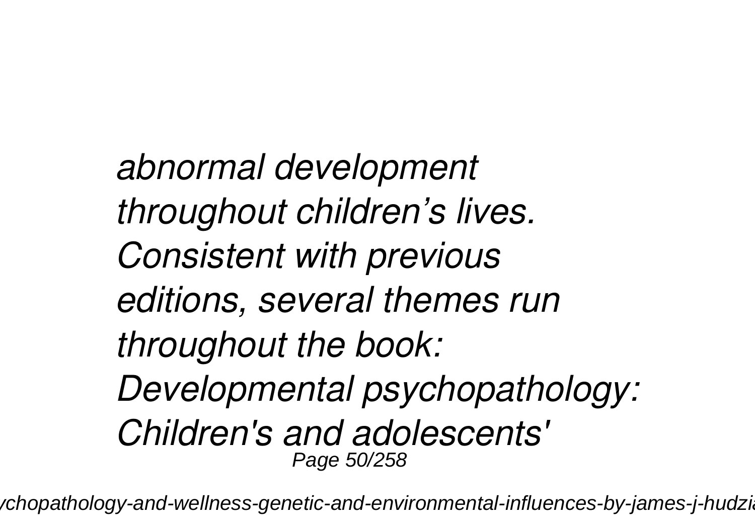*abnormal development throughout children’s lives. Consistent with previous editions, several themes run throughout the book: Developmental psychopathology: Children's and adolescents'*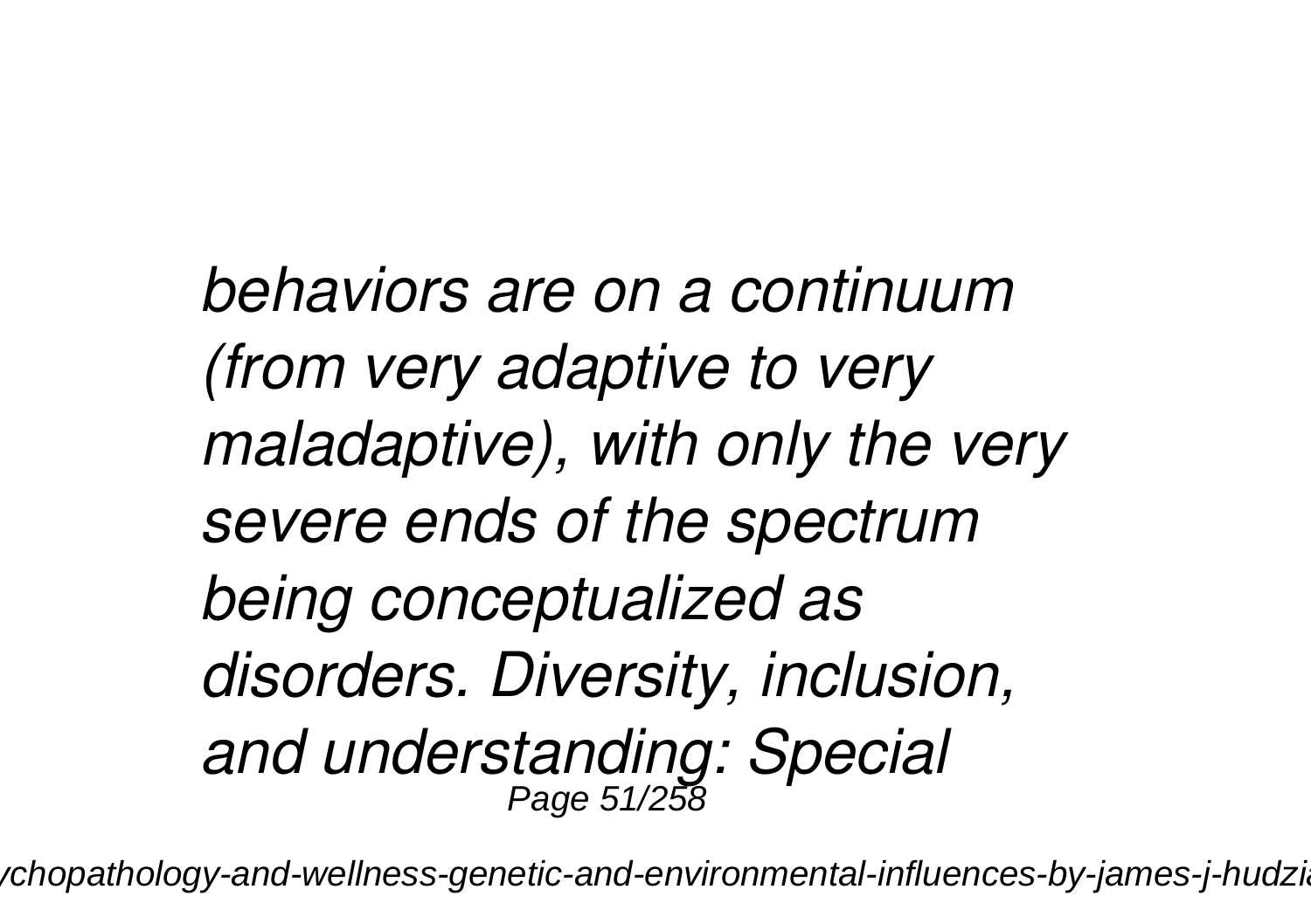*behaviors are on a continuum (from very adaptive to very maladaptive), with only the very severe ends of the spectrum being conceptualized as disorders. Diversity, inclusion, and understanding: Special*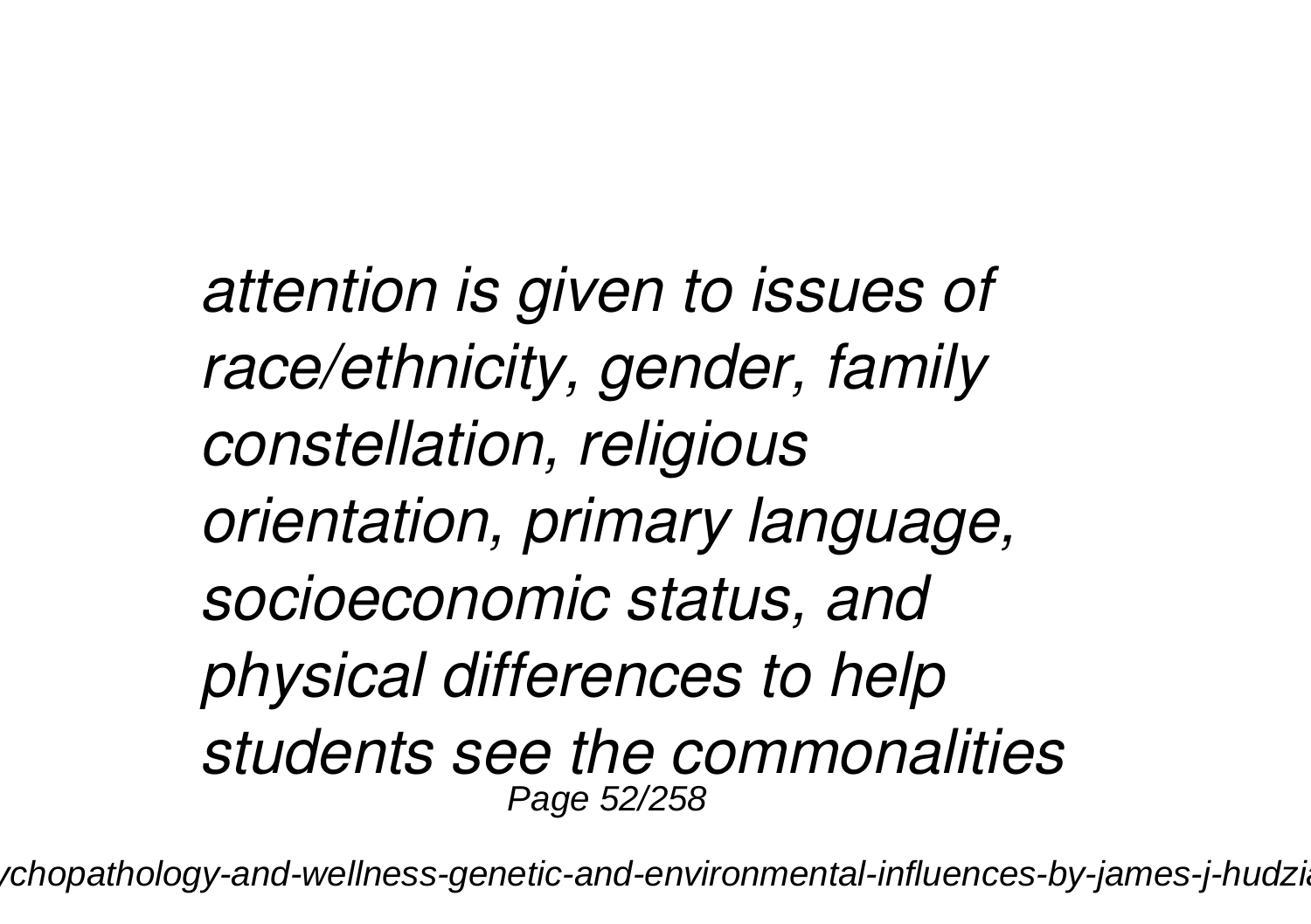*attention is given to issues of race/ethnicity, gender, family constellation, religious orientation, primary language, socioeconomic status, and physical differences to help students see the commonalities*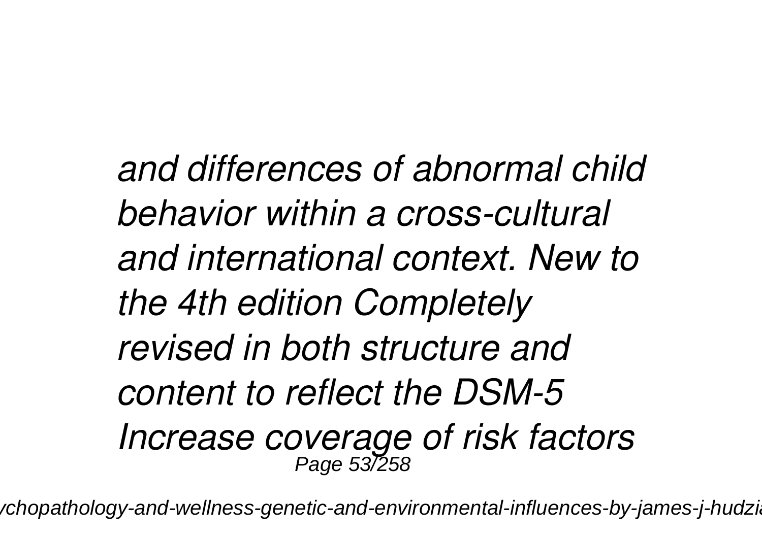*and differences of abnormal child behavior within a cross-cultural and international context. New to the 4th edition Completely revised in both structure and content to reflect the DSM-5 Increase coverage of risk factors*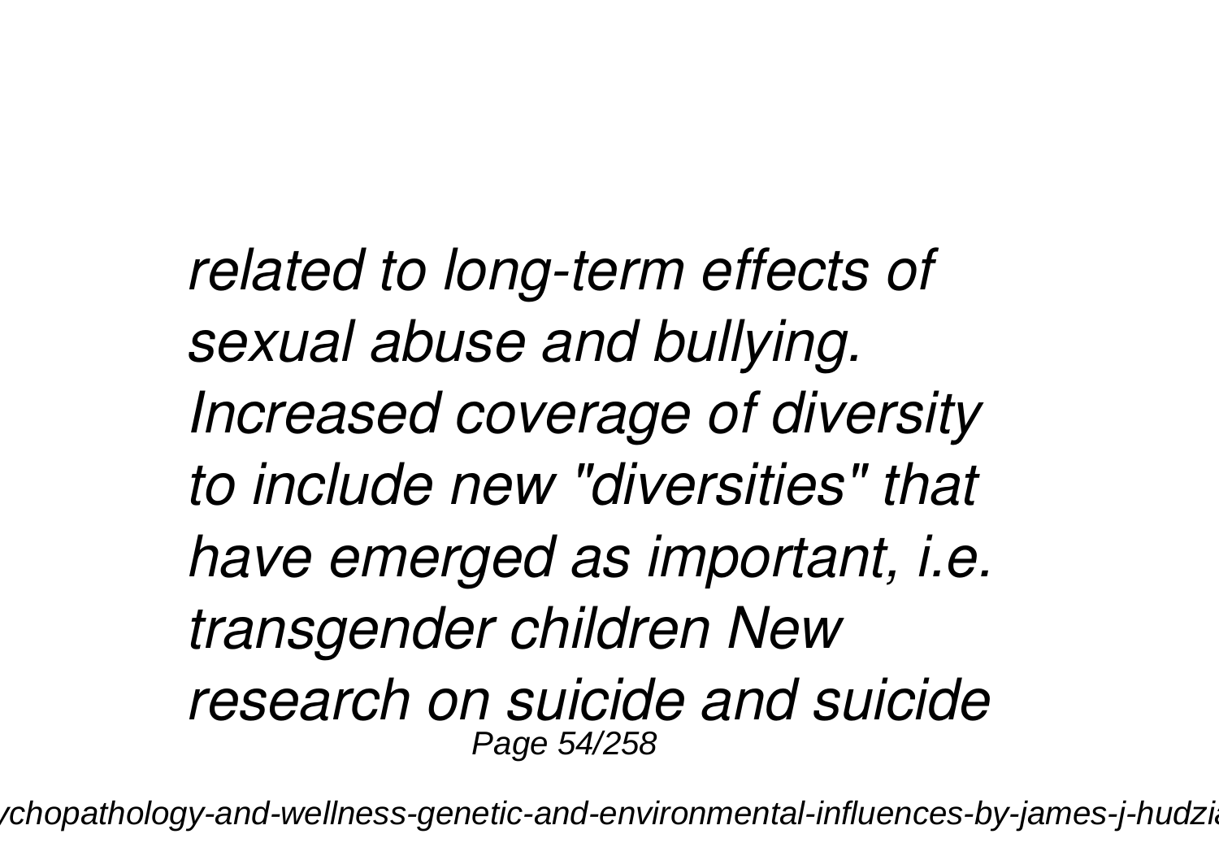*related to long-term effects of sexual abuse and bullying. Increased coverage of diversity to include new "diversities" that have emerged as important, i.e. transgender children New research on suicide and suicide*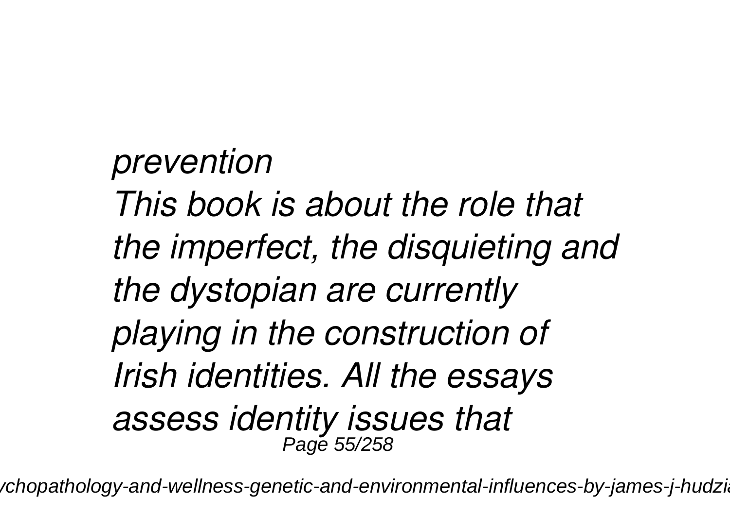*prevention*

*This book is about the role that the imperfect, the disquieting and the dystopian are currently playing in the construction of Irish identities. All the essays assess identity issues that*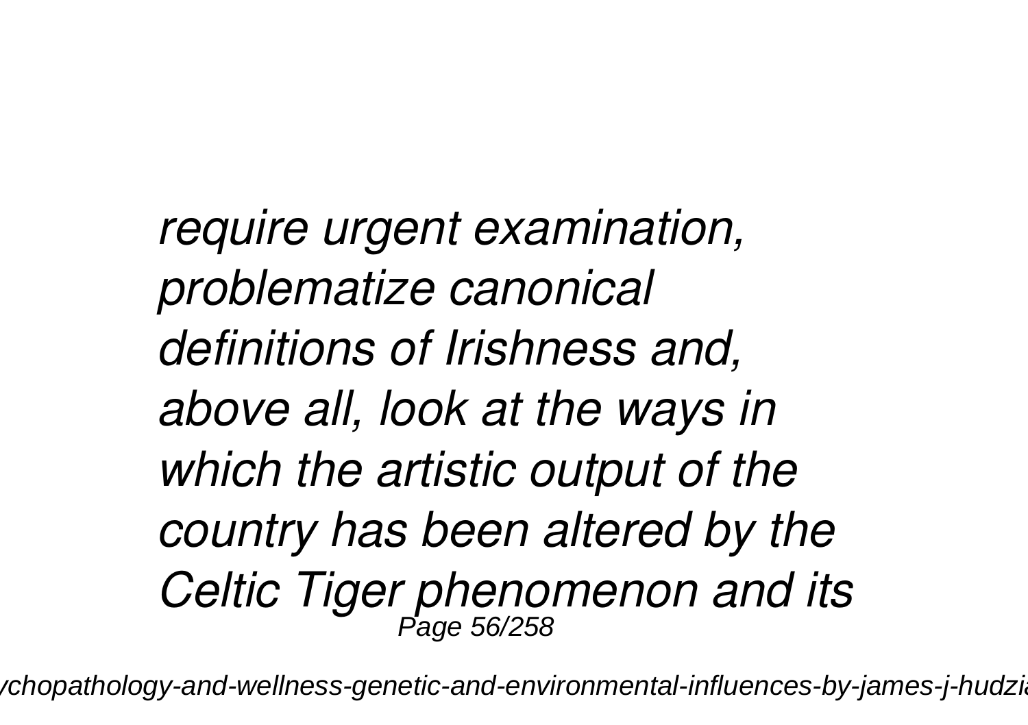*require urgent examination, problematize canonical definitions of Irishness and, above all, look at the ways in which the artistic output of the country has been altered by the Celtic Tiger phenomenon and its*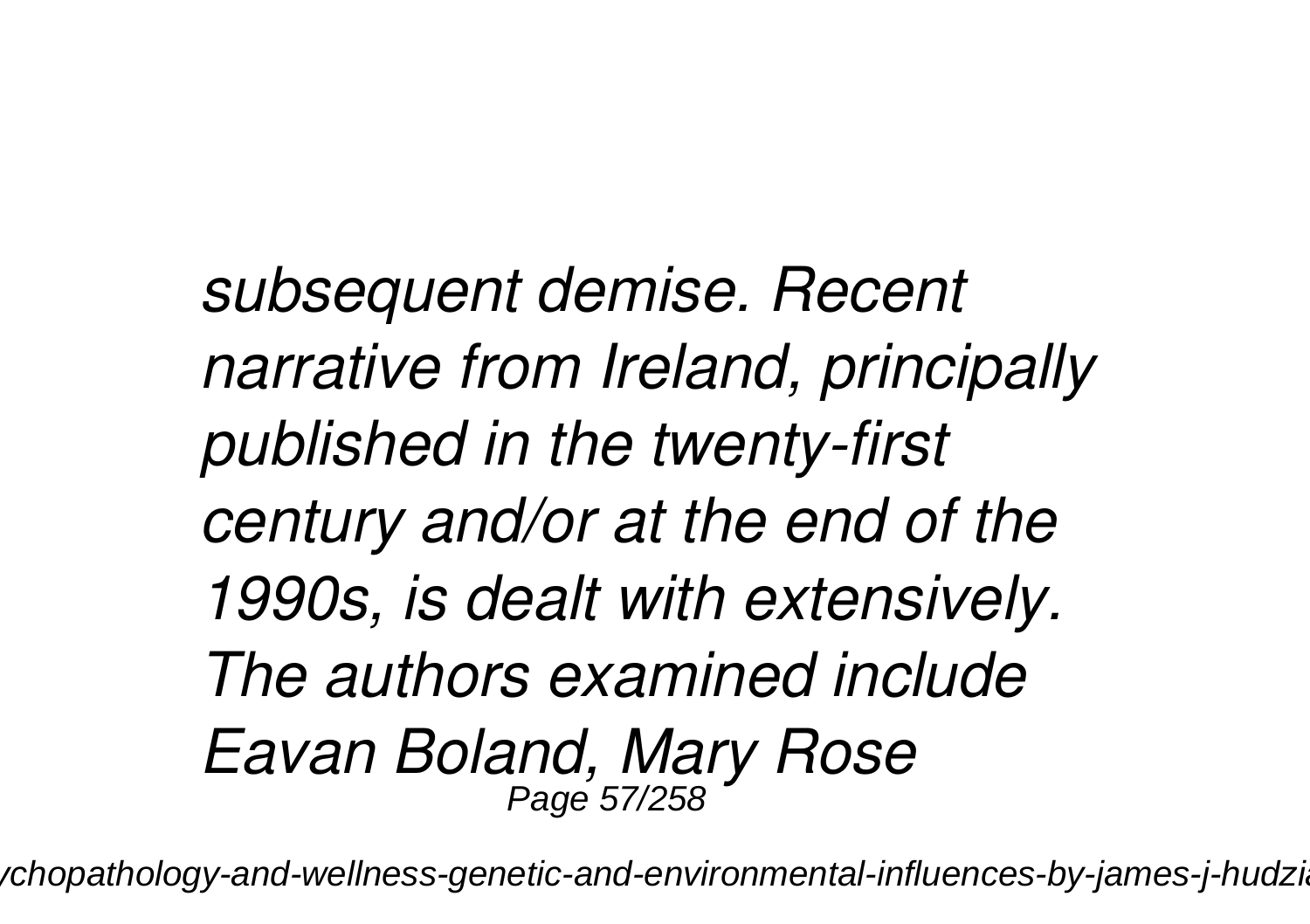*subsequent demise. Recent narrative from Ireland, principally published in the twenty-first century and/or at the end of the 1990s, is dealt with extensively. The authors examined include Eavan Boland, Mary Rose*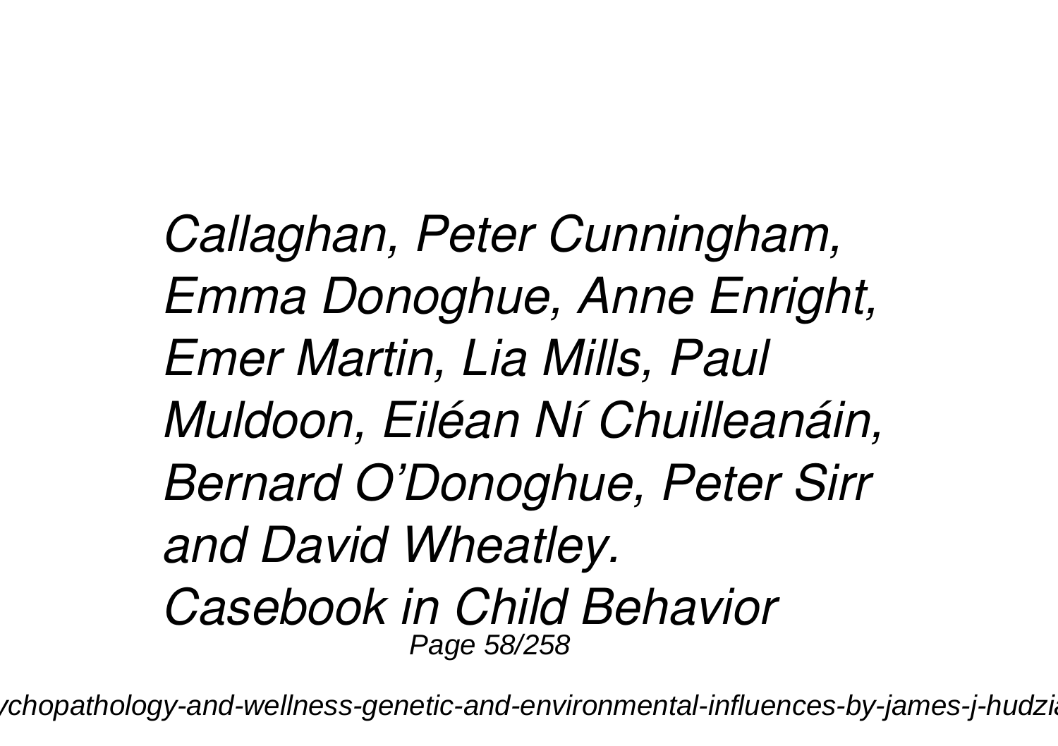*Callaghan, Peter Cunningham, Emma Donoghue, Anne Enright, Emer Martin, Lia Mills, Paul Muldoon, Eiléan Ní Chuilleanáin, Bernard O'Donoghue, Peter Sirr and David Wheatley.*

*Casebook in Child Behavior*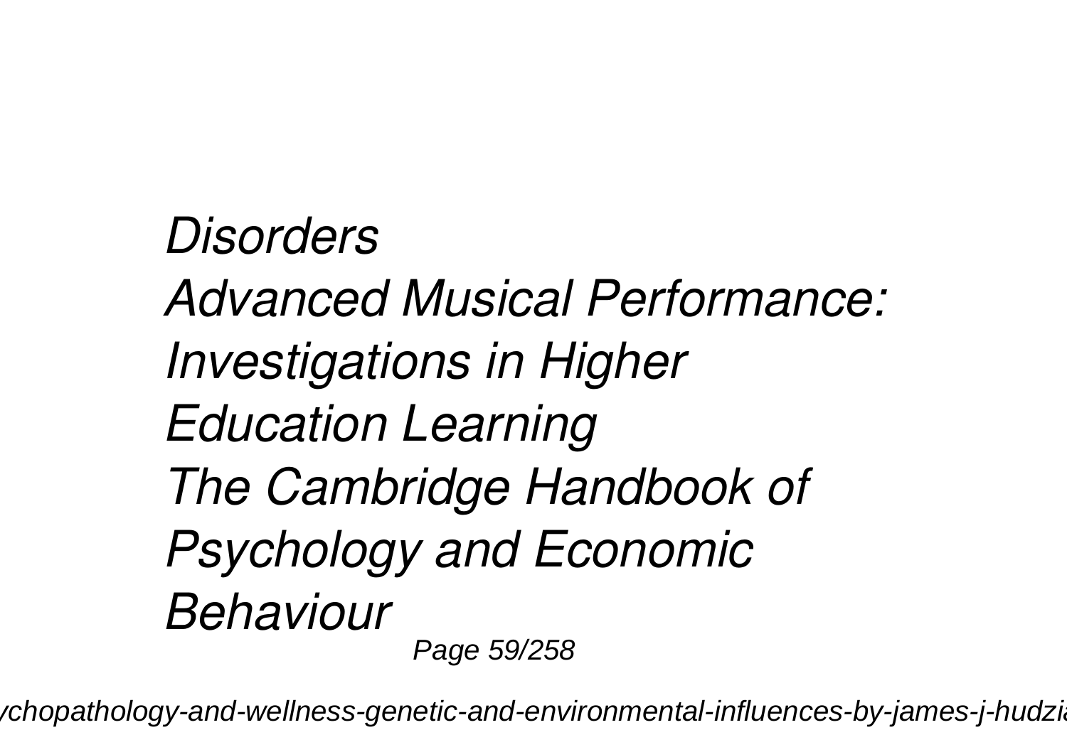*Disorders*
*Advanced Musical Performance: Investigations in Higher Education Learning*
*The Cambridge Handbook of Psychology and Economic Behaviour*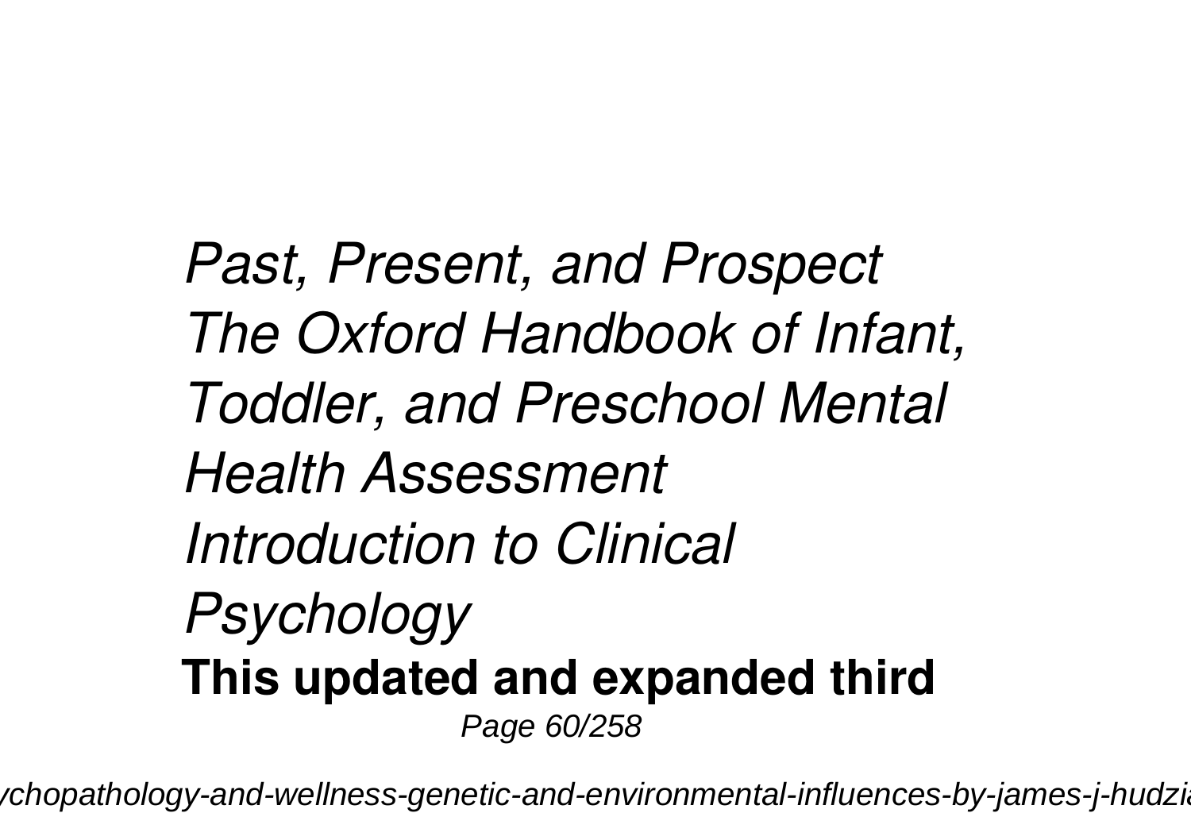*Past, Present, and Prospect*
*The Oxford Handbook of Infant, Toddler, and Preschool Mental Health Assessment*
*Introduction to Clinical Psychology*

**This updated and expanded third**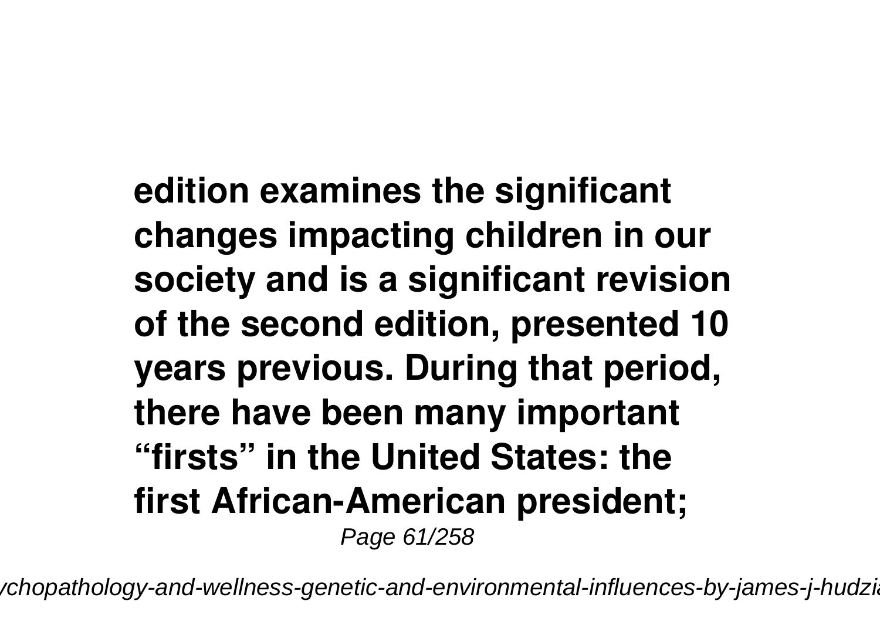**edition examines the significant changes impacting children in our society and is a significant revision of the second edition, presented 10 years previous. During that period, there have been many important "firsts" in the United States: the first African-American president;**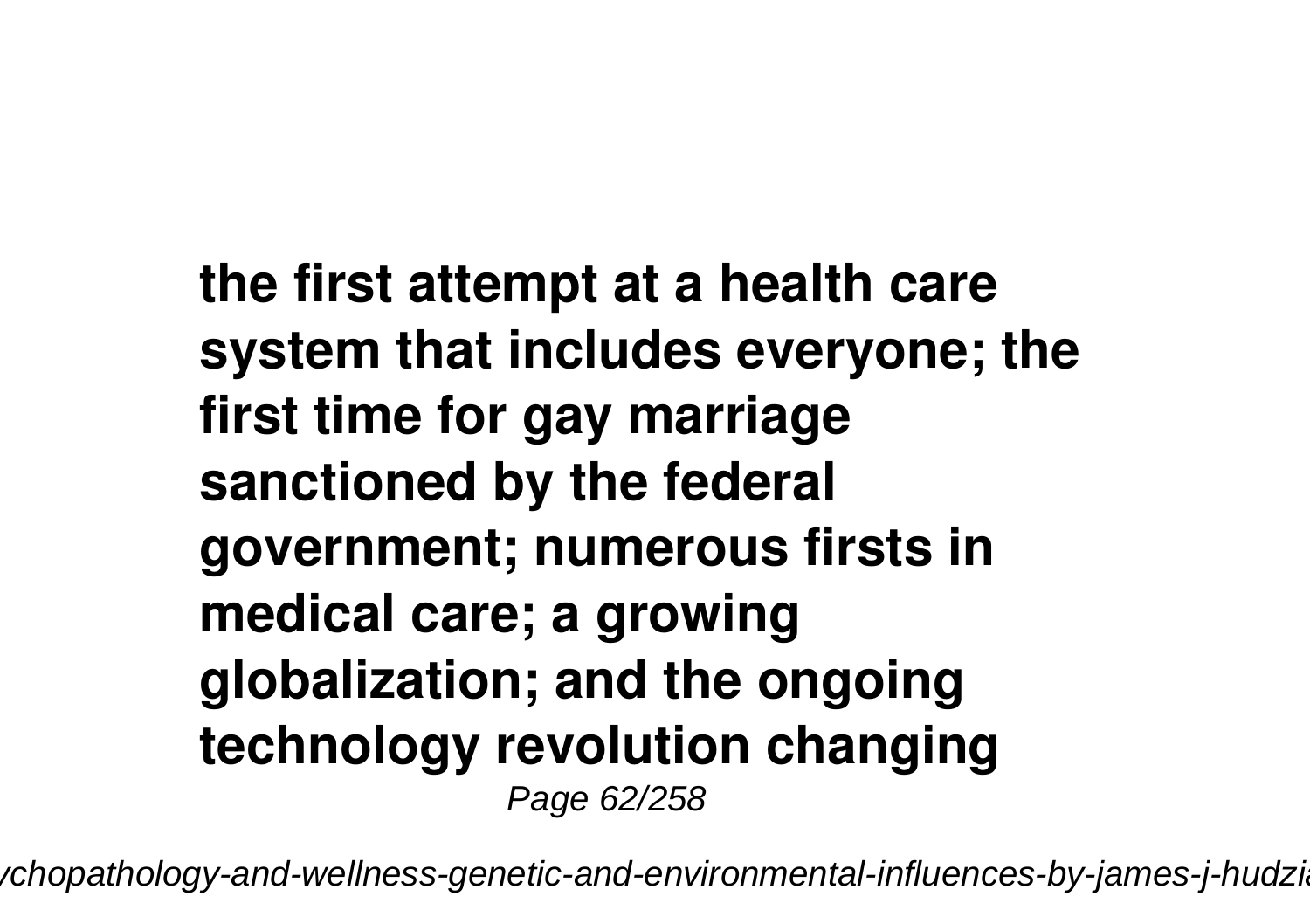**the first attempt at a health care system that includes everyone; the first time for gay marriage sanctioned by the federal government; numerous firsts in medical care; a growing globalization; and the ongoing technology revolution changing**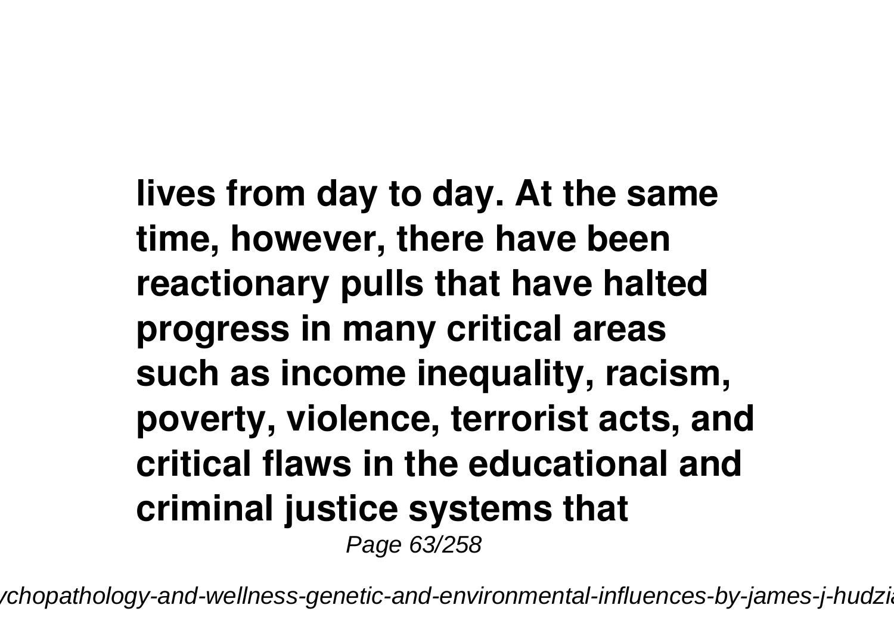**lives from day to day. At the same time, however, there have been reactionary pulls that have halted progress in many critical areas such as income inequality, racism, poverty, violence, terrorist acts, and critical flaws in the educational and criminal justice systems that**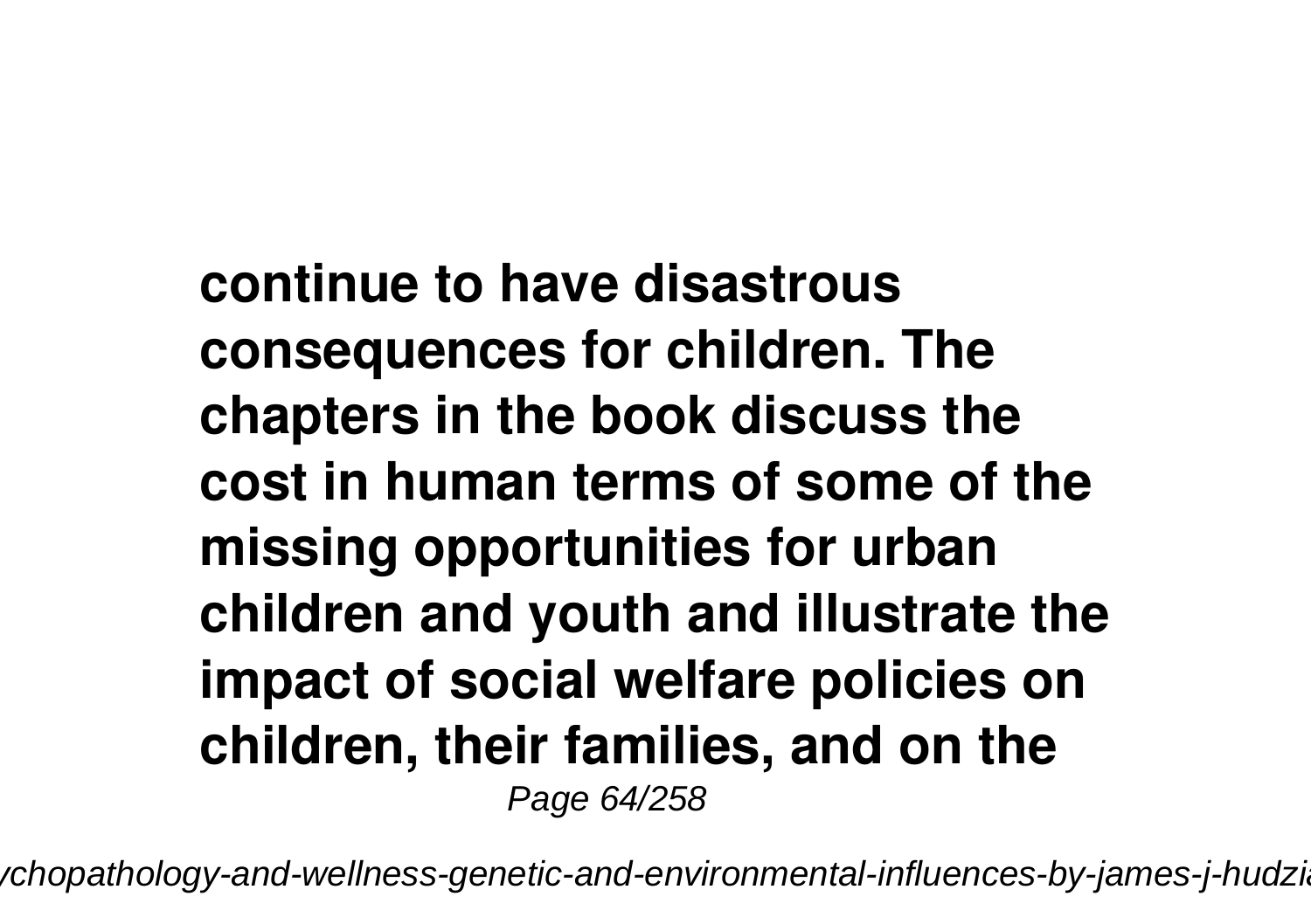**continue to have disastrous consequences for children. The chapters in the book discuss the cost in human terms of some of the missing opportunities for urban children and youth and illustrate the impact of social welfare policies on children, their families, and on the**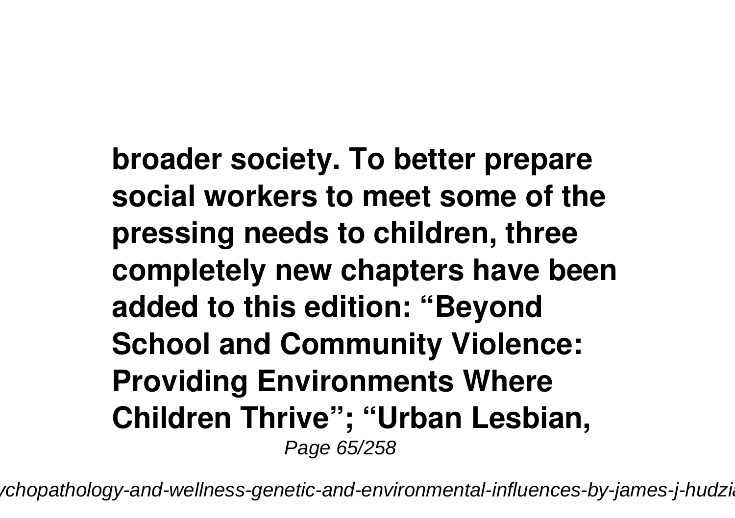**broader society. To better prepare social workers to meet some of the pressing needs to children, three completely new chapters have been added to this edition: “Beyond School and Community Violence: Providing Environments Where Children Thrive”; “Urban Lesbian,**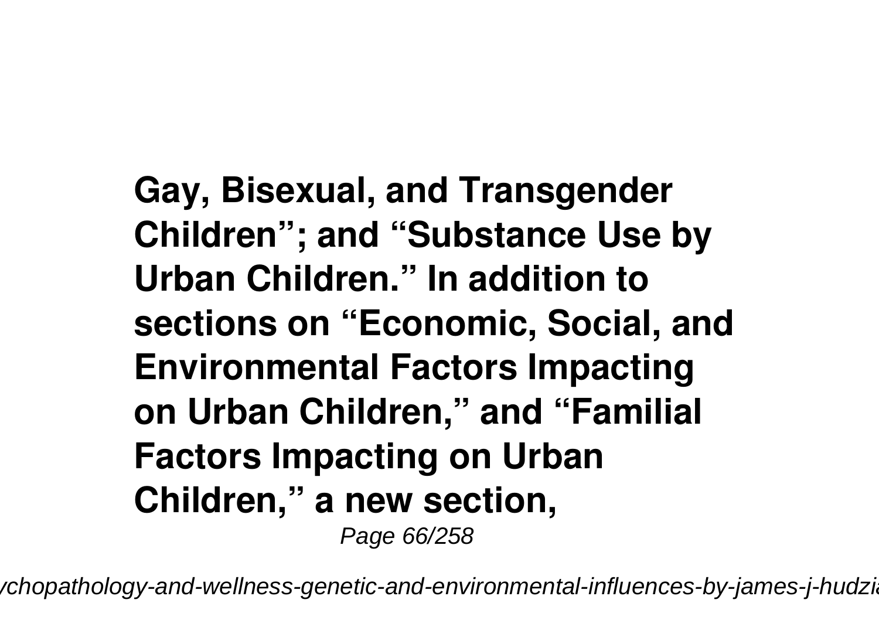**Gay, Bisexual, and Transgender Children"; and "Substance Use by Urban Children." In addition to sections on "Economic, Social, and Environmental Factors Impacting on Urban Children," and "Familial Factors Impacting on Urban Children," a new section,**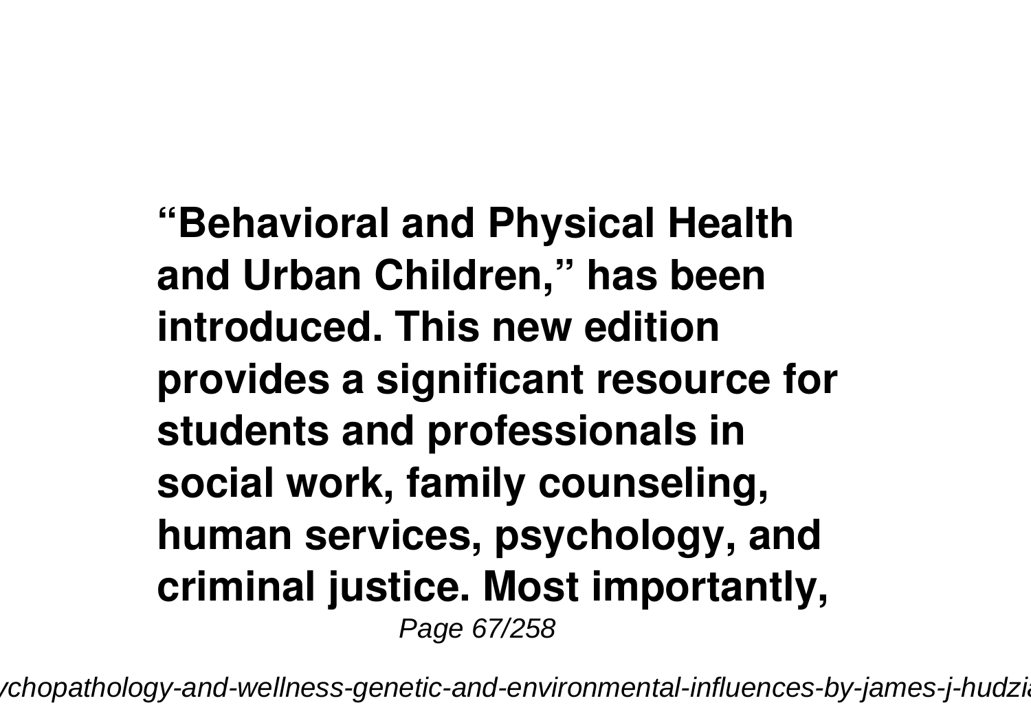**“Behavioral and Physical Health and Urban Children,” has been introduced. This new edition provides a significant resource for students and professionals in social work, family counseling, human services, psychology, and criminal justice. Most importantly,**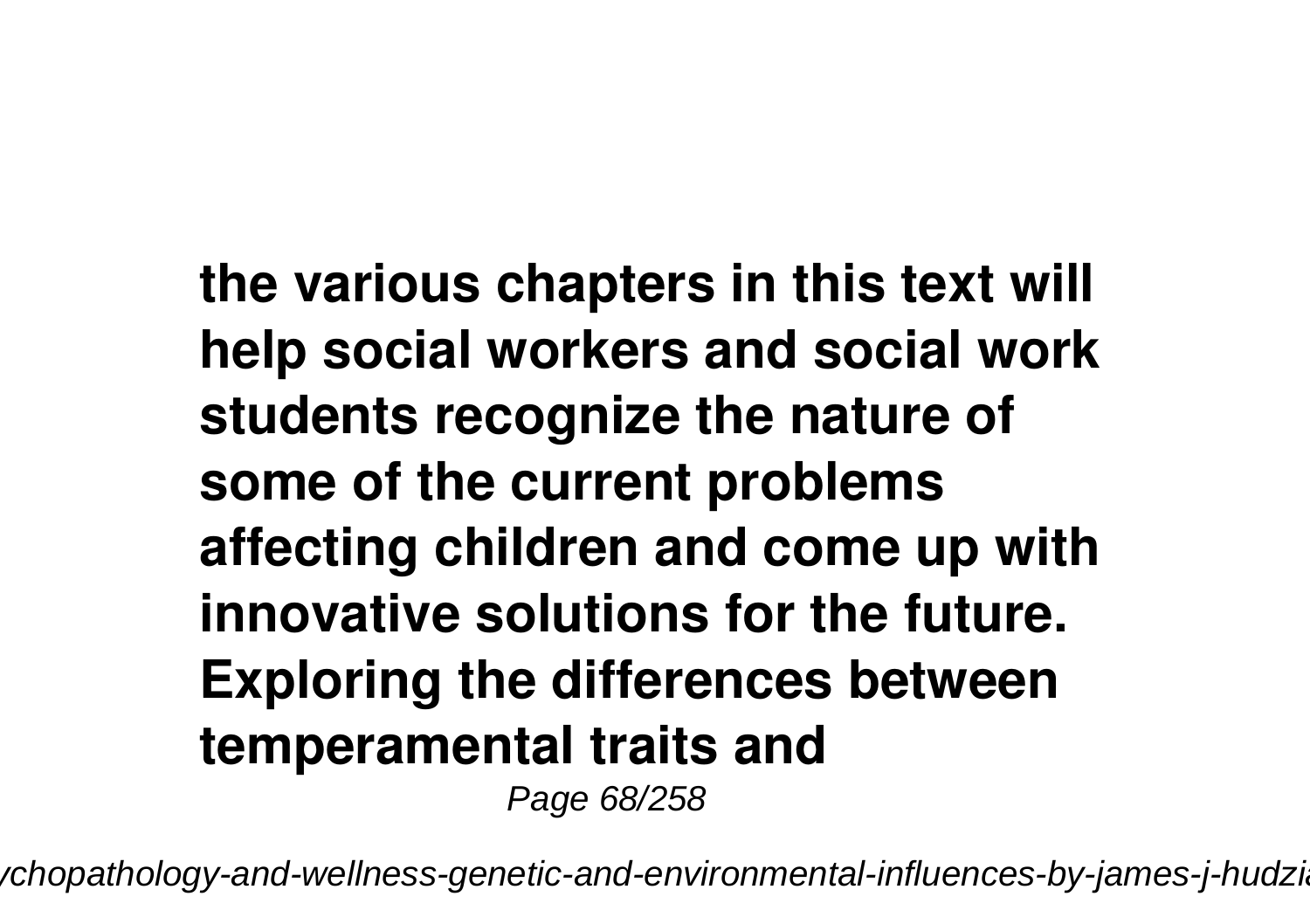**the various chapters in this text will help social workers and social work students recognize the nature of some of the current problems affecting children and come up with innovative solutions for the future. Exploring the differences between temperamental traits and**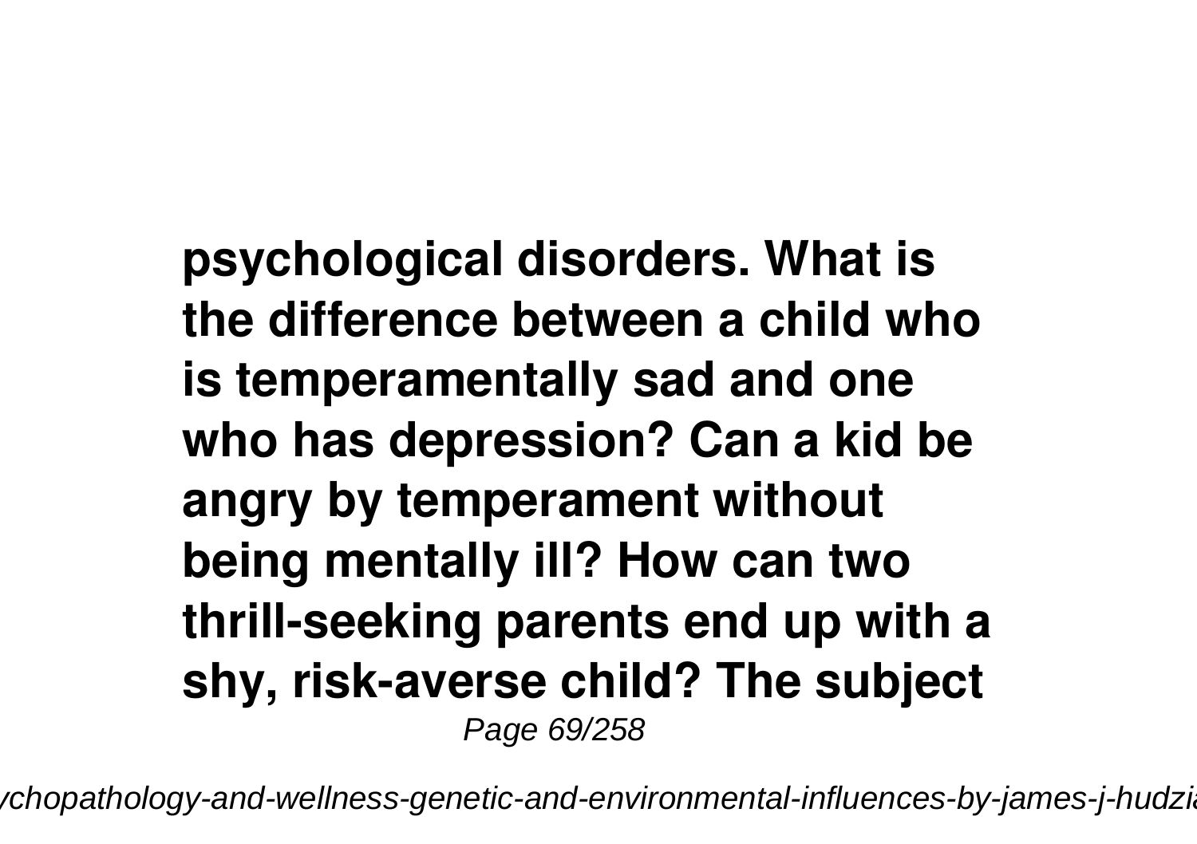**psychological disorders. What is the difference between a child who is temperamentally sad and one who has depression? Can a kid be angry by temperament without being mentally ill? How can two thrill-seeking parents end up with a shy, risk-averse child? The subject**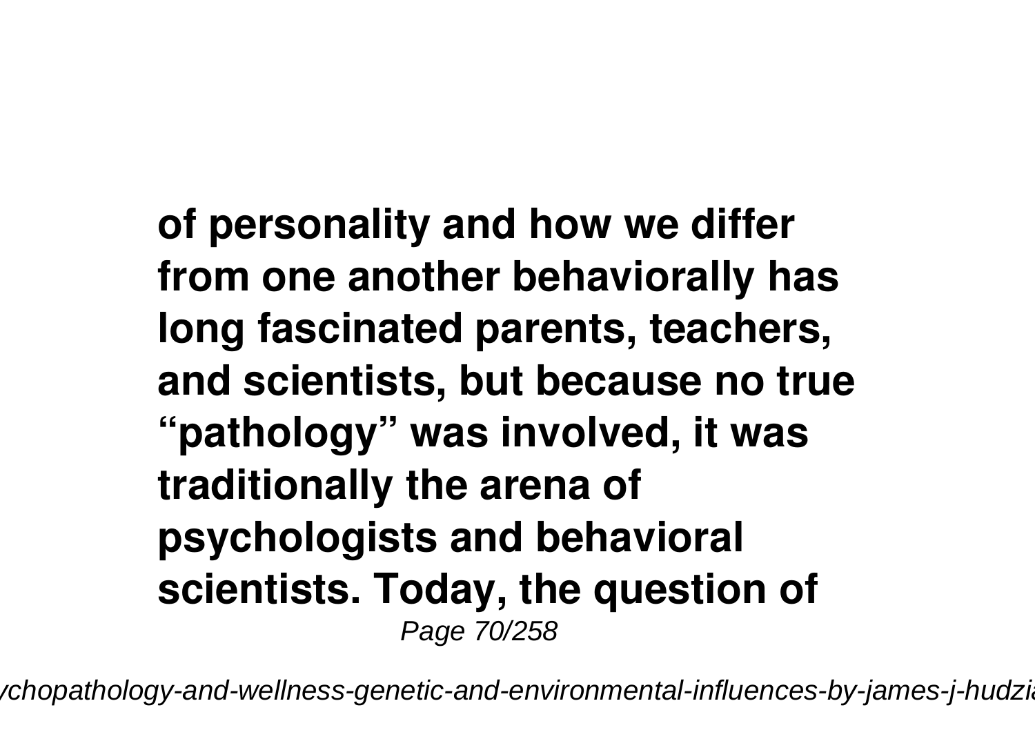**of personality and how we differ from one another behaviorally has long fascinated parents, teachers, and scientists, but because no true "pathology" was involved, it was traditionally the arena of psychologists and behavioral scientists. Today, the question of**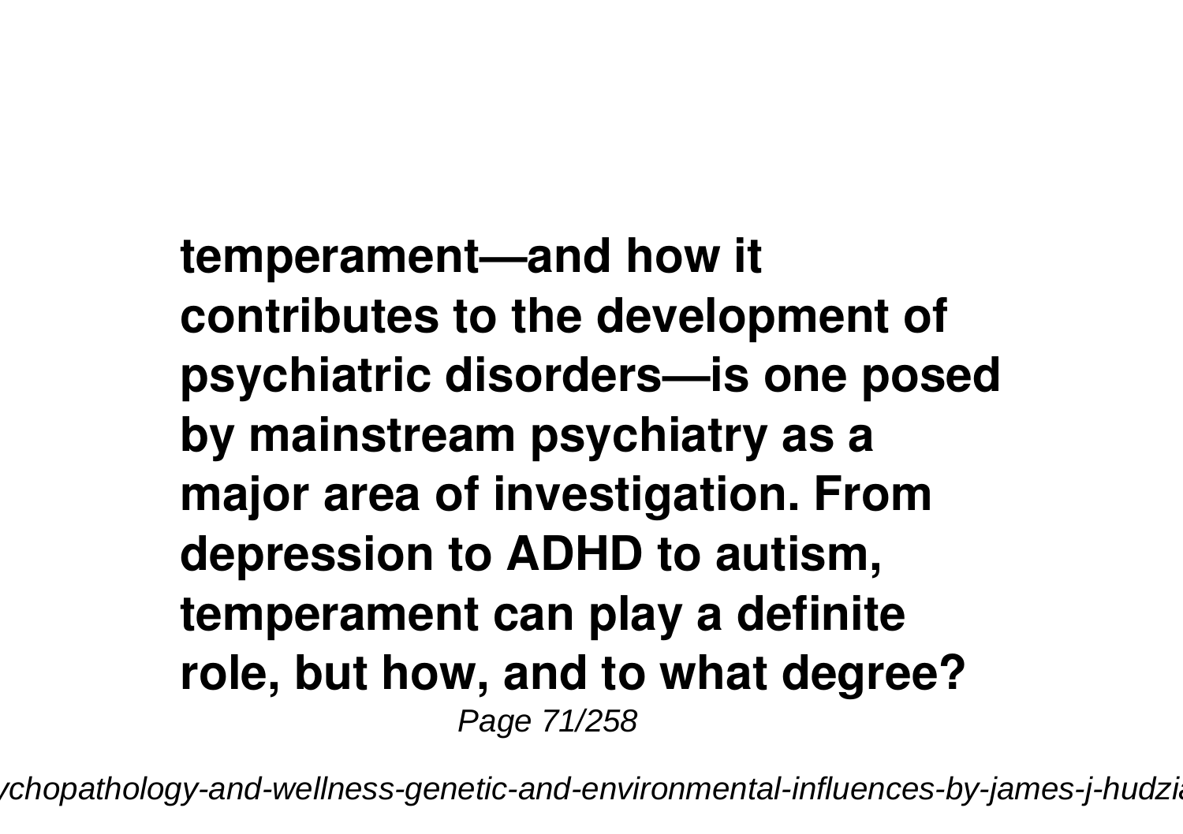**temperament—and how it contributes to the development of psychiatric disorders—is one posed by mainstream psychiatry as a major area of investigation. From depression to ADHD to autism, temperament can play a definite role, but how, and to what degree?**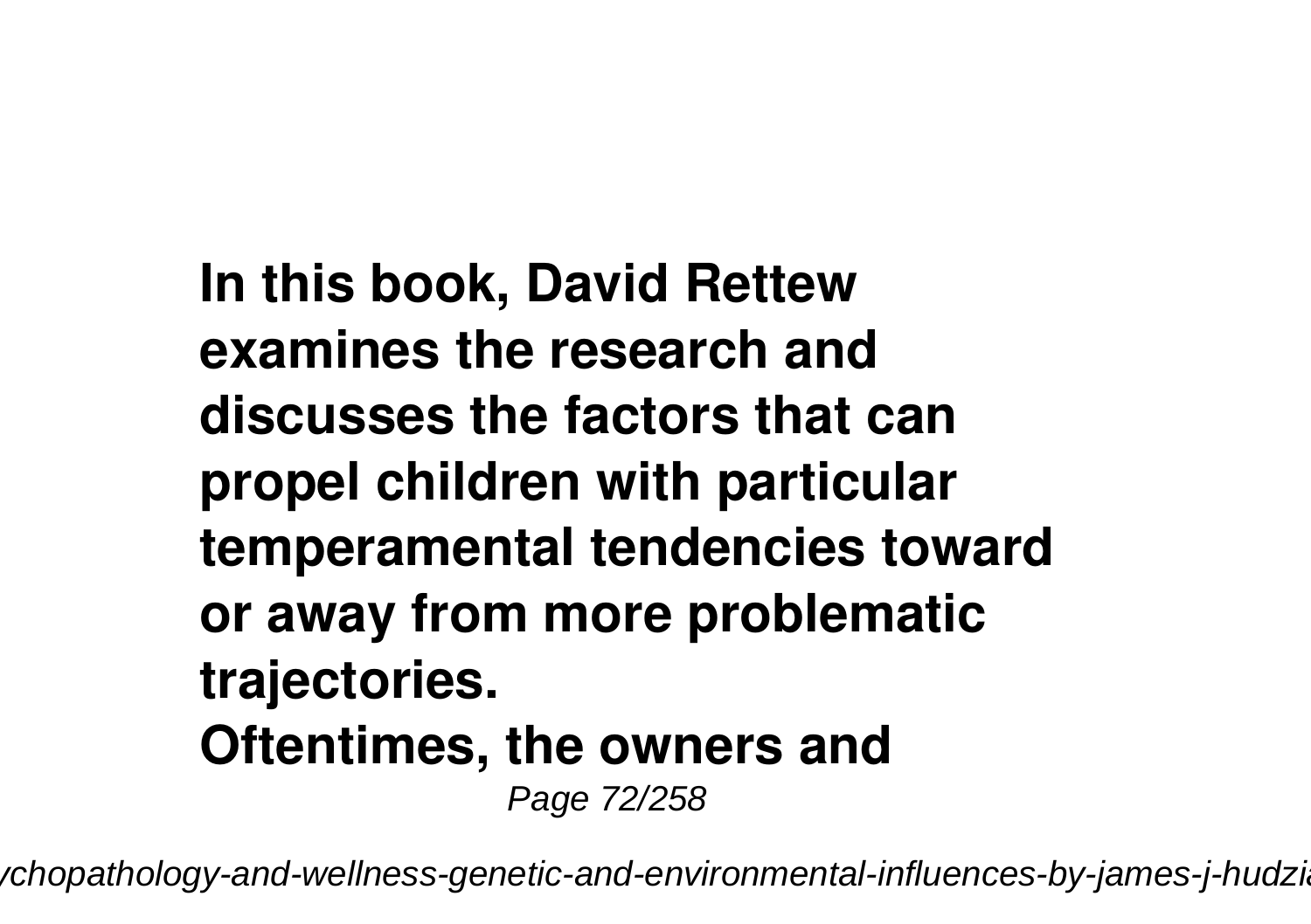**In this book, David Rettew examines the research and discusses the factors that can propel children with particular temperamental tendencies toward or away from more problematic trajectories.**

**Oftentimes, the owners and**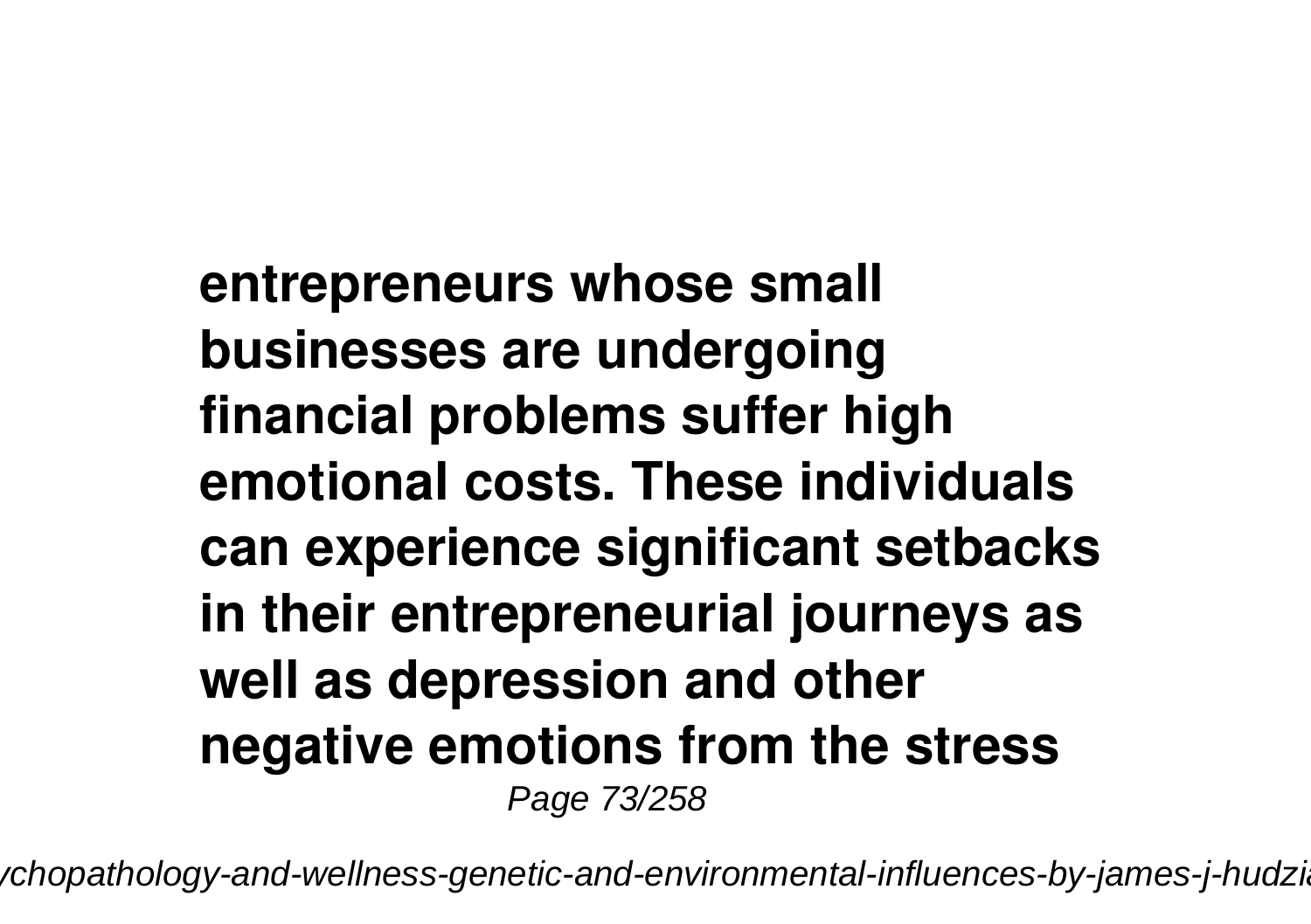entrepreneurs whose small businesses are undergoing financial problems suffer high emotional costs. These individuals can experience significant setbacks in their entrepreneurial journeys as well as depression and other negative emotions from the stress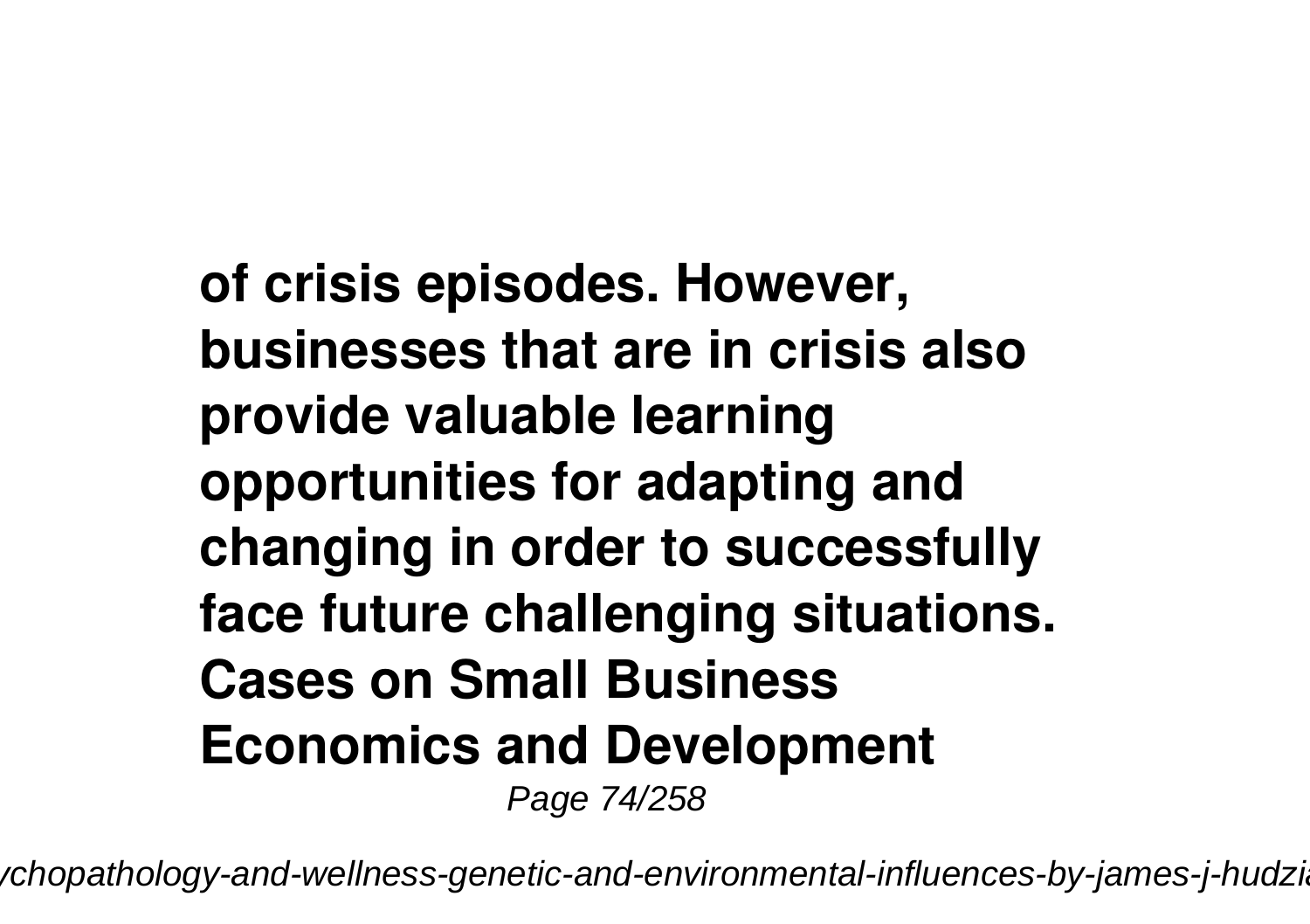**of crisis episodes. However, businesses that are in crisis also provide valuable learning opportunities for adapting and changing in order to successfully face future challenging situations. Cases on Small Business Economics and Development**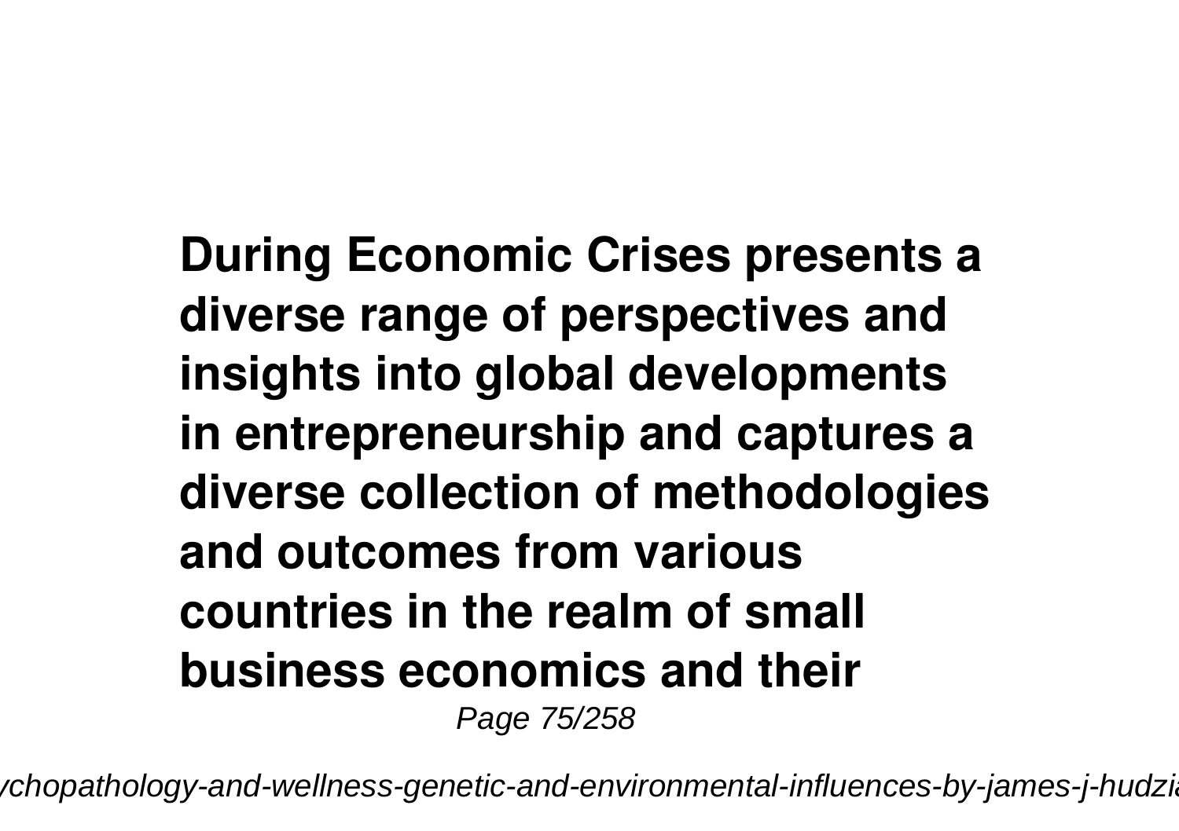**During Economic Crises presents a diverse range of perspectives and insights into global developments in entrepreneurship and captures a diverse collection of methodologies and outcomes from various countries in the realm of small business economics and their**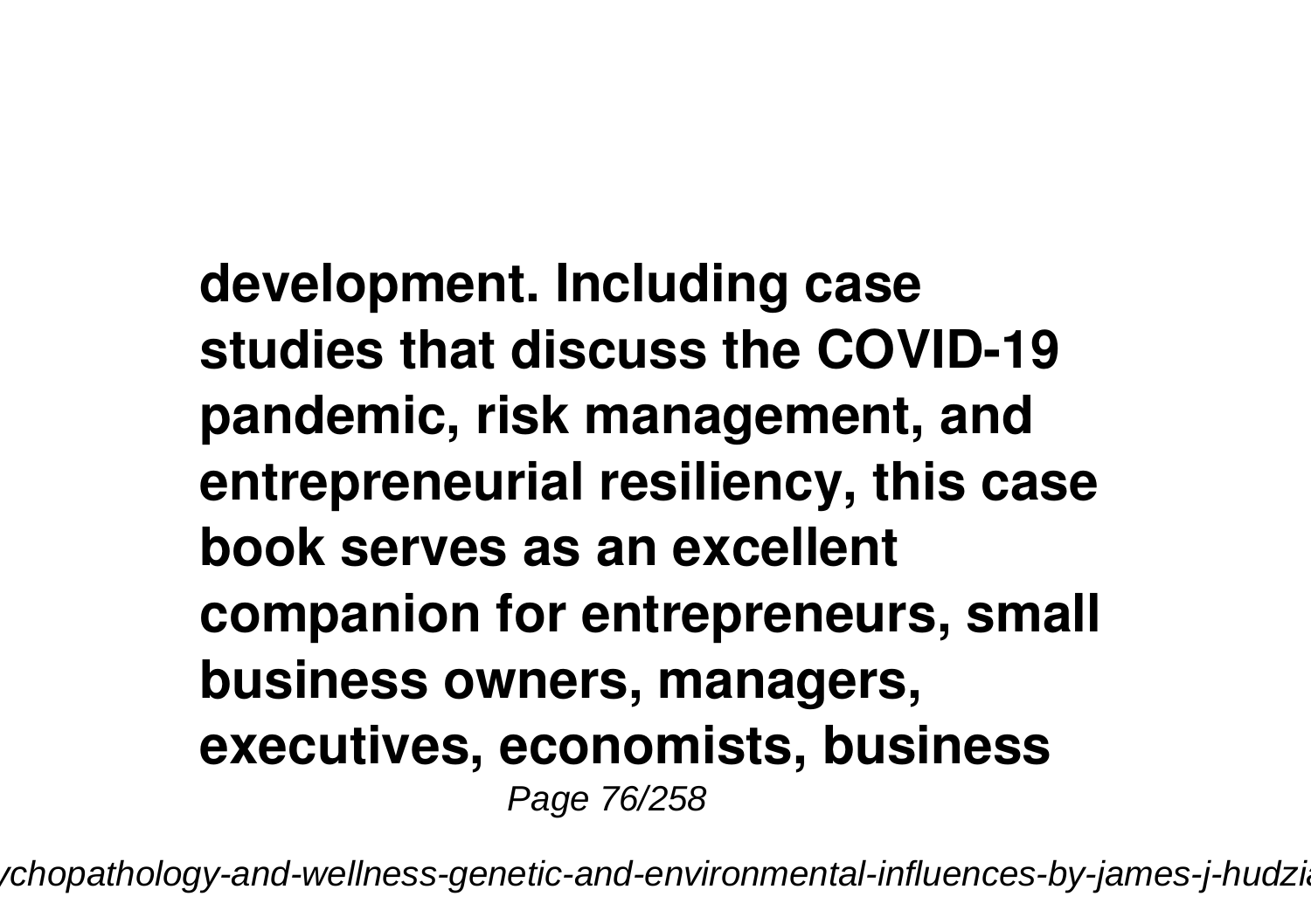**development. Including case studies that discuss the COVID-19 pandemic, risk management, and entrepreneurial resiliency, this case book serves as an excellent companion for entrepreneurs, small business owners, managers, executives, economists, business**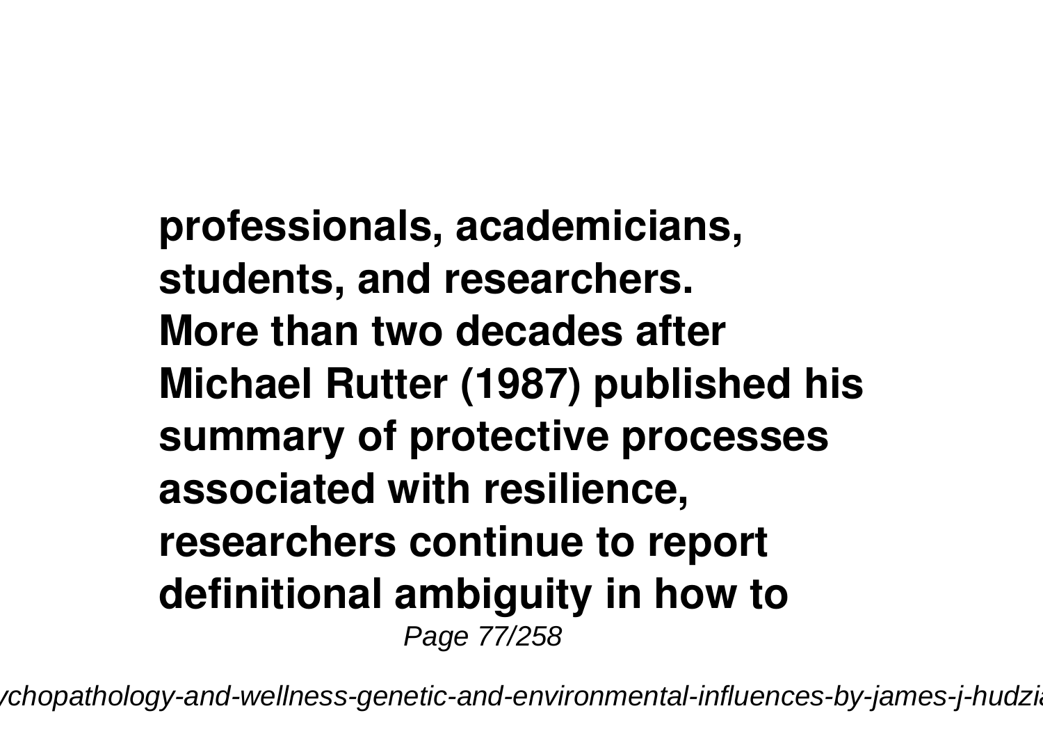**professionals, academicians, students, and researchers. More than two decades after Michael Rutter (1987) published his summary of protective processes associated with resilience, researchers continue to report definitional ambiguity in how to**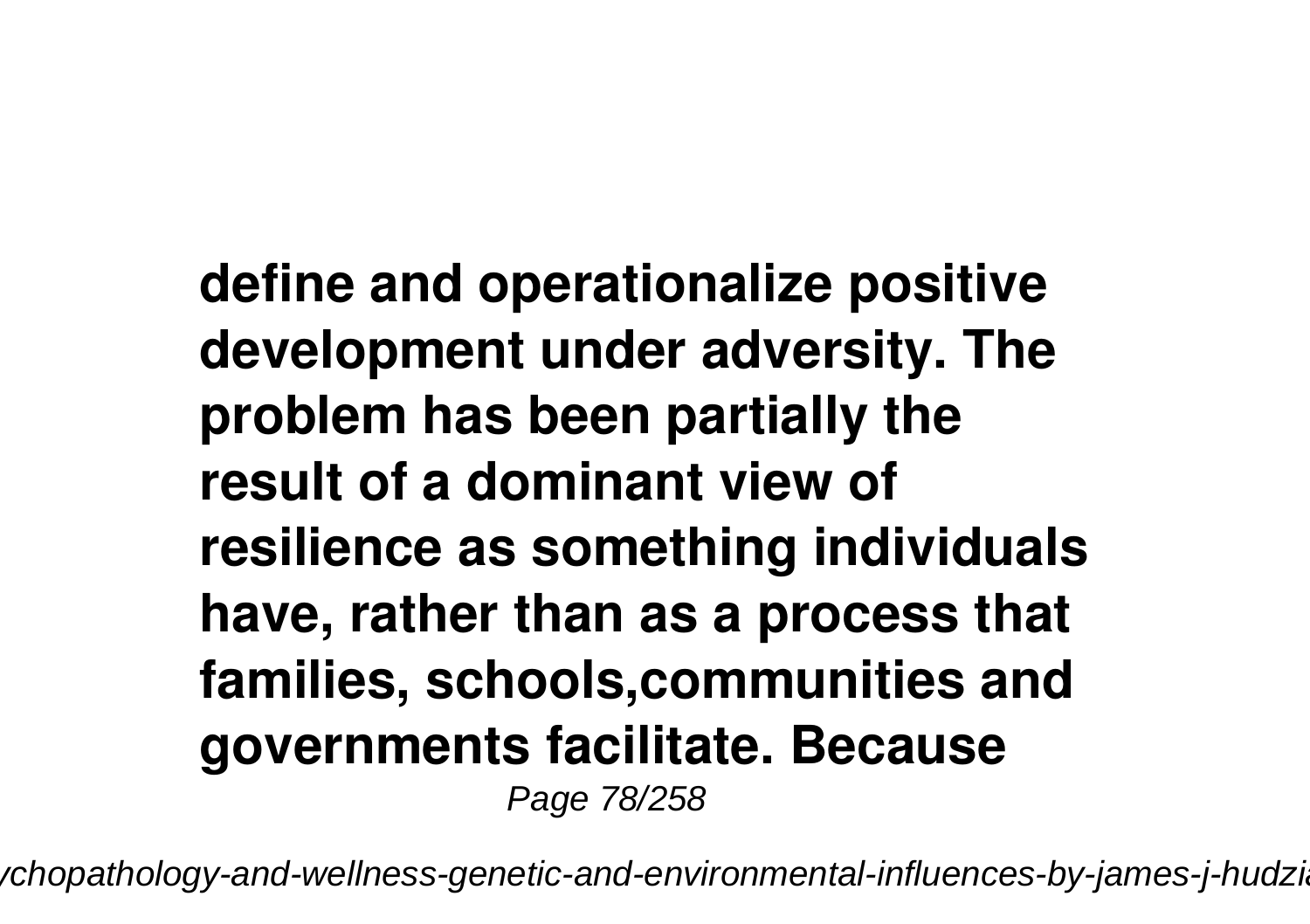**define and operationalize positive development under adversity. The problem has been partially the result of a dominant view of resilience as something individuals have, rather than as a process that families, schools,communities and governments facilitate. Because**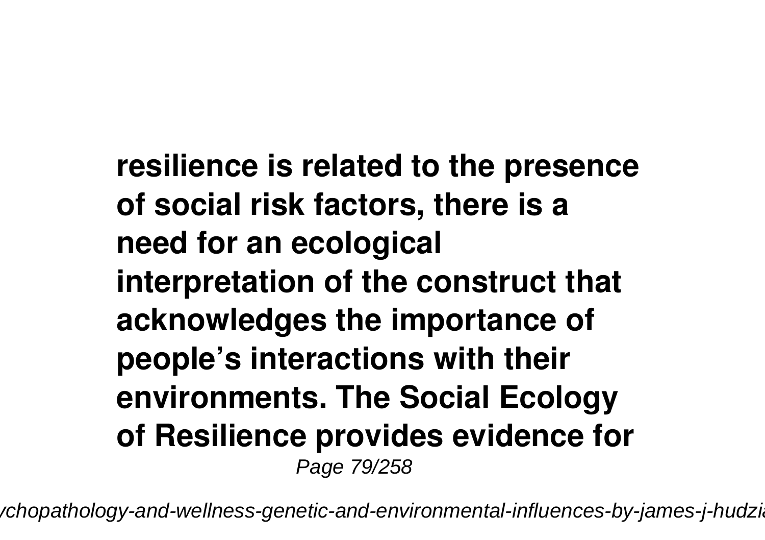**resilience is related to the presence of social risk factors, there is a need for an ecological interpretation of the construct that acknowledges the importance of people's interactions with their environments. The Social Ecology of Resilience provides evidence for**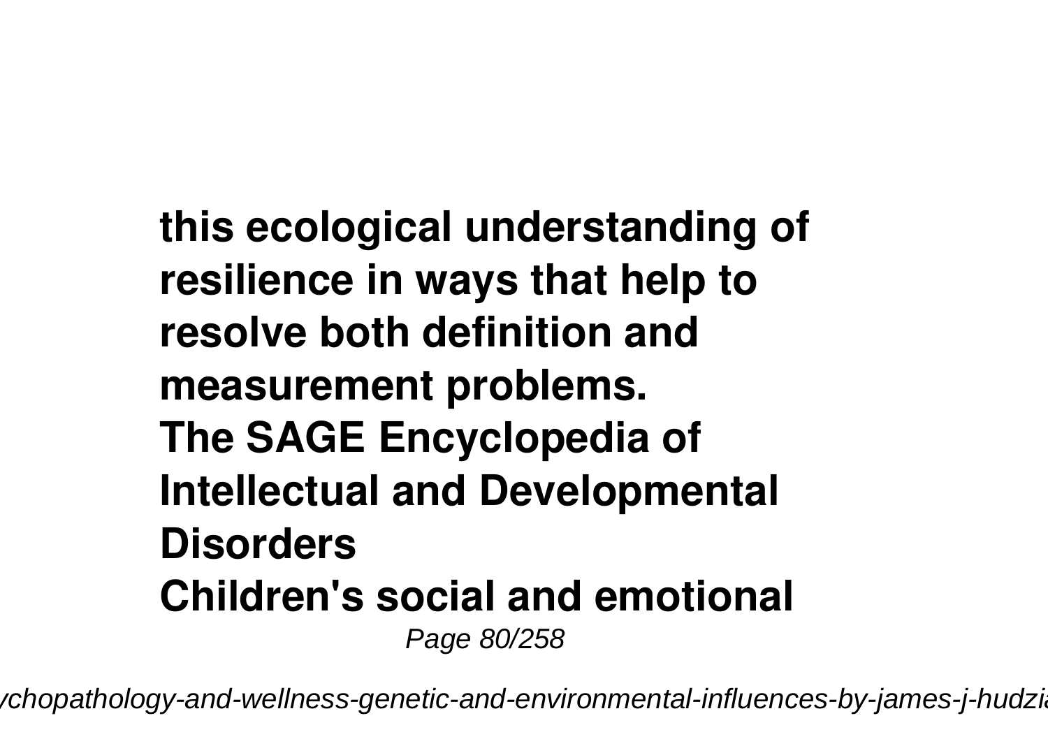**this ecological understanding of resilience in ways that help to resolve both definition and measurement problems.**

**The SAGE Encyclopedia of Intellectual and Developmental Disorders**

**Children's social and emotional**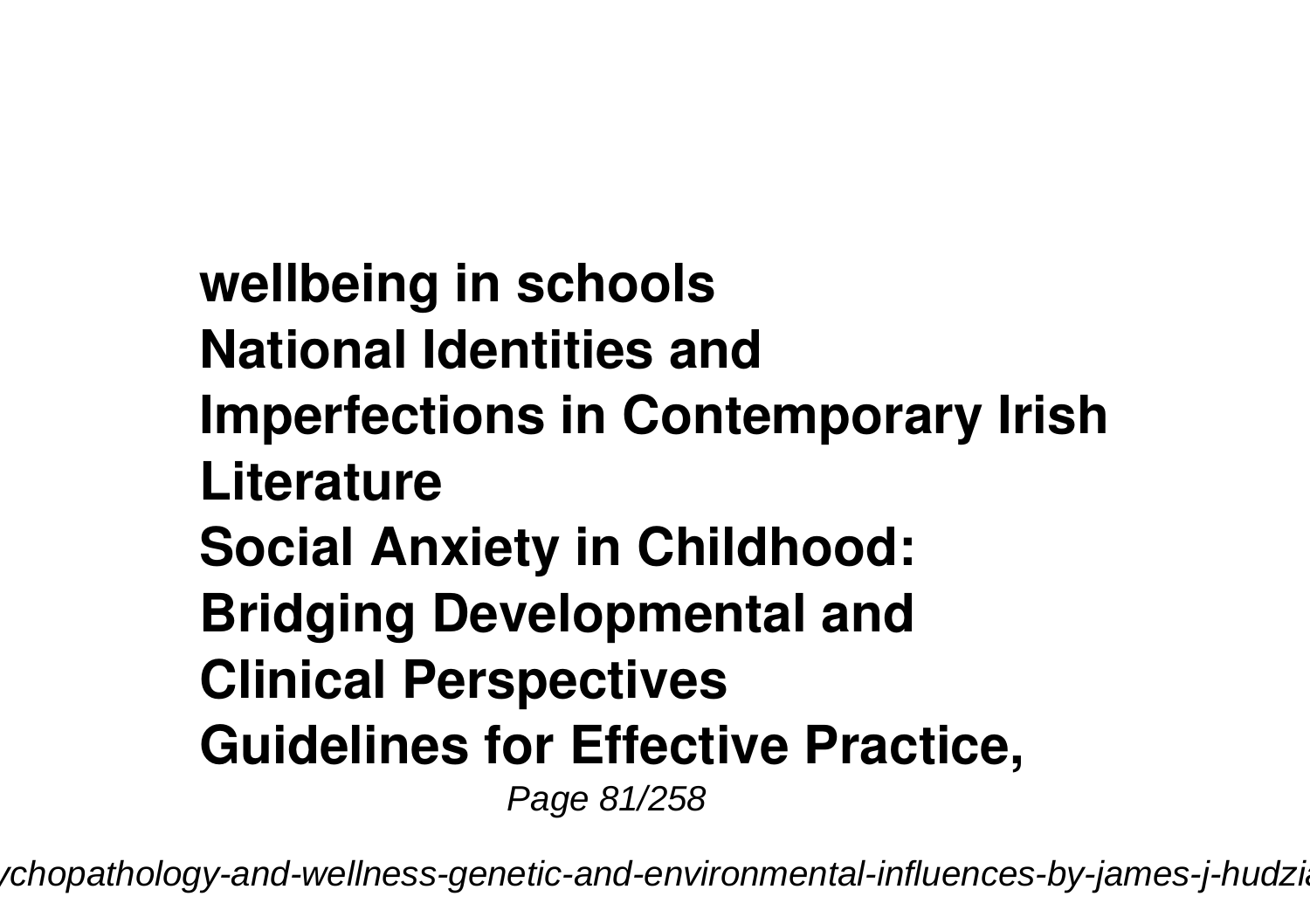**wellbeing in schools**
**National Identities and Imperfections in Contemporary Irish Literature**
**Social Anxiety in Childhood: Bridging Developmental and Clinical Perspectives**
**Guidelines for Effective Practice,**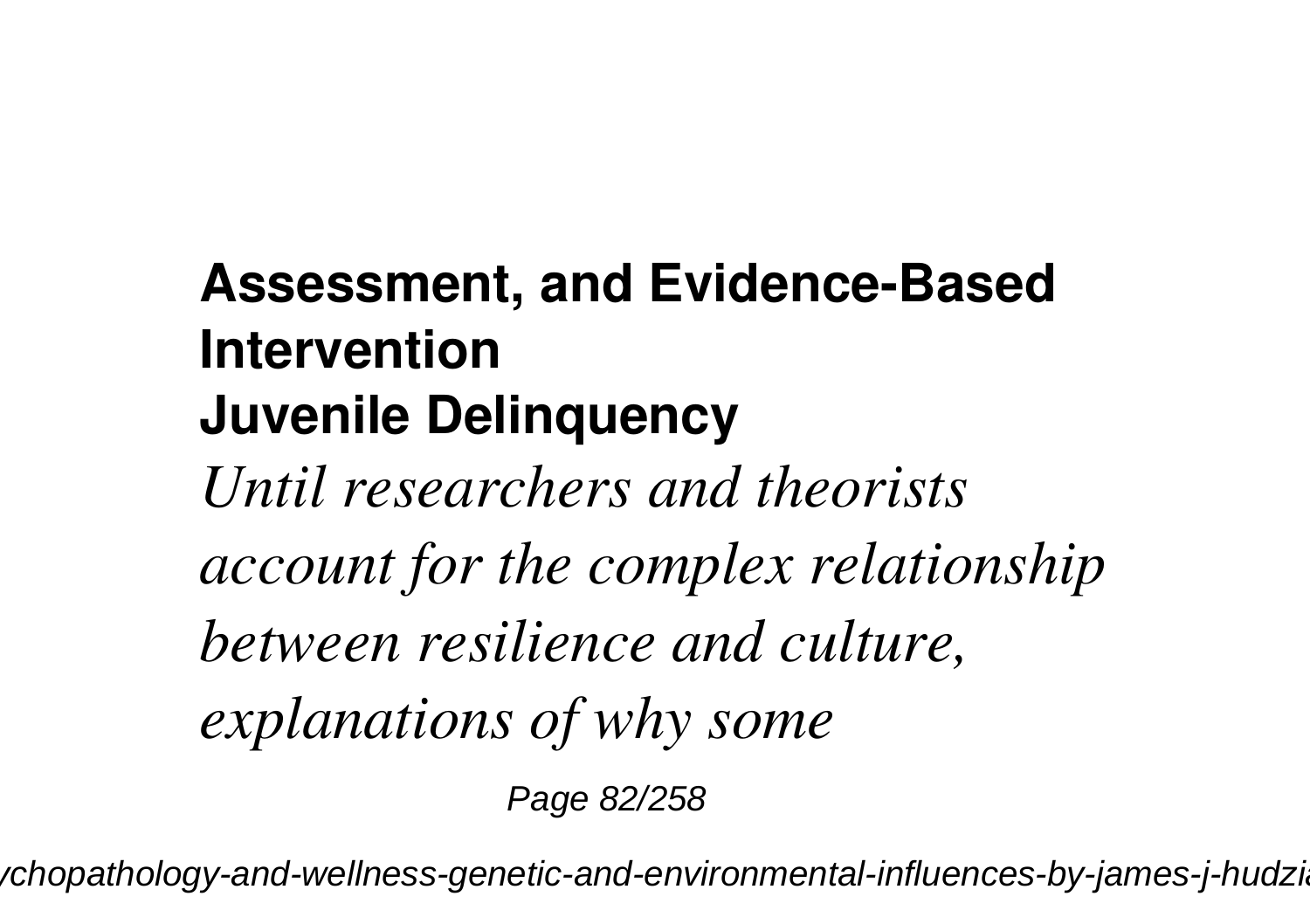**Assessment, and Evidence-Based Intervention**

**Juvenile Delinquency**

*Until researchers and theorists account for the complex relationship between resilience and culture, explanations of why some*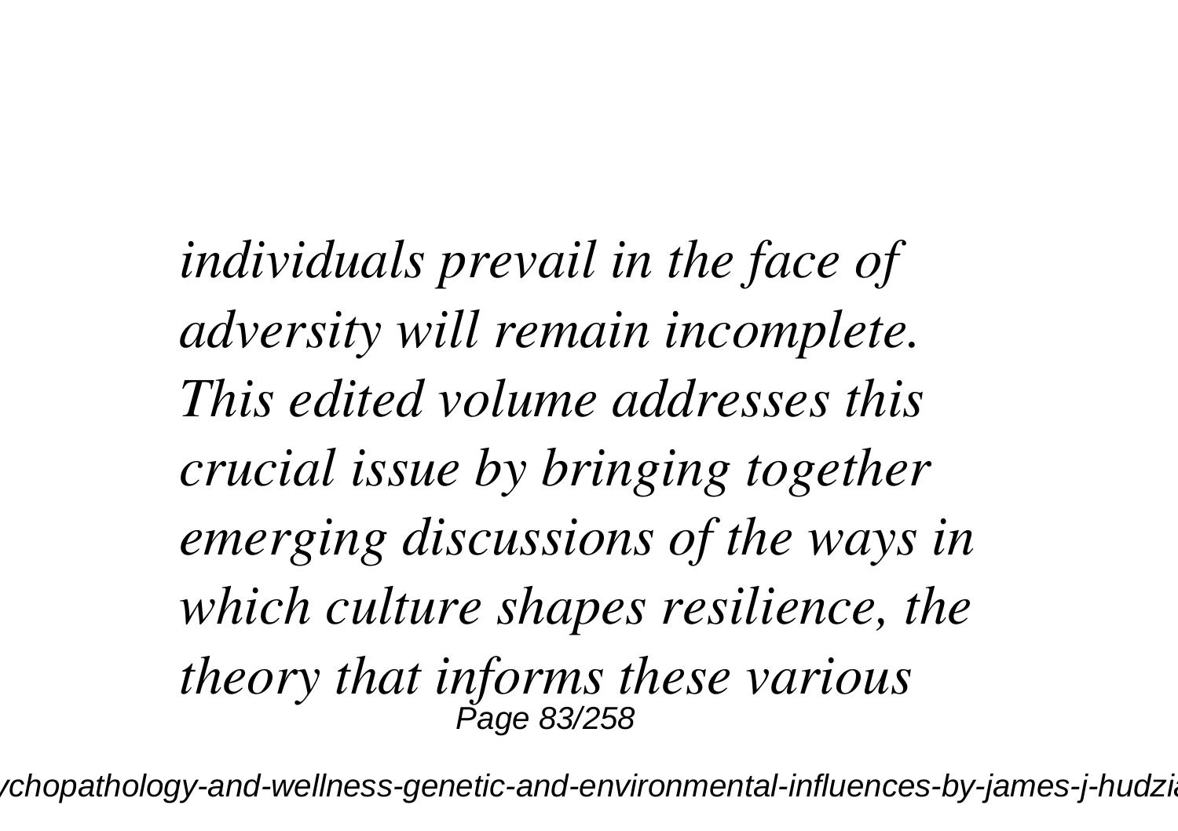*individuals prevail in the face of adversity will remain incomplete. This edited volume addresses this crucial issue by bringing together emerging discussions of the ways in which culture shapes resilience, the theory that informs these various*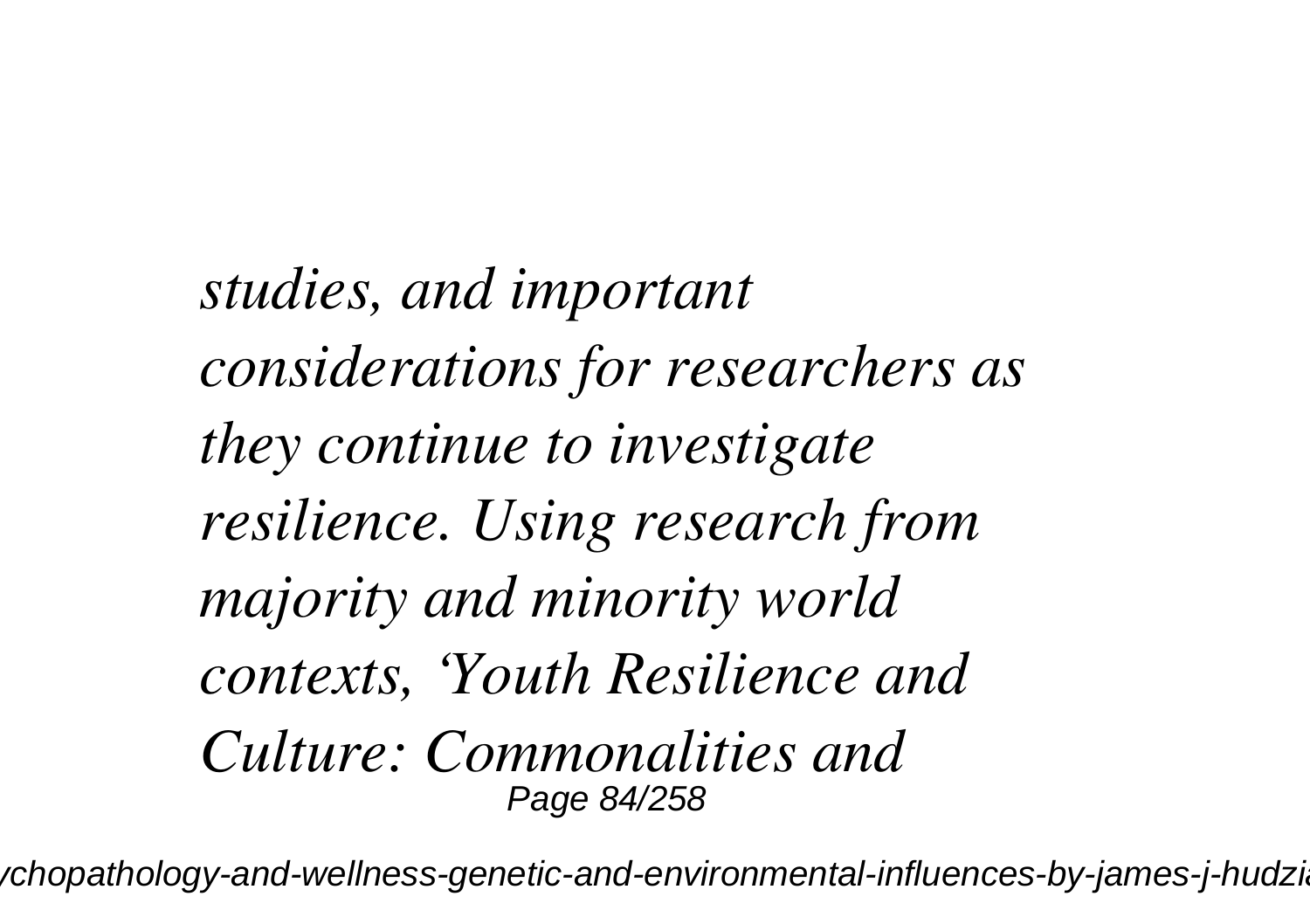*studies, and important considerations for researchers as they continue to investigate resilience. Using research from majority and minority world contexts, 'Youth Resilience and Culture: Commonalities and*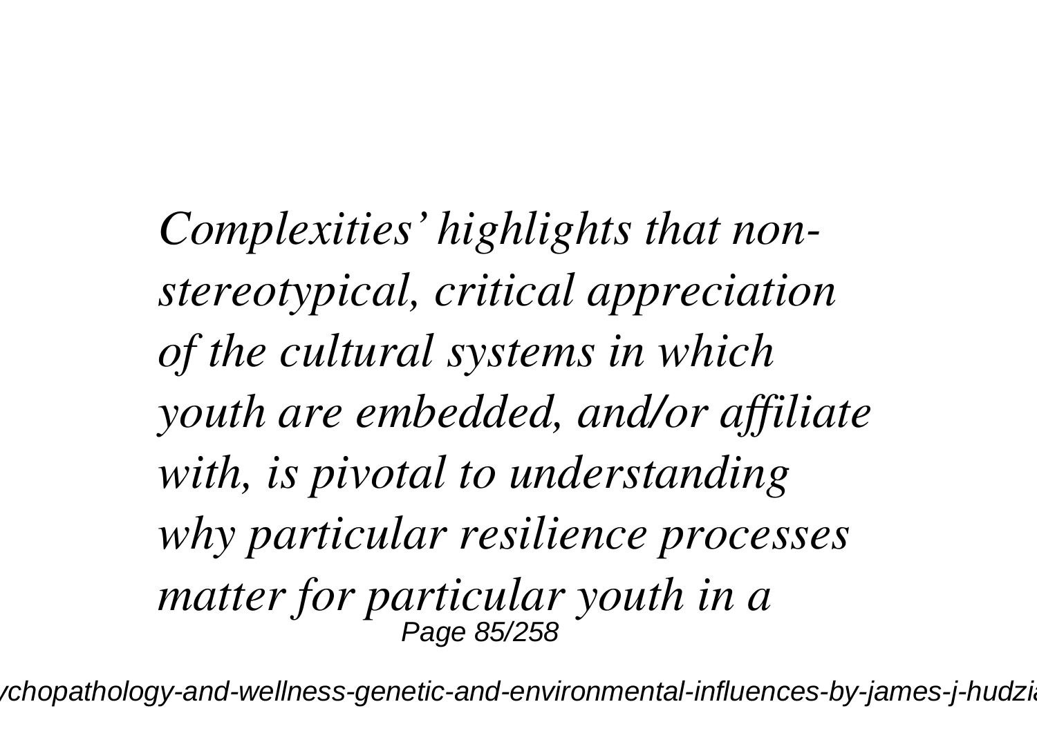*Complexities' highlights that non-stereotypical, critical appreciation of the cultural systems in which youth are embedded, and/or affiliate with, is pivotal to understanding why particular resilience processes matter for particular youth in a*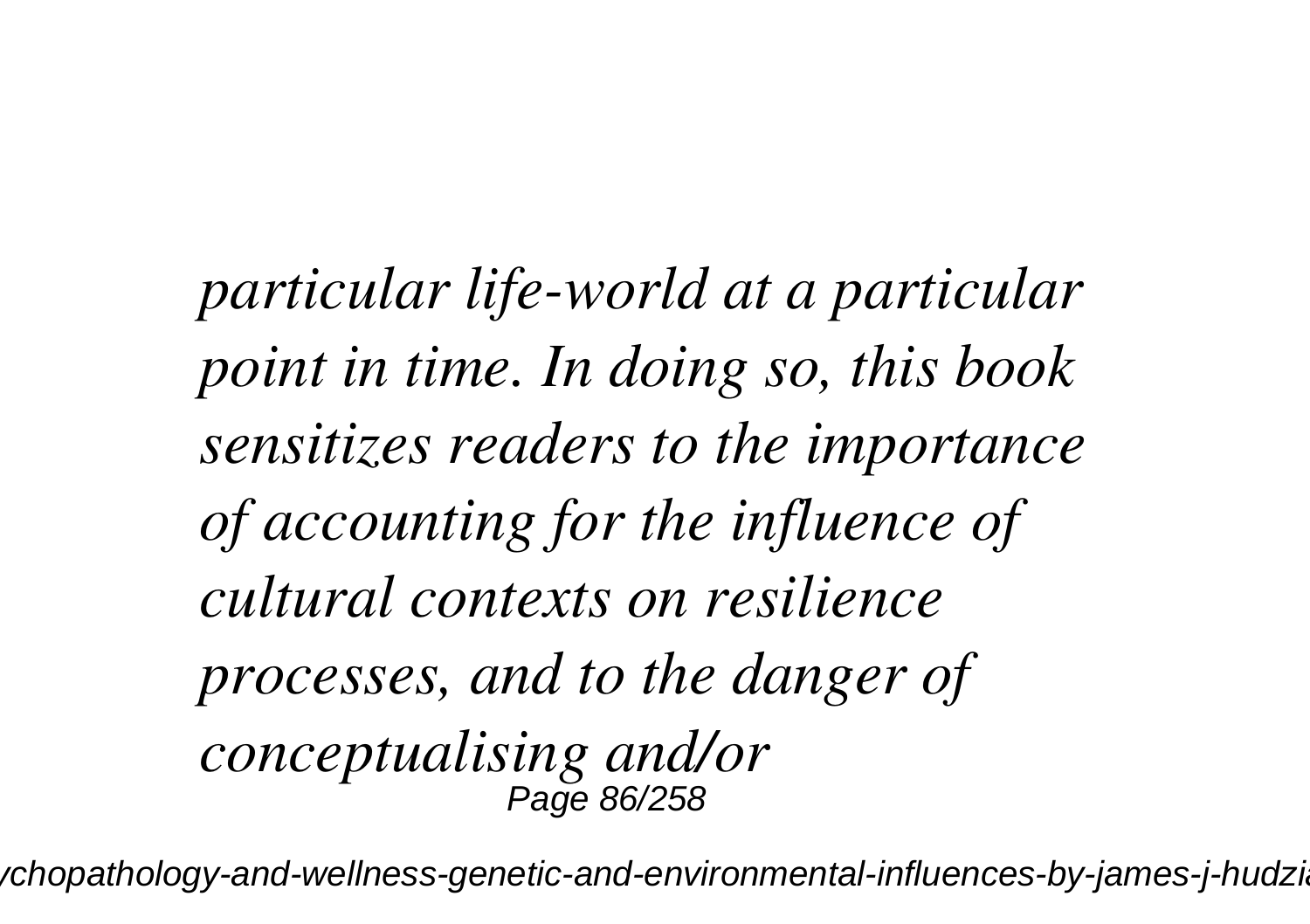*particular life-world at a particular point in time. In doing so, this book sensitizes readers to the importance of accounting for the influence of cultural contexts on resilience processes, and to the danger of conceptualising and/or*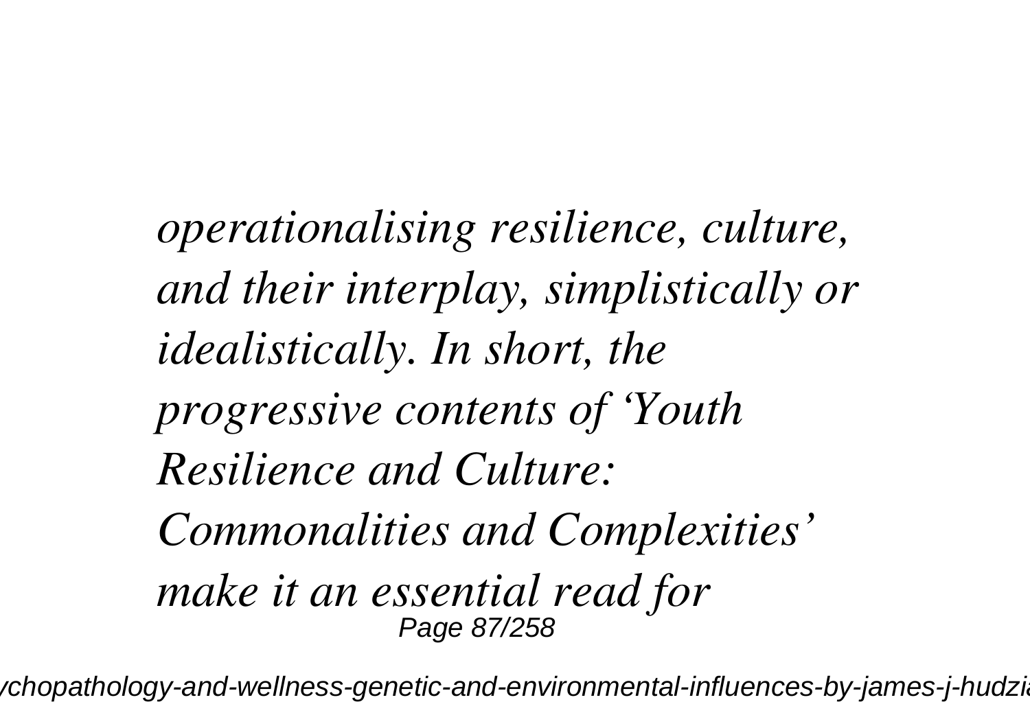*operationalising resilience, culture, and their interplay, simplistically or idealistically. In short, the progressive contents of 'Youth Resilience and Culture: Commonalities and Complexities' make it an essential read for*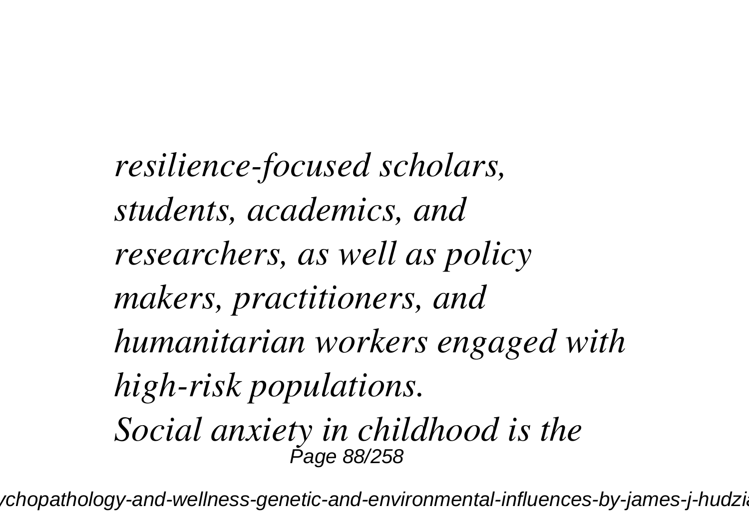*resilience-focused scholars, students, academics, and researchers, as well as policy makers, practitioners, and humanitarian workers engaged with high-risk populations.*

*Social anxiety in childhood is the*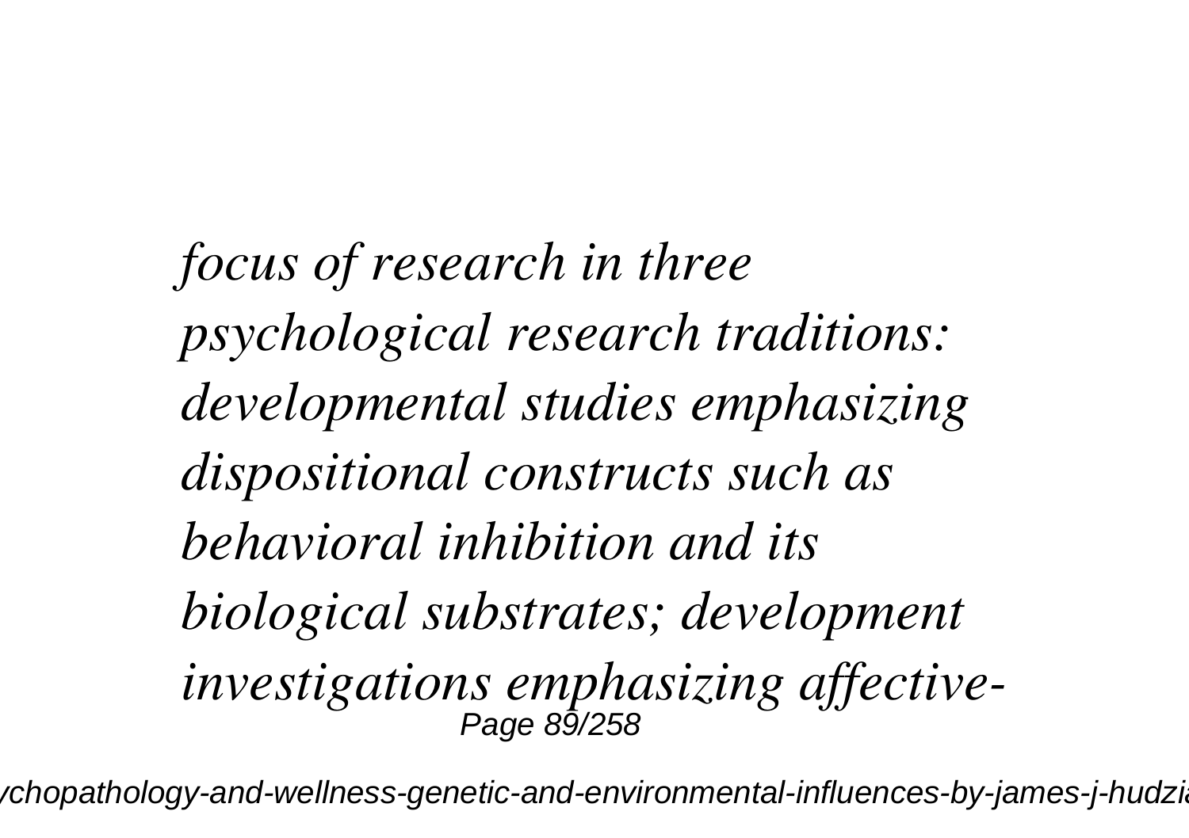*focus of research in three psychological research traditions: developmental studies emphasizing dispositional constructs such as behavioral inhibition and its biological substrates; development investigations emphasizing affective-*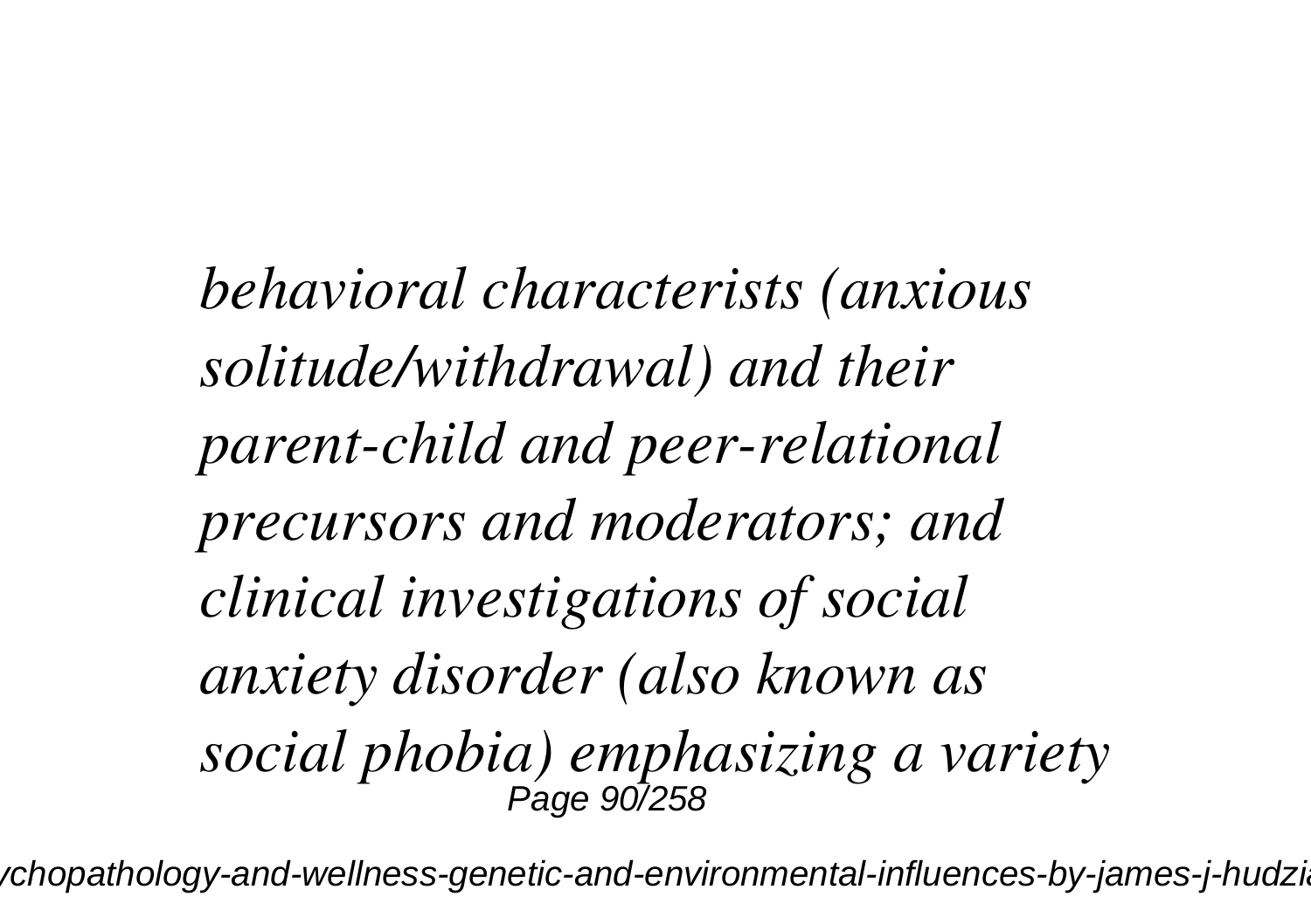*behavioral characterists (anxious solitude/withdrawal) and their parent-child and peer-relational precursors and moderators; and clinical investigations of social anxiety disorder (also known as social phobia) emphasizing a variety*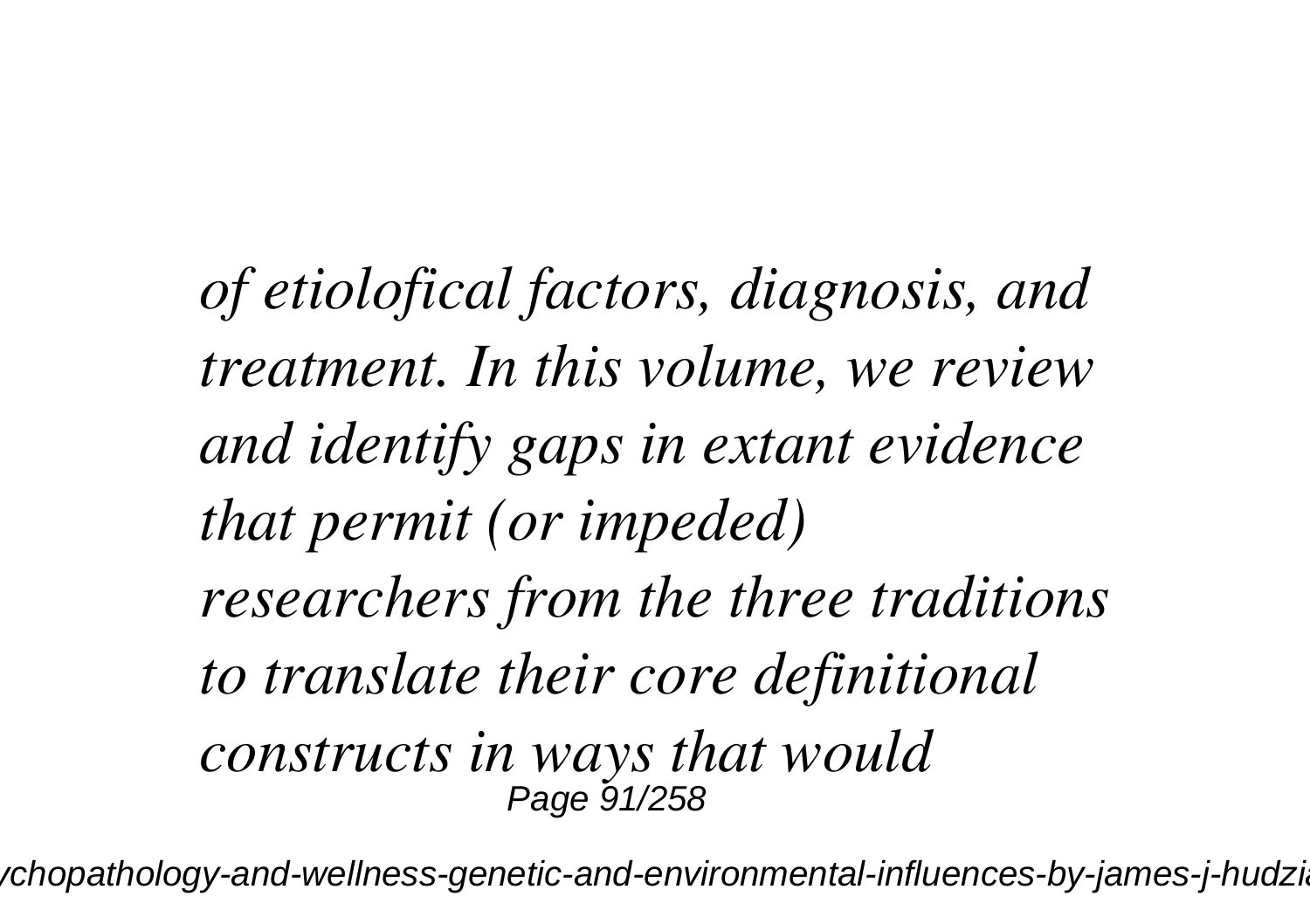*of etiolofical factors, diagnosis, and treatment. In this volume, we review and identify gaps in extant evidence that permit (or impeded) researchers from the three traditions to translate their core definitional constructs in ways that would*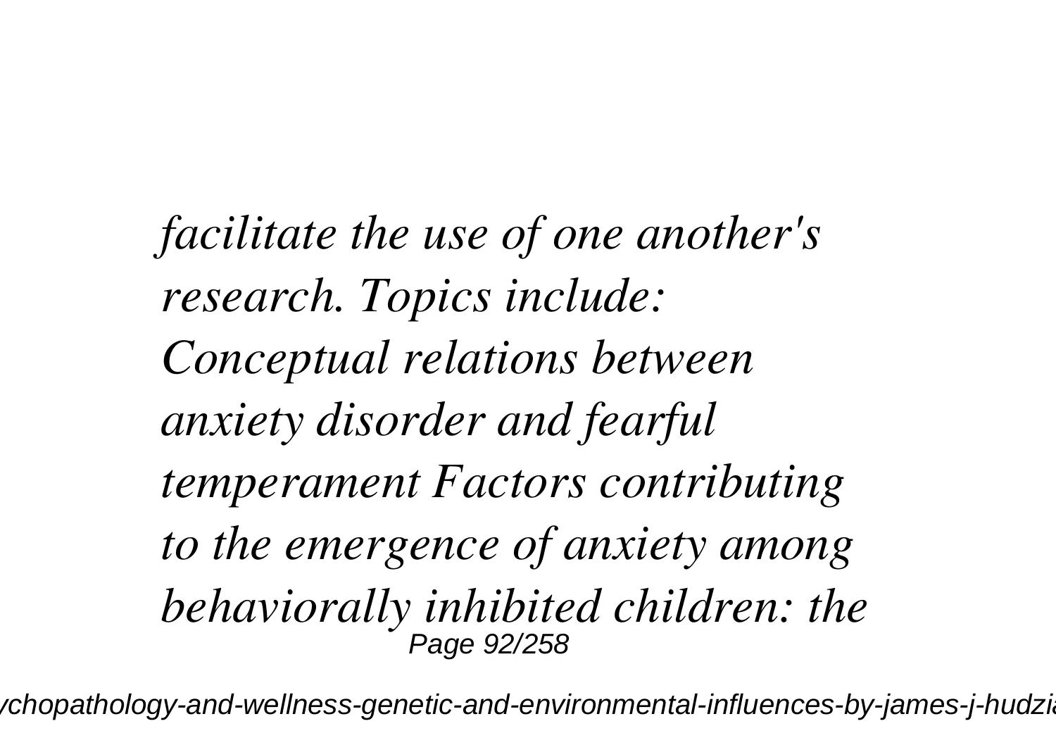*facilitate the use of one another's research. Topics include: Conceptual relations between anxiety disorder and fearful temperament Factors contributing to the emergence of anxiety among behaviorally inhibited children: the*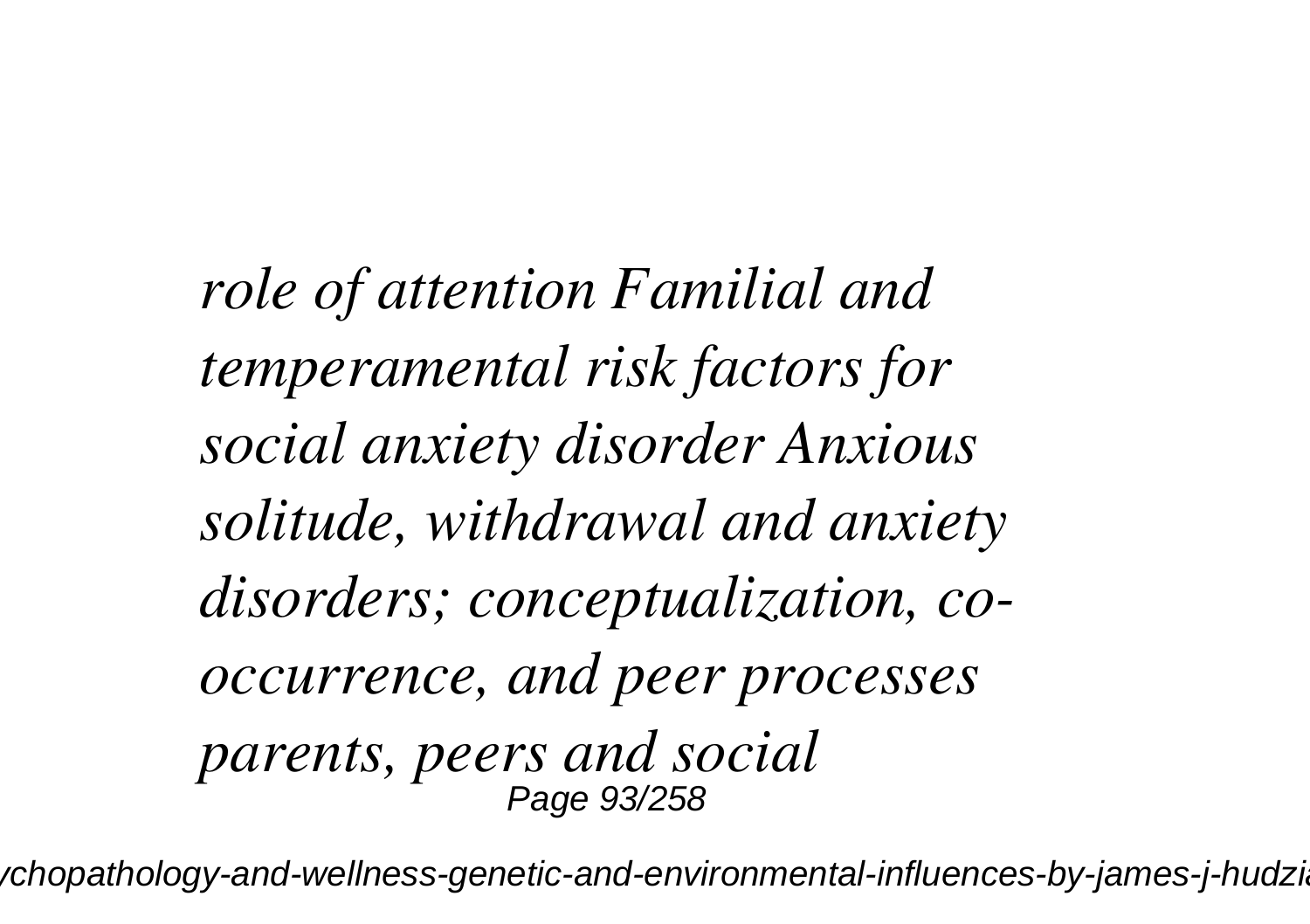*role of attention Familial and temperamental risk factors for social anxiety disorder Anxious solitude, withdrawal and anxiety disorders; conceptualization, co-occurrence, and peer processes parents, peers and social*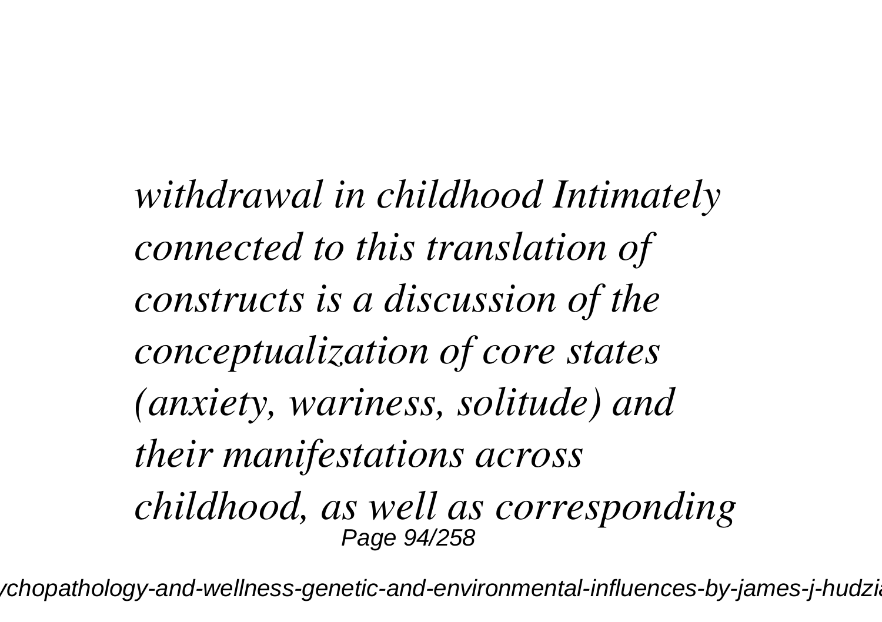*withdrawal in childhood Intimately connected to this translation of constructs is a discussion of the conceptualization of core states (anxiety, wariness, solitude) and their manifestations across childhood, as well as corresponding*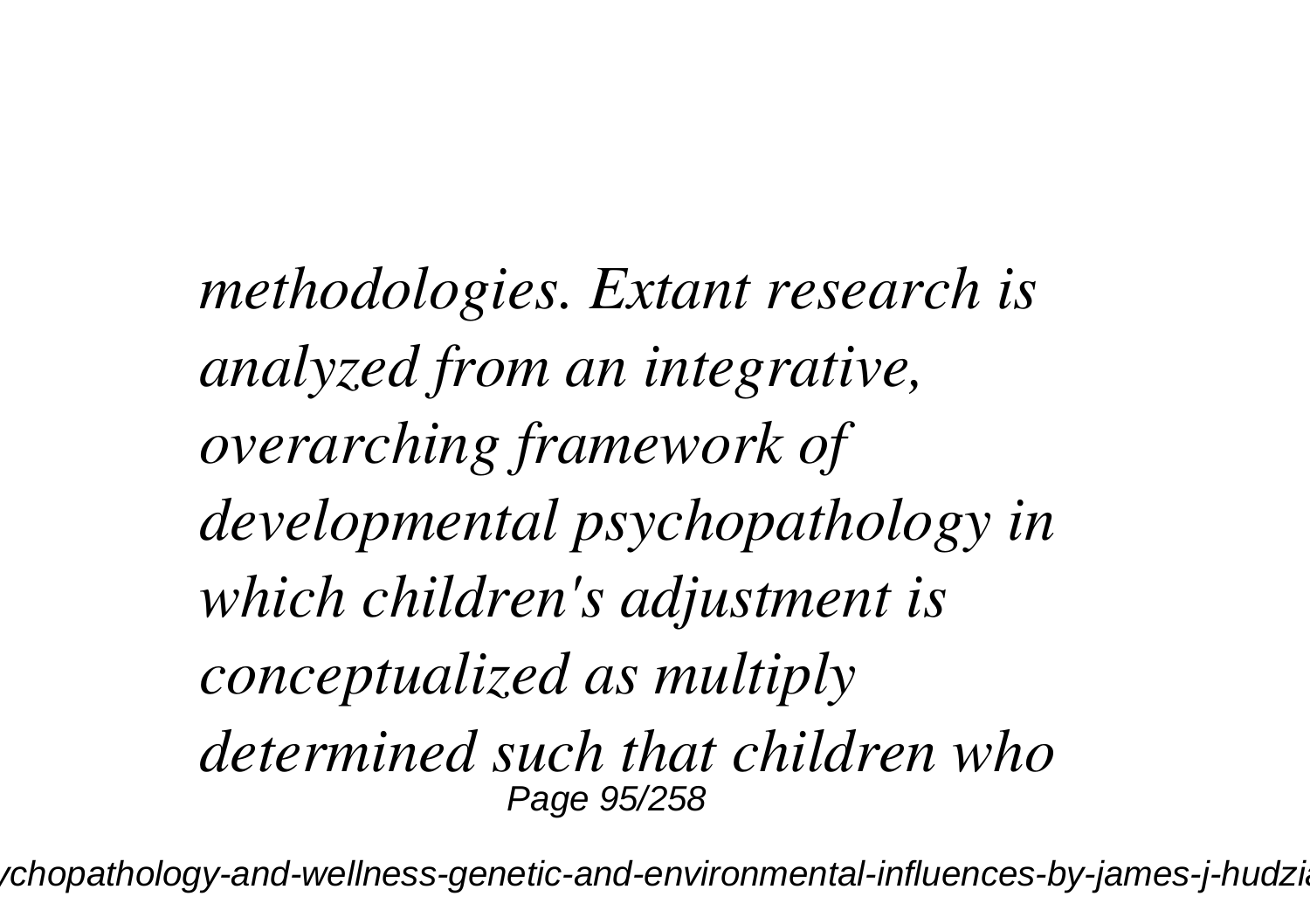*methodologies. Extant research is analyzed from an integrative, overarching framework of developmental psychopathology in which children's adjustment is conceptualized as multiply determined such that children who*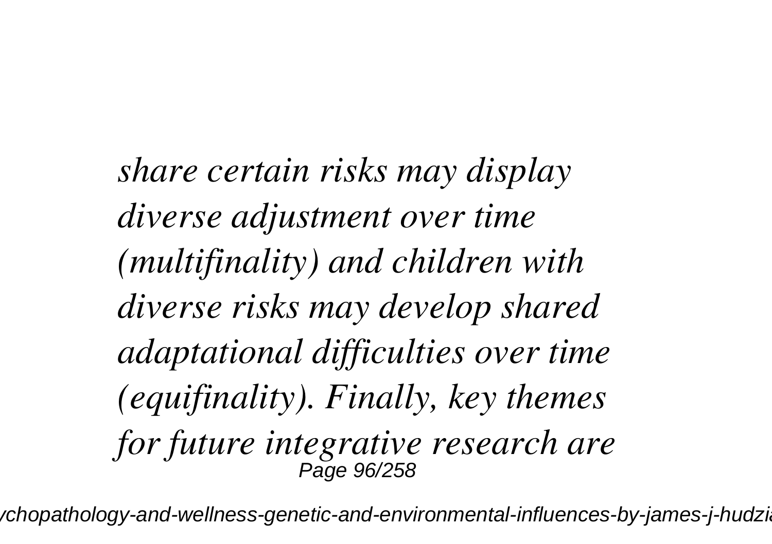*share certain risks may display diverse adjustment over time (multifinality) and children with diverse risks may develop shared adaptational difficulties over time (equifinality). Finally, key themes for future integrative research are*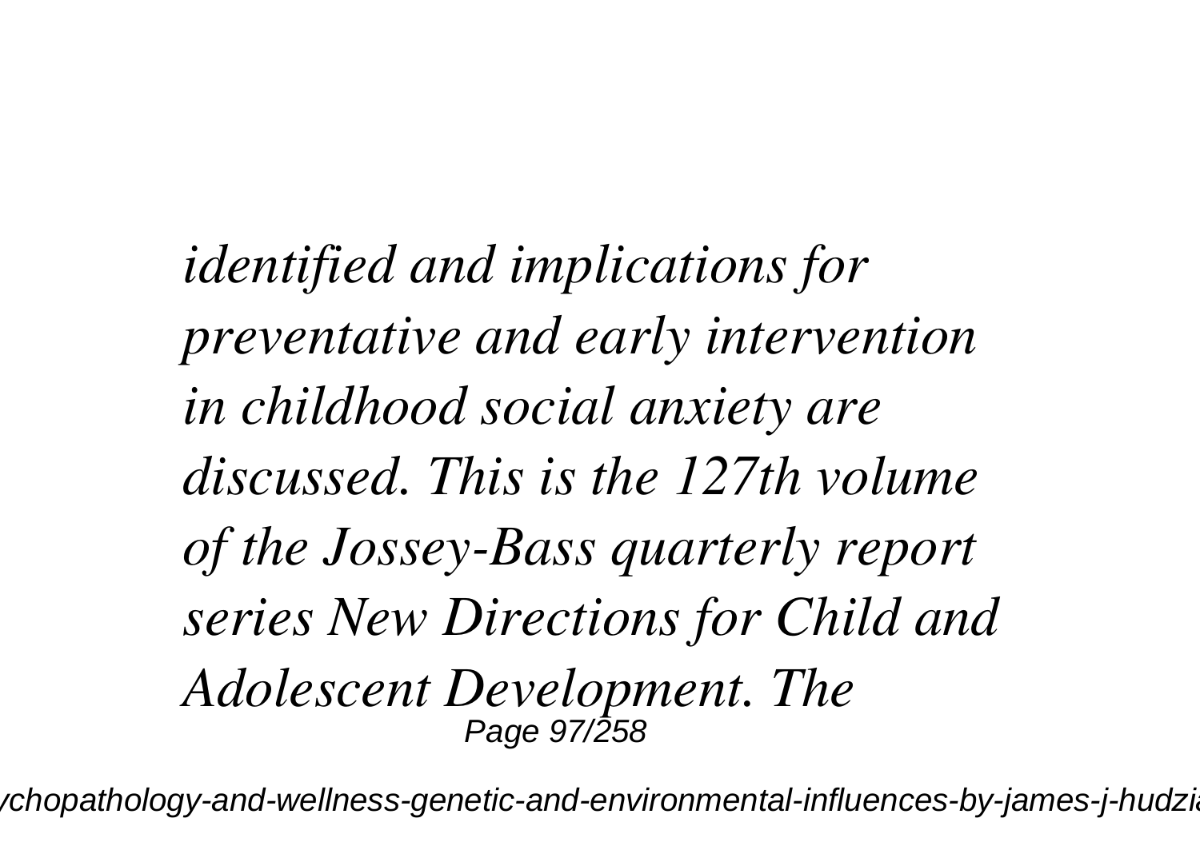*identified and implications for preventative and early intervention in childhood social anxiety are discussed. This is the 127th volume of the Jossey-Bass quarterly report series New Directions for Child and Adolescent Development. The*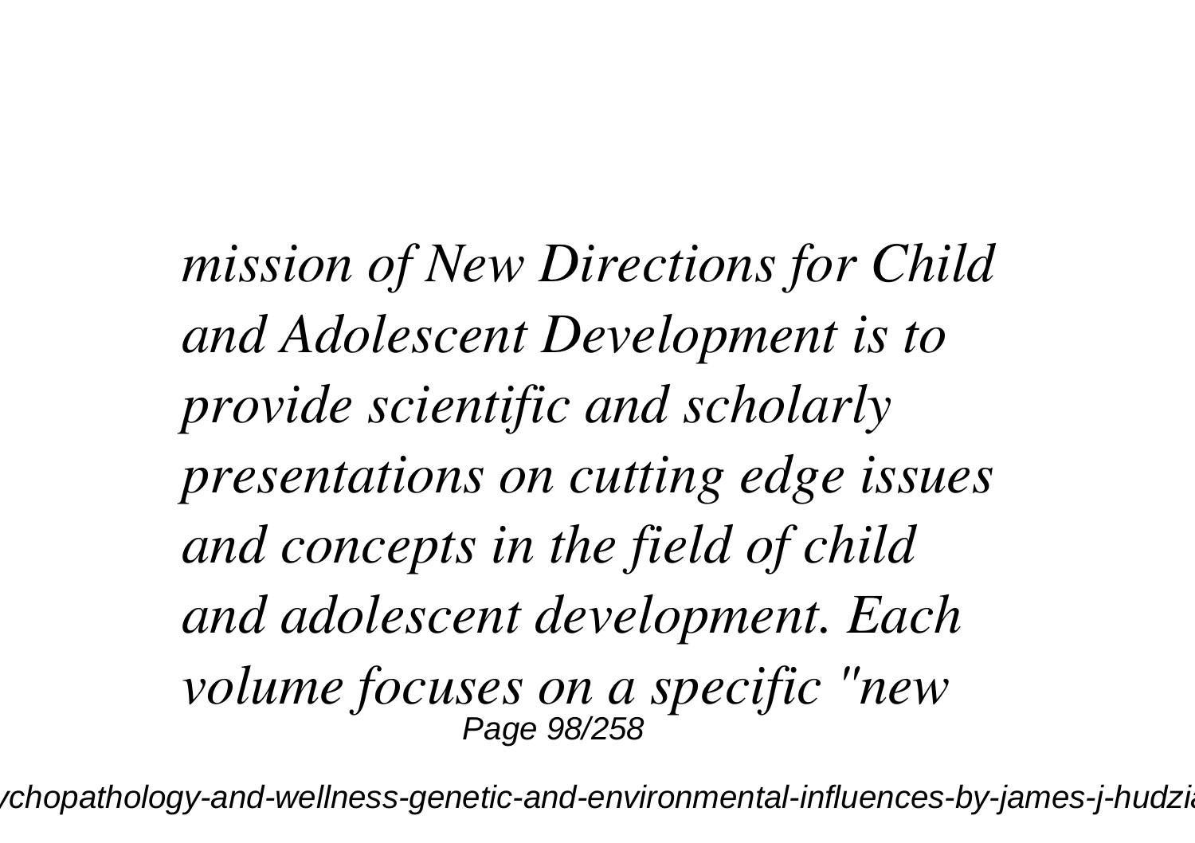*mission of New Directions for Child and Adolescent Development is to provide scientific and scholarly presentations on cutting edge issues and concepts in the field of child and adolescent development. Each volume focuses on a specific "new*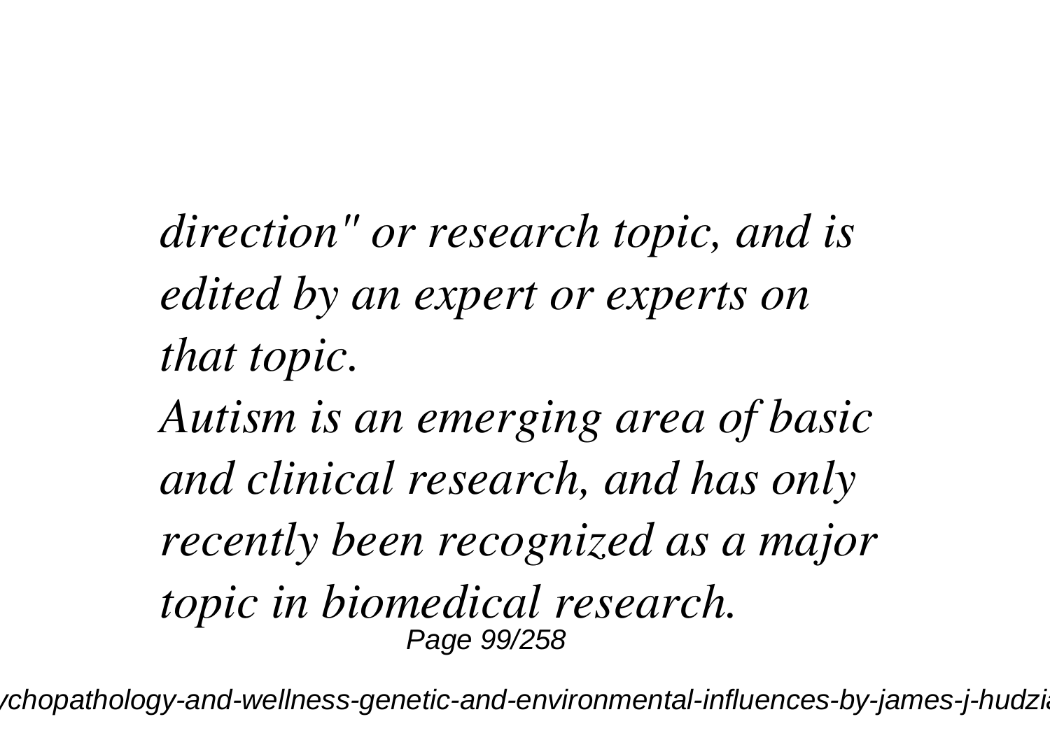*direction" or research topic, and is edited by an expert or experts on that topic.*

*Autism is an emerging area of basic and clinical research, and has only recently been recognized as a major topic in biomedical research.*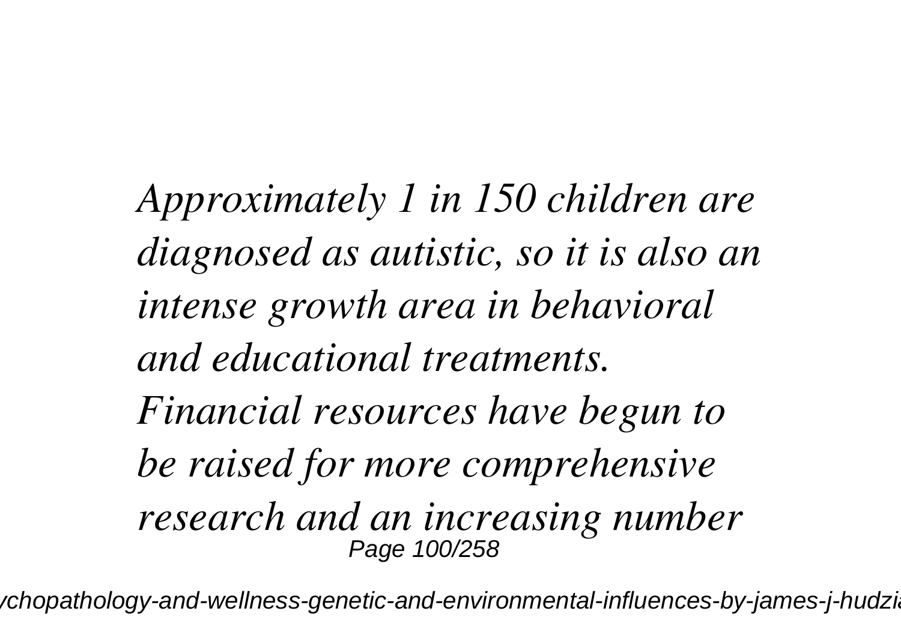*Approximately 1 in 150 children are diagnosed as autistic, so it is also an intense growth area in behavioral and educational treatments. Financial resources have begun to be raised for more comprehensive research and an increasing number*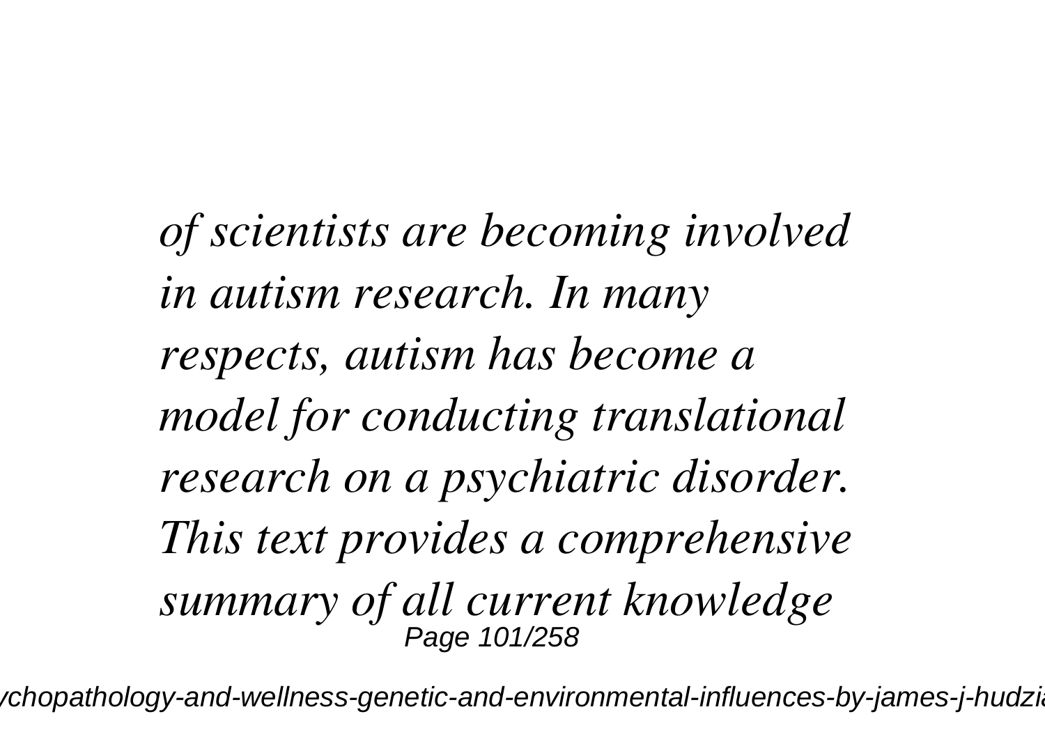*of scientists are becoming involved in autism research. In many respects, autism has become a model for conducting translational research on a psychiatric disorder. This text provides a comprehensive summary of all current knowledge*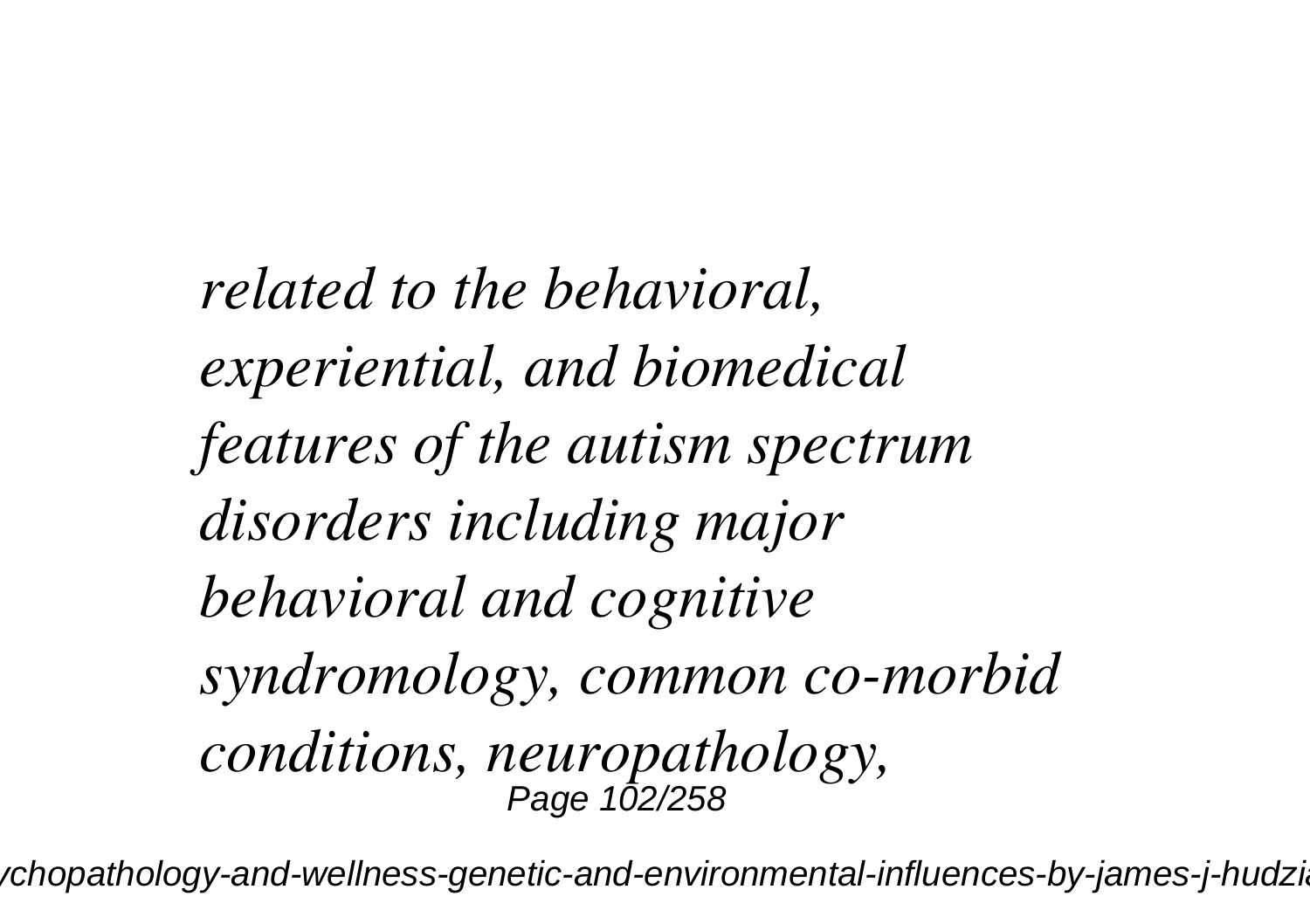*related to the behavioral, experiential, and biomedical features of the autism spectrum disorders including major behavioral and cognitive syndromology, common co-morbid conditions, neuropathology,*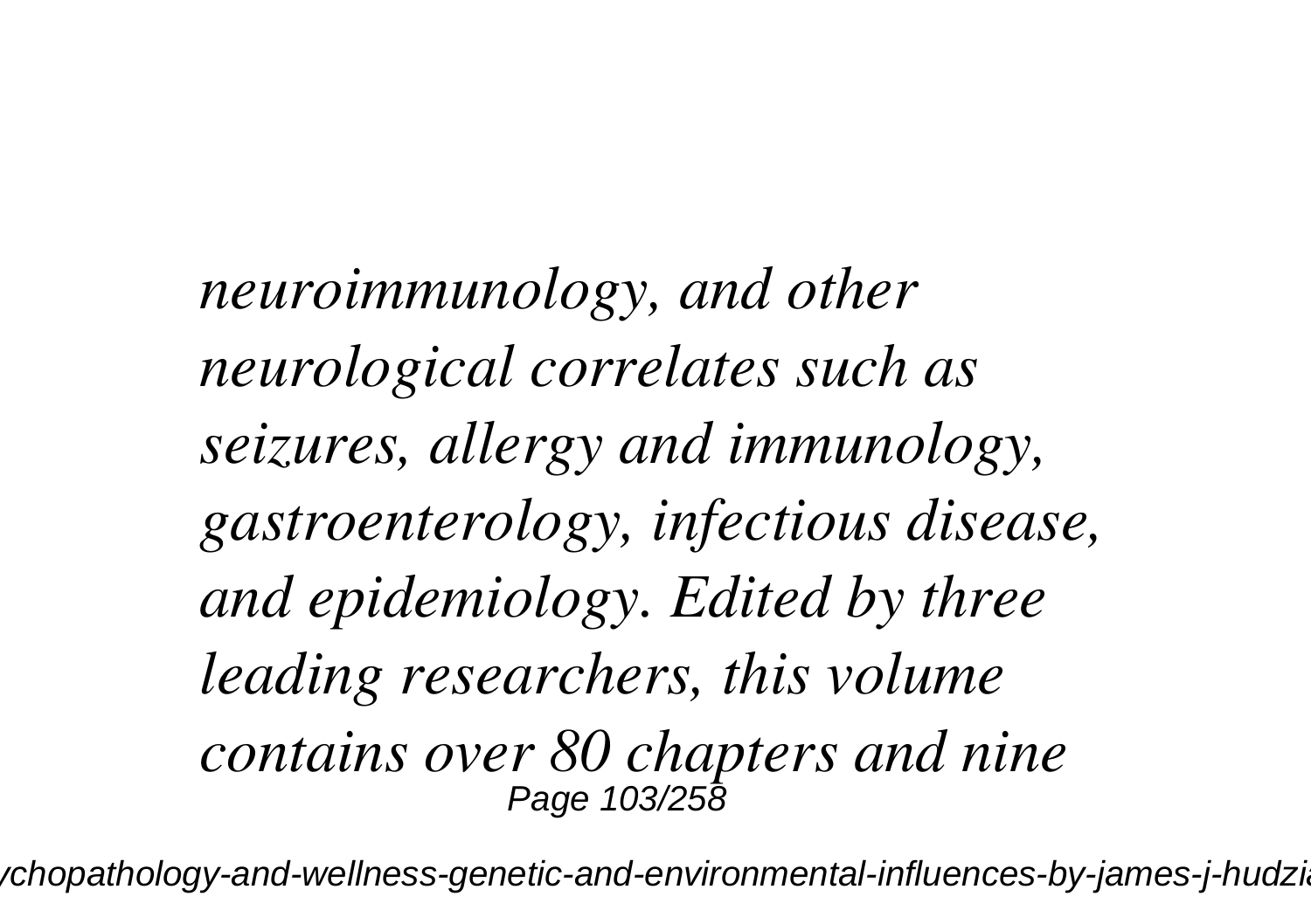*neuroimmunology, and other neurological correlates such as seizures, allergy and immunology, gastroenterology, infectious disease, and epidemiology. Edited by three leading researchers, this volume contains over 80 chapters and nine*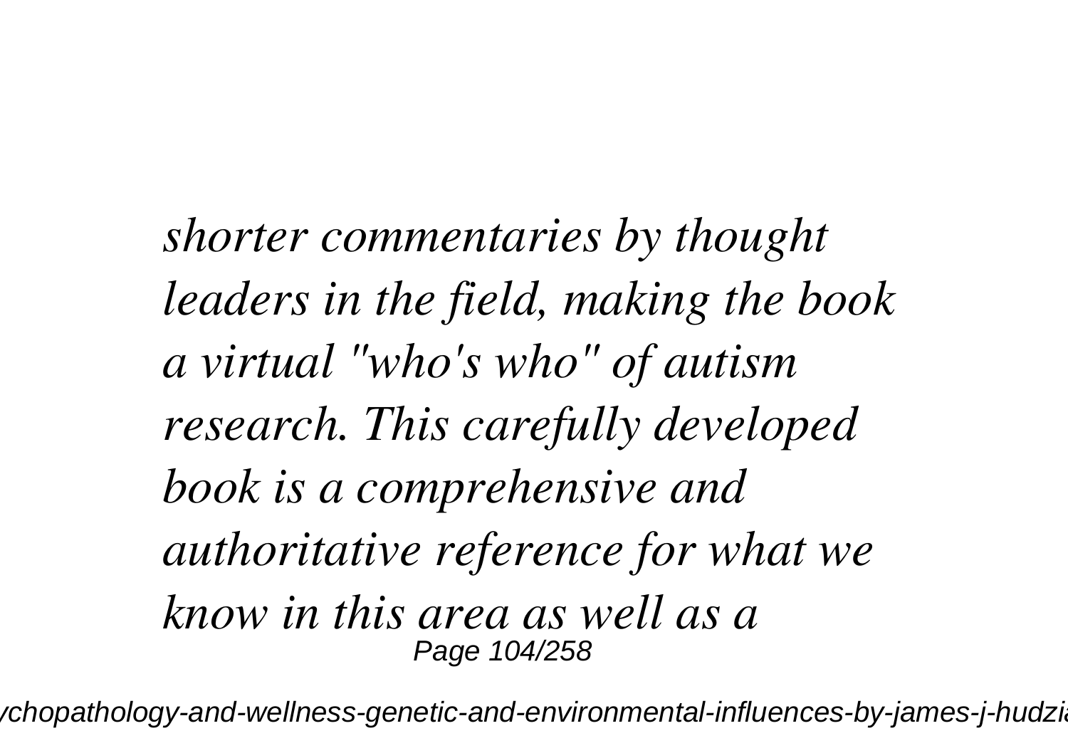*shorter commentaries by thought leaders in the field, making the book a virtual "who's who" of autism research. This carefully developed book is a comprehensive and authoritative reference for what we know in this area as well as a*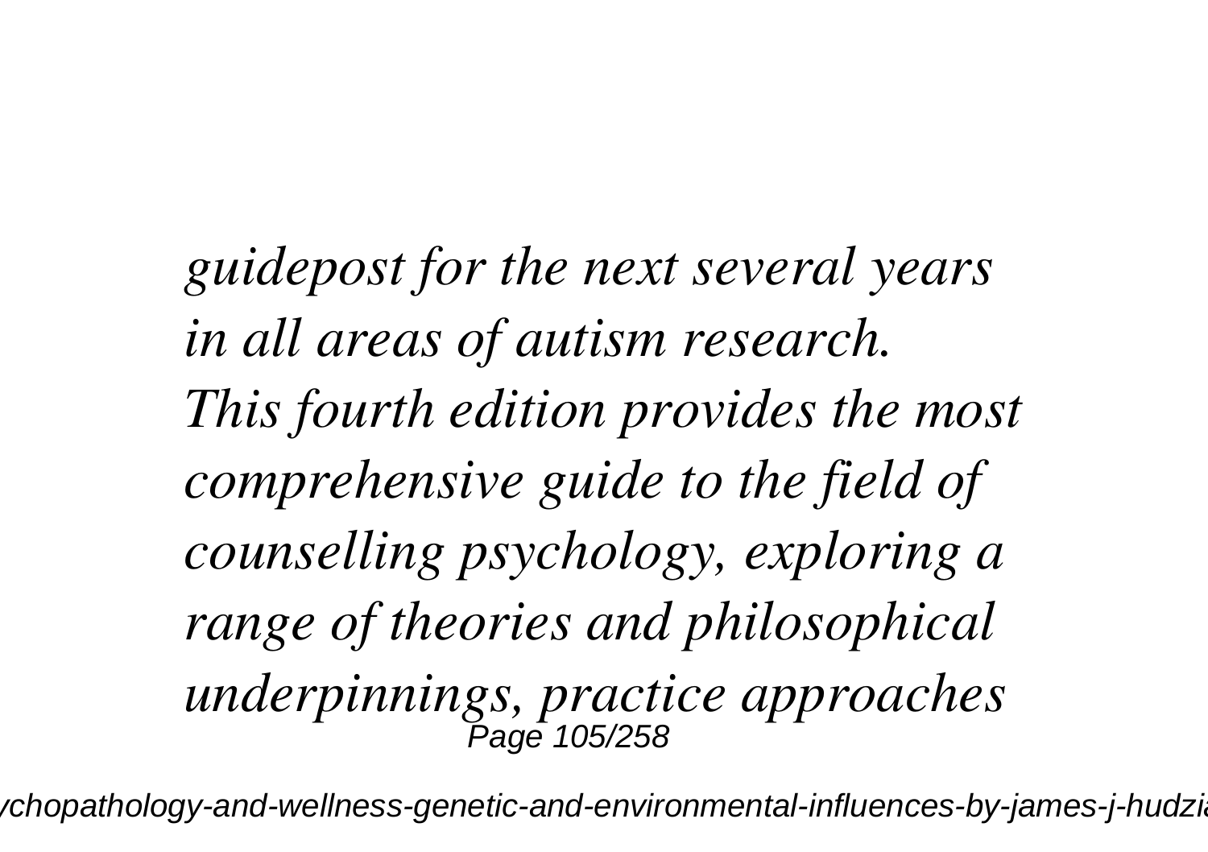*guidepost for the next several years in all areas of autism research.*
*This fourth edition provides the most comprehensive guide to the field of counselling psychology, exploring a range of theories and philosophical underpinnings, practice approaches*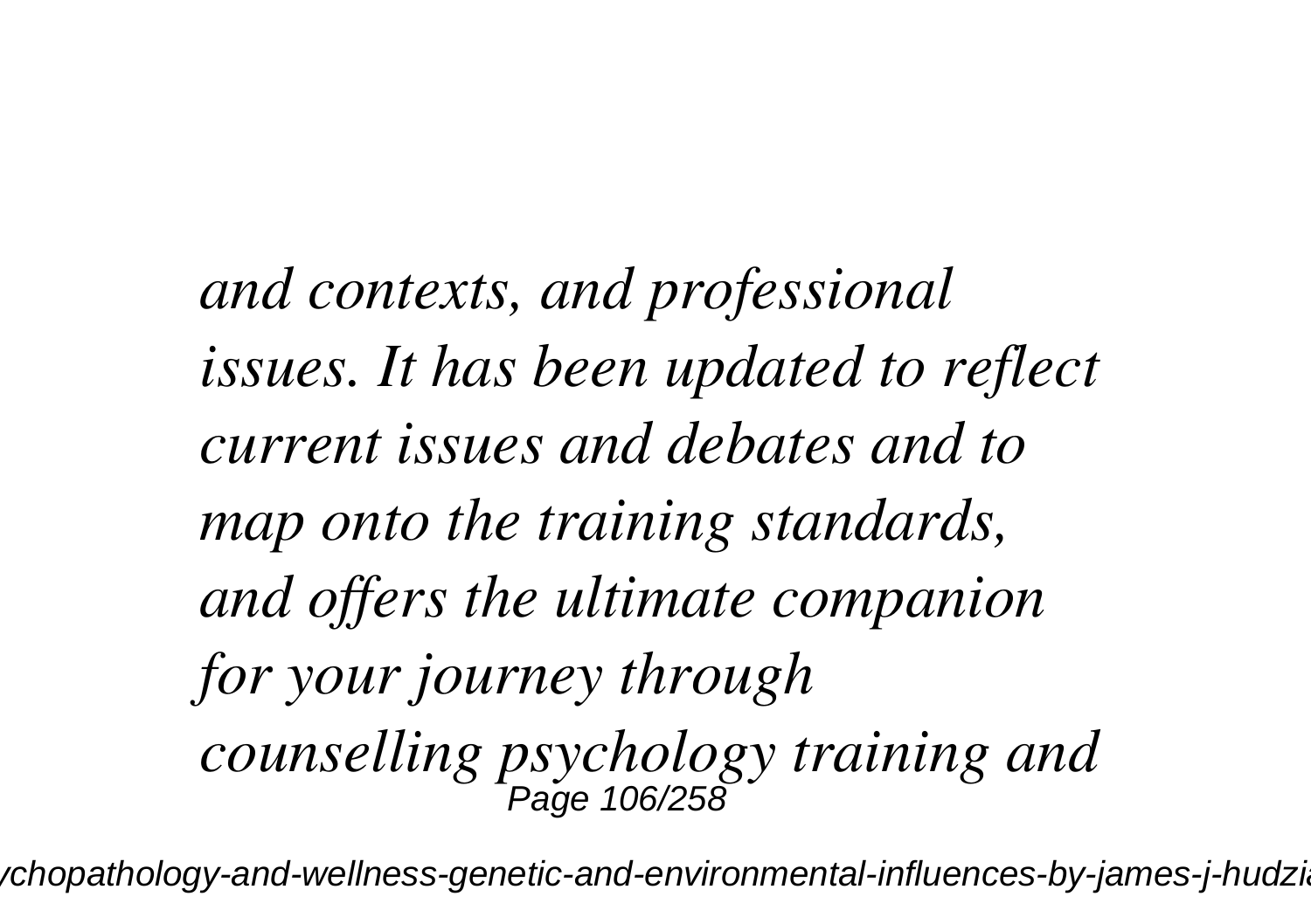*and contexts, and professional issues. It has been updated to reflect current issues and debates and to map onto the training standards, and offers the ultimate companion for your journey through counselling psychology training and*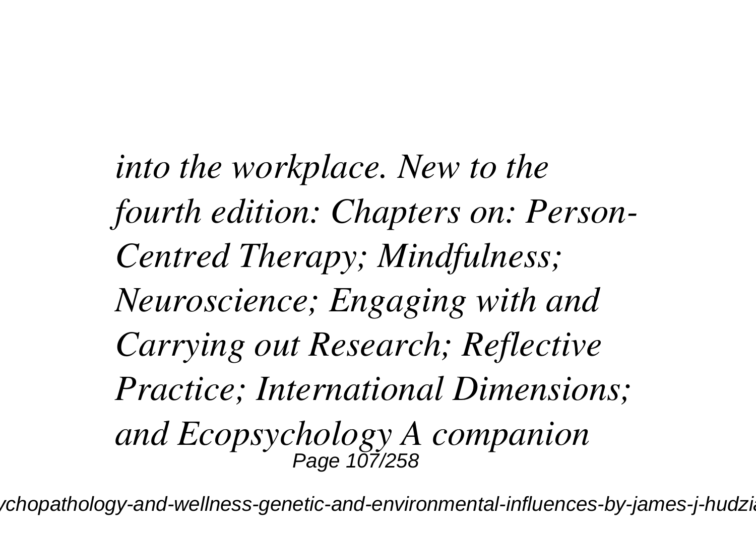*into the workplace. New to the fourth edition: Chapters on: Person-Centred Therapy; Mindfulness; Neuroscience; Engaging with and Carrying out Research; Reflective Practice; International Dimensions; and Ecopsychology A companion*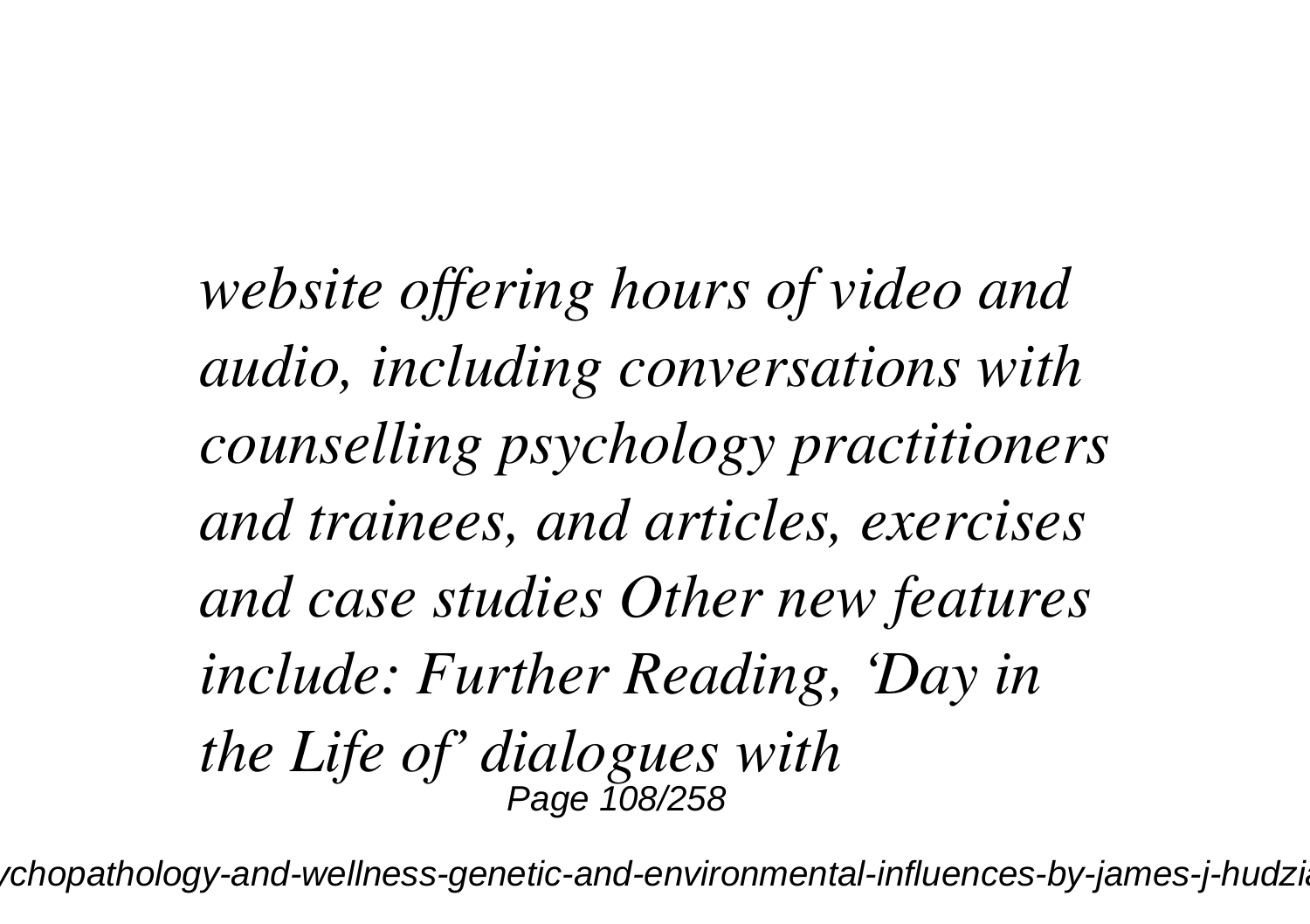*website offering hours of video and audio, including conversations with counselling psychology practitioners and trainees, and articles, exercises and case studies Other new features include: Further Reading, 'Day in the Life of' dialogues with*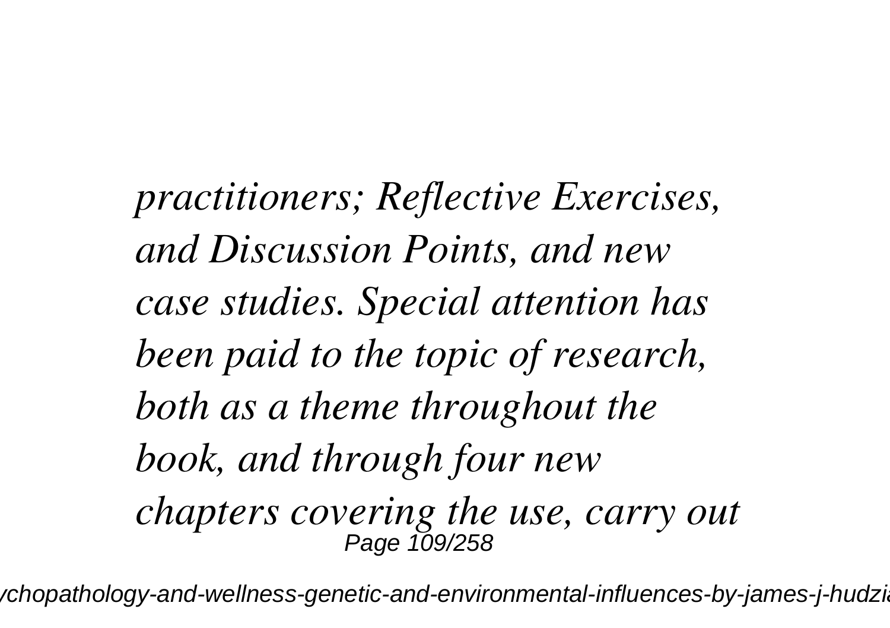*practitioners; Reflective Exercises, and Discussion Points, and new case studies. Special attention has been paid to the topic of research, both as a theme throughout the book, and through four new chapters covering the use, carry out*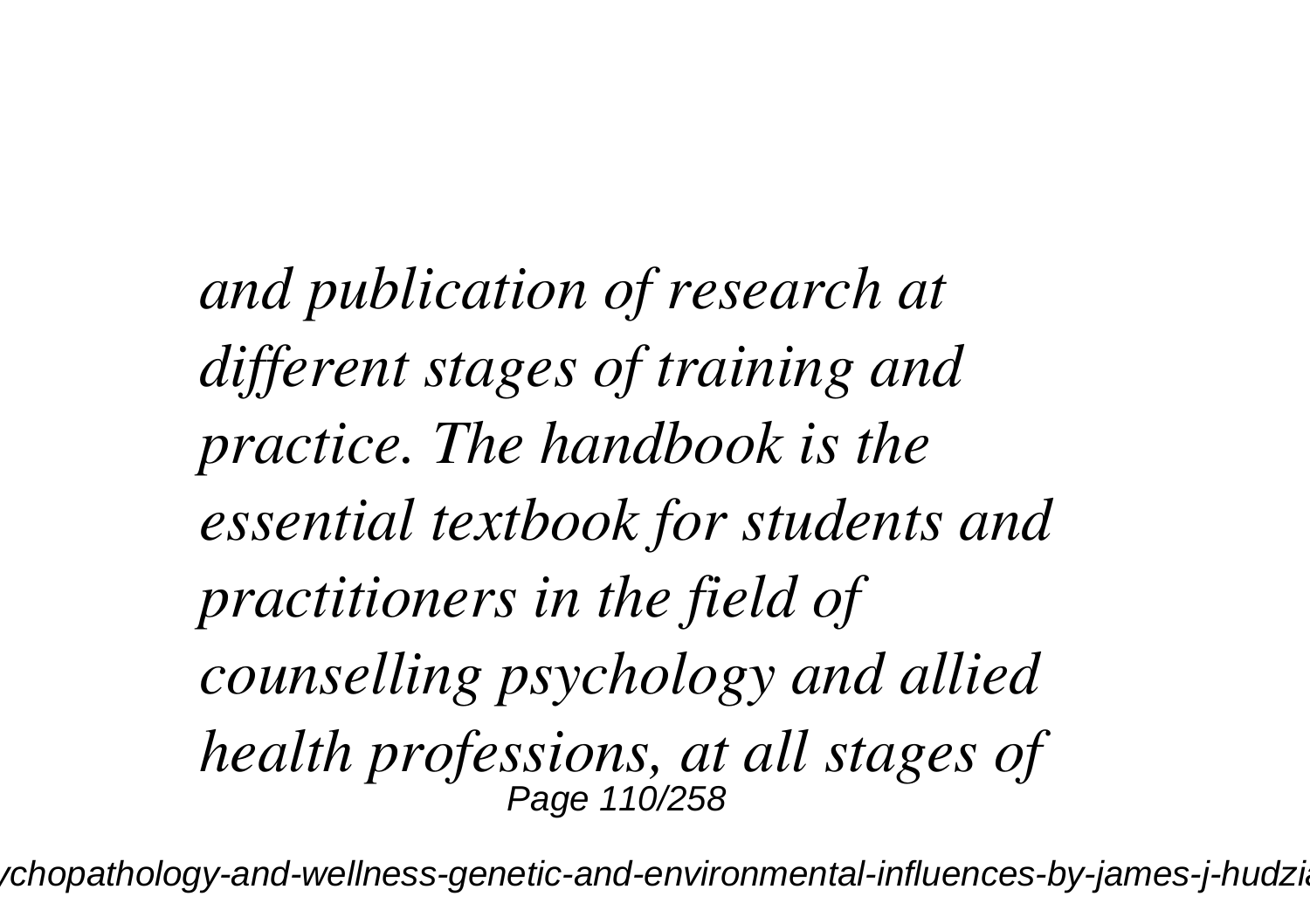*and publication of research at different stages of training and practice. The handbook is the essential textbook for students and practitioners in the field of counselling psychology and allied health professions, at all stages of*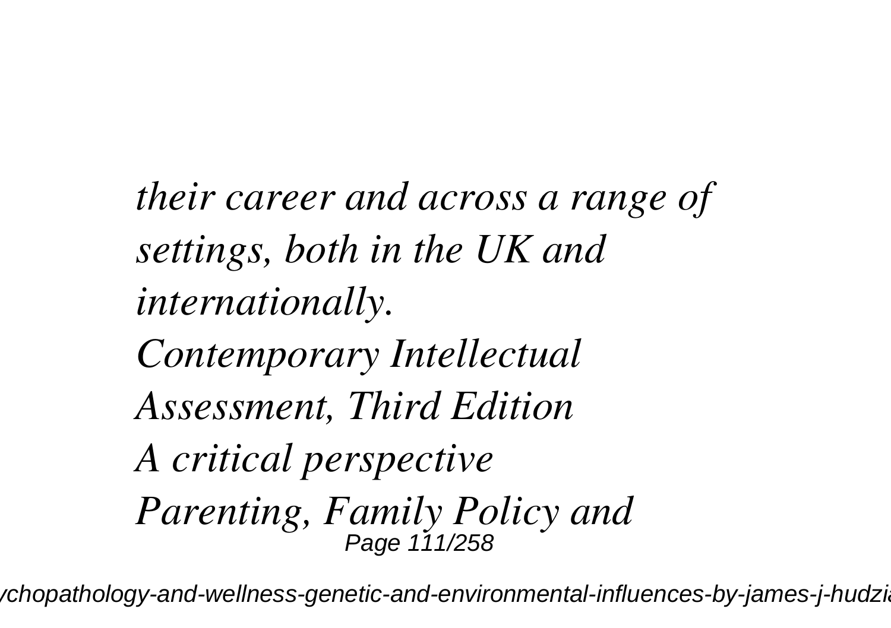*their career and across a range of settings, both in the UK and internationally.*

*Contemporary Intellectual Assessment, Third Edition*

*A critical perspective*

*Parenting, Family Policy and*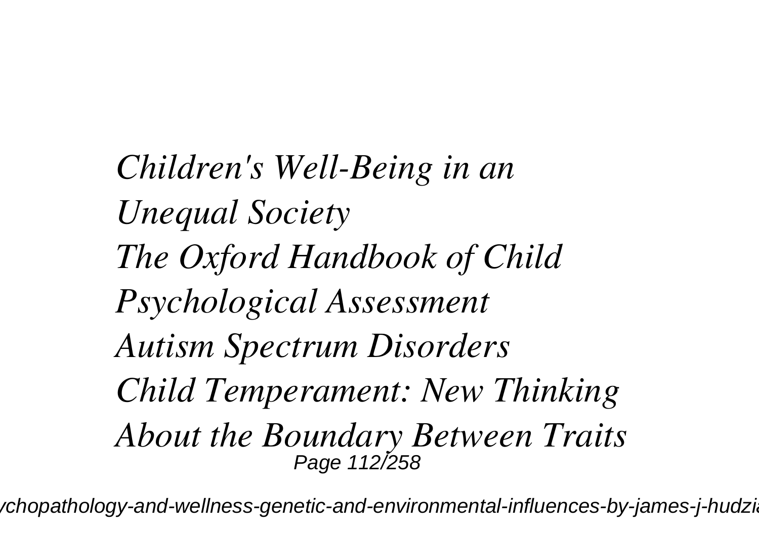*Children's Well-Being in an Unequal Society*
*The Oxford Handbook of Child Psychological Assessment*
*Autism Spectrum Disorders*
*Child Temperament: New Thinking About the Boundary Between Traits*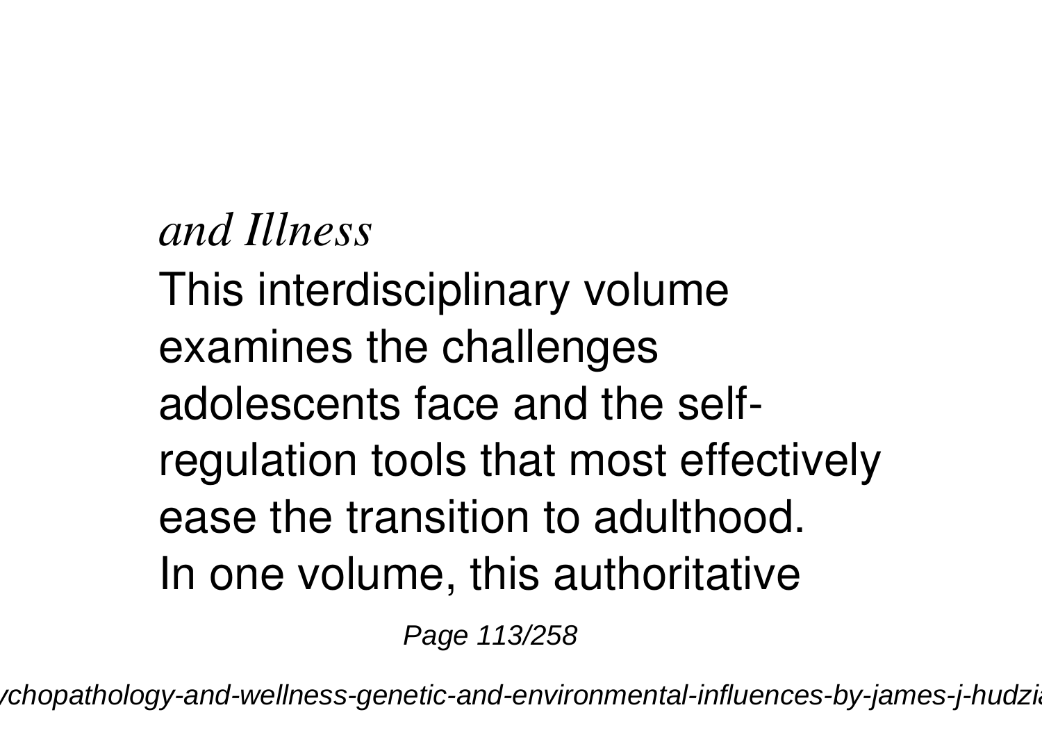*and Illness*

This interdisciplinary volume examines the challenges adolescents face and the self-regulation tools that most effectively ease the transition to adulthood.

In one volume, this authoritative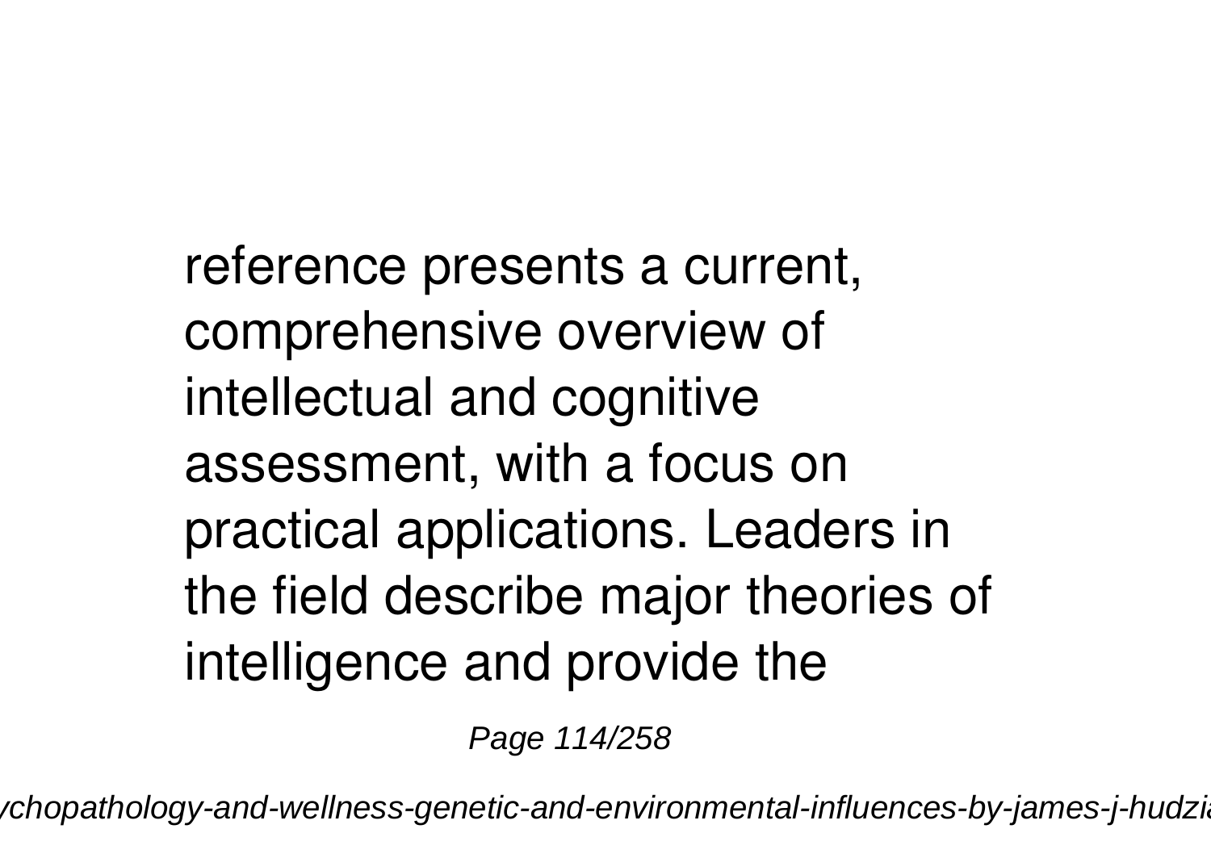reference presents a current, comprehensive overview of intellectual and cognitive assessment, with a focus on practical applications. Leaders in the field describe major theories of intelligence and provide the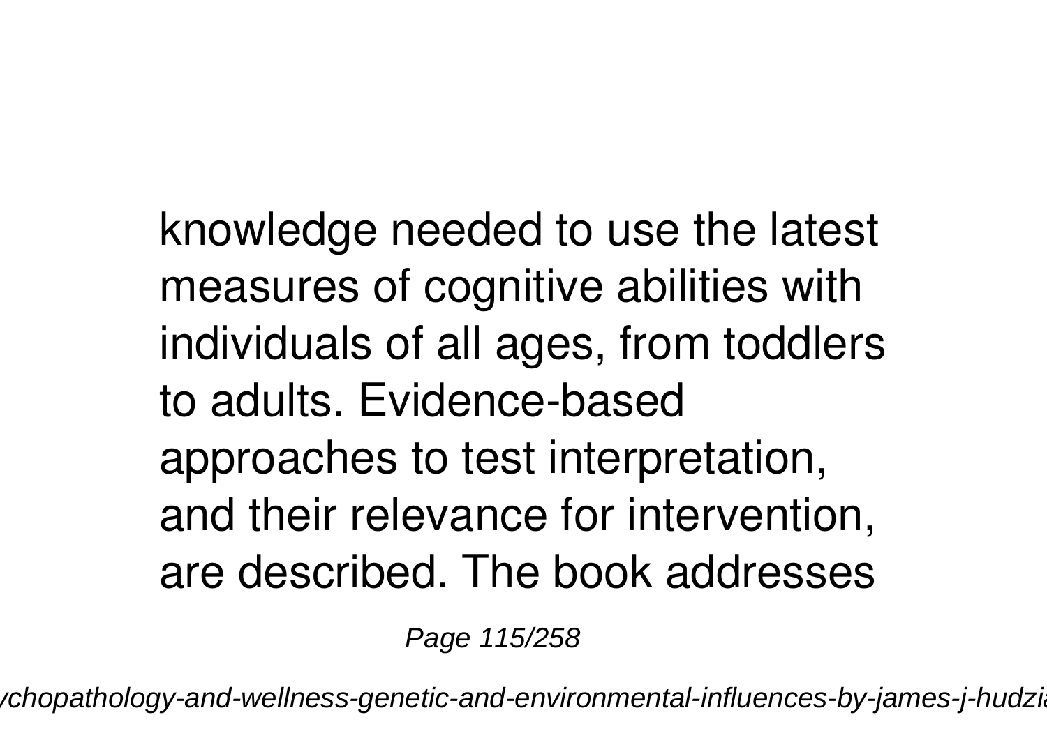knowledge needed to use the latest measures of cognitive abilities with individuals of all ages, from toddlers to adults. Evidence-based approaches to test interpretation, and their relevance for intervention, are described. The book addresses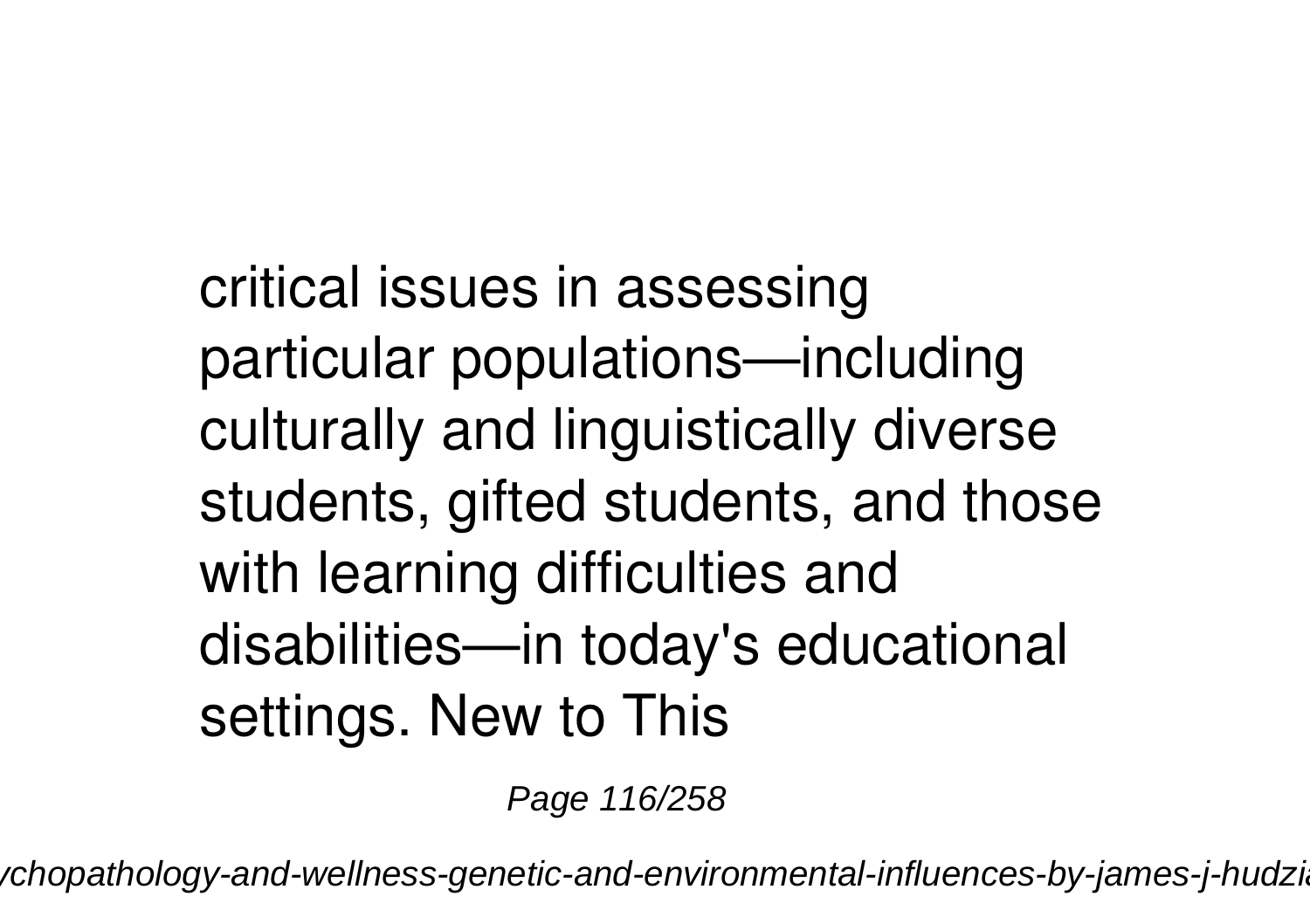critical issues in assessing particular populations—including culturally and linguistically diverse students, gifted students, and those with learning difficulties and disabilities—in today's educational settings. New to This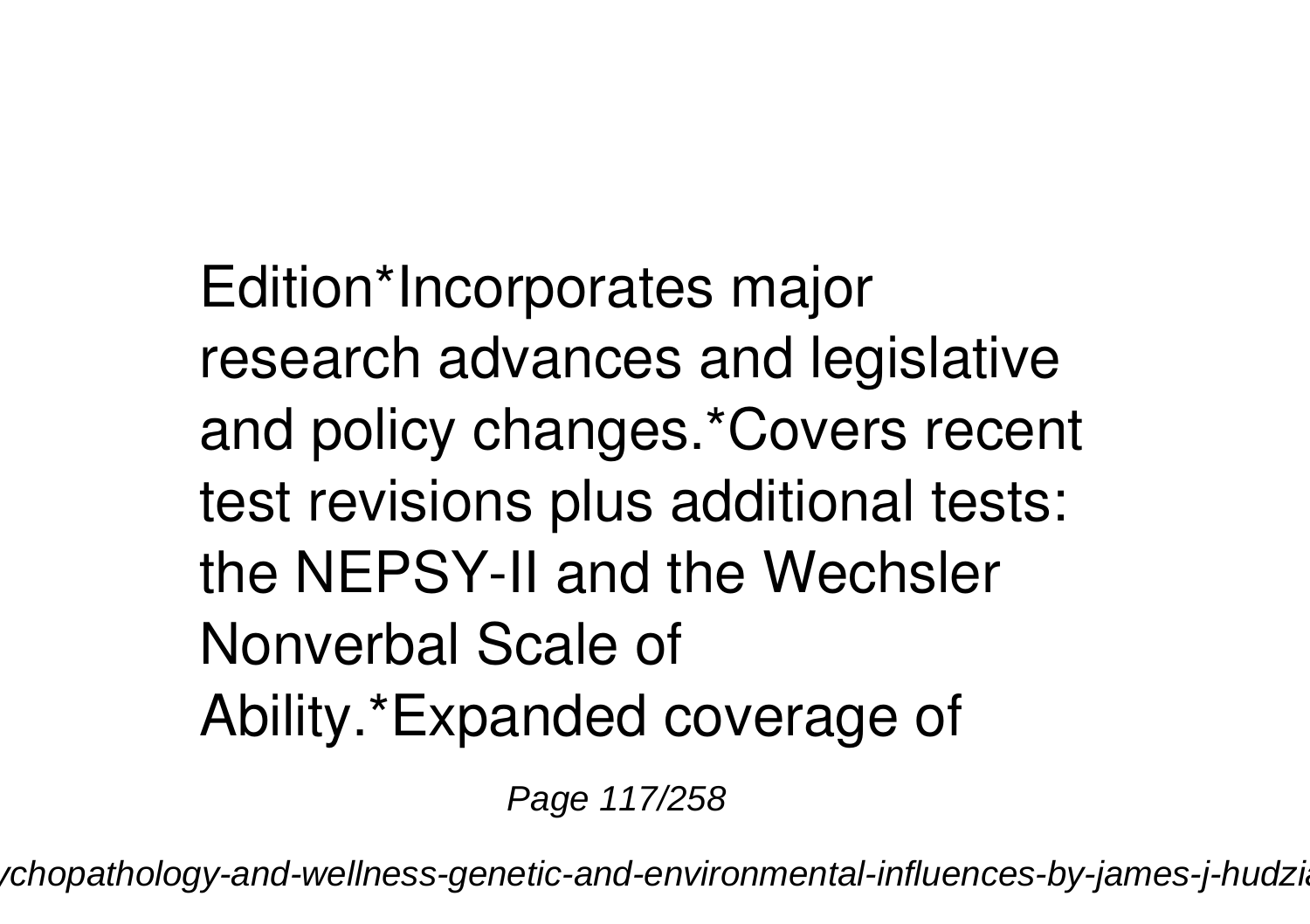Edition*Incorporates major research advances and legislative and policy changes.*Covers recent test revisions plus additional tests: the NEPSY-II and the Wechsler Nonverbal Scale of Ability.*Expanded coverage of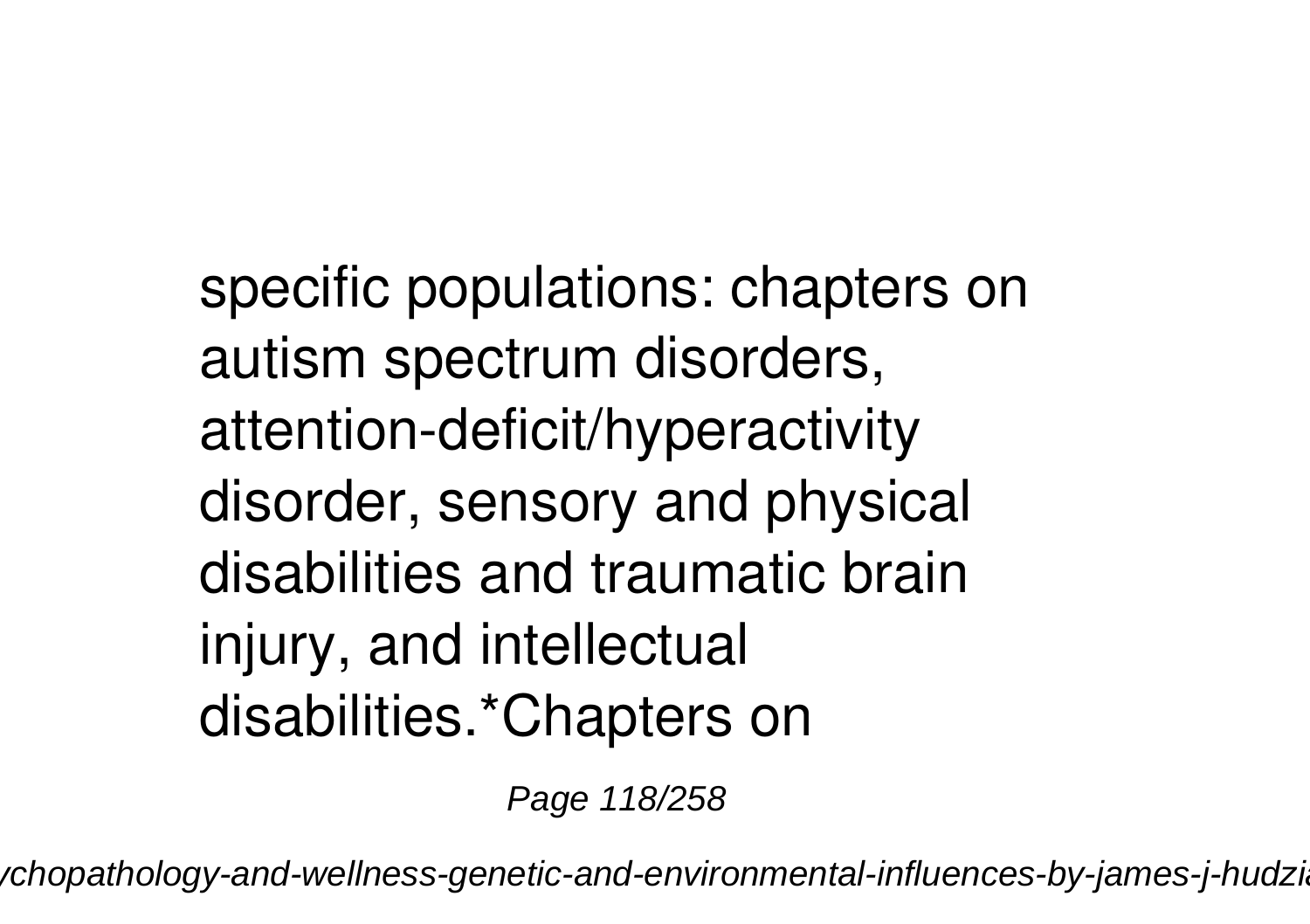specific populations: chapters on autism spectrum disorders, attention-deficit/hyperactivity disorder, sensory and physical disabilities and traumatic brain injury, and intellectual disabilities.*Chapters on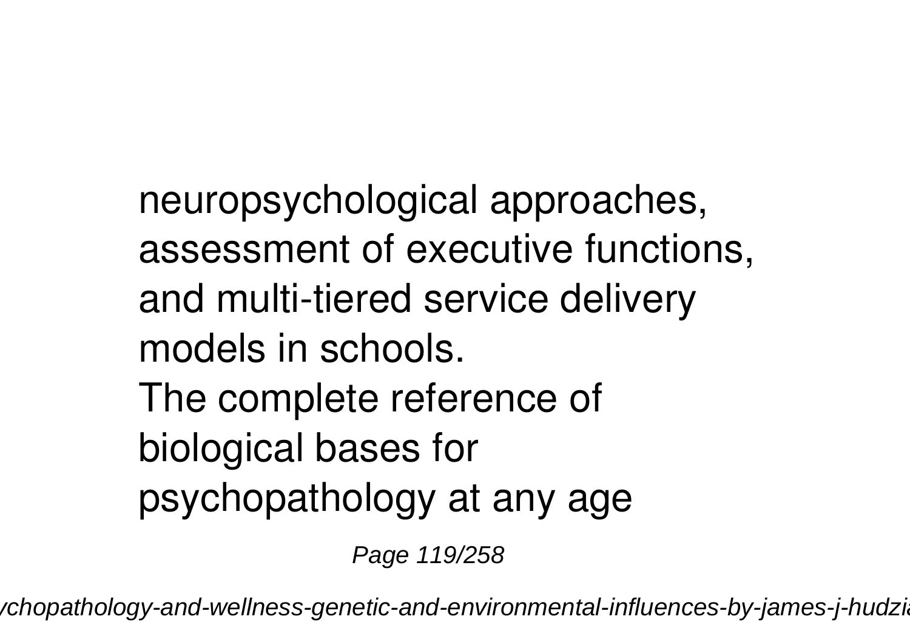neuropsychological approaches, assessment of executive functions, and multi-tiered service delivery models in schools.

The complete reference of biological bases for psychopathology at any age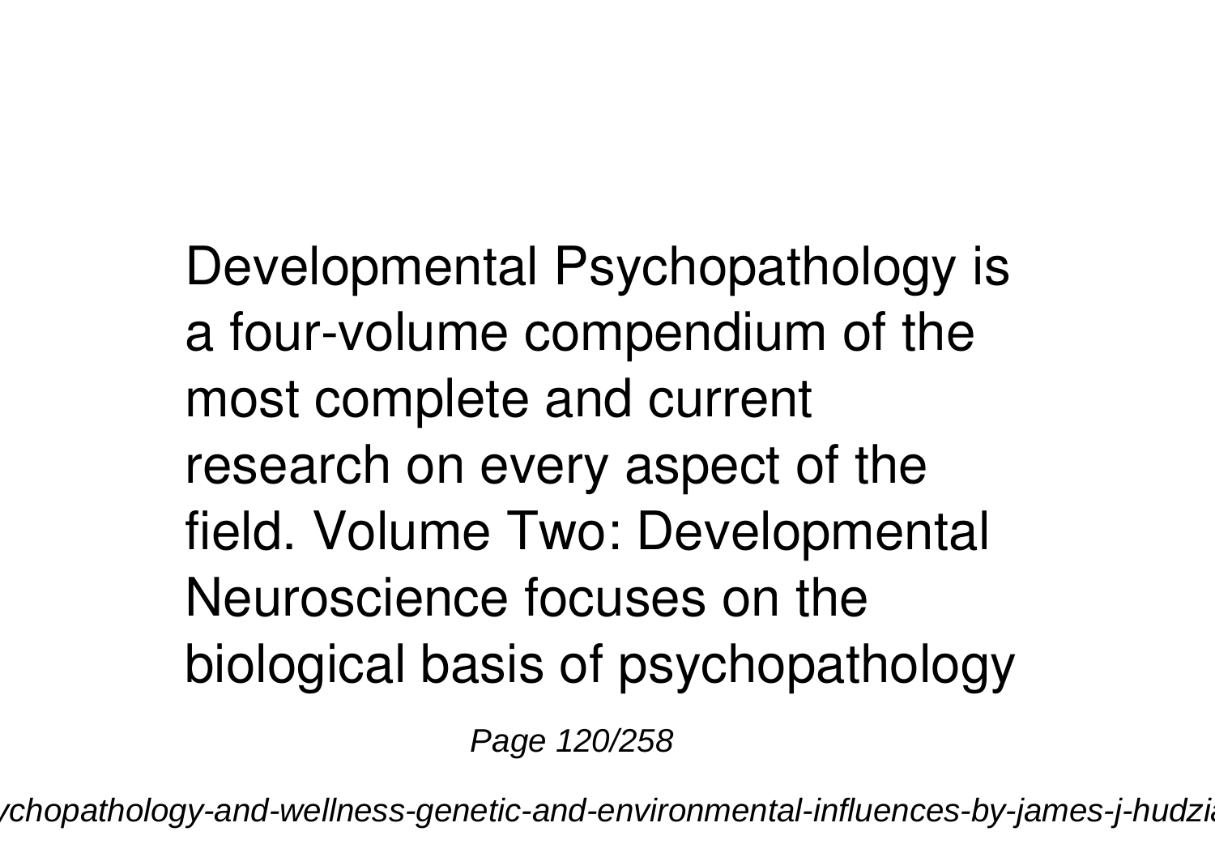Developmental Psychopathology is a four-volume compendium of the most complete and current research on every aspect of the field. Volume Two: Developmental Neuroscience focuses on the biological basis of psychopathology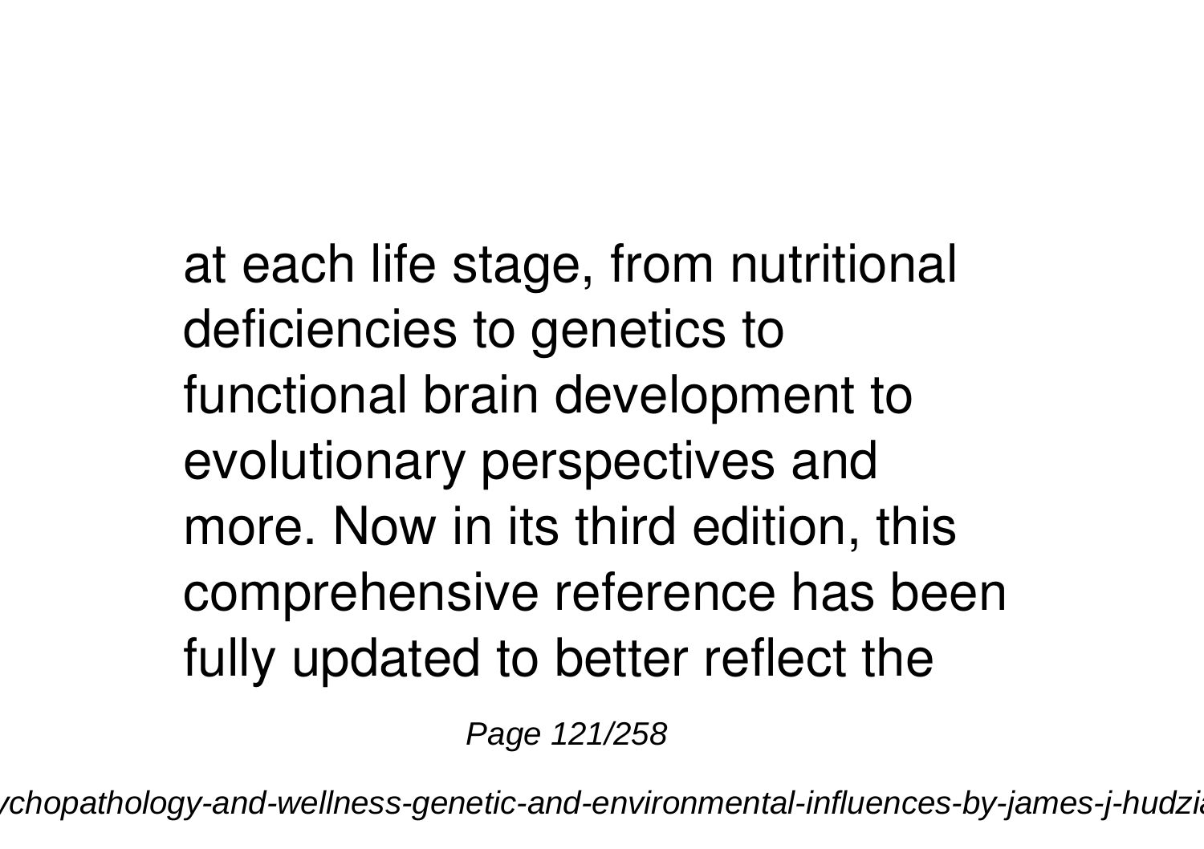at each life stage, from nutritional deficiencies to genetics to functional brain development to evolutionary perspectives and more. Now in its third edition, this comprehensive reference has been fully updated to better reflect the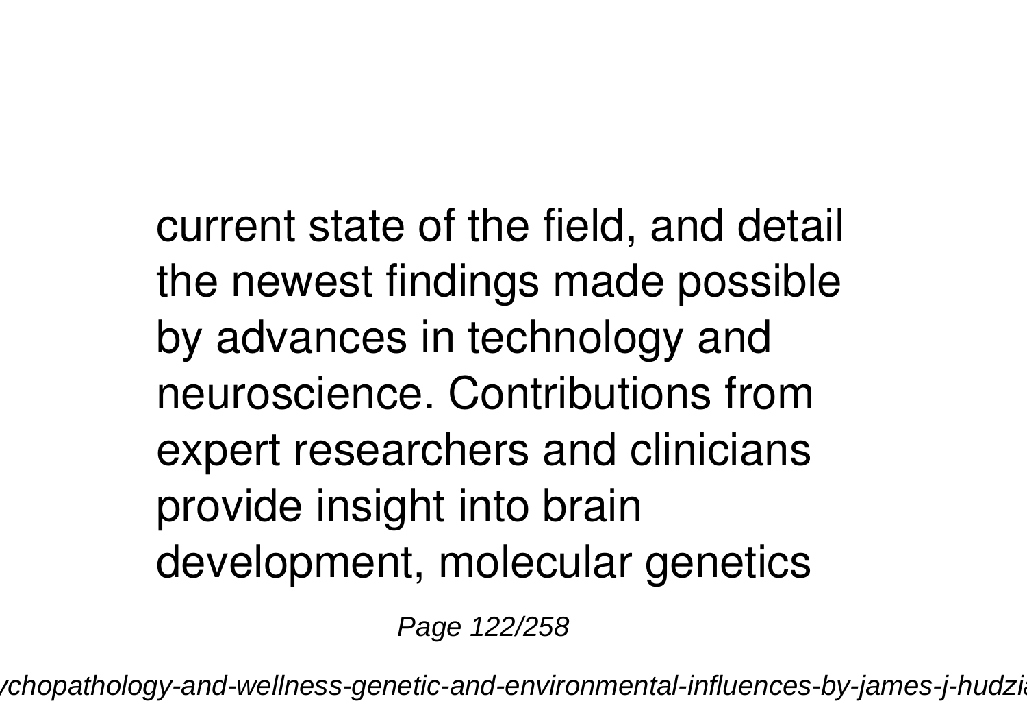current state of the field, and detail the newest findings made possible by advances in technology and neuroscience. Contributions from expert researchers and clinicians provide insight into brain development, molecular genetics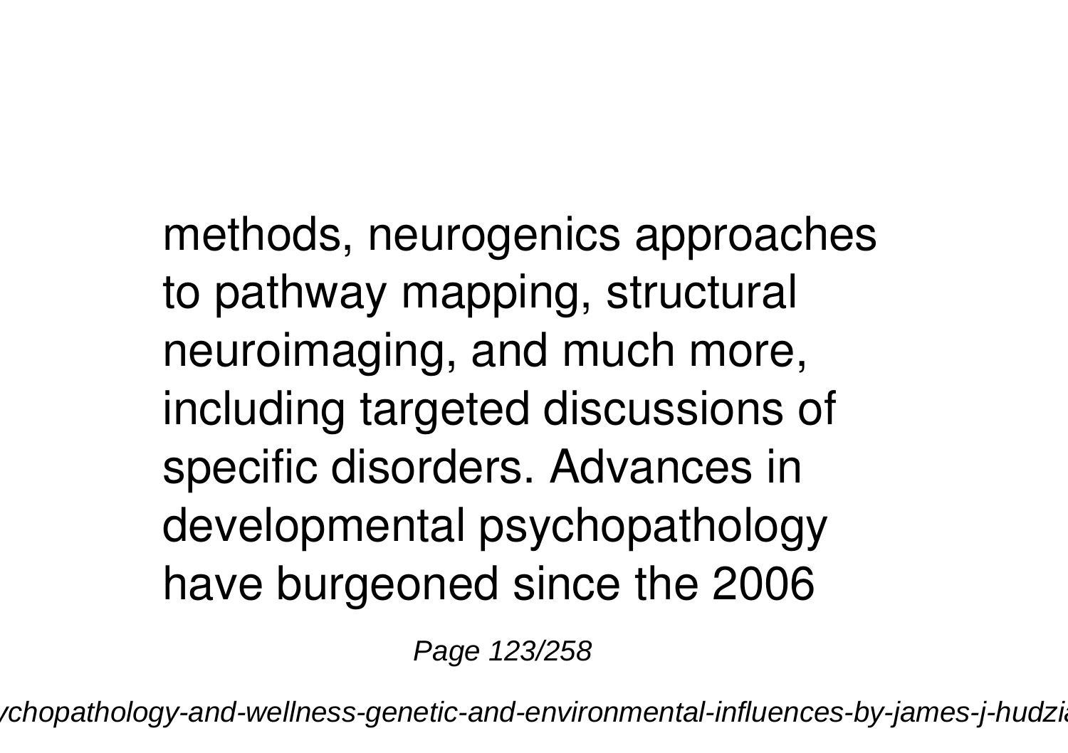methods, neurogenics approaches to pathway mapping, structural neuroimaging, and much more, including targeted discussions of specific disorders. Advances in developmental psychopathology have burgeoned since the 2006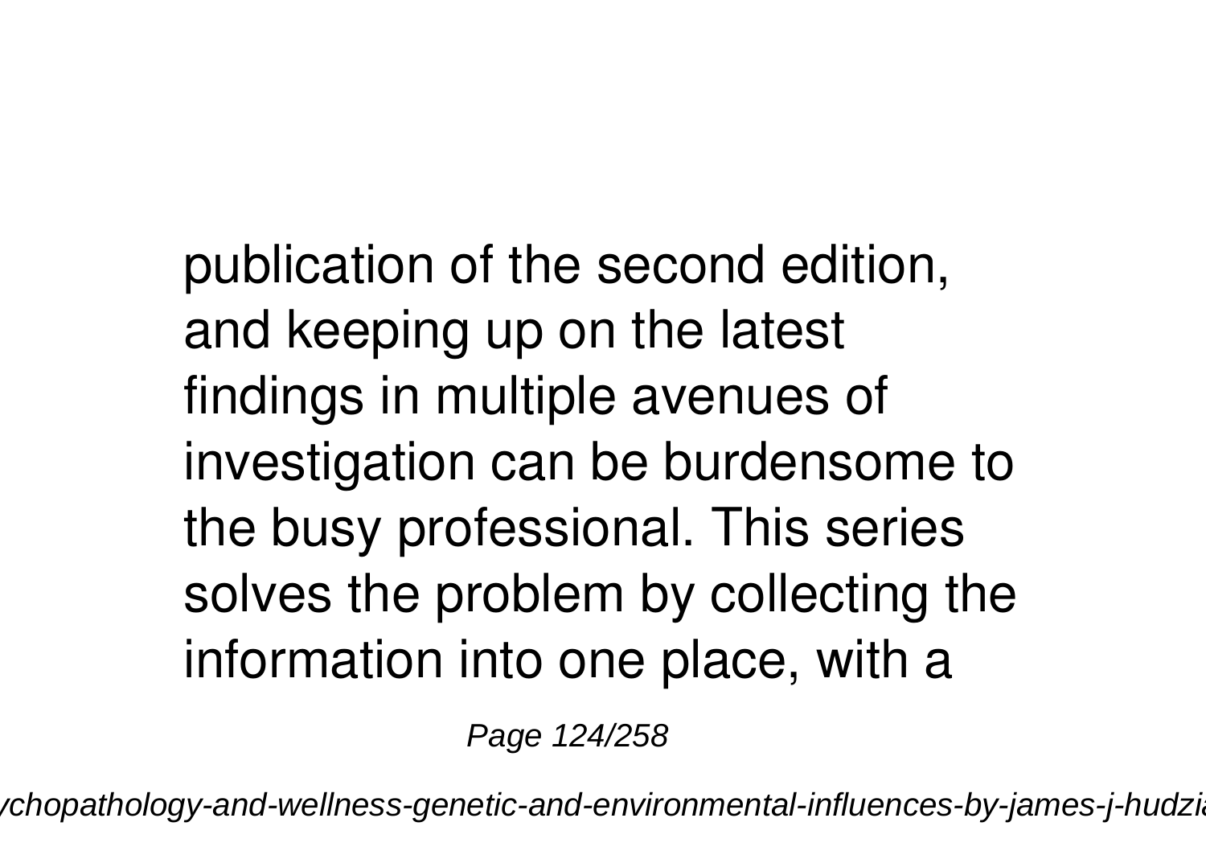publication of the second edition, and keeping up on the latest findings in multiple avenues of investigation can be burdensome to the busy professional. This series solves the problem by collecting the information into one place, with a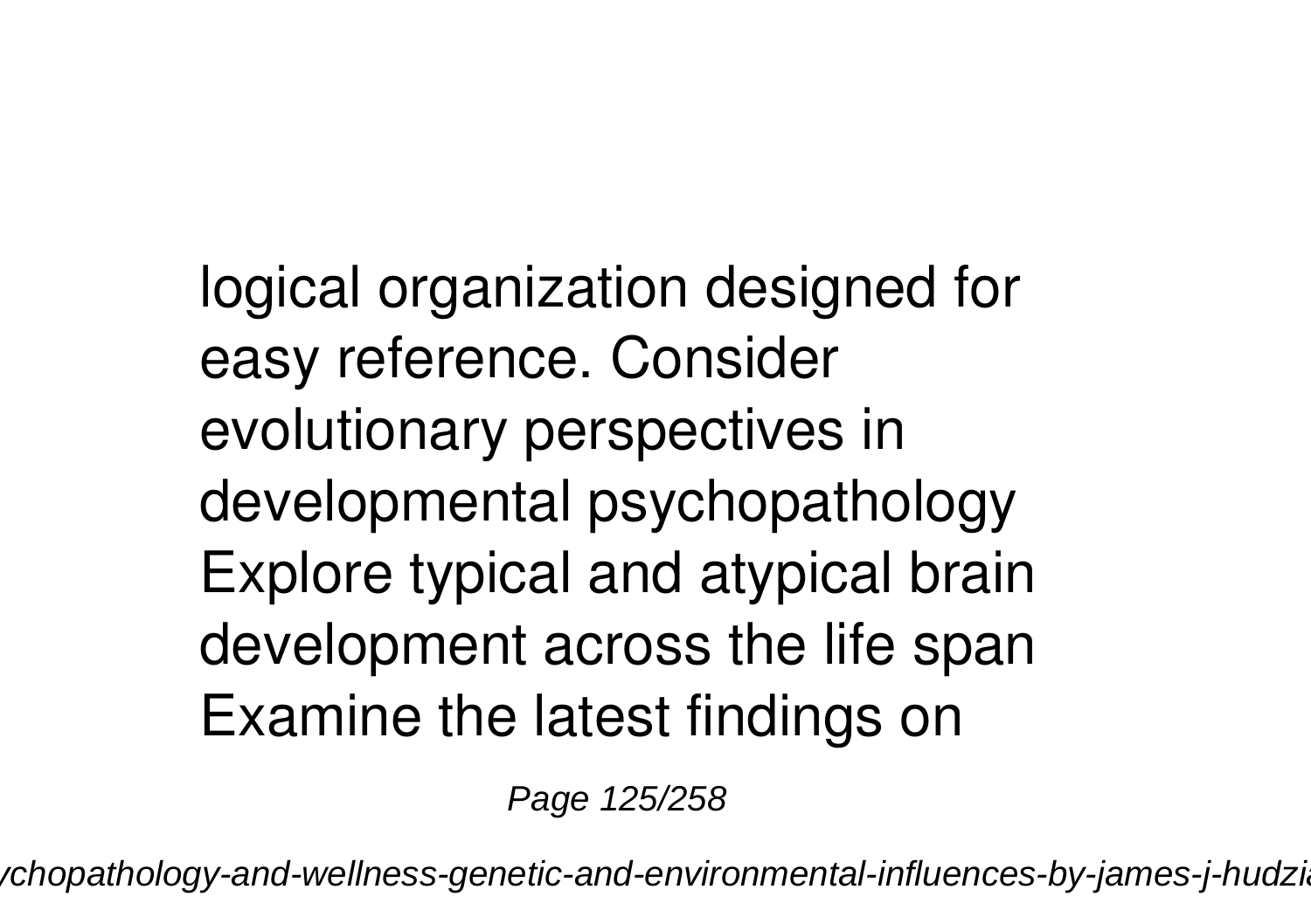logical organization designed for easy reference. Consider evolutionary perspectives in developmental psychopathology Explore typical and atypical brain development across the life span Examine the latest findings on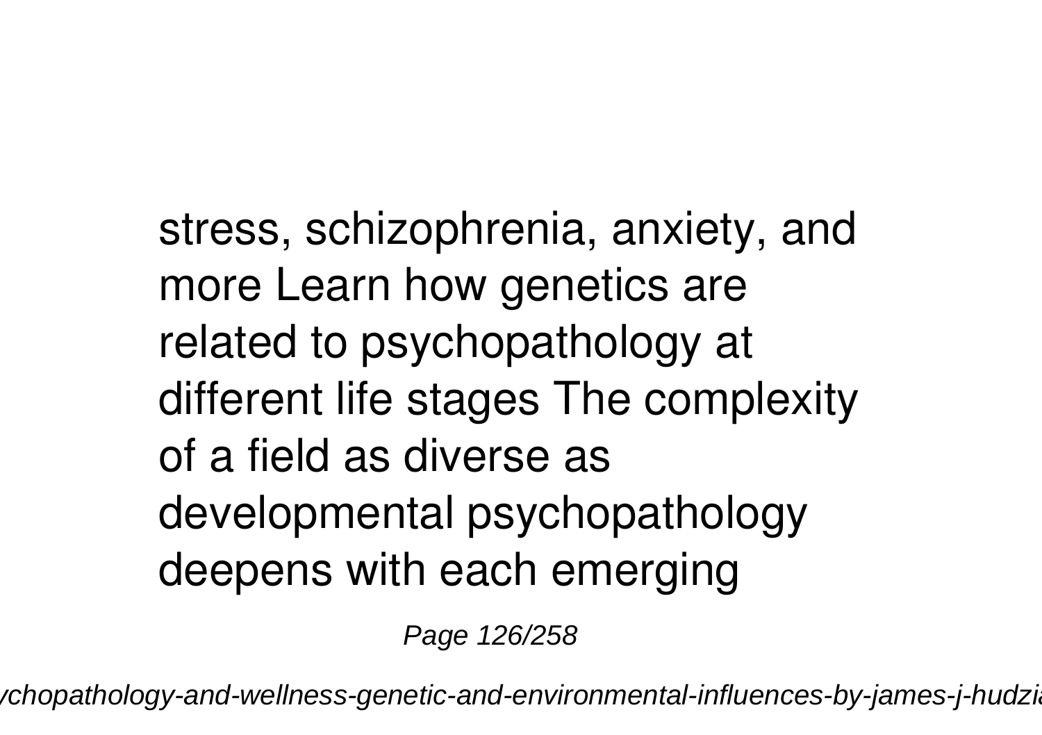stress, schizophrenia, anxiety, and more Learn how genetics are related to psychopathology at different life stages The complexity of a field as diverse as developmental psychopathology deepens with each emerging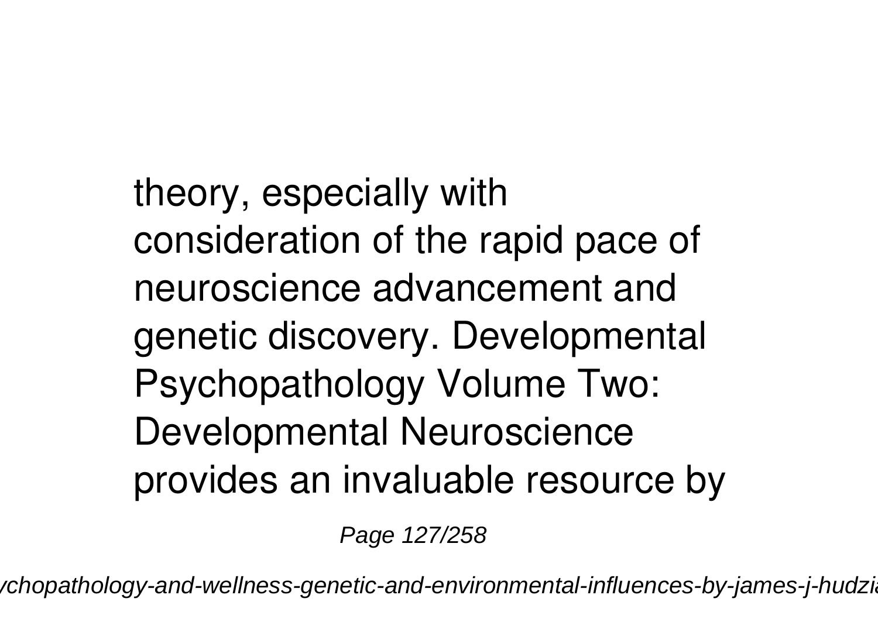theory, especially with consideration of the rapid pace of neuroscience advancement and genetic discovery. Developmental Psychopathology Volume Two: Developmental Neuroscience provides an invaluable resource by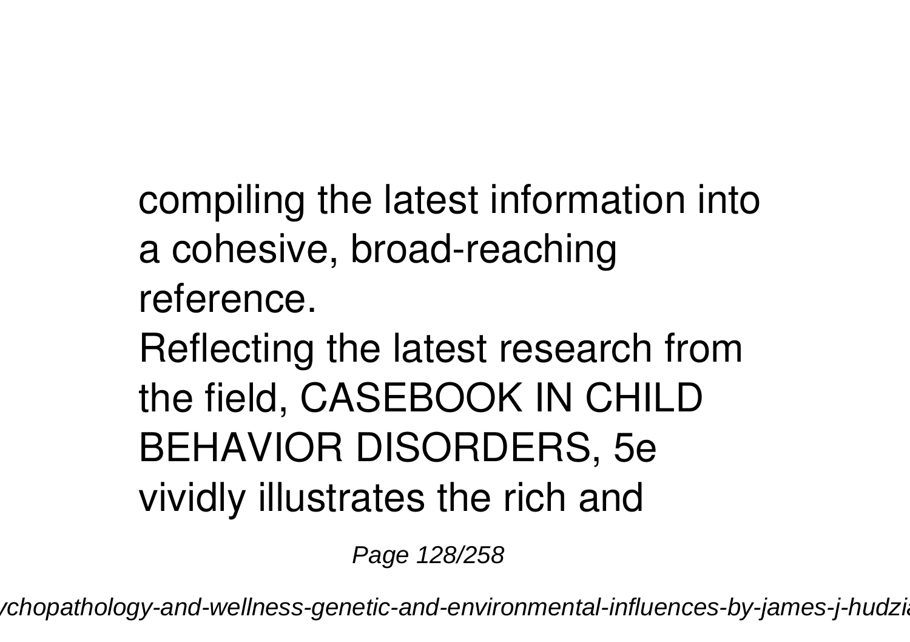compiling the latest information into a cohesive, broad-reaching reference.

Reflecting the latest research from the field, CASEBOOK IN CHILD BEHAVIOR DISORDERS, 5e vividly illustrates the rich and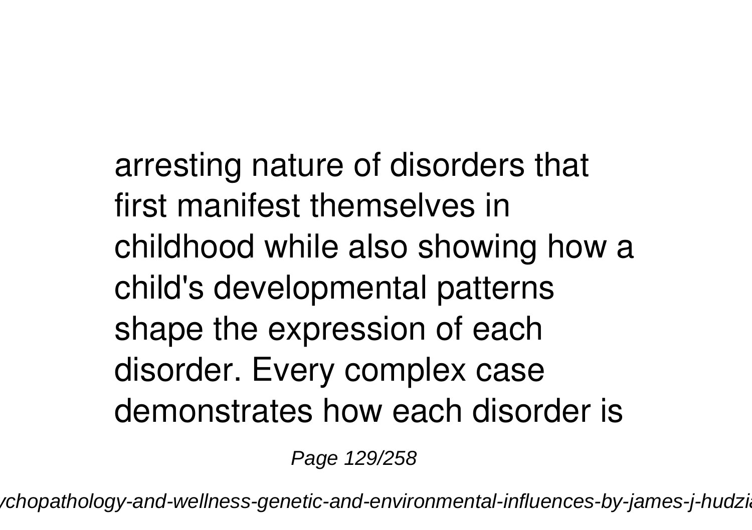arresting nature of disorders that first manifest themselves in childhood while also showing how a child's developmental patterns shape the expression of each disorder. Every complex case demonstrates how each disorder is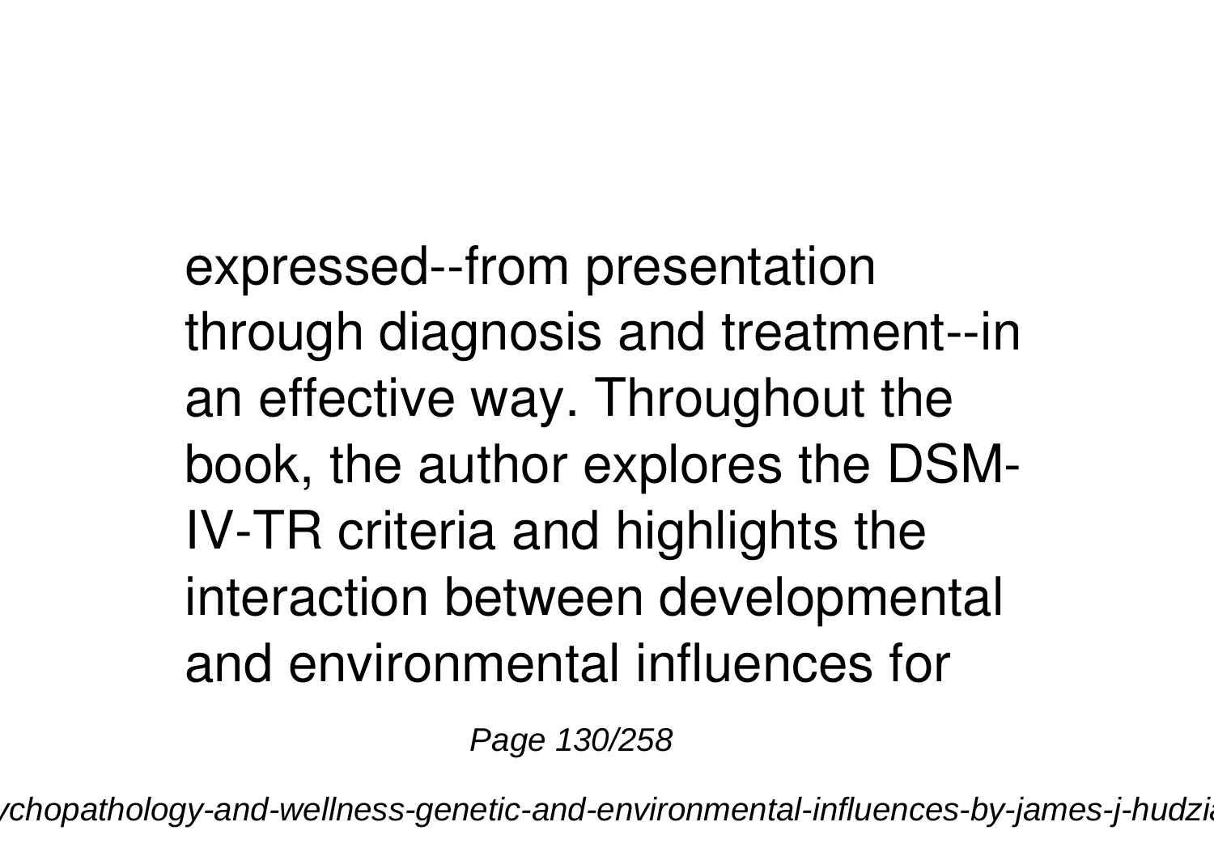expressed--from presentation through diagnosis and treatment--in an effective way. Throughout the book, the author explores the DSM-IV-TR criteria and highlights the interaction between developmental and environmental influences for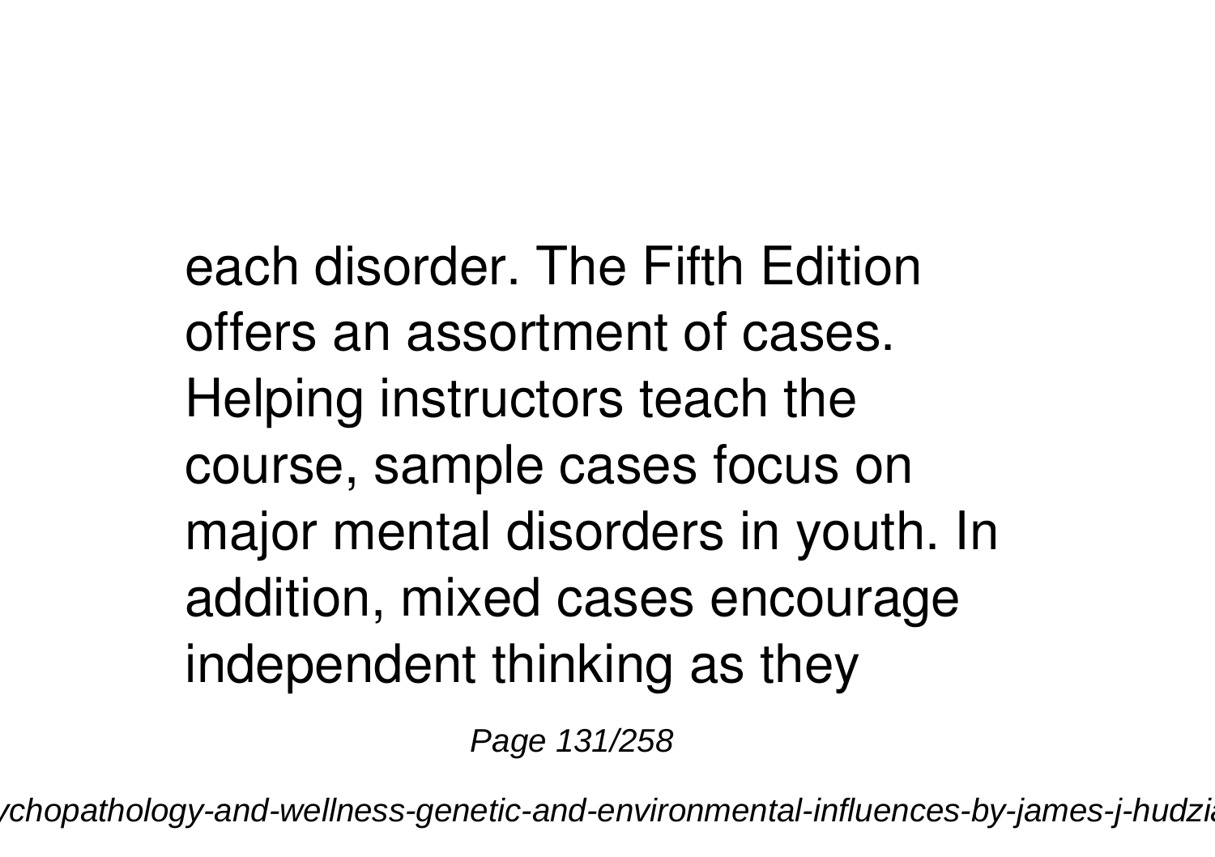each disorder. The Fifth Edition offers an assortment of cases. Helping instructors teach the course, sample cases focus on major mental disorders in youth. In addition, mixed cases encourage independent thinking as they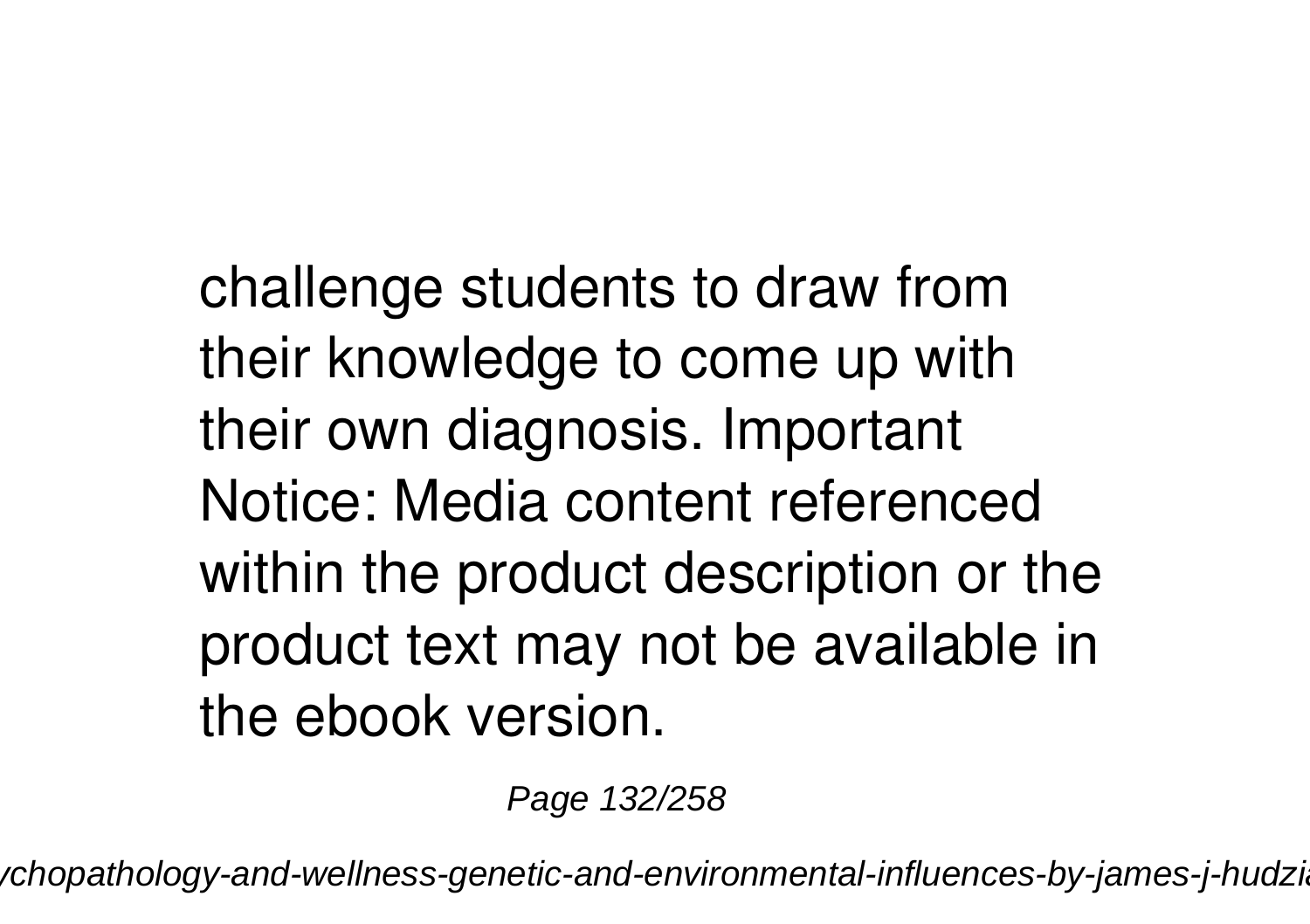challenge students to draw from their knowledge to come up with their own diagnosis. Important Notice: Media content referenced within the product description or the product text may not be available in the ebook version.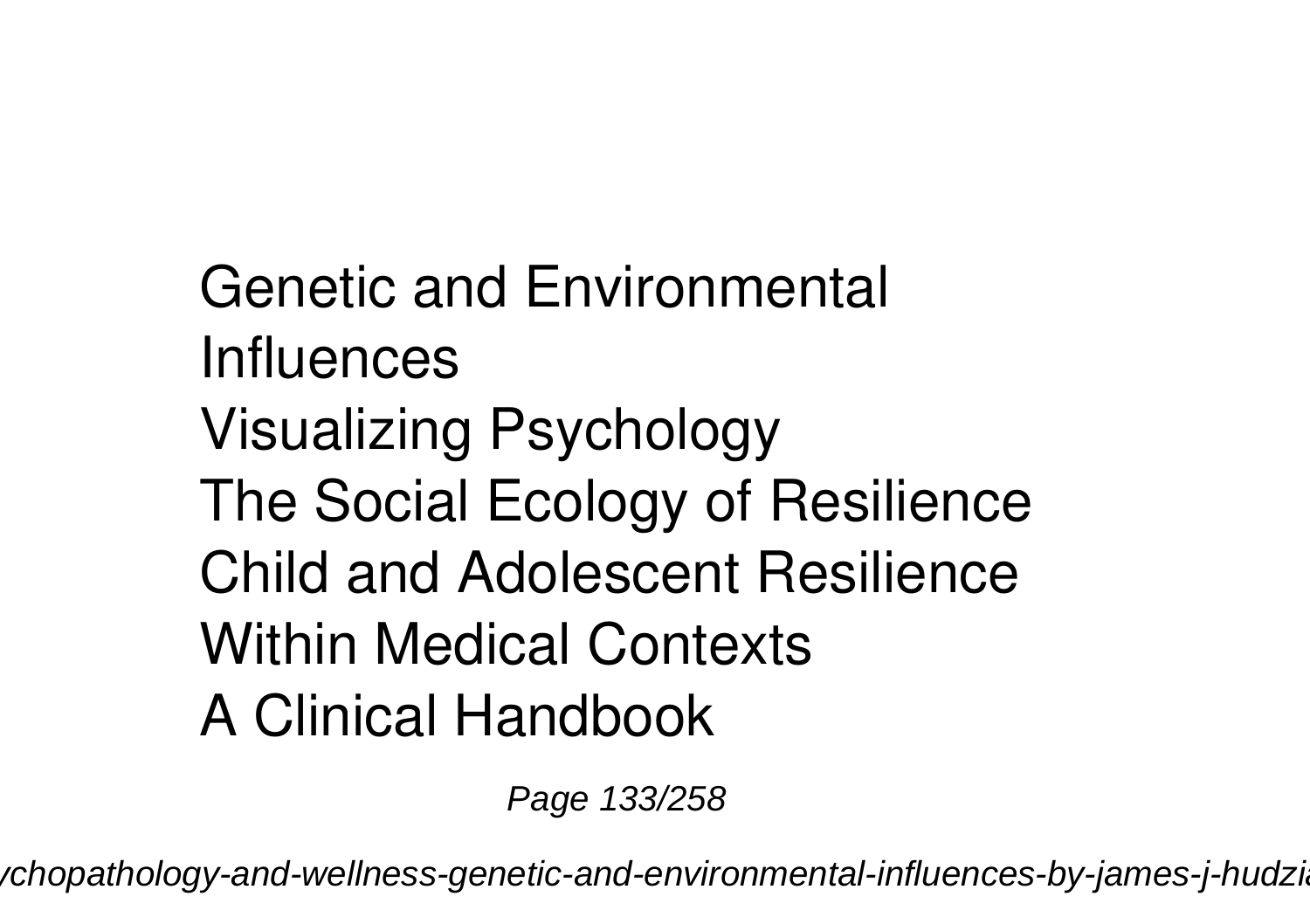Genetic and Environmental Influences
Visualizing Psychology
The Social Ecology of Resilience
Child and Adolescent Resilience Within Medical Contexts
A Clinical Handbook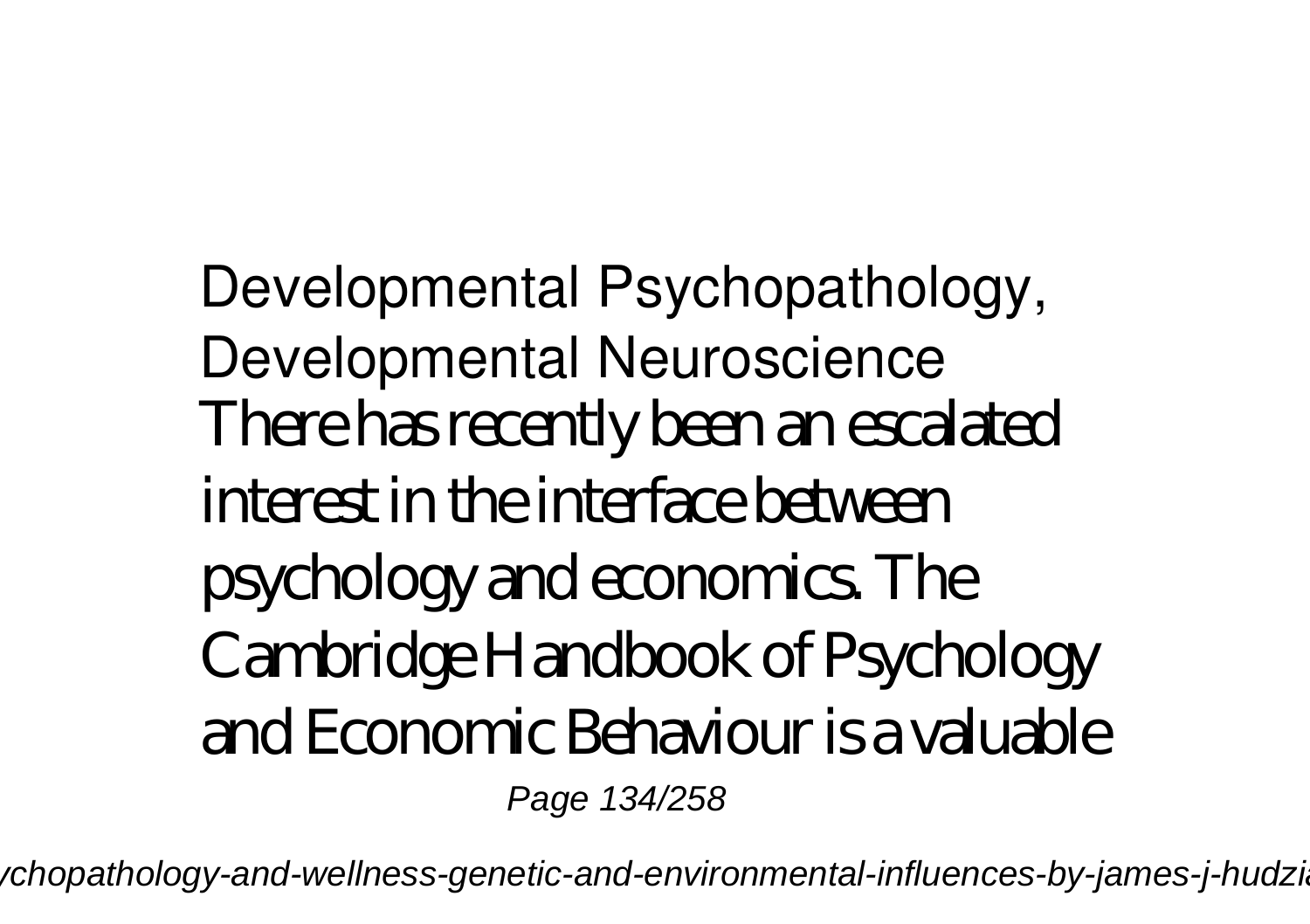Developmental Psychopathology, Developmental Neuroscience

There has recently been an escalated interest in the interface between psychology and economics. The Cambridge Handbook of Psychology and Economic Behaviour is a valuable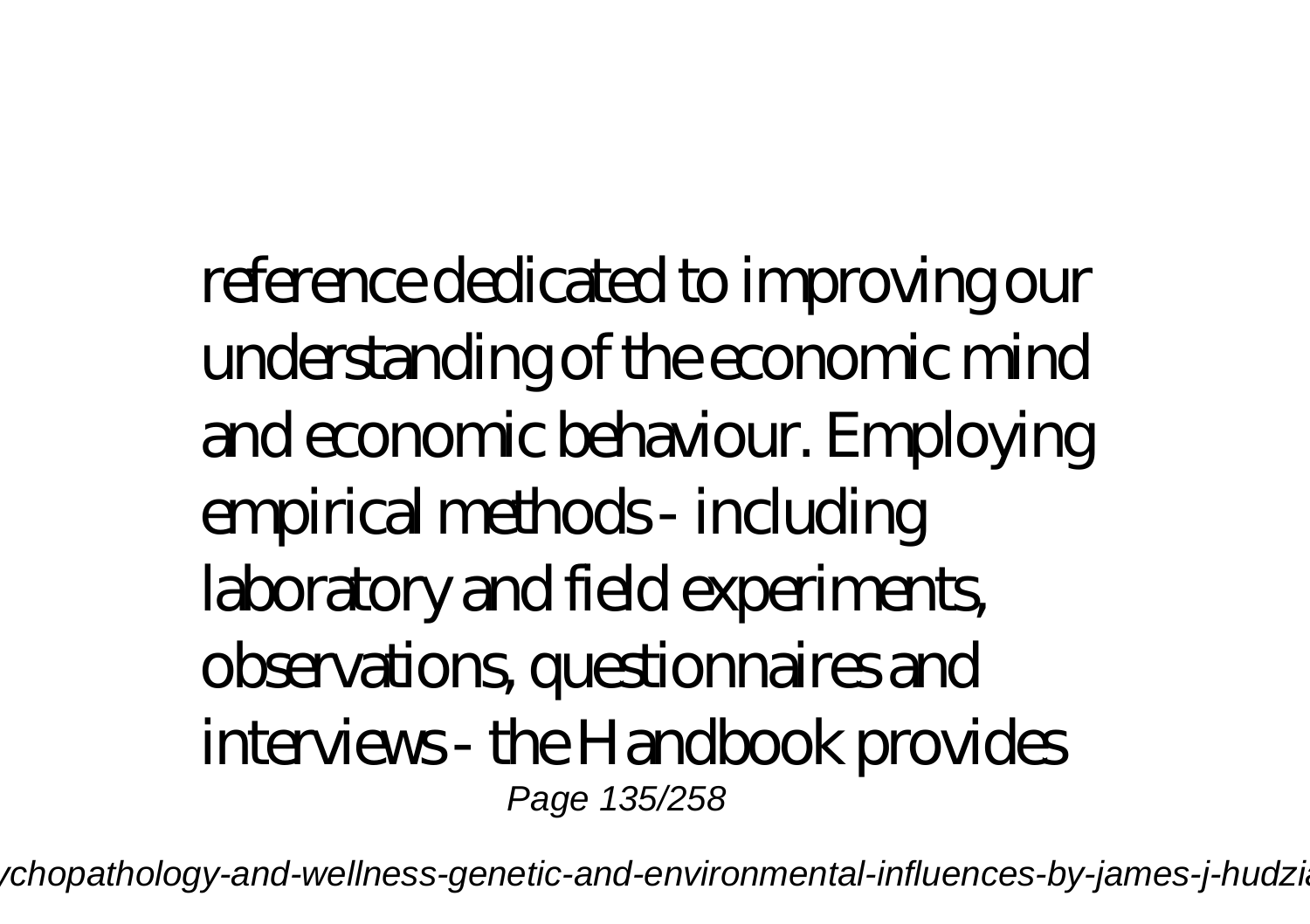reference dedicated to improving our understanding of the economic mind and economic behaviour. Employing empirical methods - including laboratory and field experiments, observations, questionnaires and interviews - the Handbook provides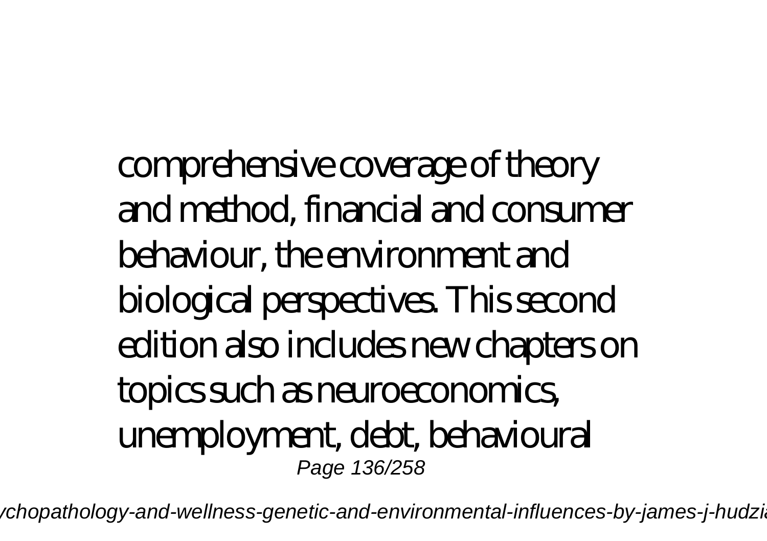comprehensive coverage of theory and method, financial and consumer behaviour, the environment and biological perspectives. This second edition also includes new chapters on topics such as neuroeconomics, unemployment, debt, behavioural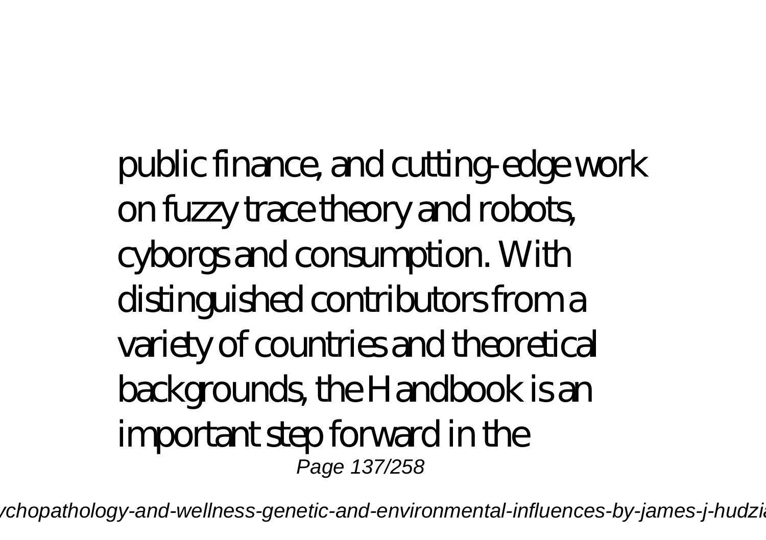public finance, and cutting-edge work on fuzzy trace theory and robots, cyborgs and consumption. With distinguished contributors from a variety of countries and theoretical backgrounds, the Handbook is an important step forward in the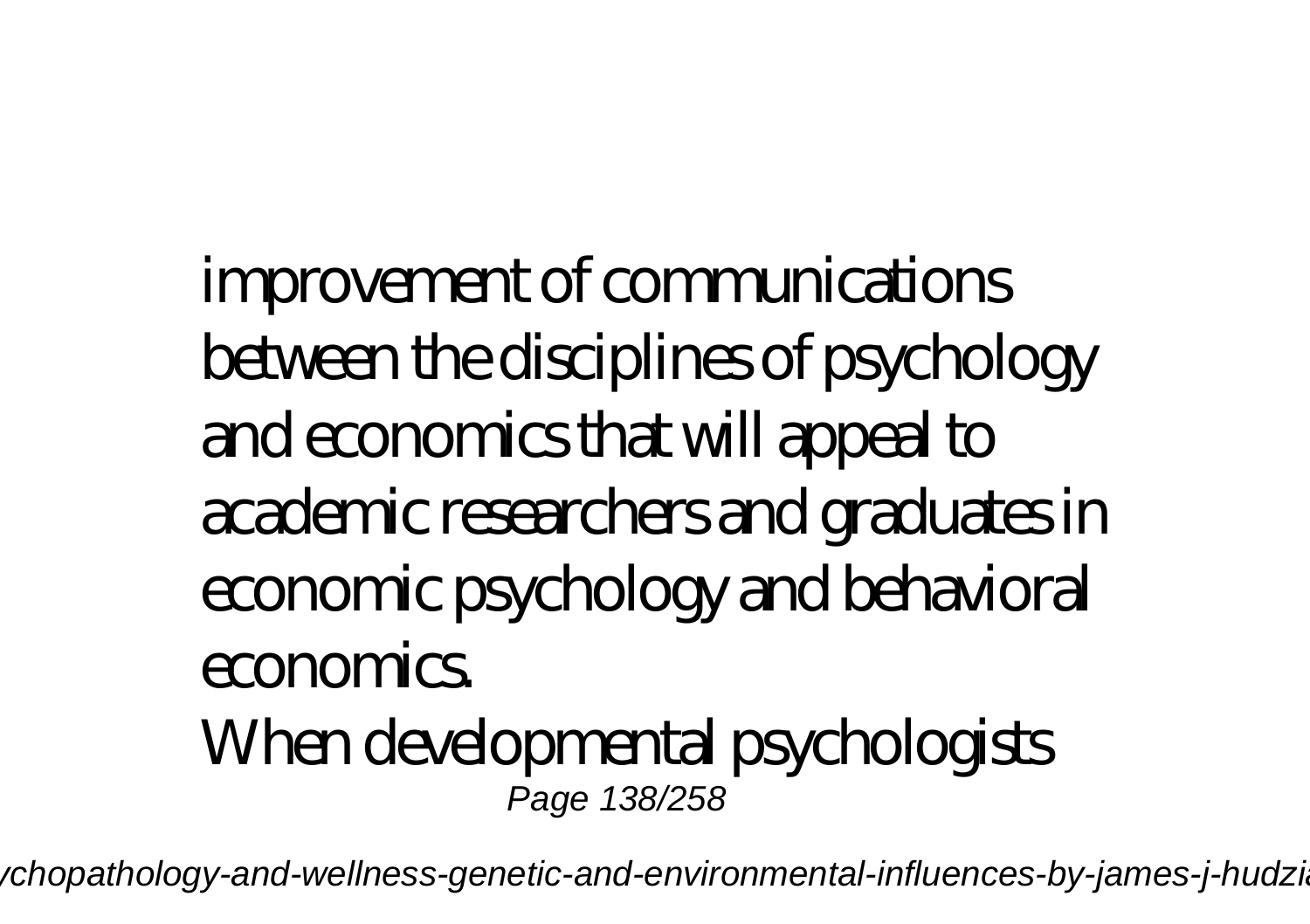improvement of communications between the disciplines of psychology and economics that will appeal to academic researchers and graduates in economic psychology and behavioral economics.

When developmental psychologists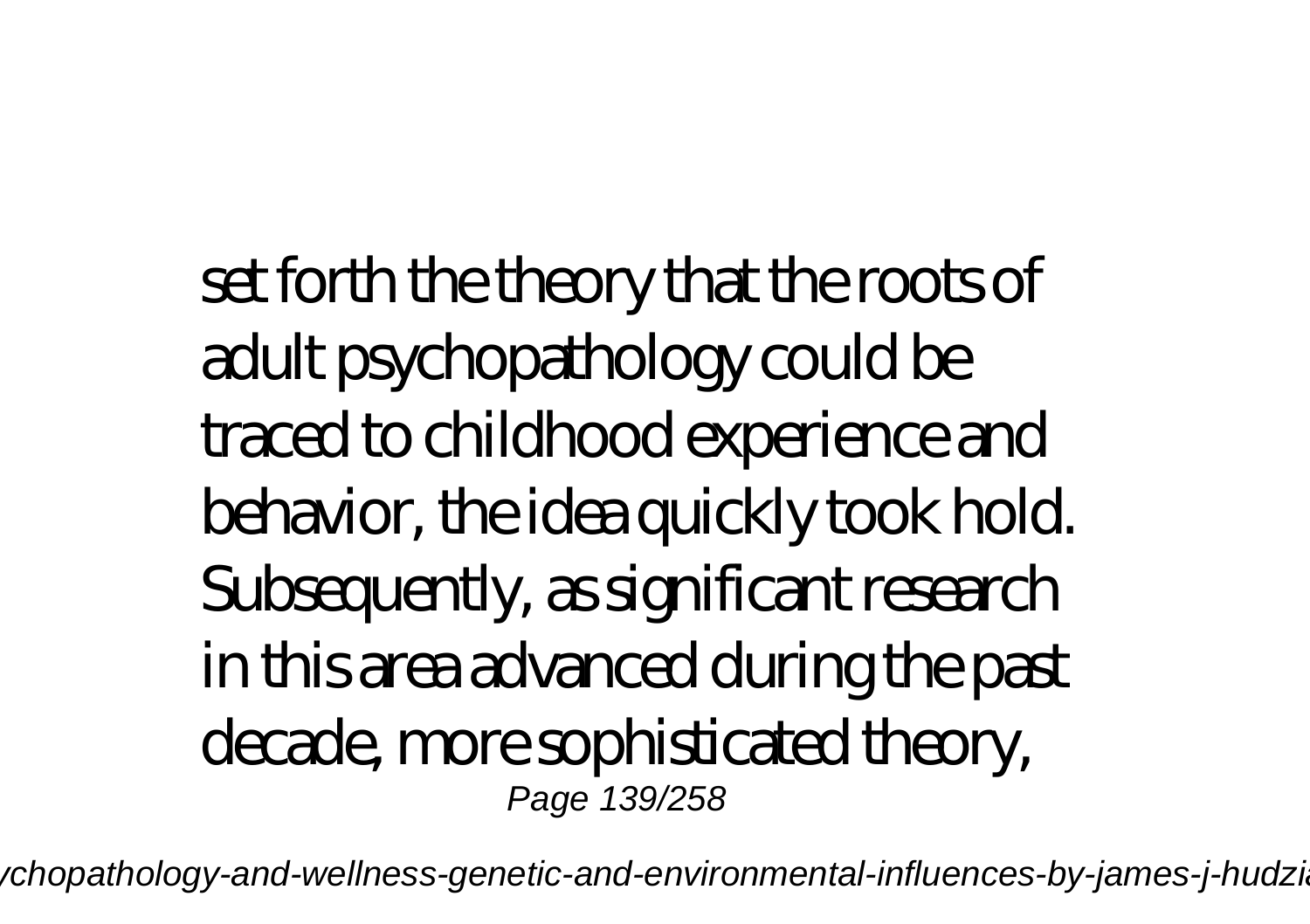set forth the theory that the roots of adult psychopathology could be traced to childhood experience and behavior, the idea quickly took hold. Subsequently, as significant research in this area advanced during the past decade, more sophisticated theory,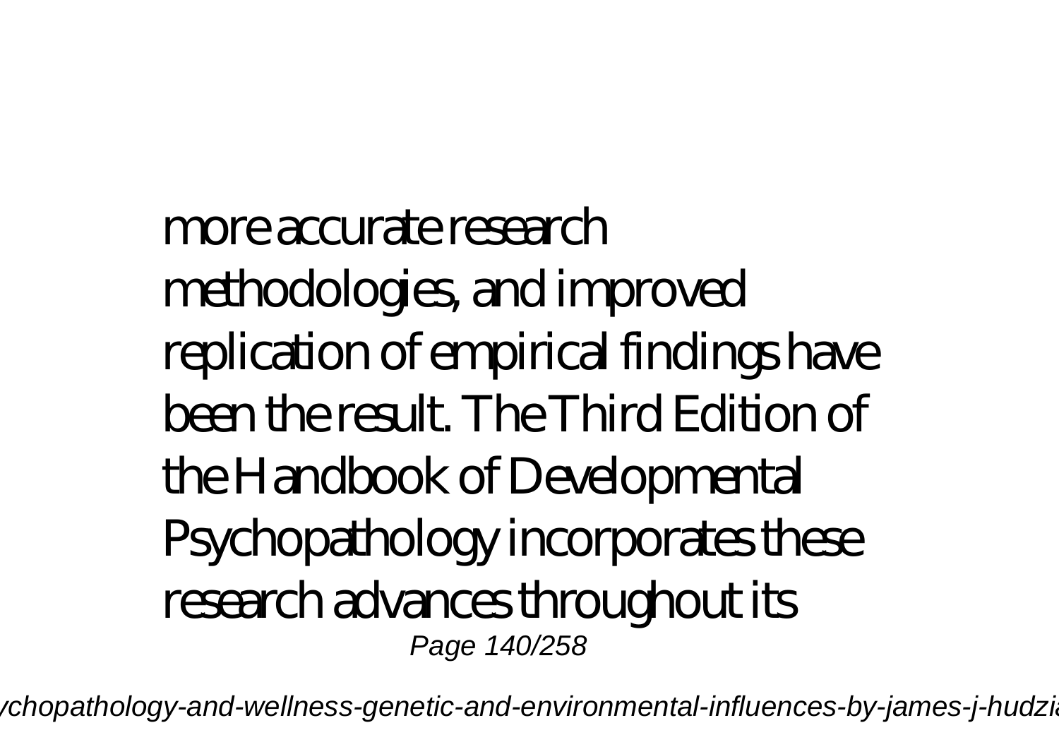more accurate research methodologies, and improved replication of empirical findings have been the result. The Third Edition of the Handbook of Developmental Psychopathology incorporates these research advances throughout its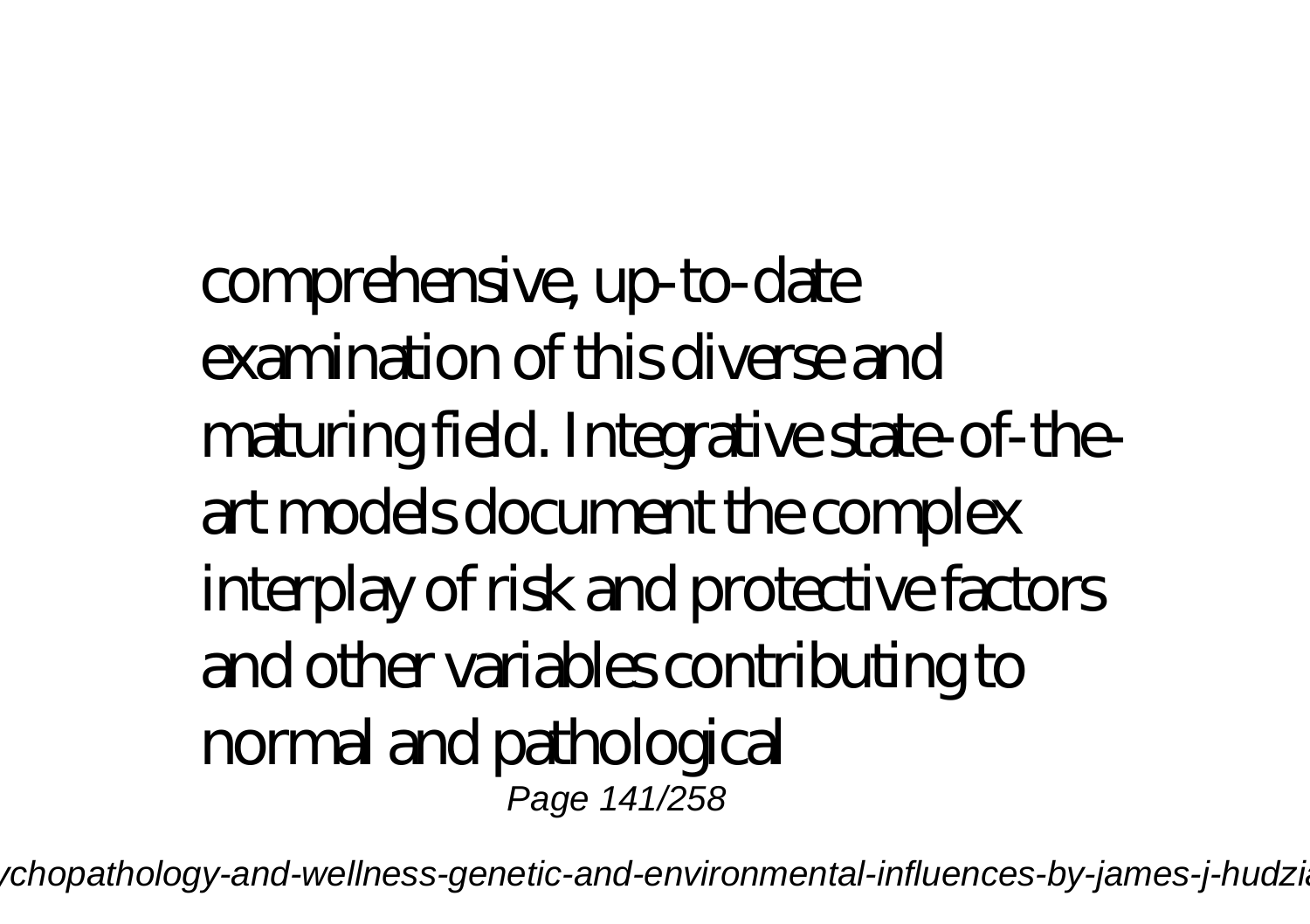comprehensive, up-to-date examination of this diverse and maturing field. Integrative state-of-the-art models document the complex interplay of risk and protective factors and other variables contributing to normal and pathological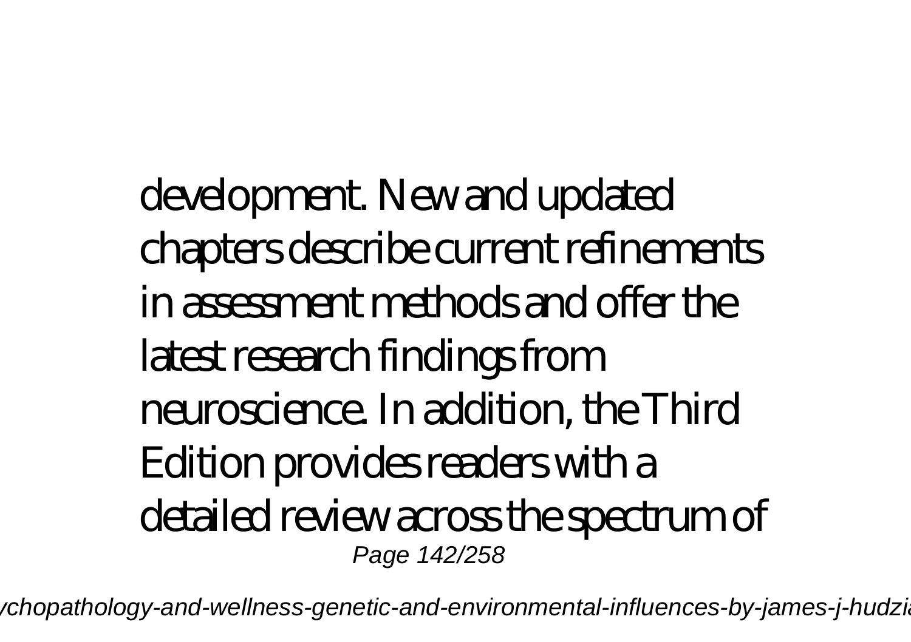development. New and updated chapters describe current refinements in assessment methods and offer the latest research findings from neuroscience. In addition, the Third Edition provides readers with a detailed review across the spectrum of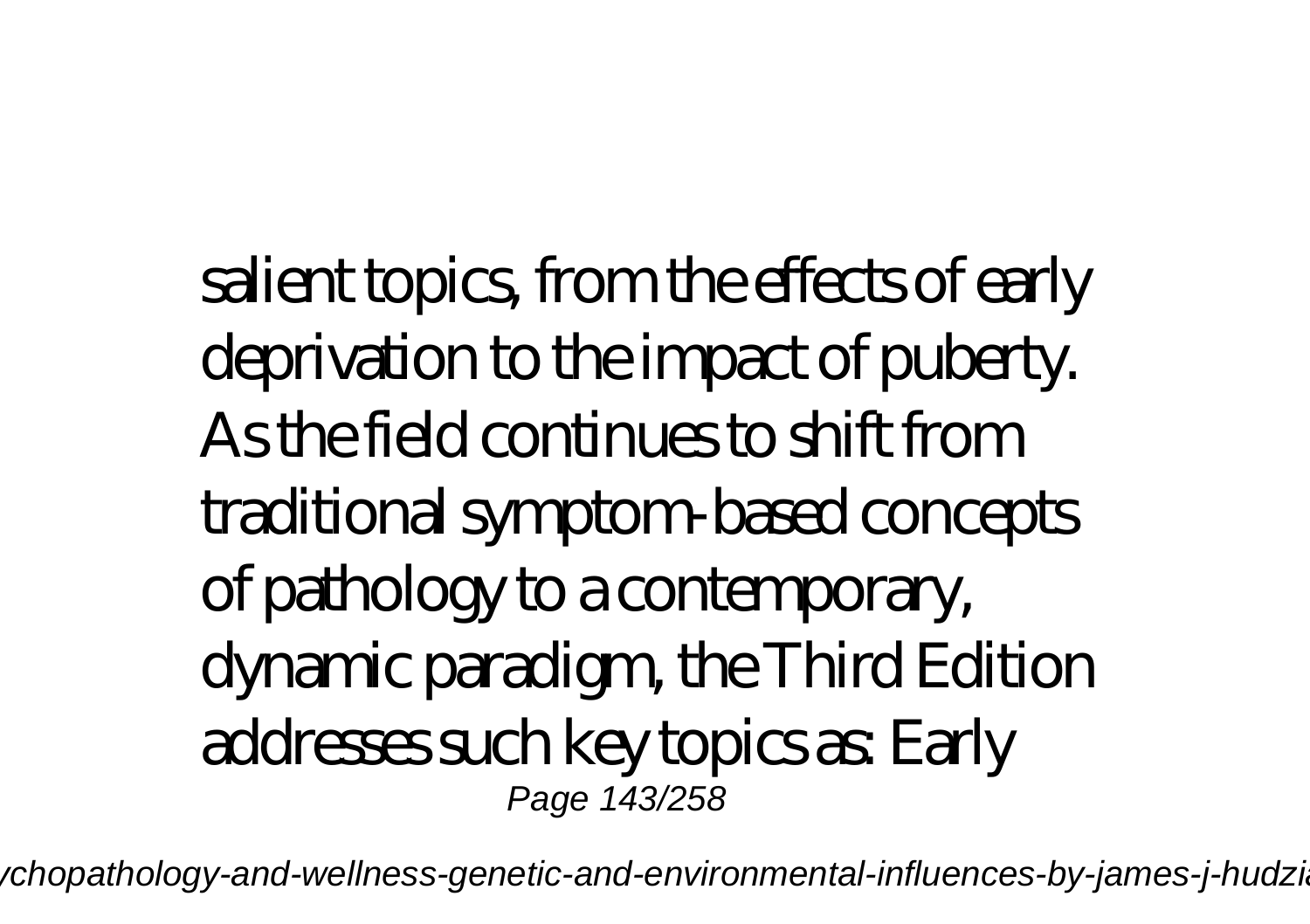salient topics, from the effects of early deprivation to the impact of puberty. As the field continues to shift from traditional symptom-based concepts of pathology to a contemporary, dynamic paradigm, the Third Edition addresses such key topics as: Early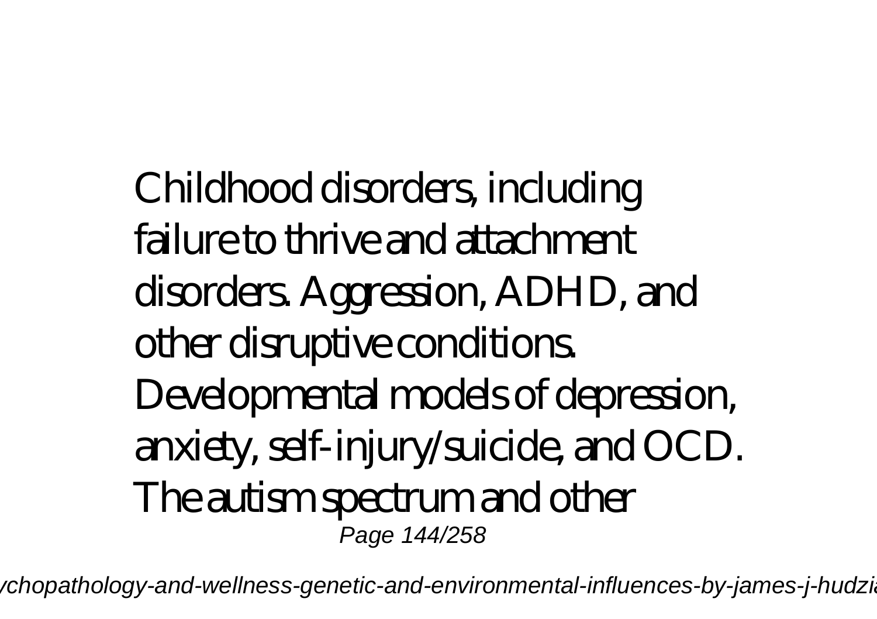Childhood disorders, including failure to thrive and attachment disorders. Aggression, ADHD, and other disruptive conditions. Developmental models of depression, anxiety, self-injury/suicide, and OCD. The autism spectrum and other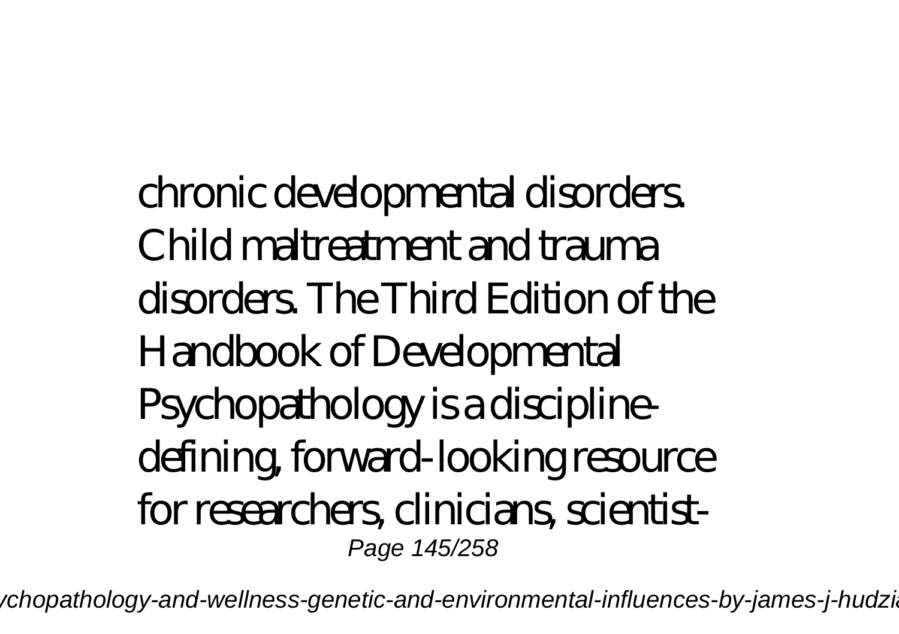chronic developmental disorders. Child maltreatment and trauma disorders. The Third Edition of the Handbook of Developmental Psychopathology is a discipline-defining, forward-looking resource for researchers, clinicians, scientist-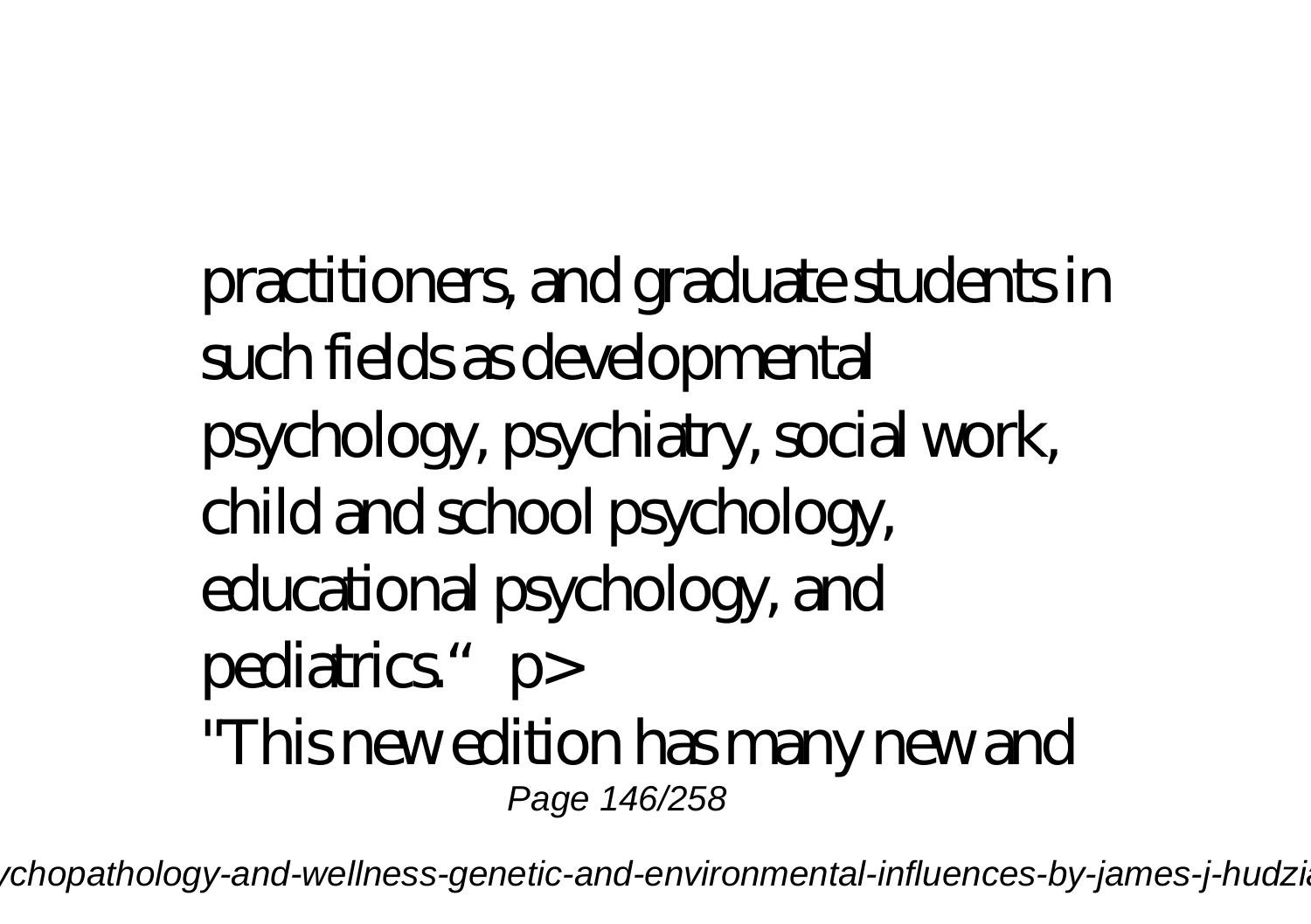practitioners, and graduate students in such fields as developmental psychology, psychiatry, social work, child and school psychology, educational psychology, and pediatrics." p>

"This new edition has many new and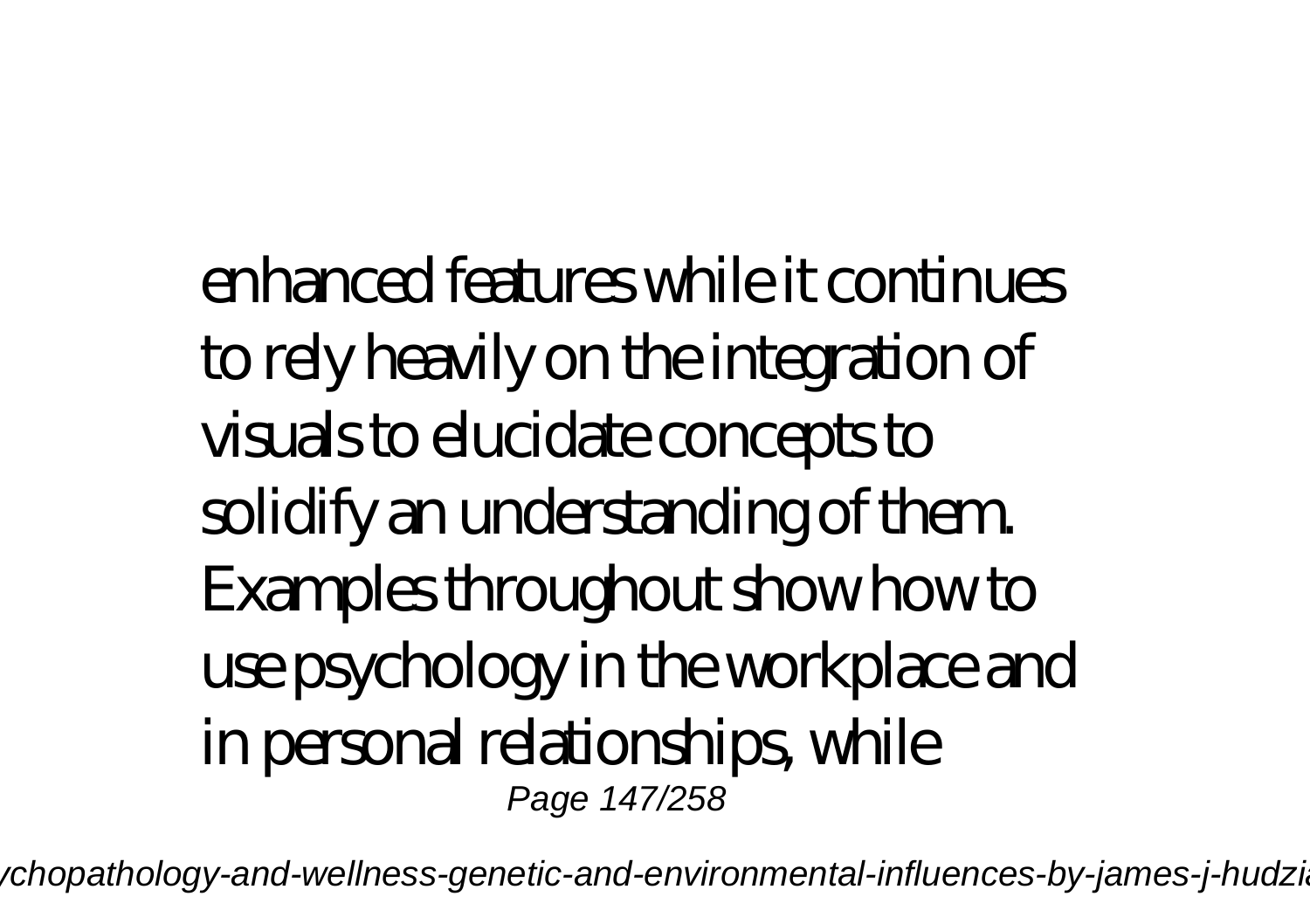enhanced features while it continues to rely heavily on the integration of visuals to elucidate concepts to solidify an understanding of them. Examples throughout show how to use psychology in the workplace and in personal relationships, while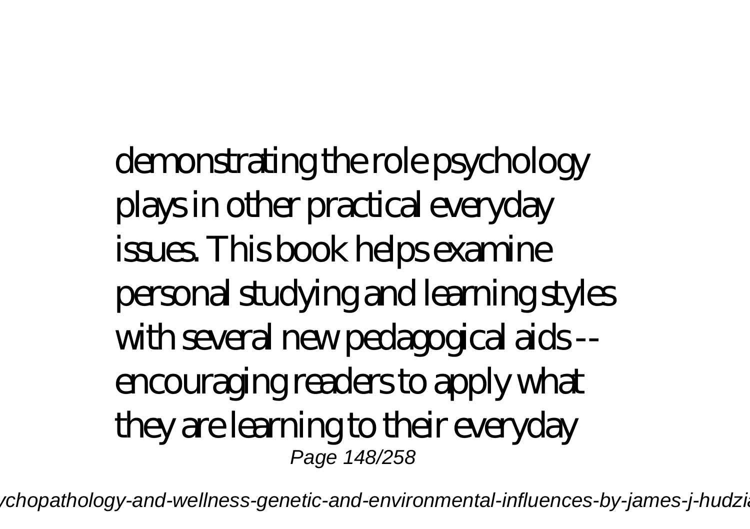demonstrating the role psychology plays in other practical everyday issues. This book helps examine personal studying and learning styles with several new pedagogical aids -- encouraging readers to apply what they are learning to their everyday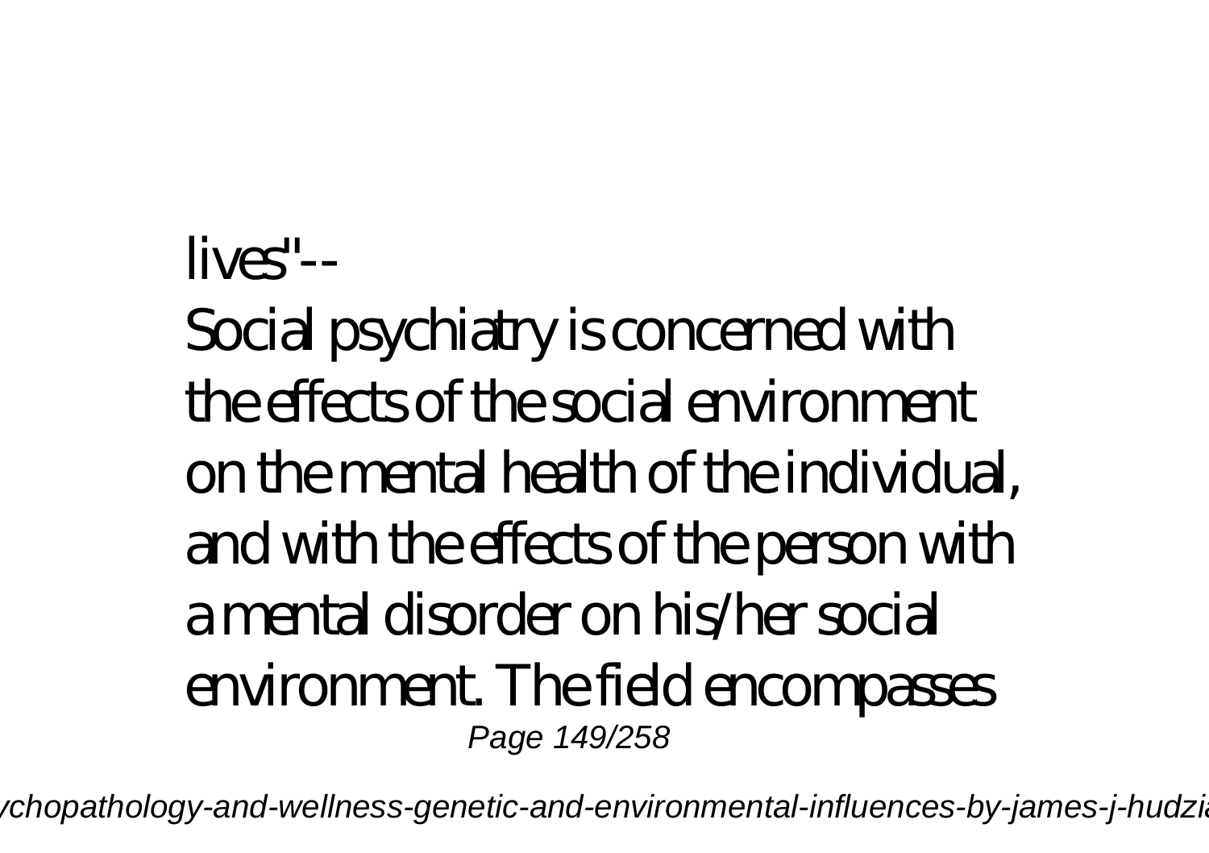lives"--

Social psychiatry is concerned with the effects of the social environment on the mental health of the individual, and with the effects of the person with a mental disorder on his/her social environment. The field encompasses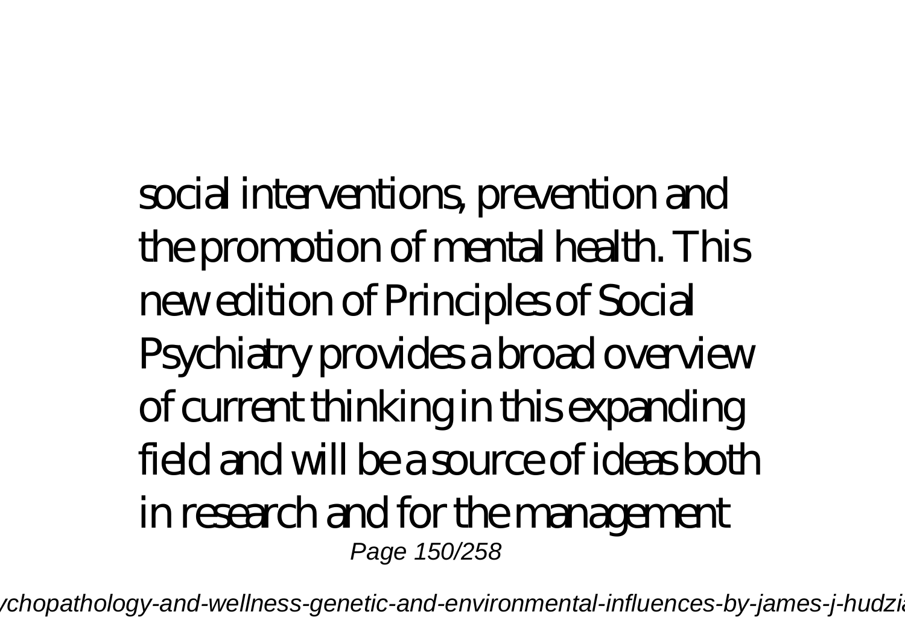social interventions, prevention and the promotion of mental health. This new edition of Principles of Social Psychiatry provides a broad overview of current thinking in this expanding field and will be a source of ideas both in research and for the management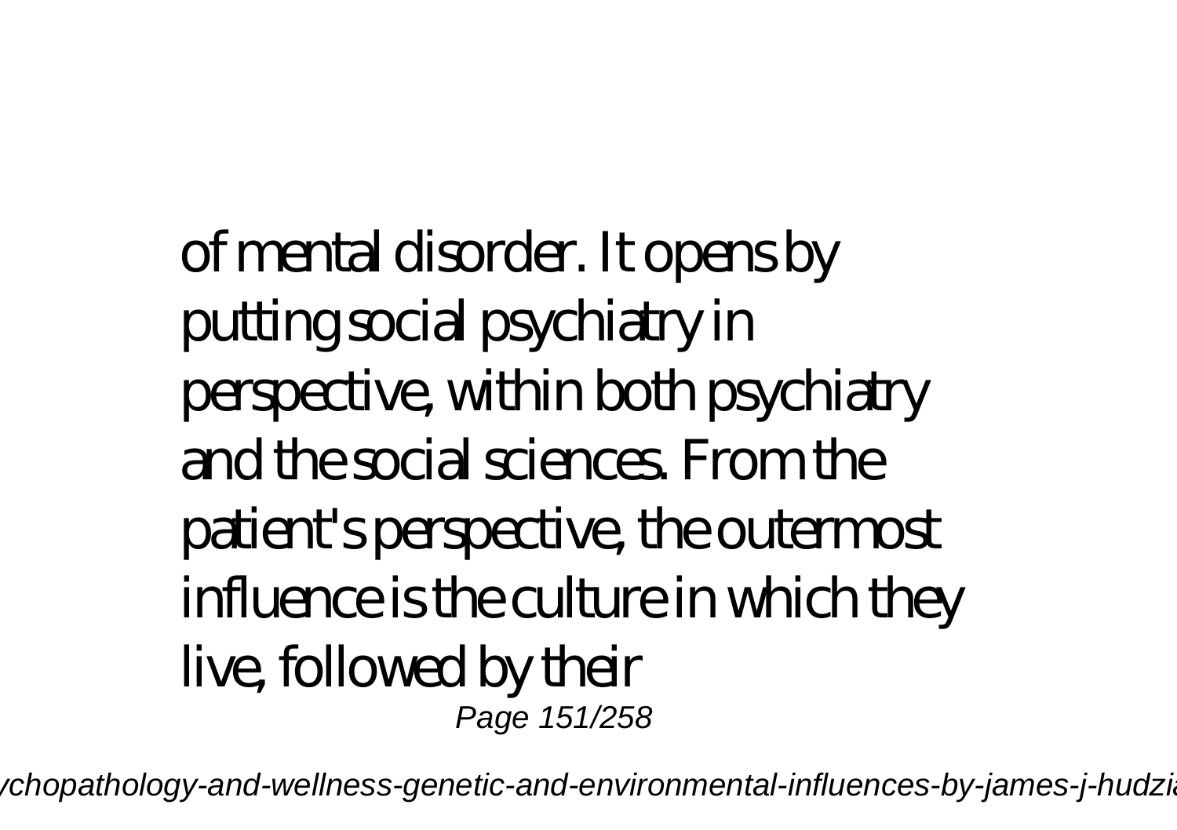of mental disorder. It opens by putting social psychiatry in perspective, within both psychiatry and the social sciences. From the patient's perspective, the outermost influence is the culture in which they live, followed by their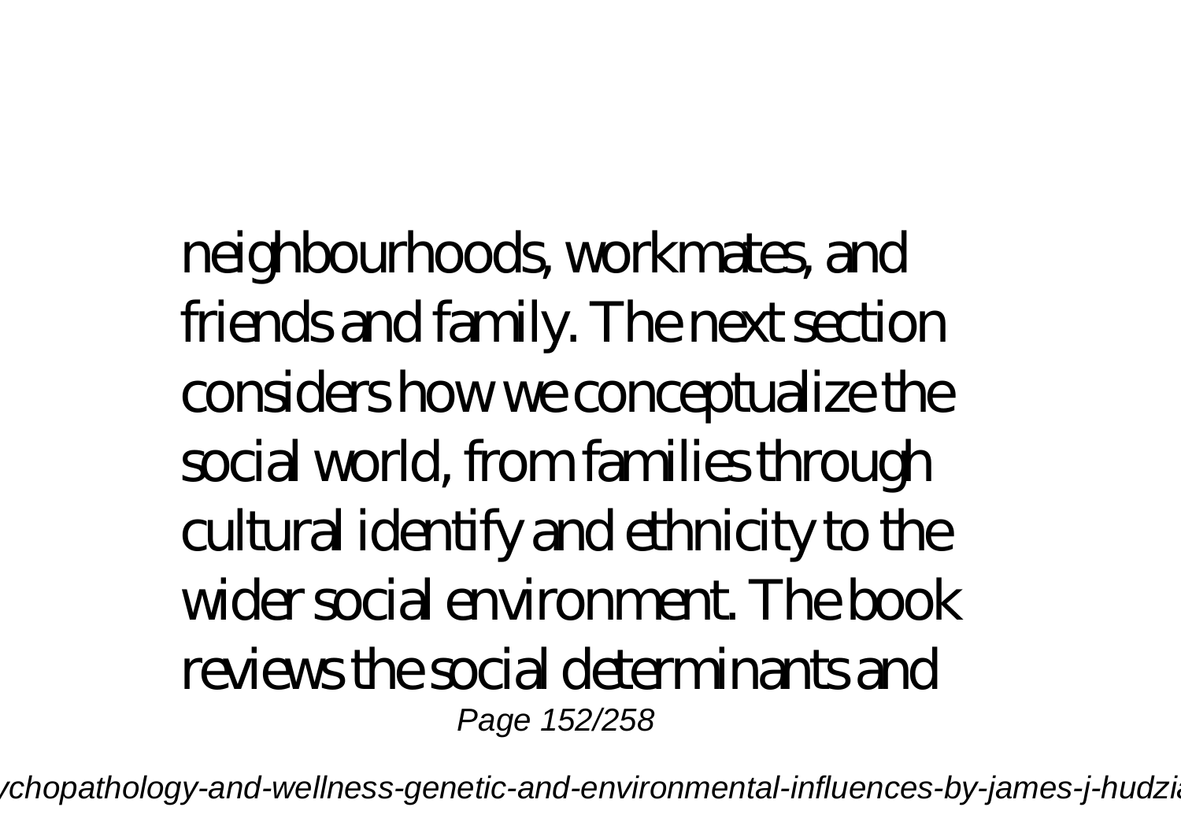neighbourhoods, workmates, and friends and family. The next section considers how we conceptualize the social world, from families through cultural identify and ethnicity to the wider social environment. The book reviews the social determinants and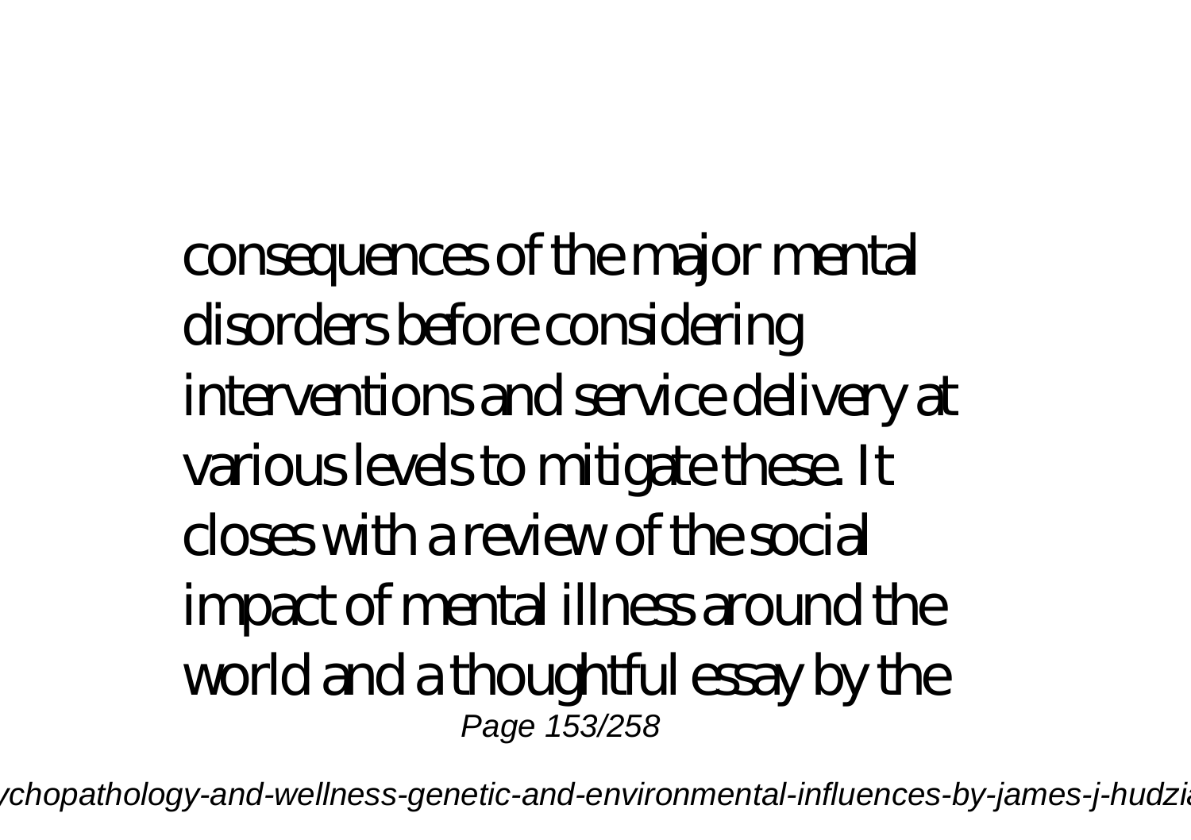consequences of the major mental disorders before considering interventions and service delivery at various levels to mitigate these. It closes with a review of the social impact of mental illness around the world and a thoughtful essay by the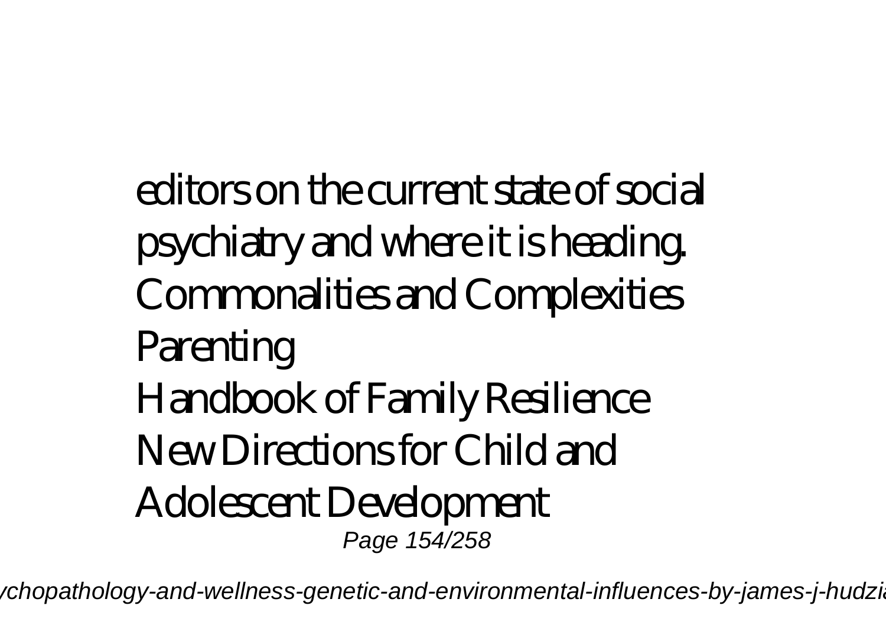editors on the current state of social psychiatry and where it is heading.

Commonalities and Complexities

Parenting

Handbook of Family Resilience

New Directions for Child and Adolescent Development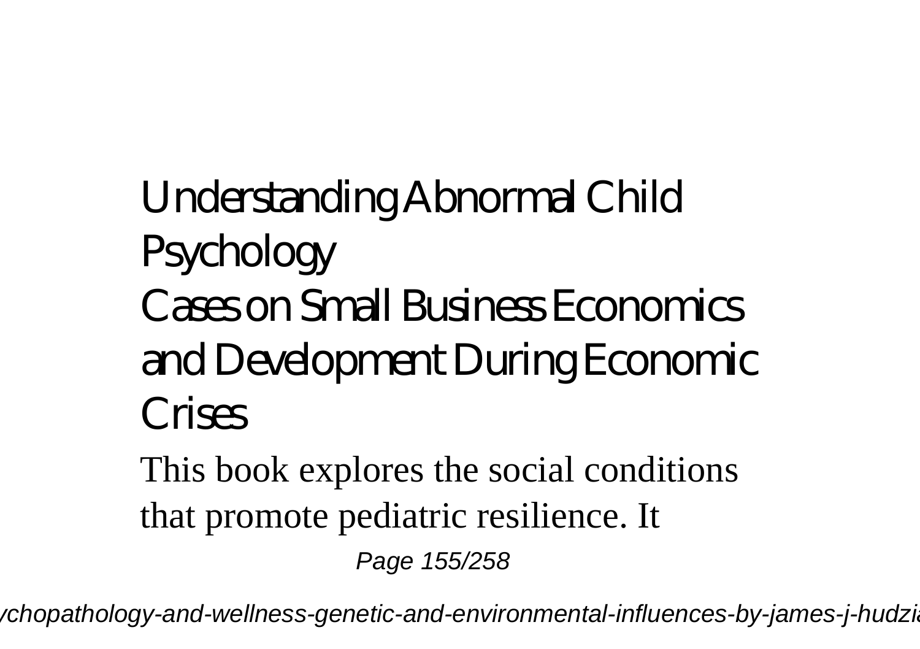## Understanding Abnormal Child Psychology

## Cases on Small Business Economics and Development During Economic Crises

This book explores the social conditions that promote pediatric resilience. It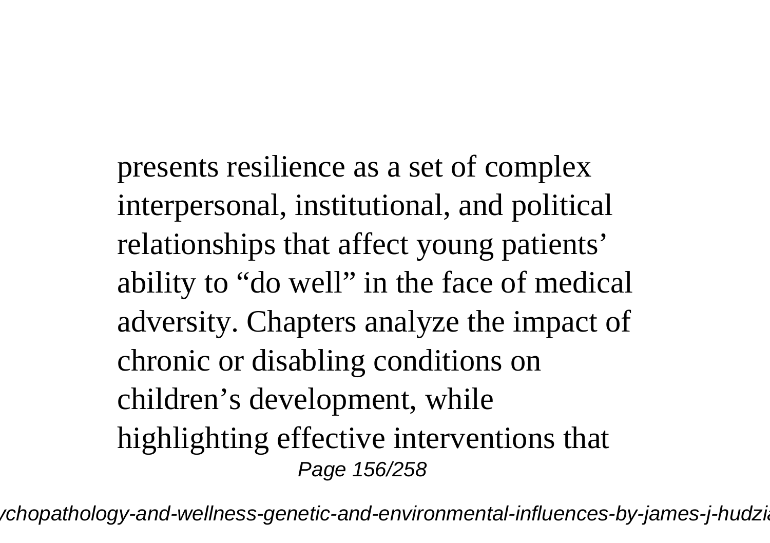presents resilience as a set of complex interpersonal, institutional, and political relationships that affect young patients' ability to "do well" in the face of medical adversity. Chapters analyze the impact of chronic or disabling conditions on children's development, while highlighting effective interventions that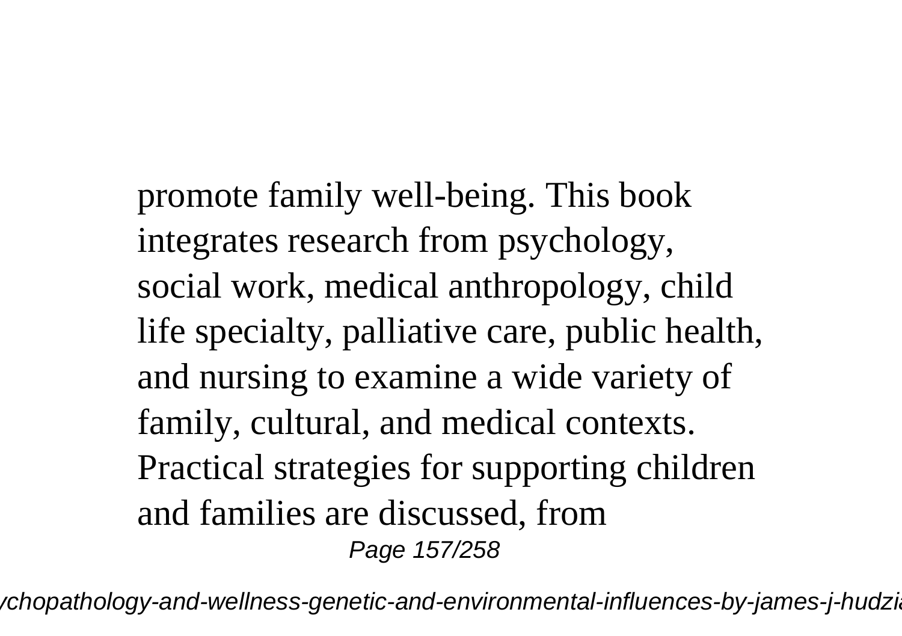promote family well-being. This book integrates research from psychology, social work, medical anthropology, child life specialty, palliative care, public health, and nursing to examine a wide variety of family, cultural, and medical contexts. Practical strategies for supporting children and families are discussed, from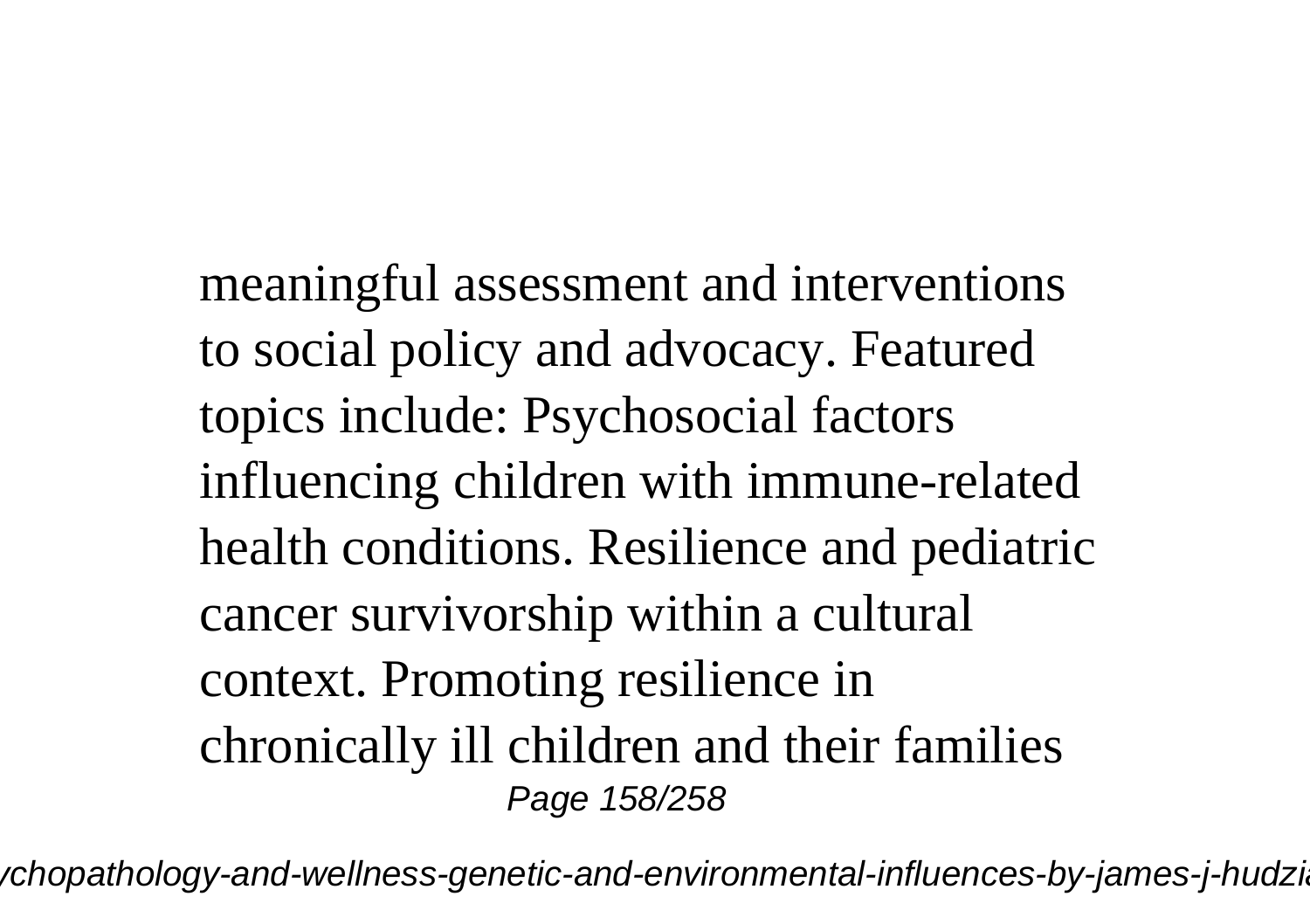meaningful assessment and interventions to social policy and advocacy. Featured topics include: Psychosocial factors influencing children with immune-related health conditions. Resilience and pediatric cancer survivorship within a cultural context. Promoting resilience in chronically ill children and their families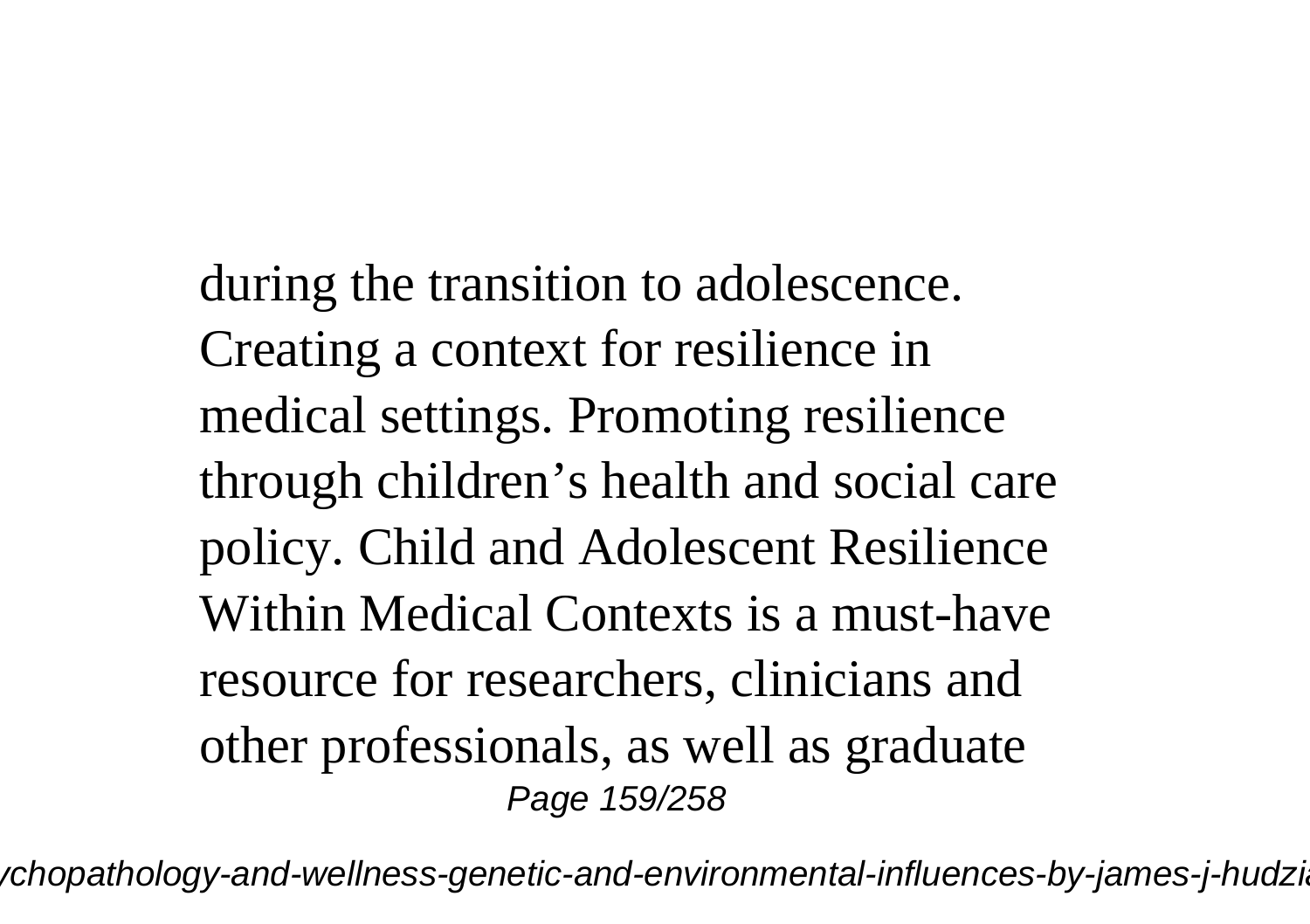during the transition to adolescence. Creating a context for resilience in medical settings. Promoting resilience through children's health and social care policy. Child and Adolescent Resilience Within Medical Contexts is a must-have resource for researchers, clinicians and other professionals, as well as graduate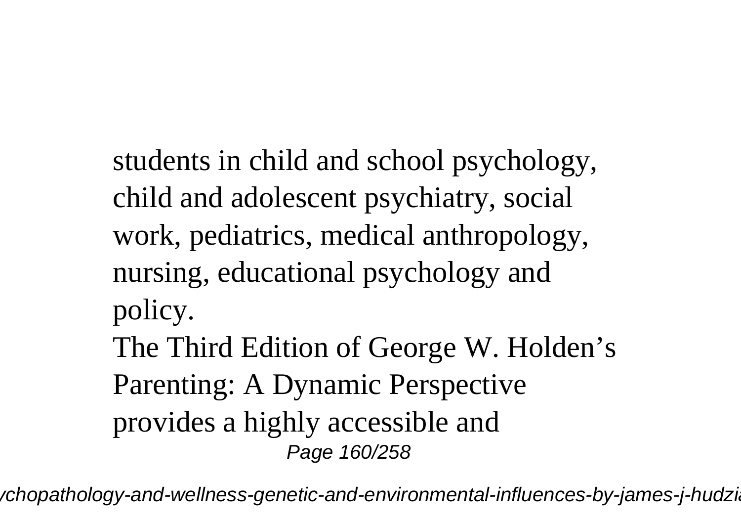students in child and school psychology, child and adolescent psychiatry, social work, pediatrics, medical anthropology, nursing, educational psychology and policy.

The Third Edition of George W. Holden's Parenting: A Dynamic Perspective provides a highly accessible and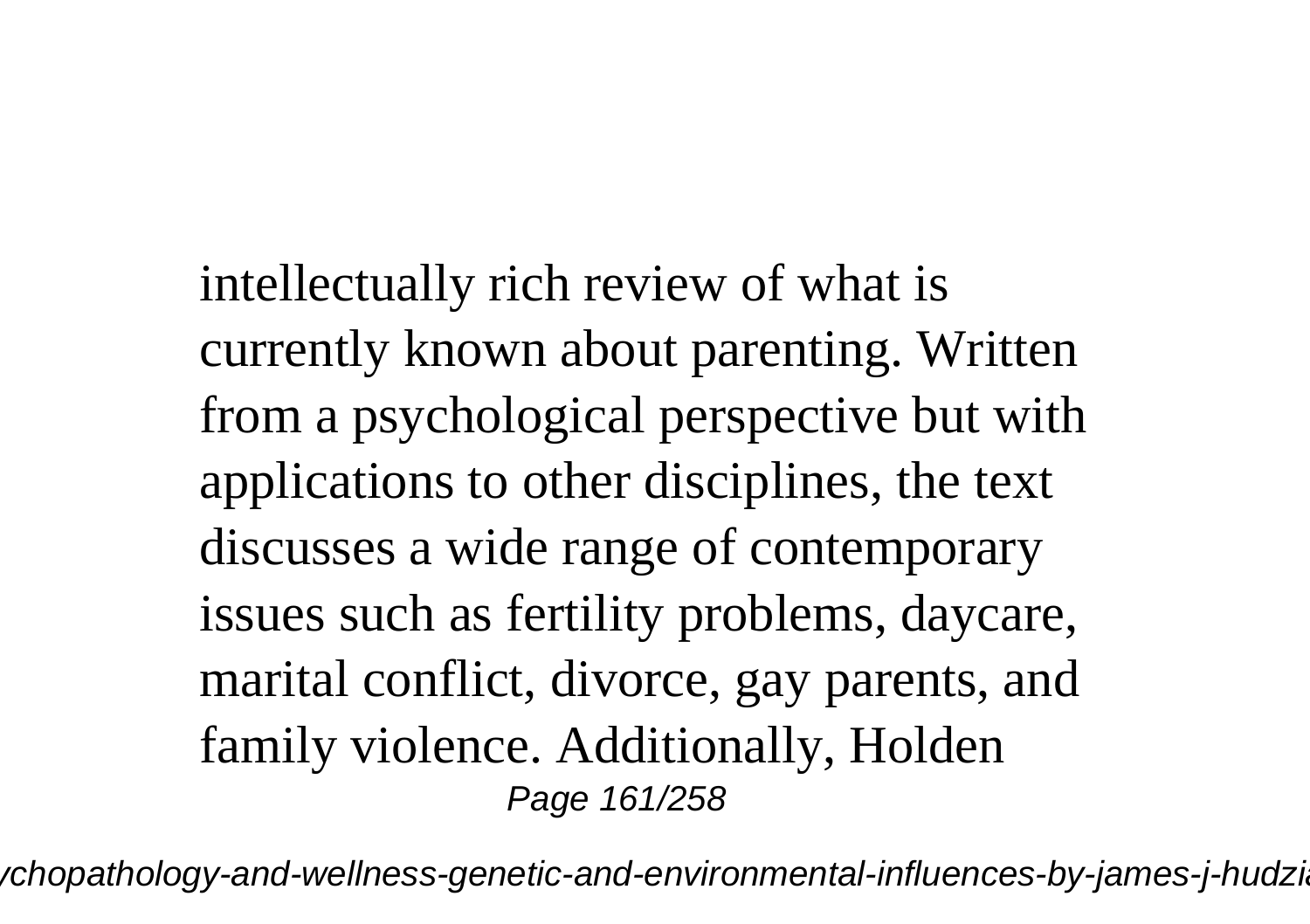intellectually rich review of what is currently known about parenting. Written from a psychological perspective but with applications to other disciplines, the text discusses a wide range of contemporary issues such as fertility problems, daycare, marital conflict, divorce, gay parents, and family violence. Additionally, Holden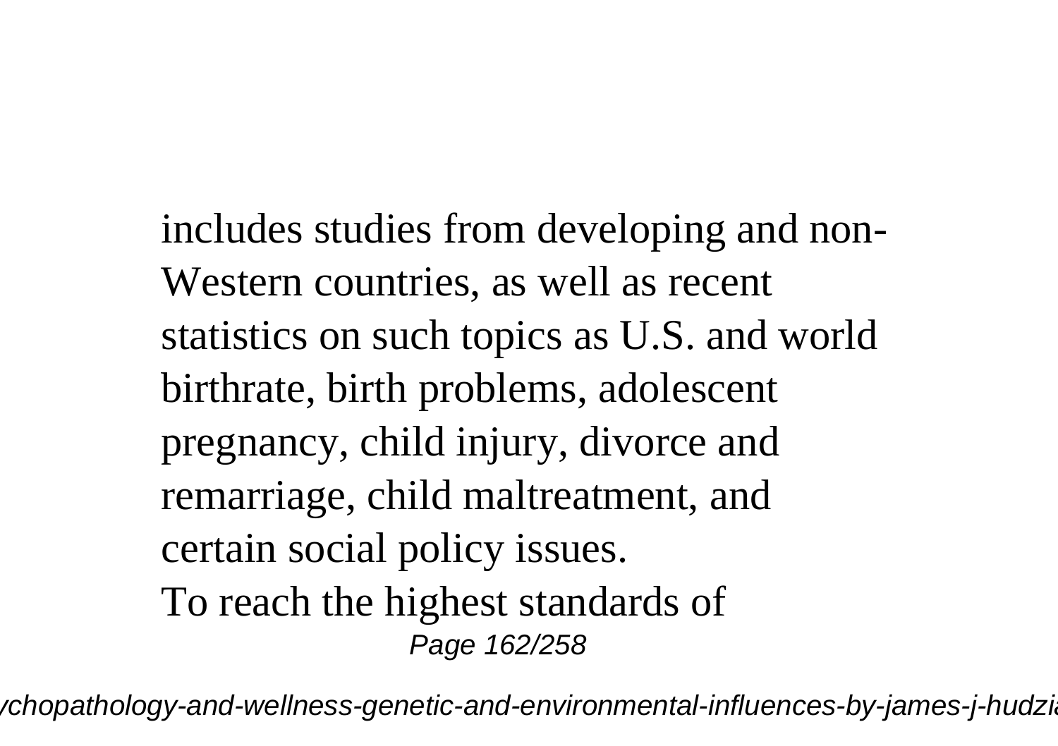includes studies from developing and non-Western countries, as well as recent statistics on such topics as U.S. and world birthrate, birth problems, adolescent pregnancy, child injury, divorce and remarriage, child maltreatment, and certain social policy issues.

To reach the highest standards of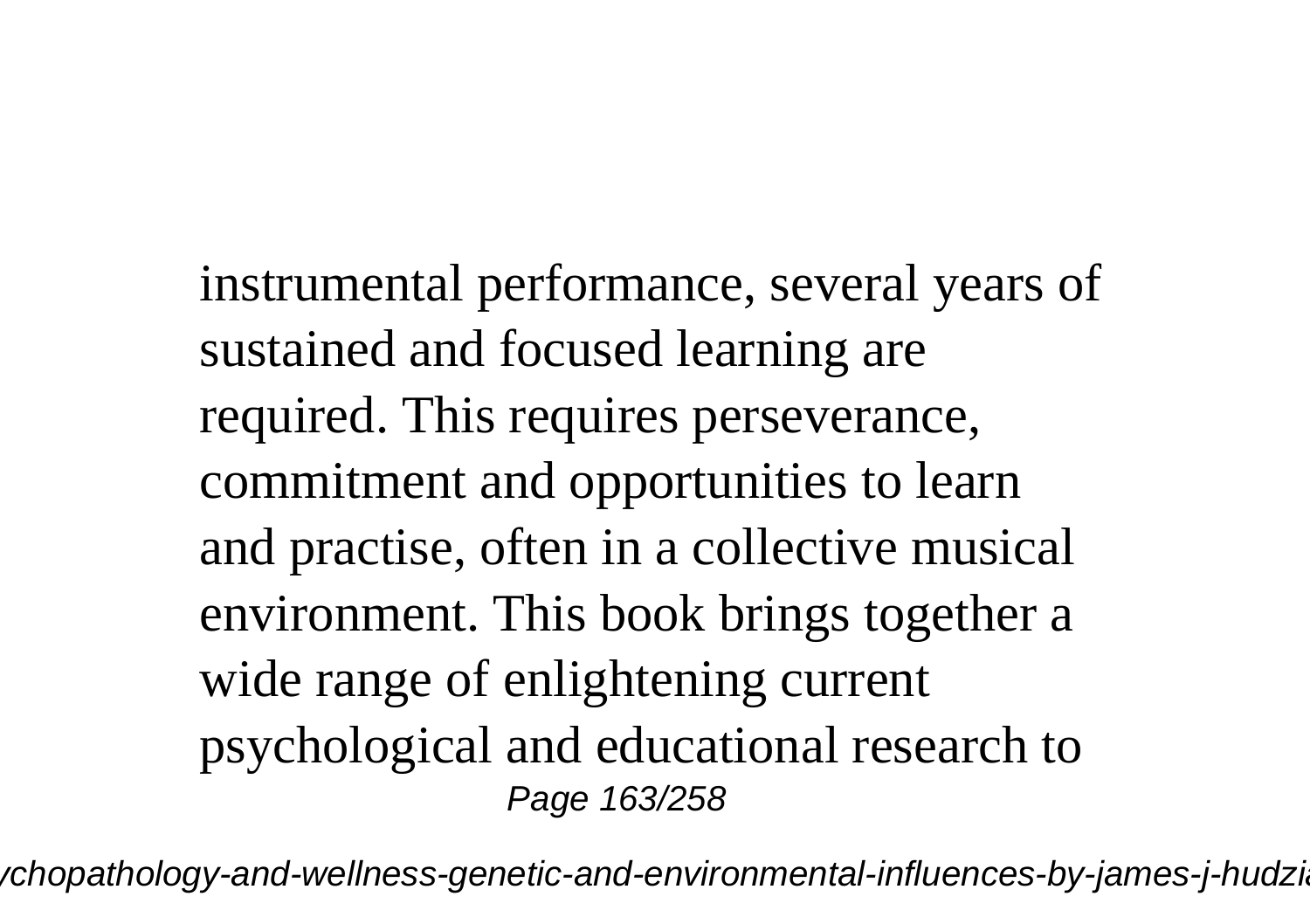instrumental performance, several years of sustained and focused learning are required. This requires perseverance, commitment and opportunities to learn and practise, often in a collective musical environment. This book brings together a wide range of enlightening current psychological and educational research to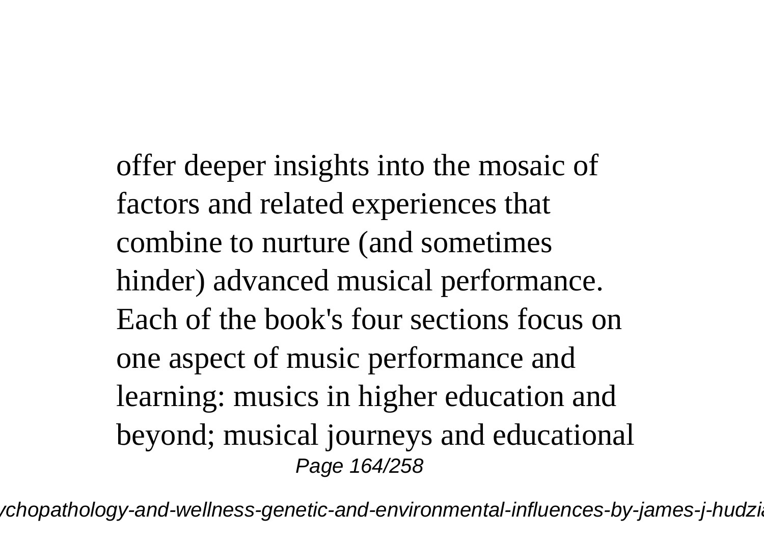offer deeper insights into the mosaic of factors and related experiences that combine to nurture (and sometimes hinder) advanced musical performance. Each of the book's four sections focus on one aspect of music performance and learning: musics in higher education and beyond; musical journeys and educational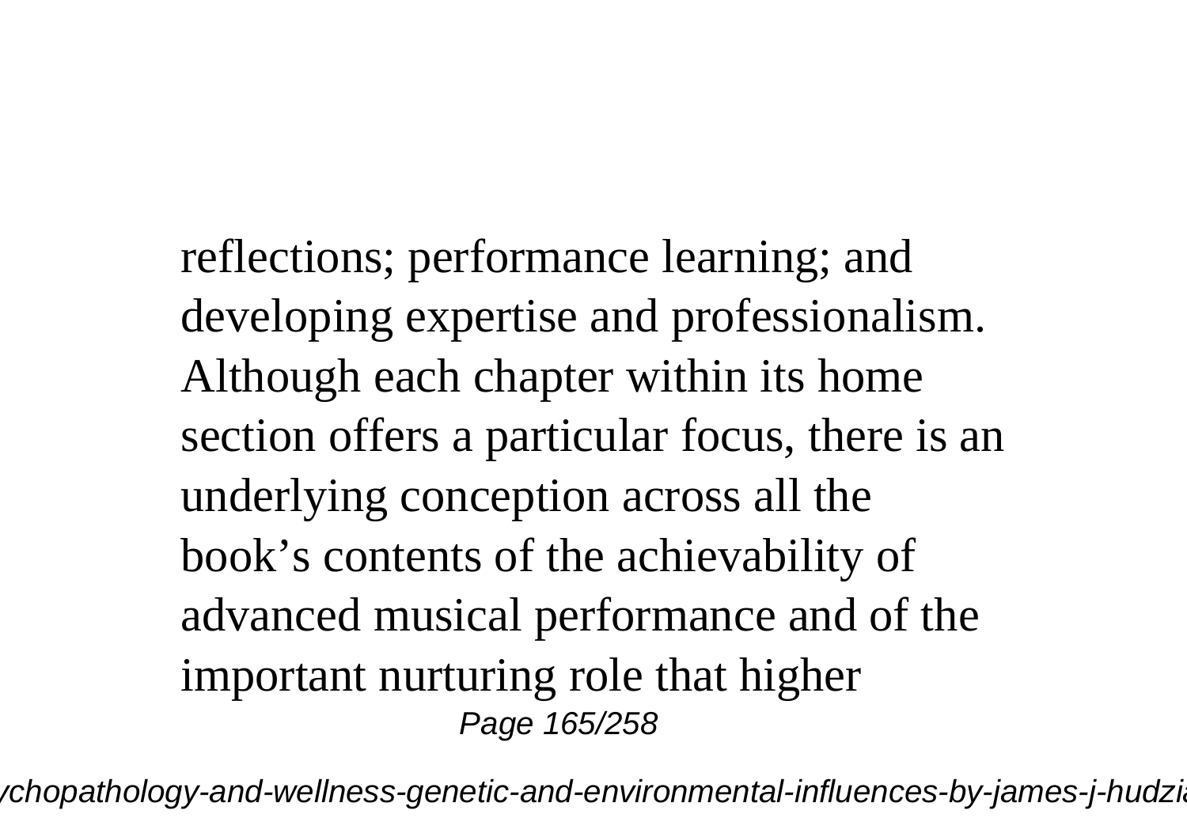reflections; performance learning; and developing expertise and professionalism. Although each chapter within its home section offers a particular focus, there is an underlying conception across all the book's contents of the achievability of advanced musical performance and of the important nurturing role that higher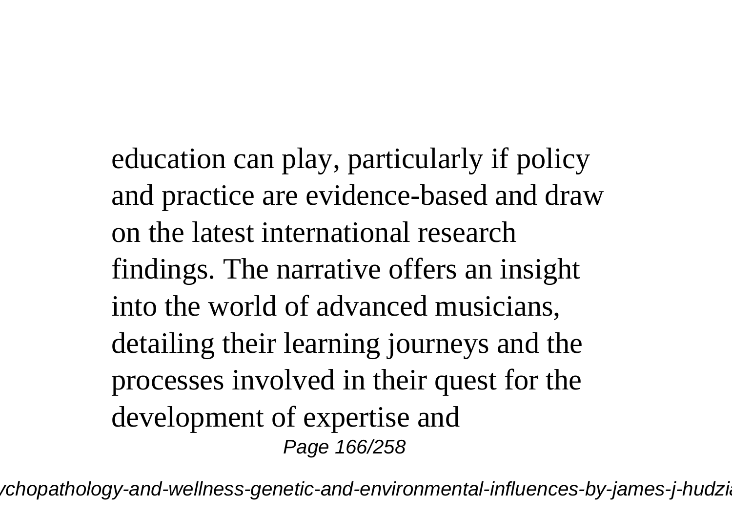education can play, particularly if policy and practice are evidence-based and draw on the latest international research findings. The narrative offers an insight into the world of advanced musicians, detailing their learning journeys and the processes involved in their quest for the development of expertise and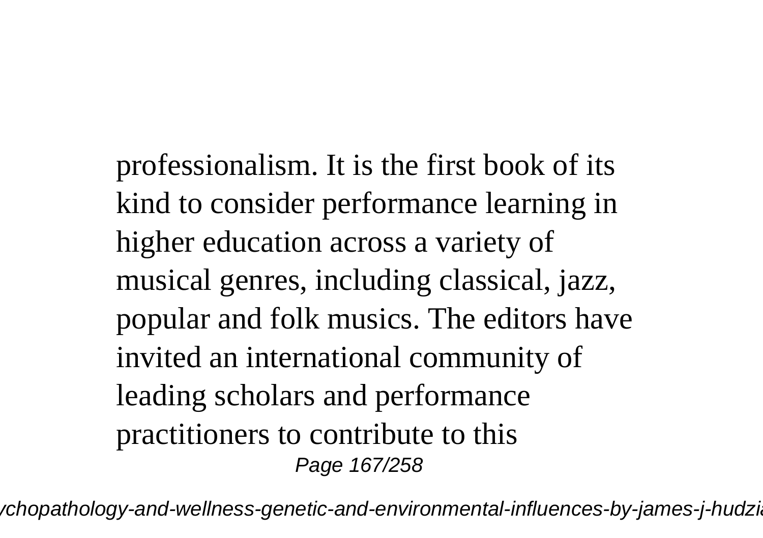professionalism. It is the first book of its kind to consider performance learning in higher education across a variety of musical genres, including classical, jazz, popular and folk musics. The editors have invited an international community of leading scholars and performance practitioners to contribute to this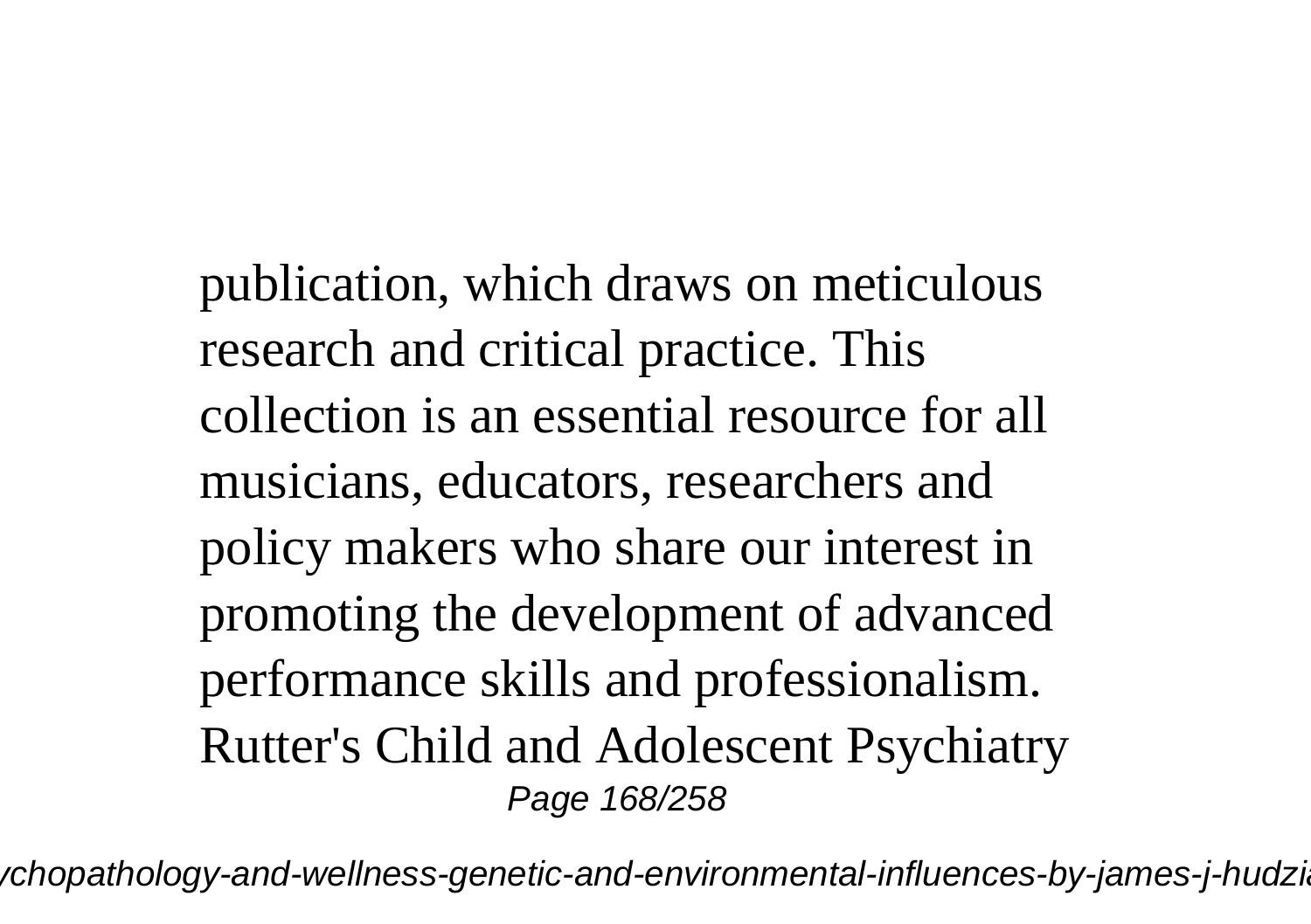publication, which draws on meticulous research and critical practice. This collection is an essential resource for all musicians, educators, researchers and policy makers who share our interest in promoting the development of advanced performance skills and professionalism. Rutter's Child and Adolescent Psychiatry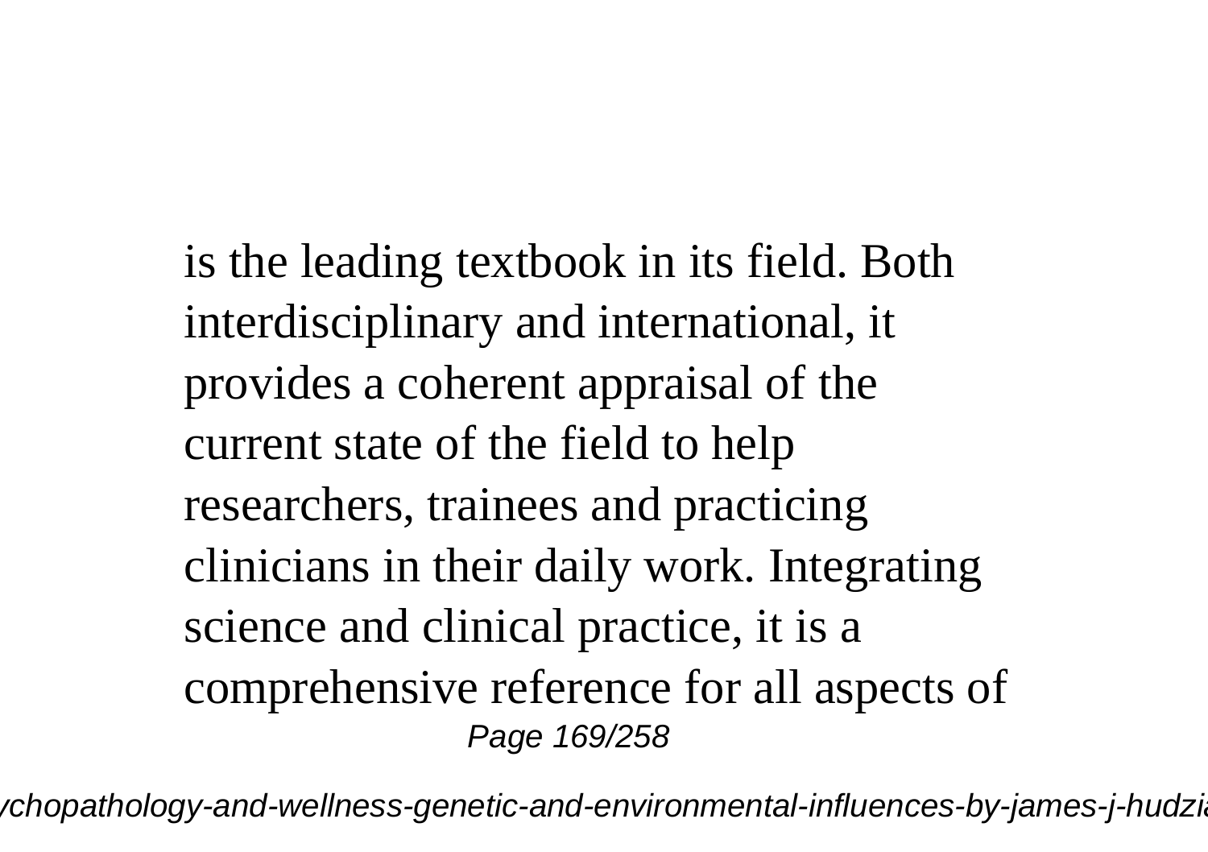is the leading textbook in its field. Both interdisciplinary and international, it provides a coherent appraisal of the current state of the field to help researchers, trainees and practicing clinicians in their daily work. Integrating science and clinical practice, it is a comprehensive reference for all aspects of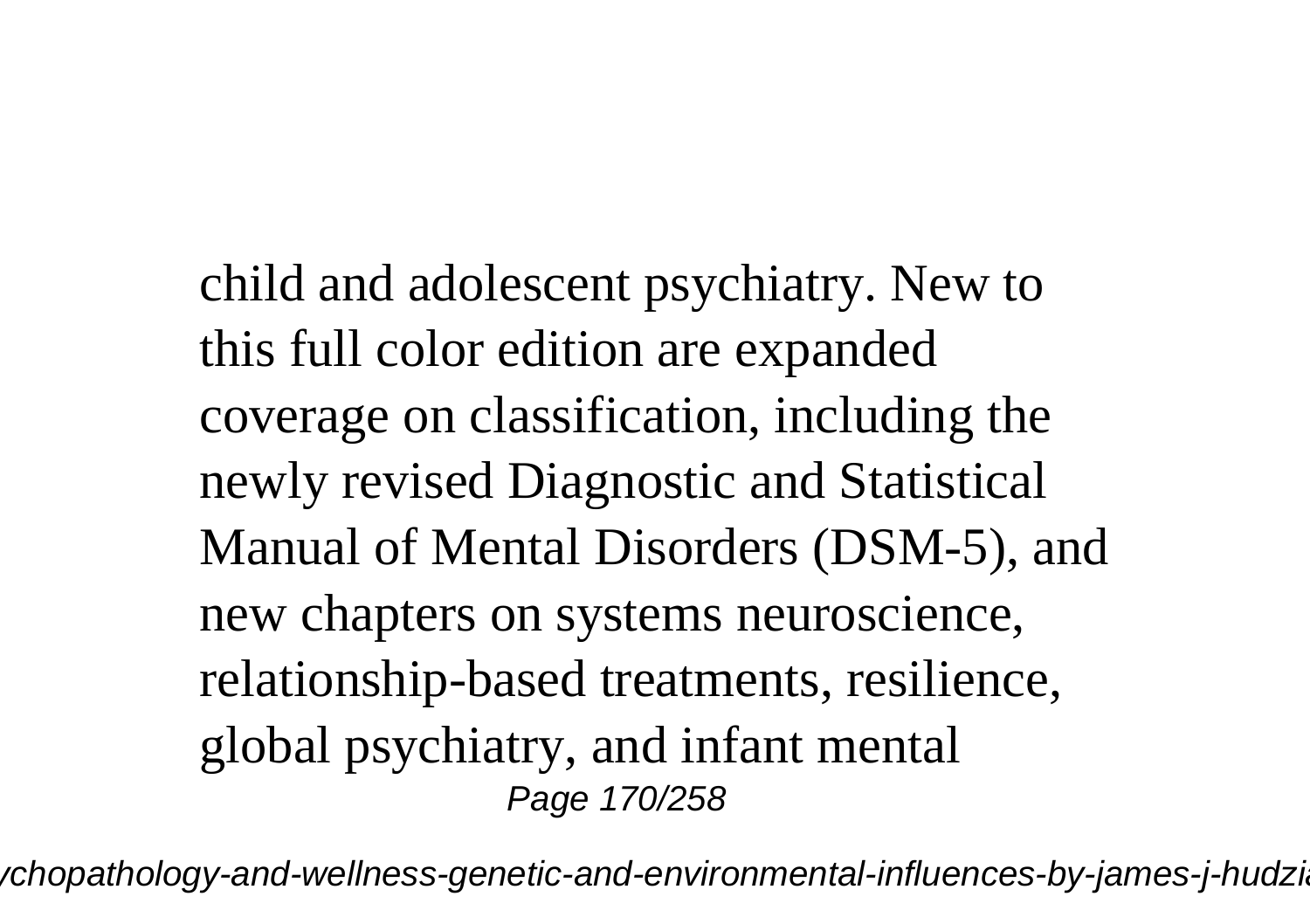child and adolescent psychiatry. New to this full color edition are expanded coverage on classification, including the newly revised Diagnostic and Statistical Manual of Mental Disorders (DSM-5), and new chapters on systems neuroscience, relationship-based treatments, resilience, global psychiatry, and infant mental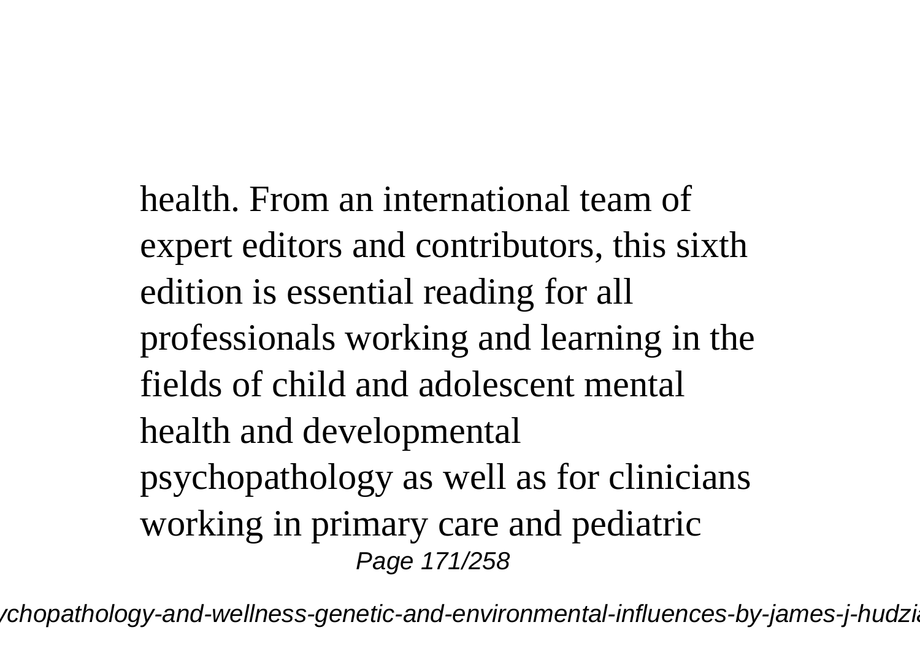health. From an international team of expert editors and contributors, this sixth edition is essential reading for all professionals working and learning in the fields of child and adolescent mental health and developmental psychopathology as well as for clinicians working in primary care and pediatric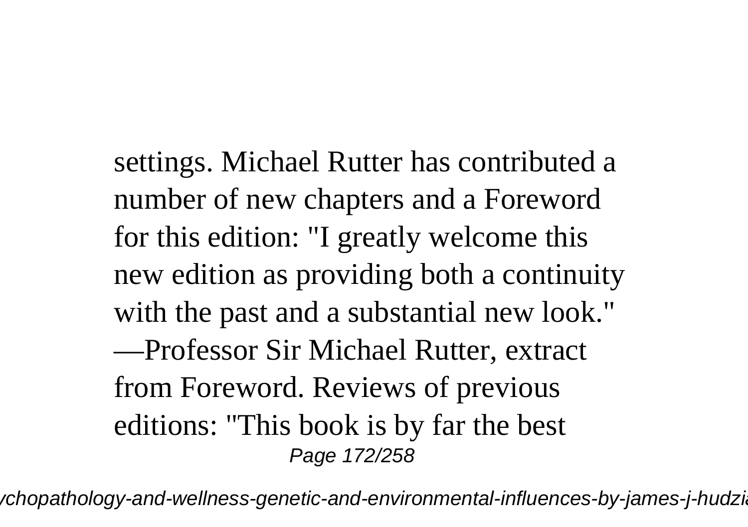settings. Michael Rutter has contributed a number of new chapters and a Foreword for this edition: "I greatly welcome this new edition as providing both a continuity with the past and a substantial new look." —Professor Sir Michael Rutter, extract from Foreword. Reviews of previous editions: "This book is by far the best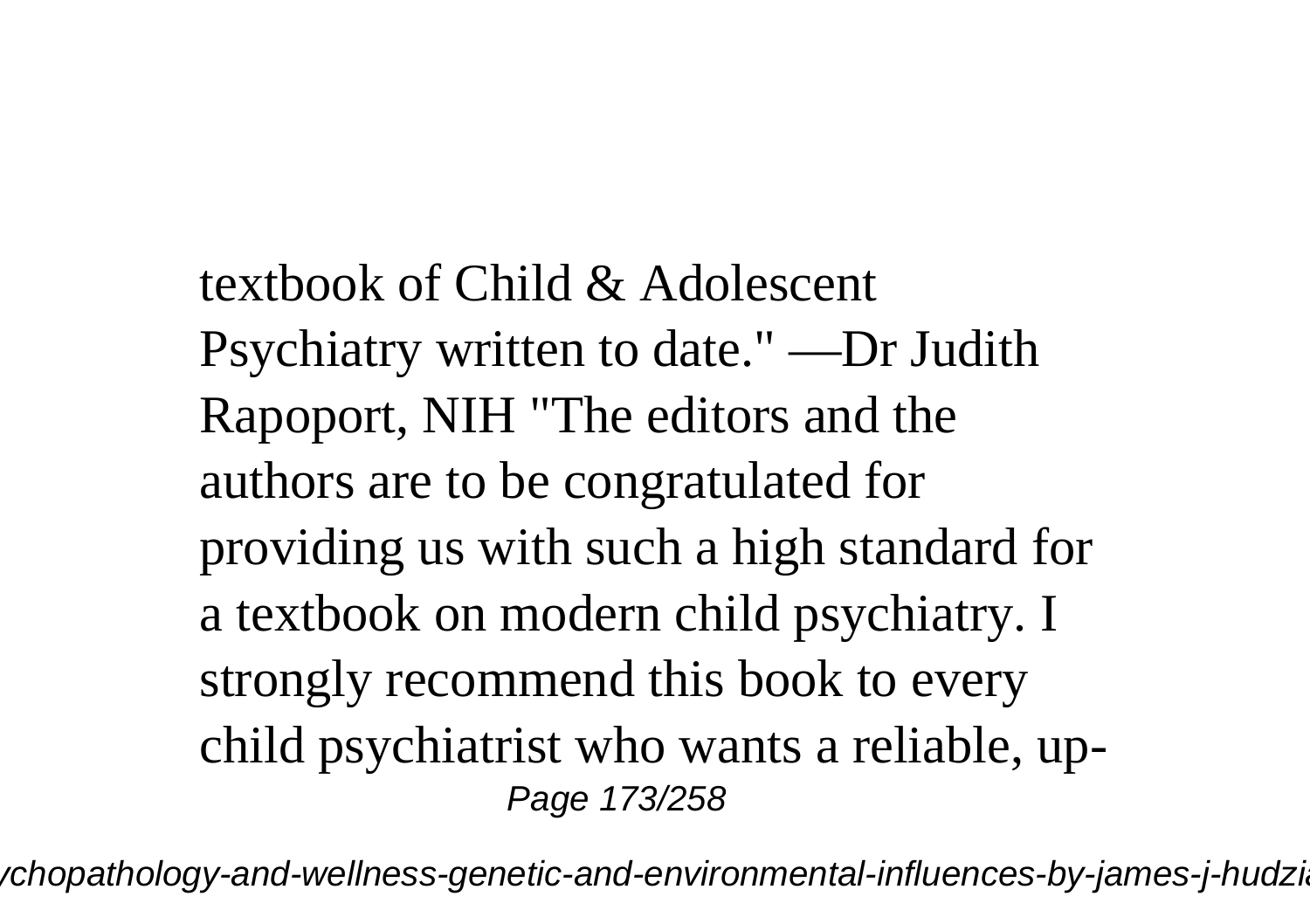textbook of Child & Adolescent Psychiatry written to date." —Dr Judith Rapoport, NIH "The editors and the authors are to be congratulated for providing us with such a high standard for a textbook on modern child psychiatry. I strongly recommend this book to every child psychiatrist who wants a reliable, up-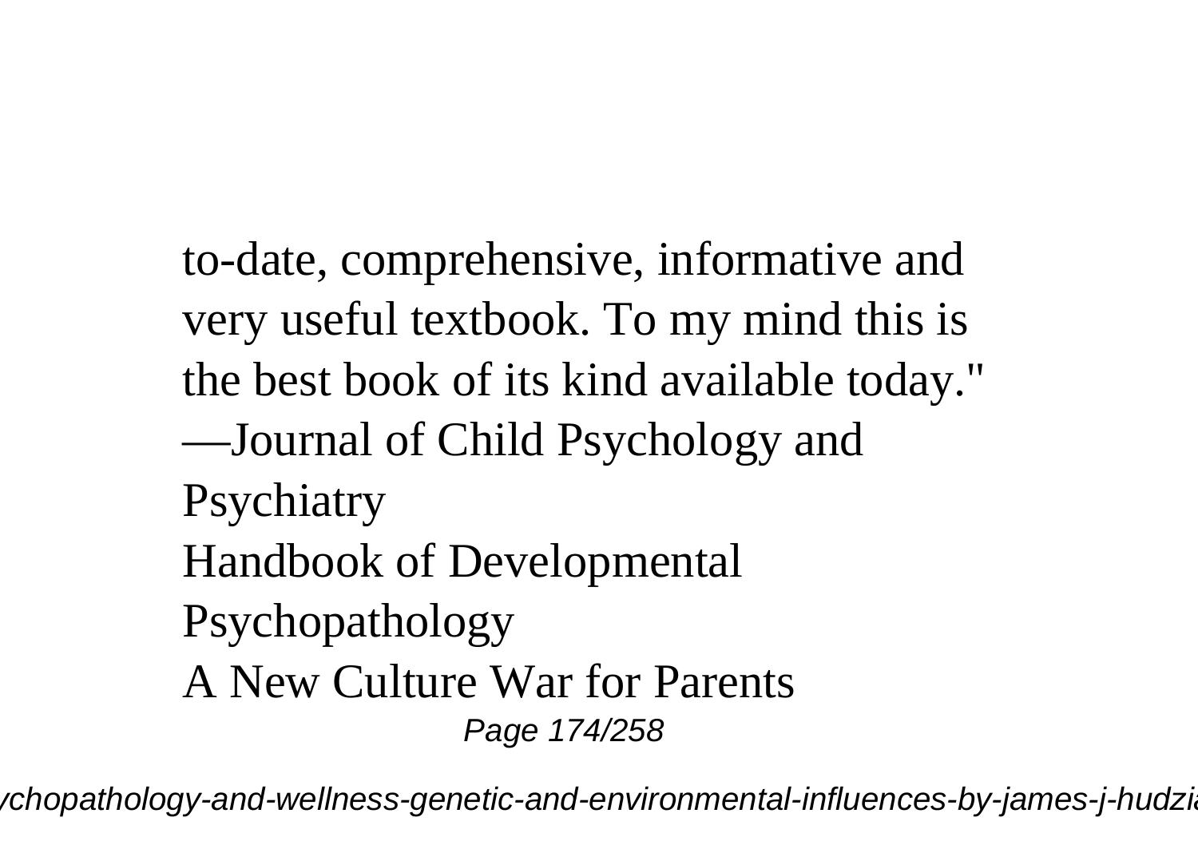to-date, comprehensive, informative and very useful textbook. To my mind this is the best book of its kind available today."
—Journal of Child Psychology and Psychiatry

Handbook of Developmental Psychopathology

A New Culture War for Parents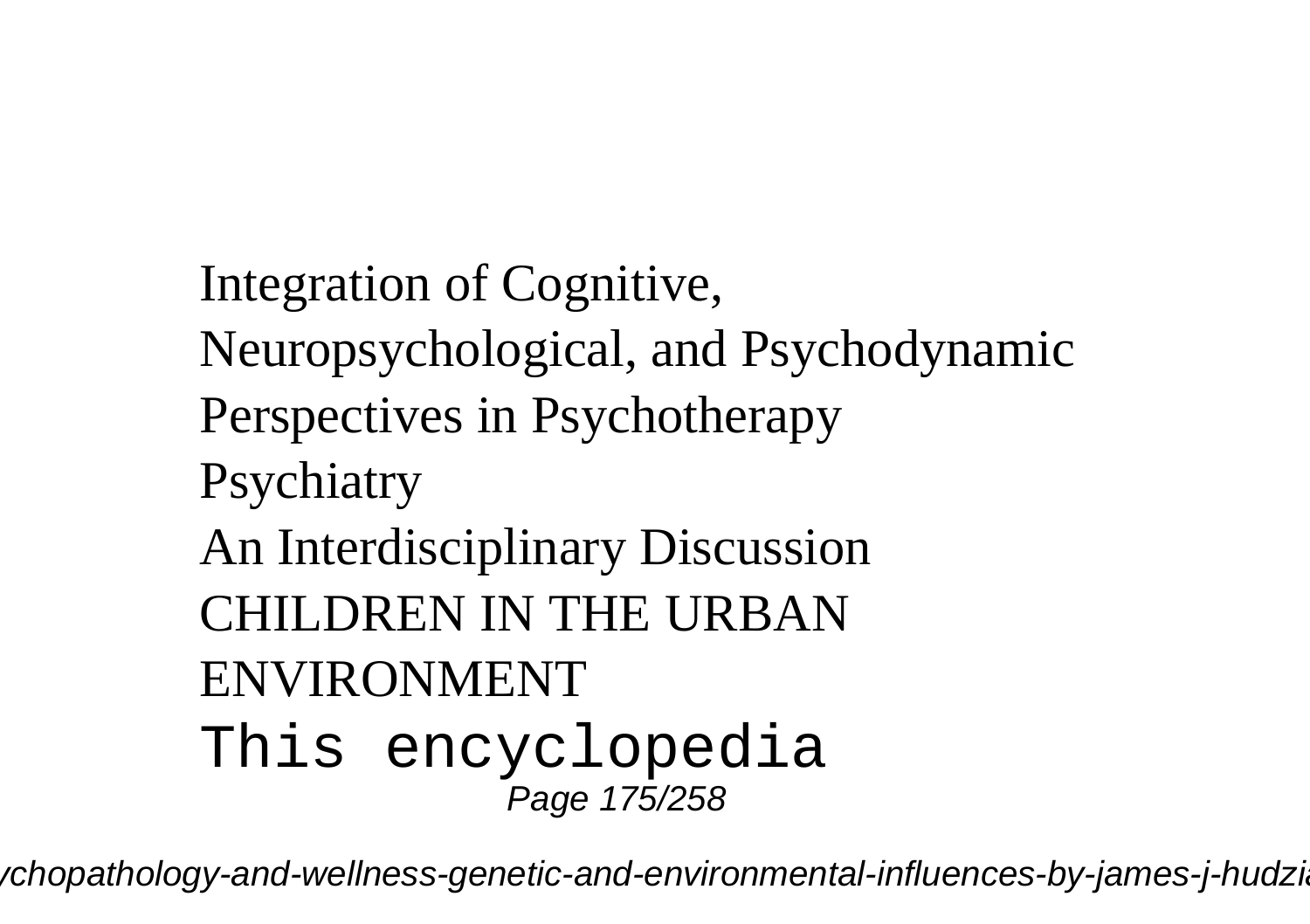Integration of Cognitive, Neuropsychological, and Psychodynamic Perspectives in Psychotherapy

Psychiatry

An Interdisciplinary Discussion

CHILDREN IN THE URBAN ENVIRONMENT

This encyclopedia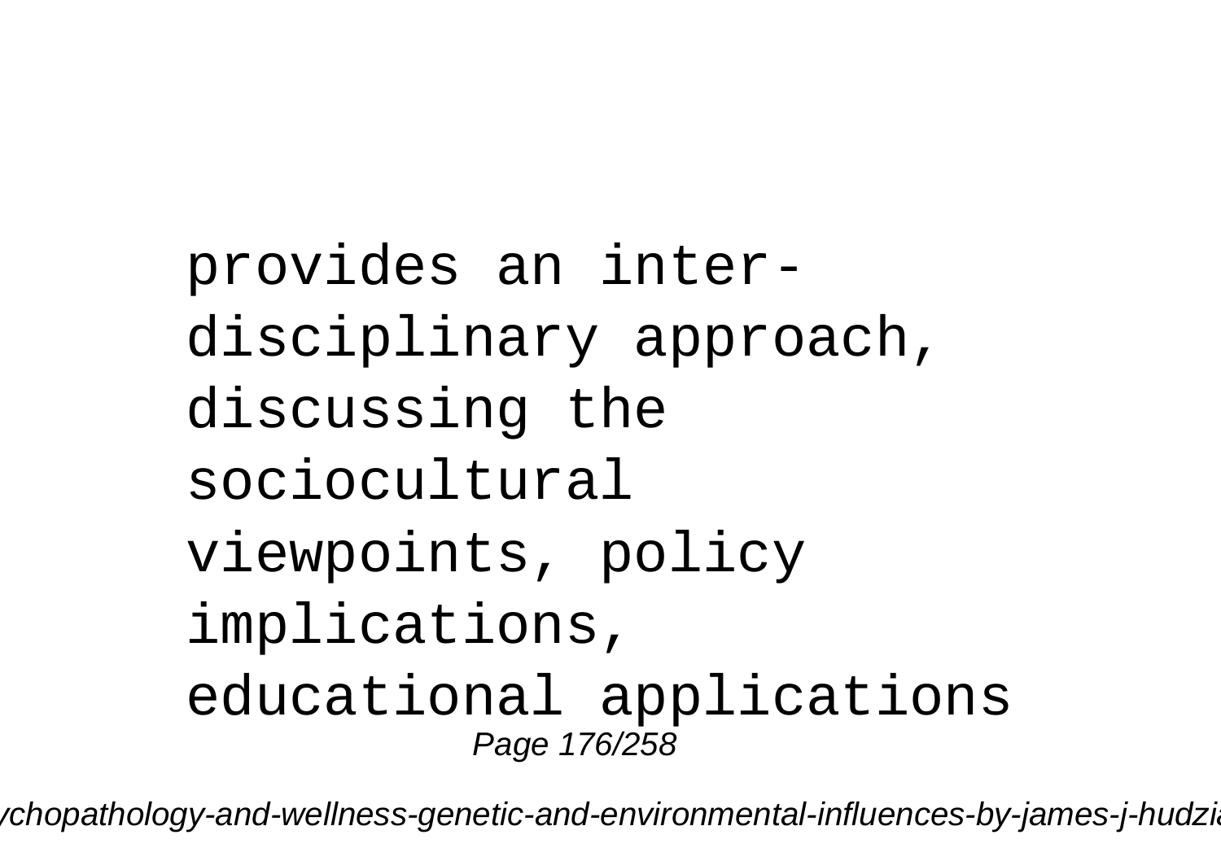provides an inter-disciplinary approach, discussing the sociocultural viewpoints, policy implications, educational applications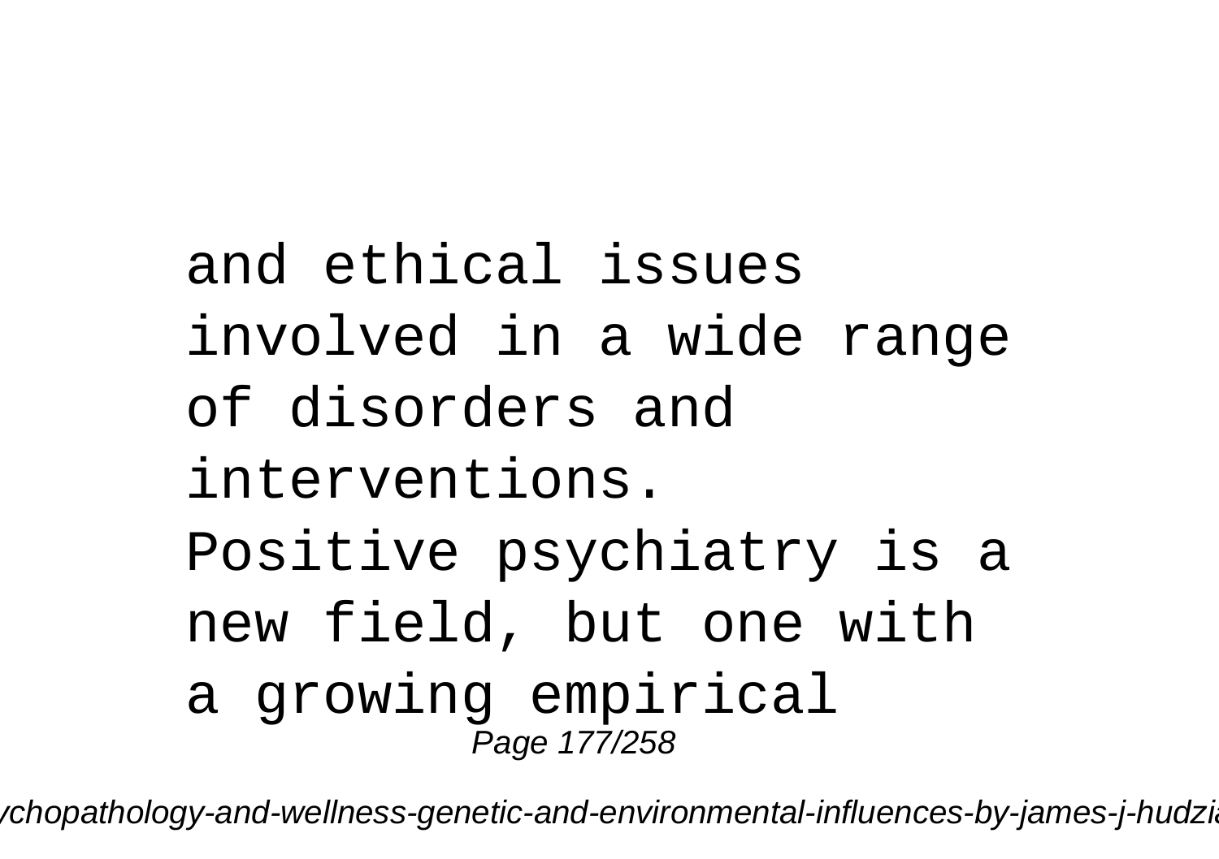and ethical issues involved in a wide range of disorders and interventions. Positive psychiatry is a new field, but one with a growing empirical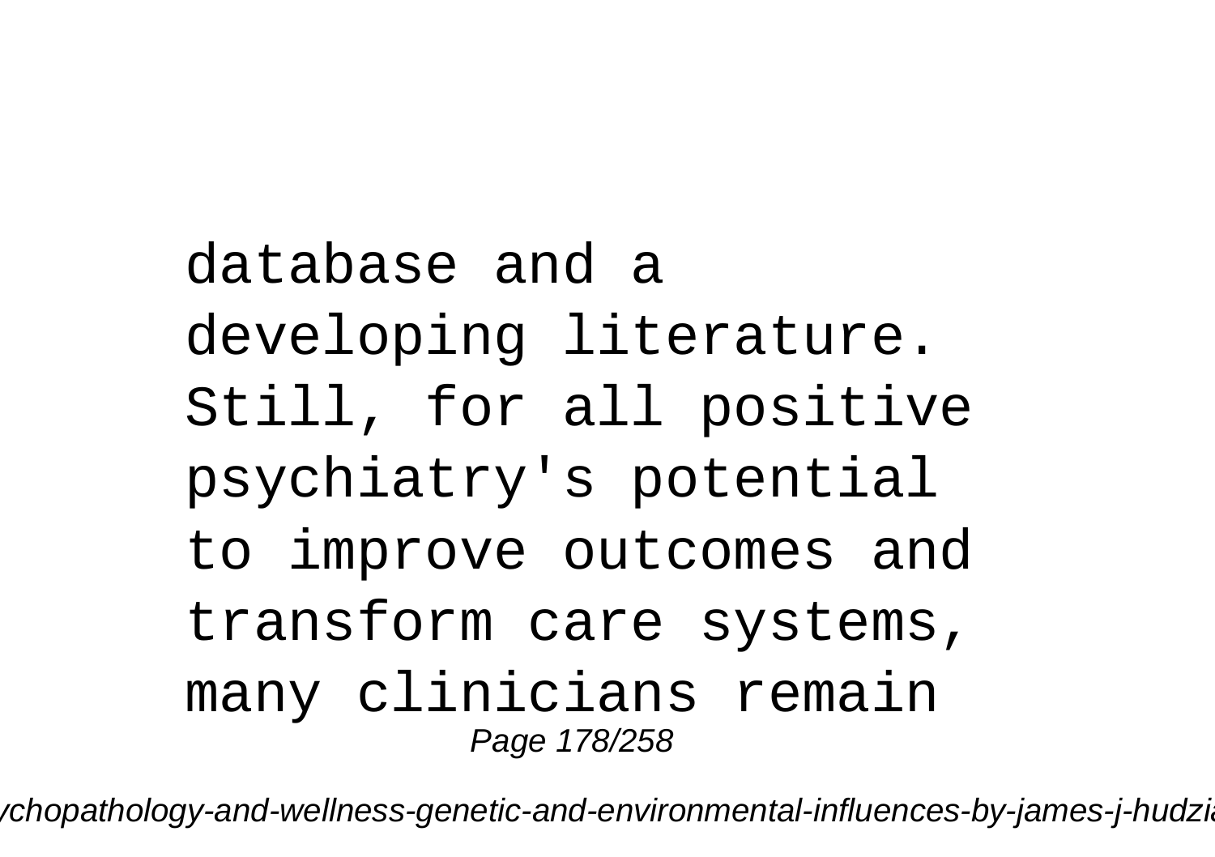database and a developing literature. Still, for all positive psychiatry's potential to improve outcomes and transform care systems, many clinicians remain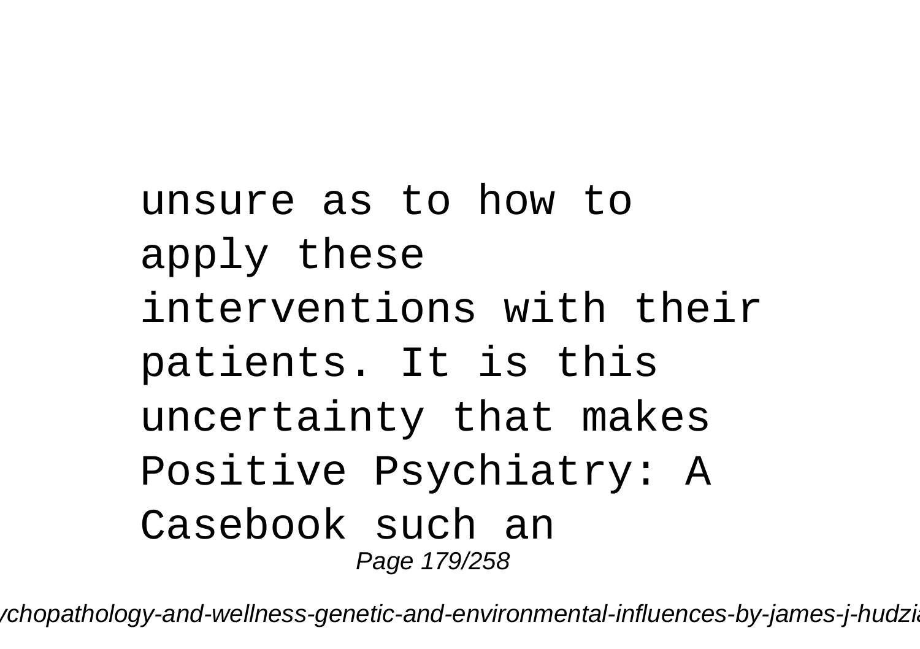unsure as to how to apply these interventions with their patients. It is this uncertainty that makes Positive Psychiatry: A Casebook such an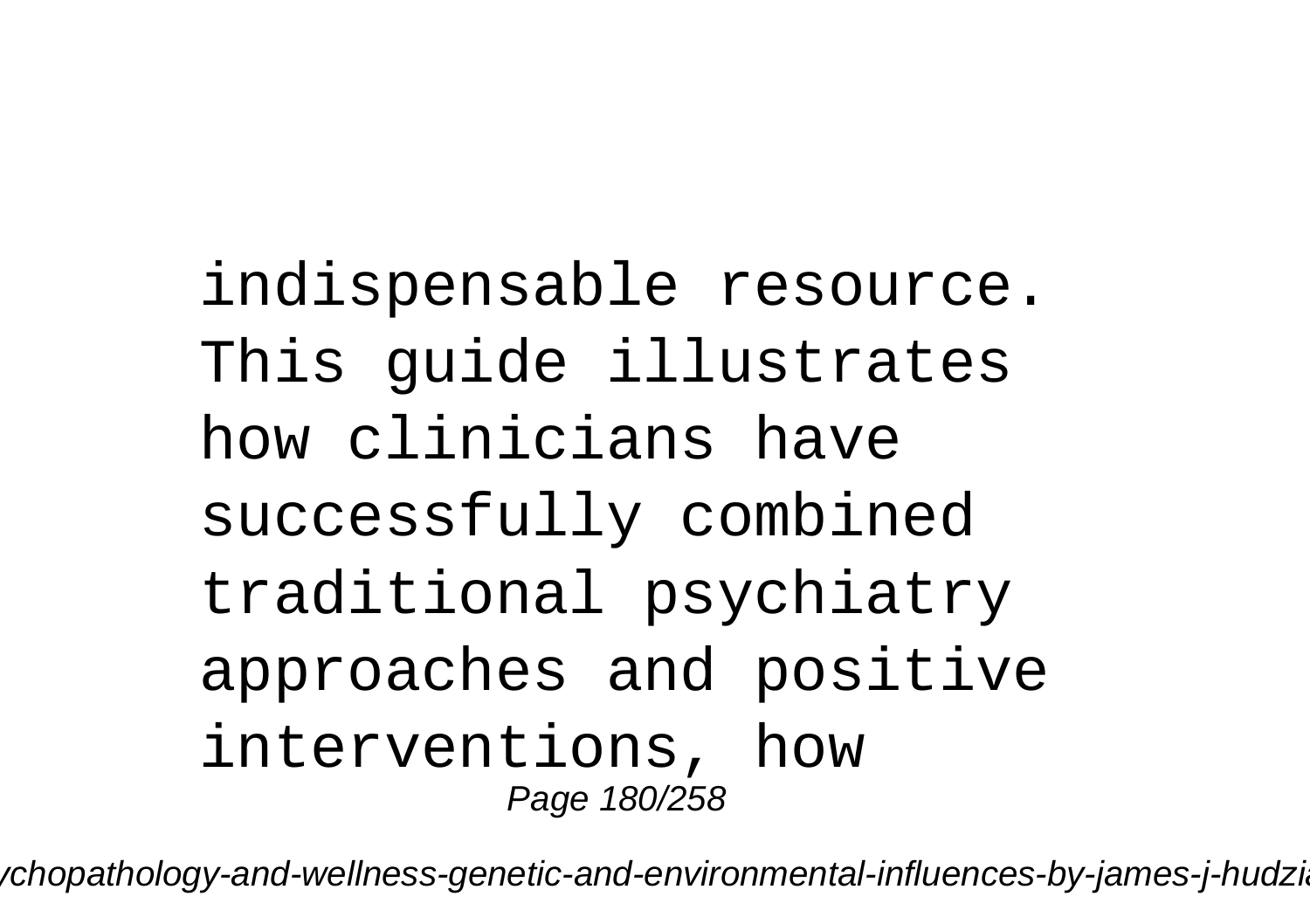indispensable resource. This guide illustrates how clinicians have successfully combined traditional psychiatry approaches and positive interventions, how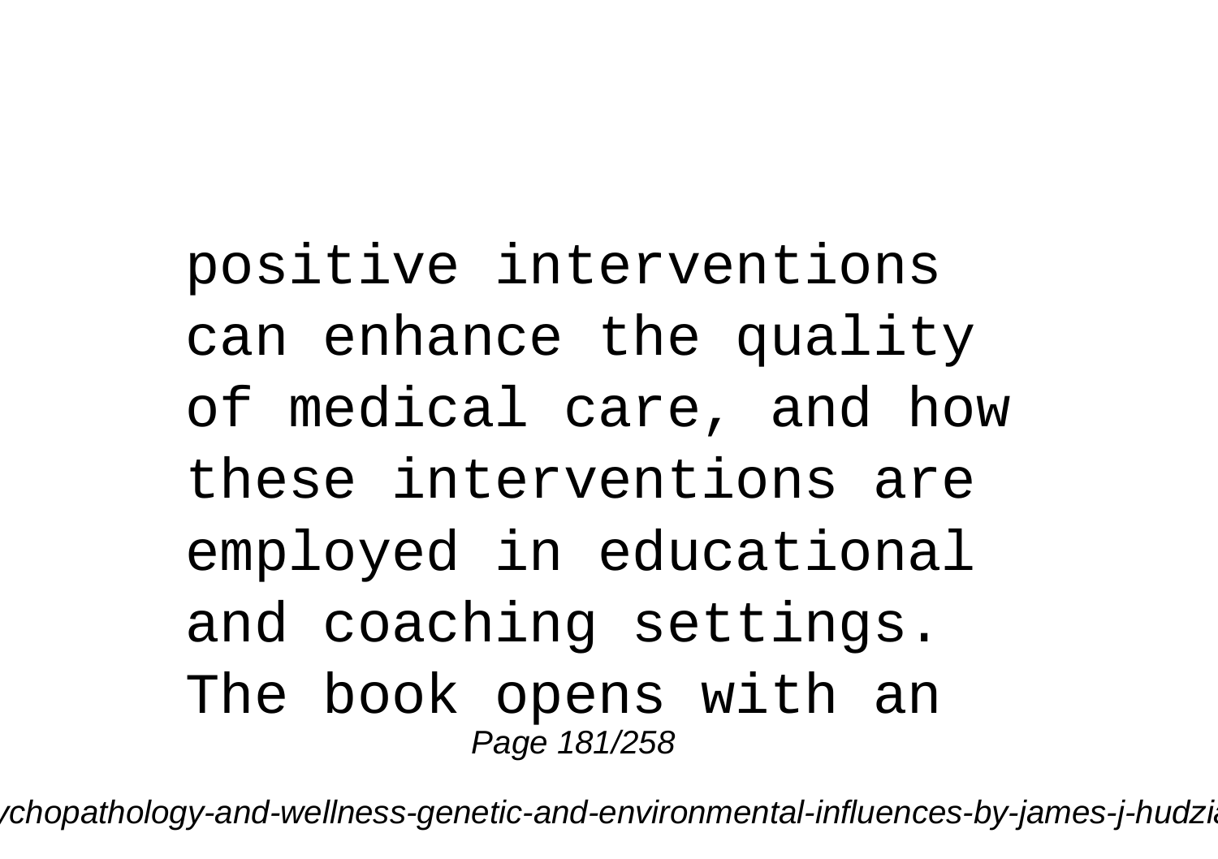positive interventions can enhance the quality of medical care, and how these interventions are employed in educational and coaching settings. The book opens with an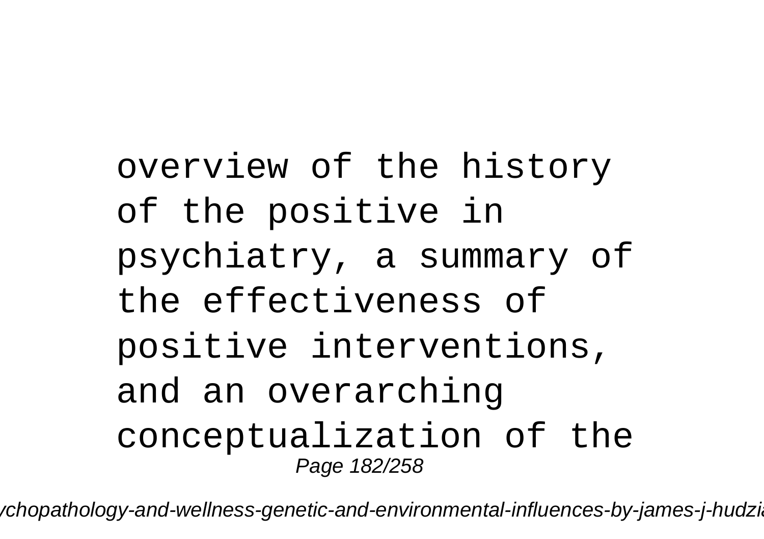overview of the history of the positive in psychiatry, a summary of the effectiveness of positive interventions, and an overarching conceptualization of the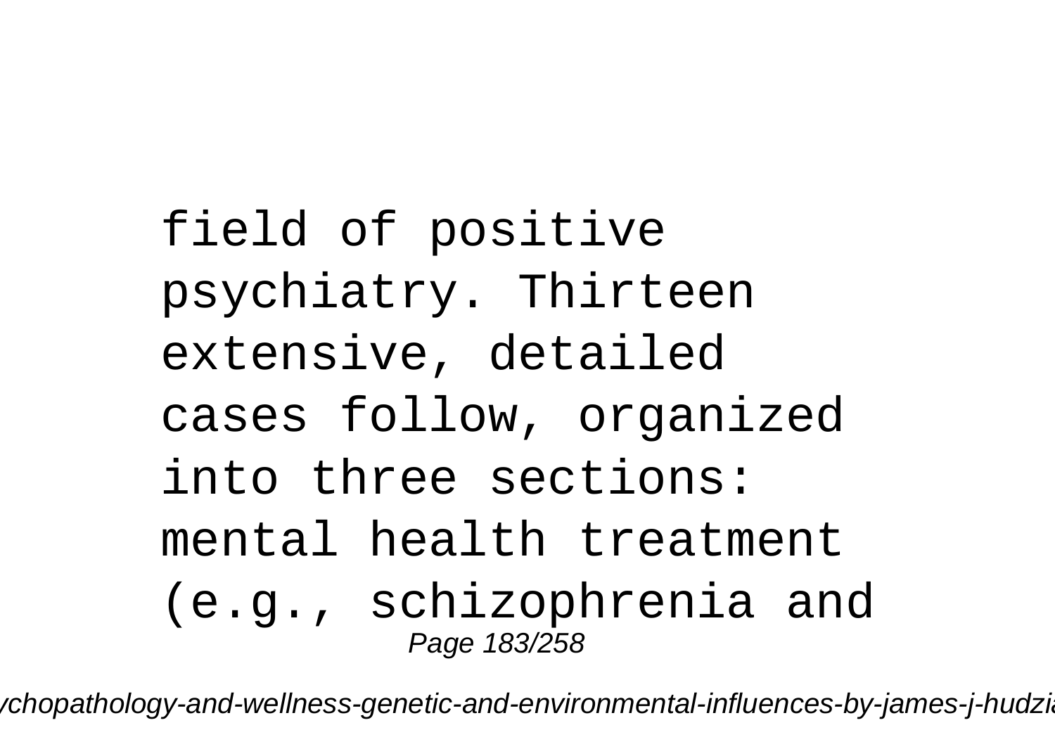field of positive psychiatry. Thirteen extensive, detailed cases follow, organized into three sections: mental health treatment (e.g., schizophrenia and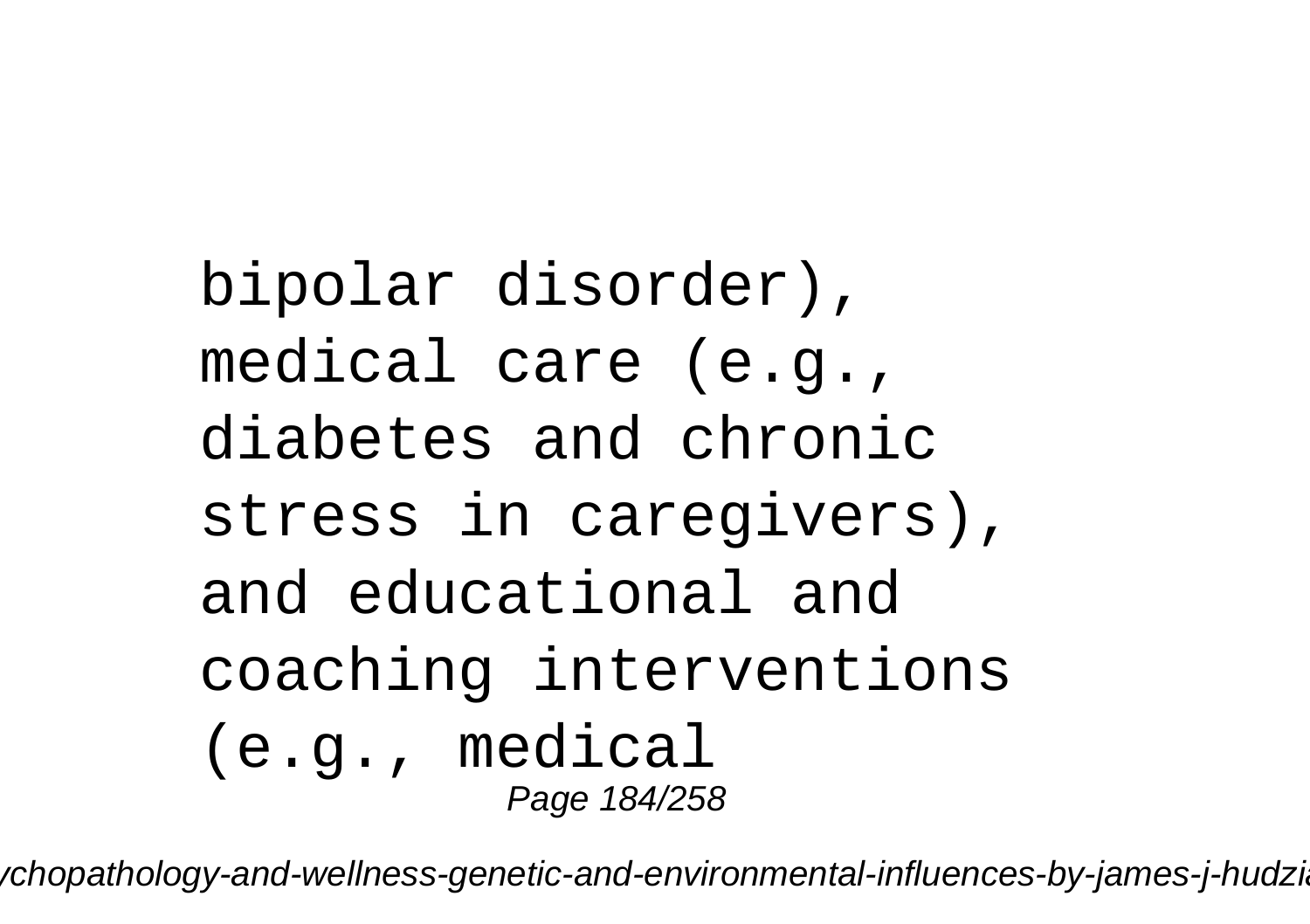bipolar disorder), medical care (e.g., diabetes and chronic stress in caregivers), and educational and coaching interventions (e.g., medical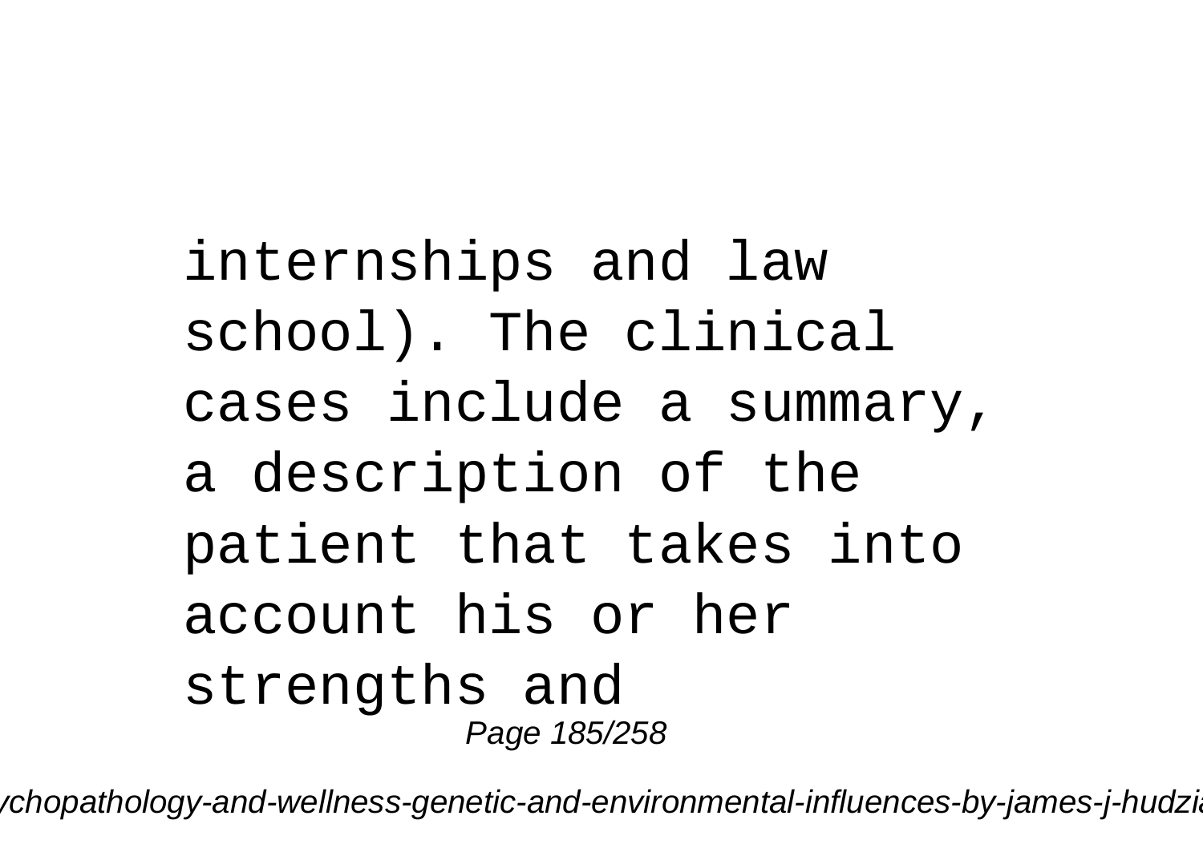internships and law school). The clinical cases include a summary, a description of the patient that takes into account his or her strengths and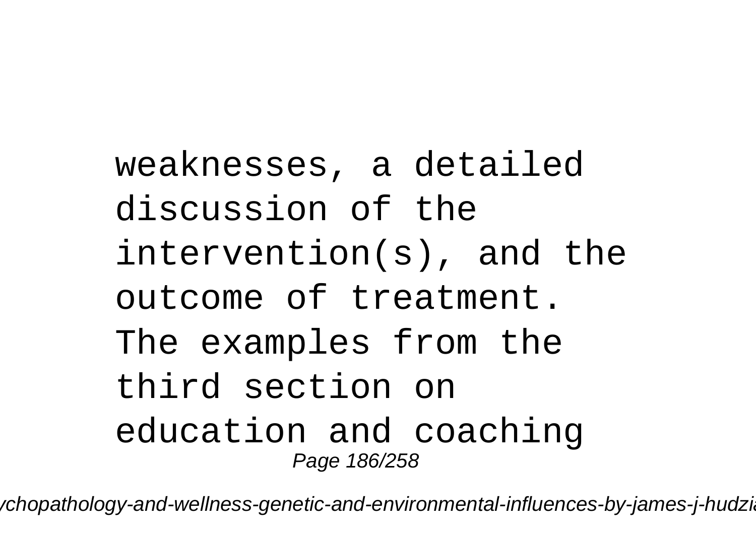weaknesses, a detailed discussion of the intervention(s), and the outcome of treatment. The examples from the third section on education and coaching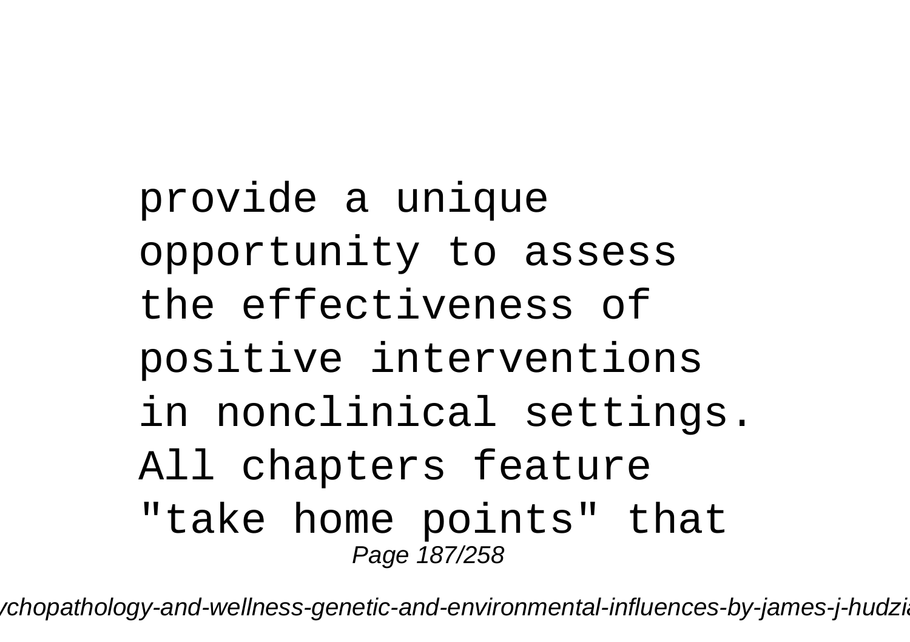provide a unique opportunity to assess the effectiveness of positive interventions in nonclinical settings. All chapters feature "take home points" that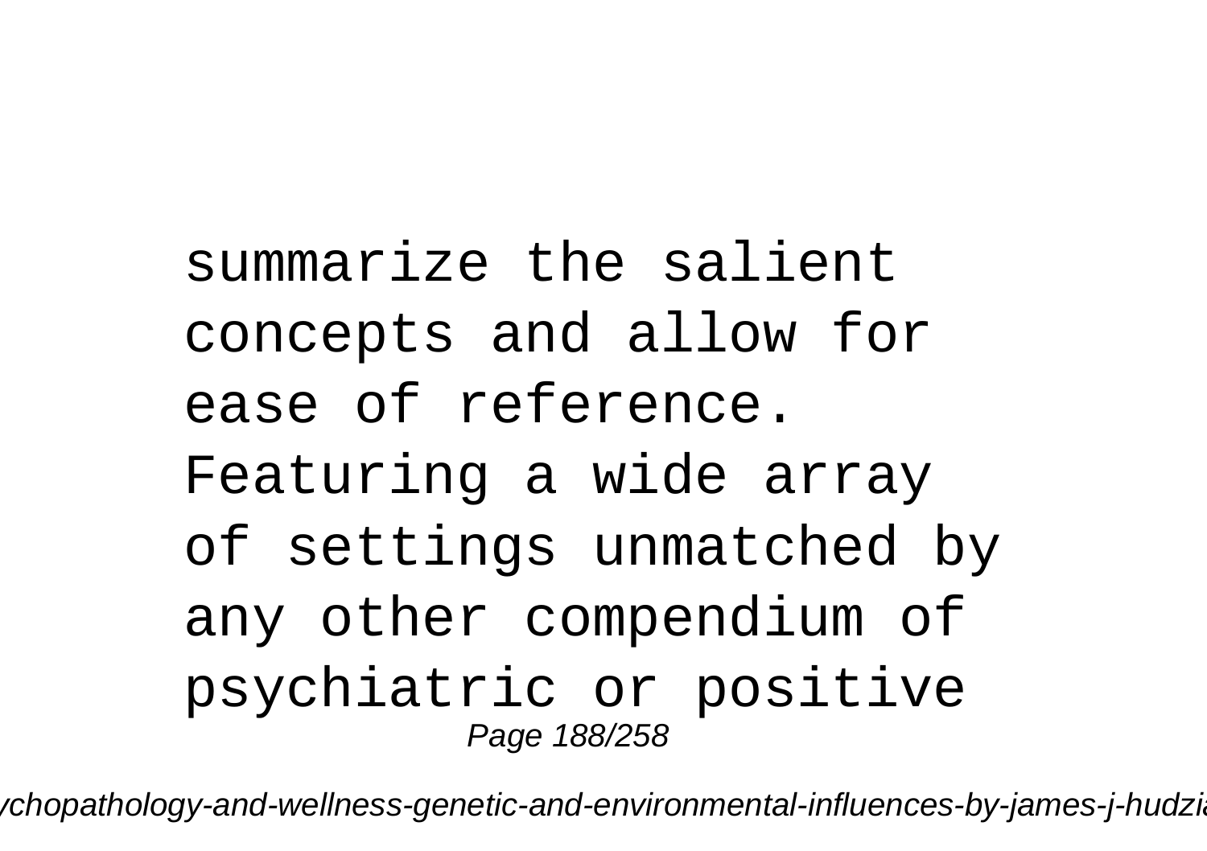summarize the salient concepts and allow for ease of reference. Featuring a wide array of settings unmatched by any other compendium of psychiatric or positive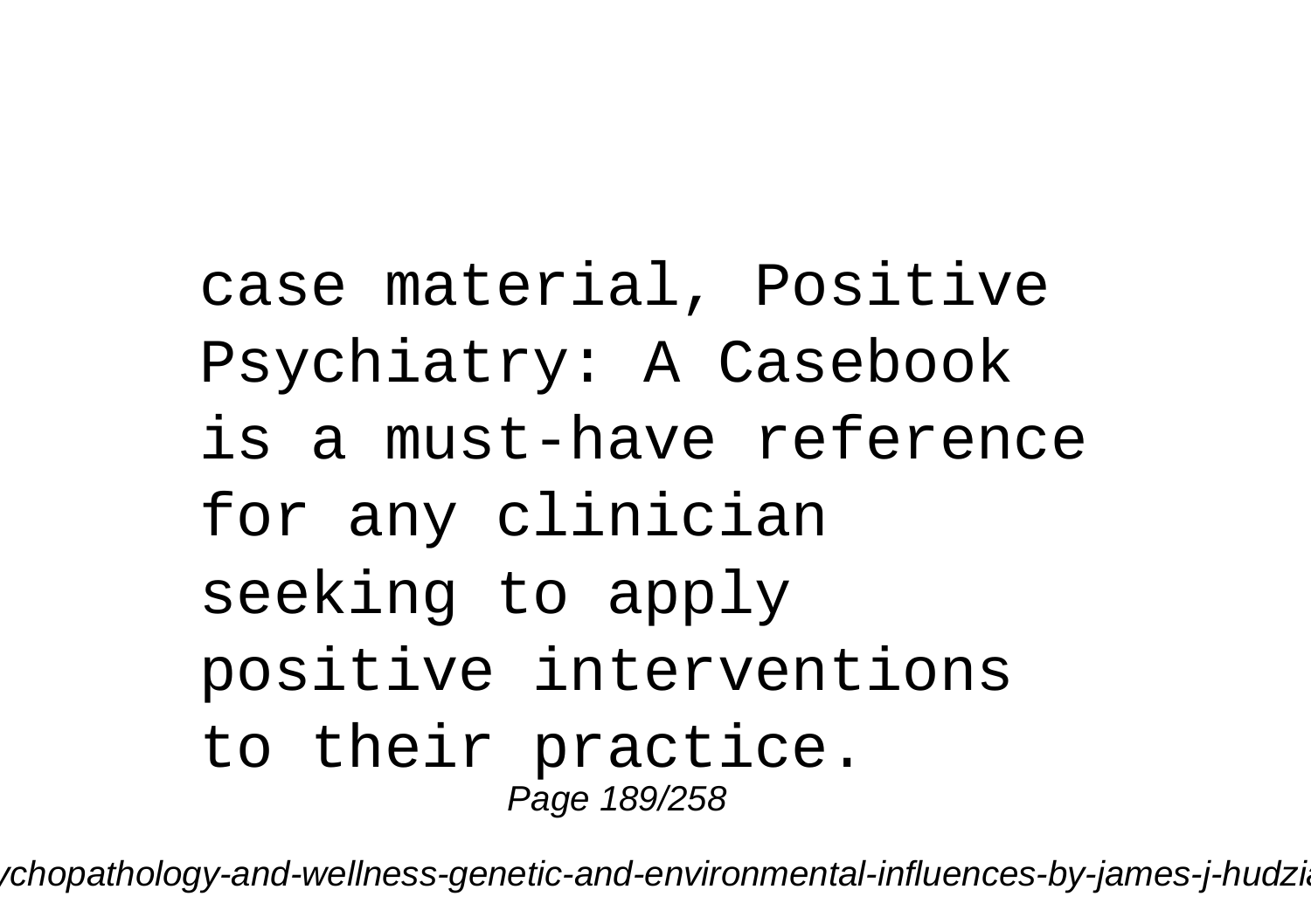case material, Positive Psychiatry: A Casebook is a must-have reference for any clinician seeking to apply positive interventions to their practice.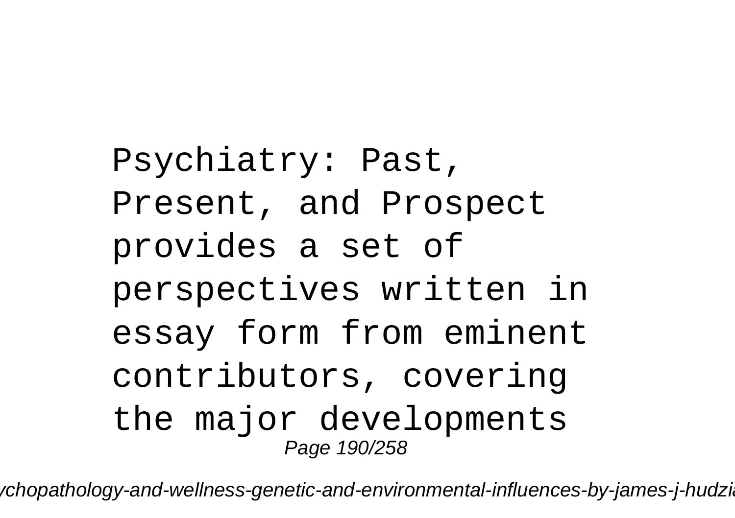Psychiatry: Past, Present, and Prospect provides a set of perspectives written in essay form from eminent contributors, covering the major developments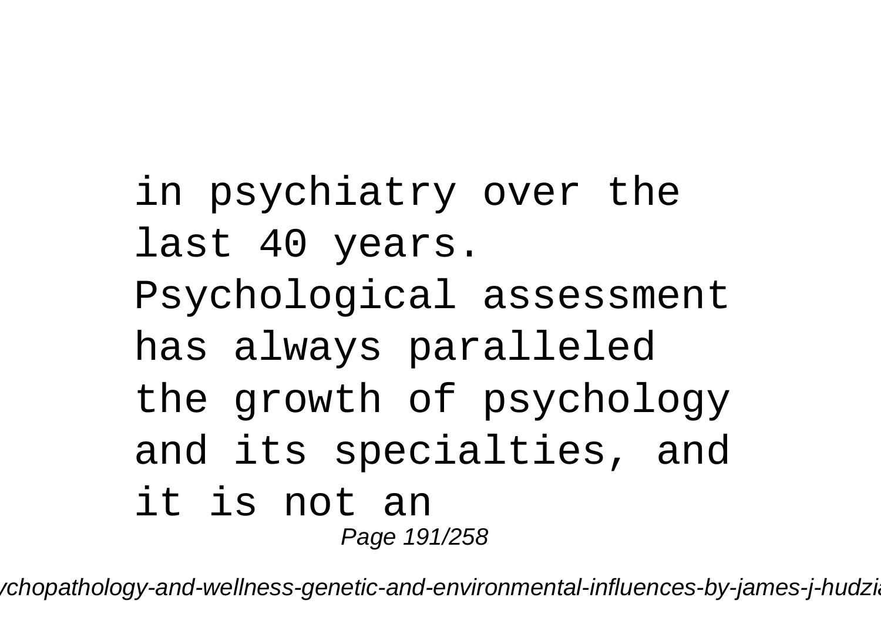in psychiatry over the last 40 years. Psychological assessment has always paralleled the growth of psychology and its specialties, and it is not an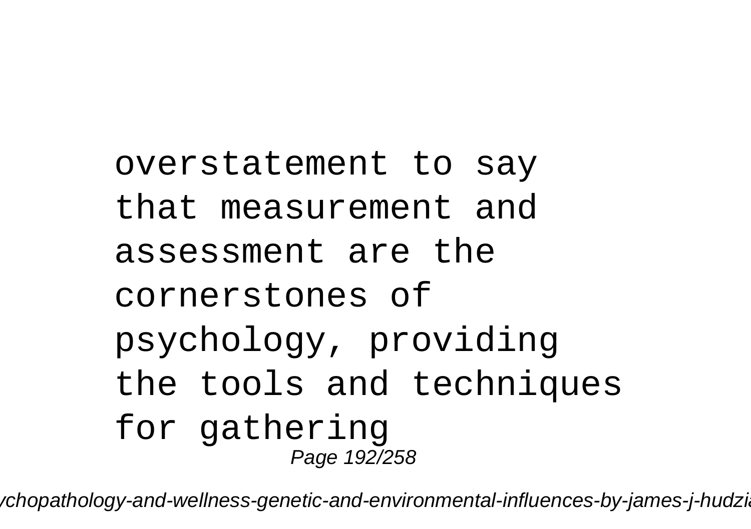overstatement to say that measurement and assessment are the cornerstones of psychology, providing the tools and techniques for gathering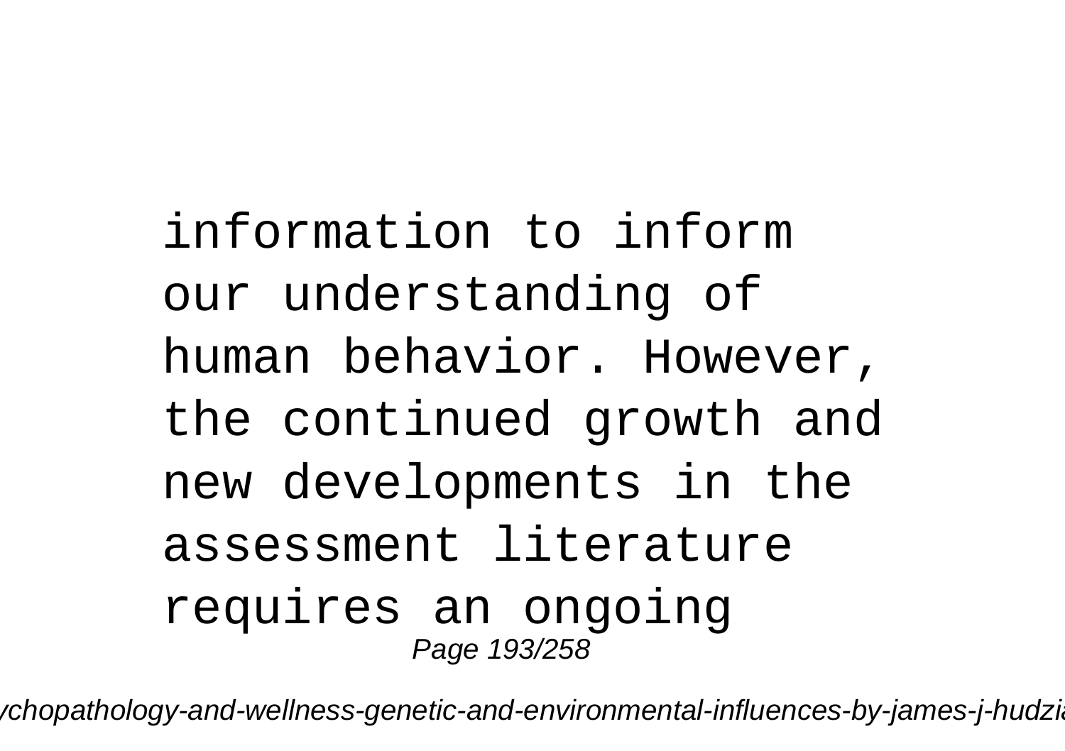information to inform our understanding of human behavior. However, the continued growth and new developments in the assessment literature requires an ongoing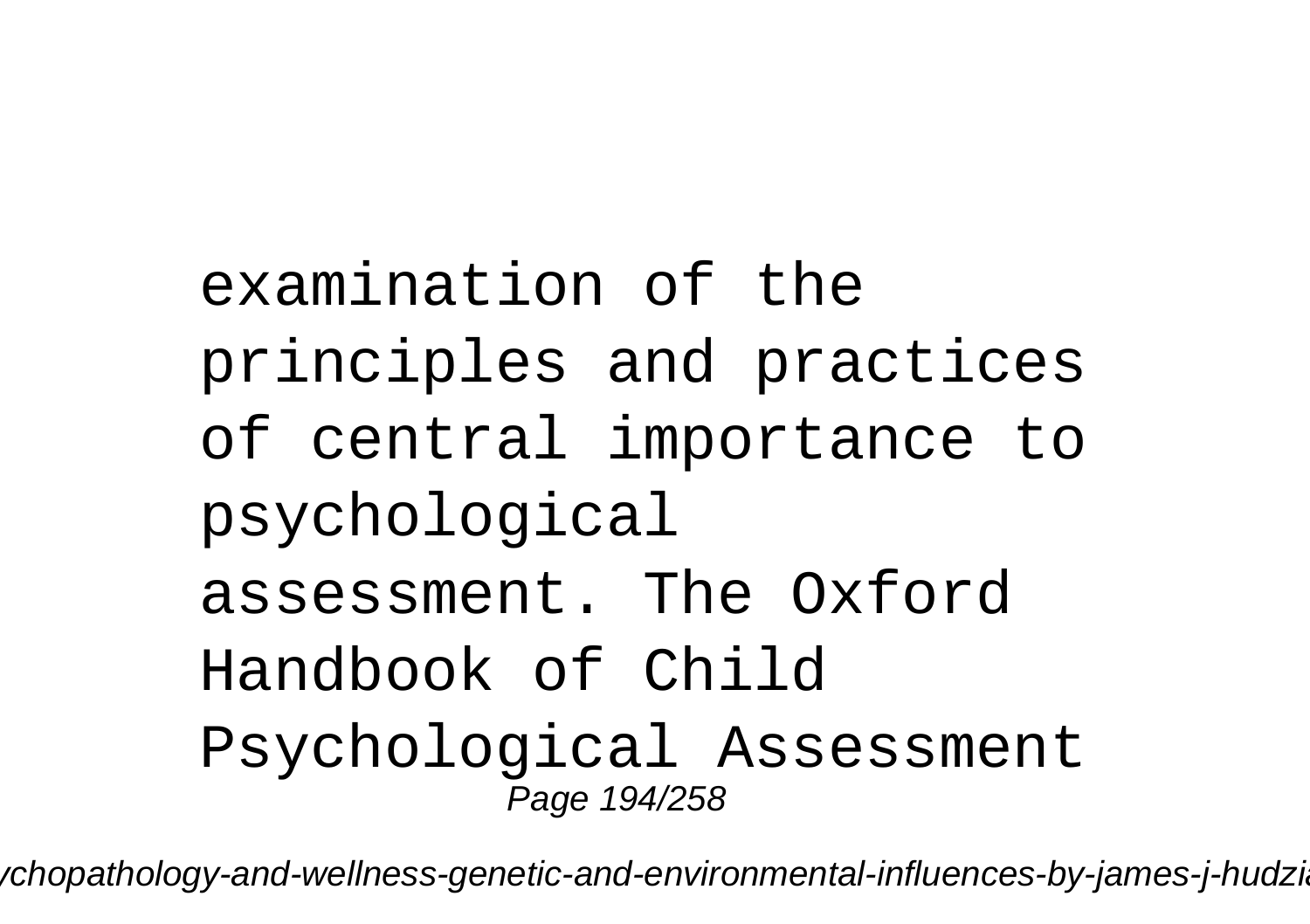examination of the principles and practices of central importance to psychological assessment. The Oxford Handbook of Child Psychological Assessment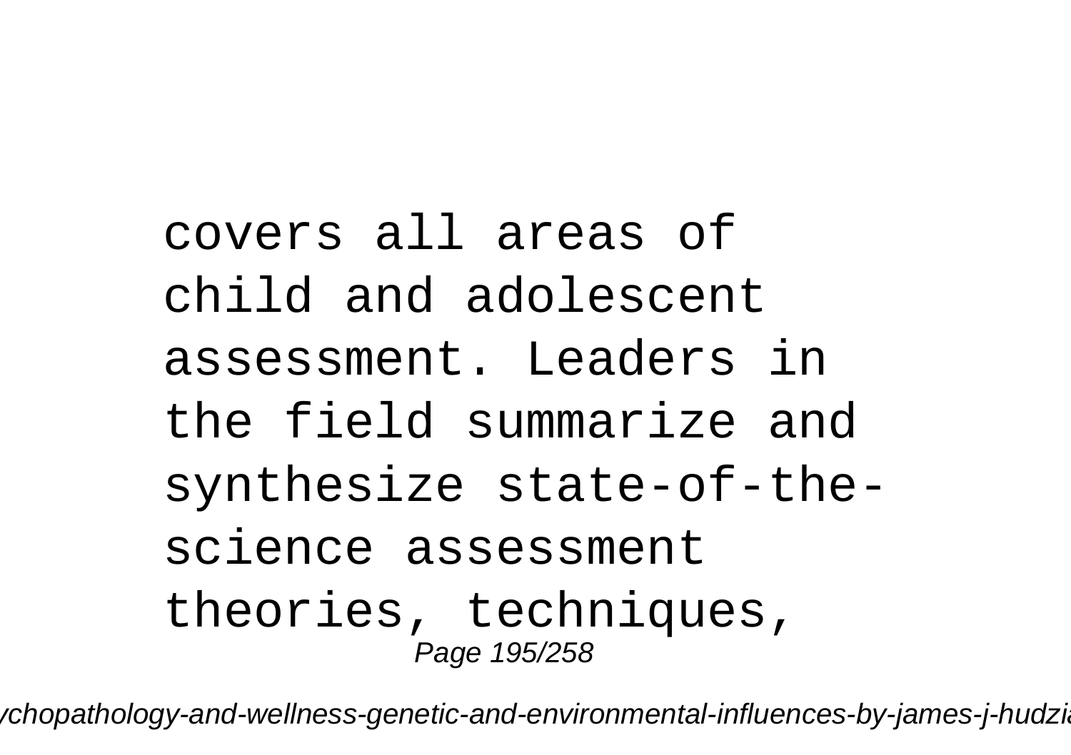covers all areas of child and adolescent assessment. Leaders in the field summarize and synthesize state-of-the-science assessment theories, techniques,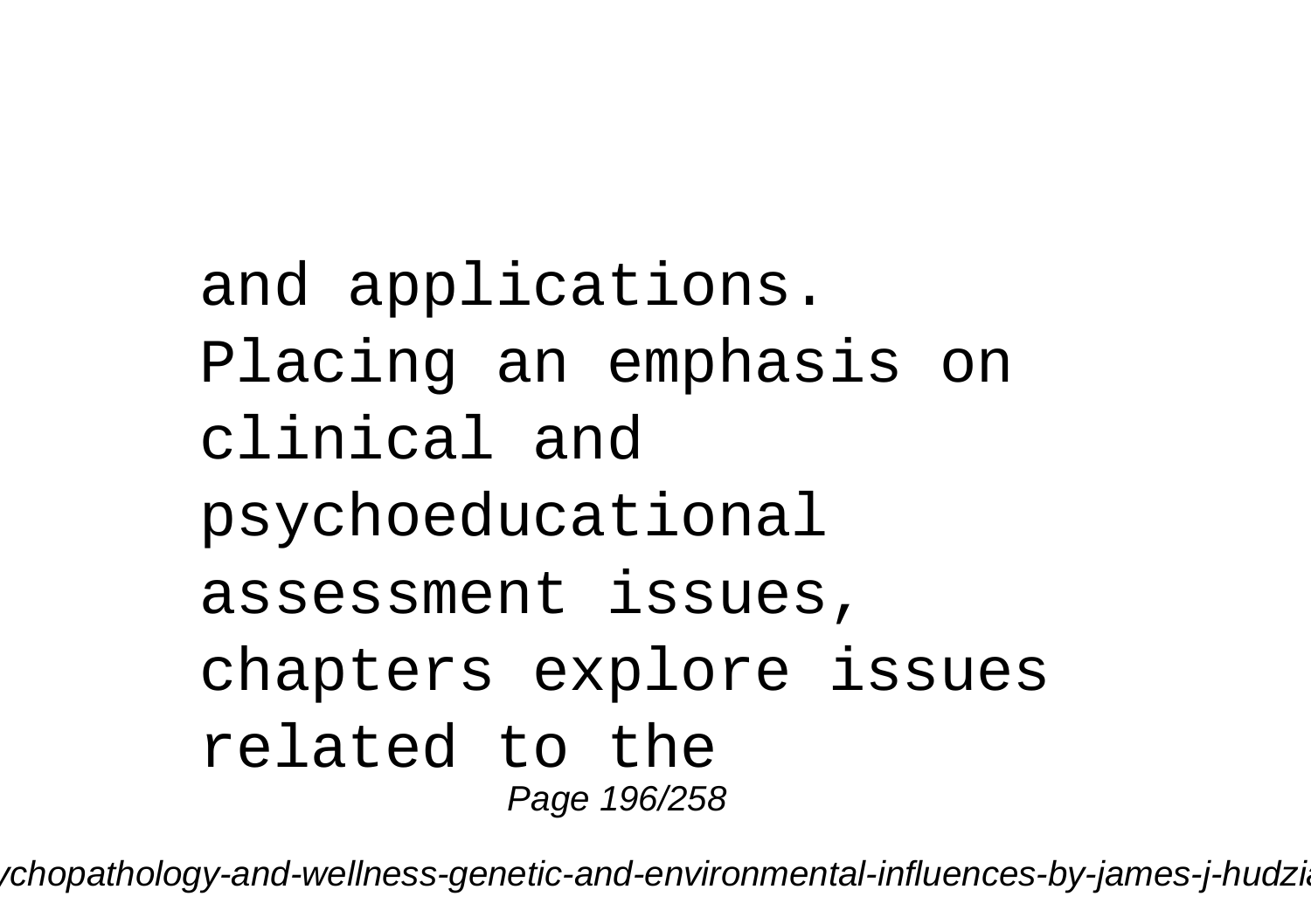and applications. Placing an emphasis on clinical and psychoeducational assessment issues, chapters explore issues related to the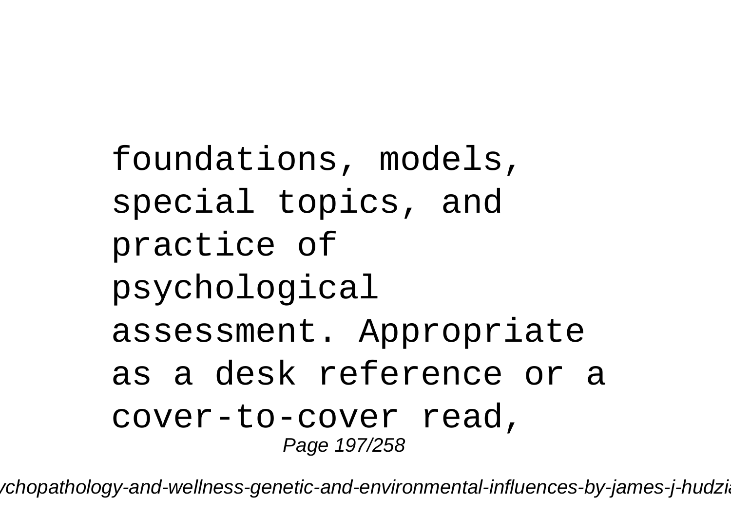foundations, models, special topics, and practice of psychological assessment. Appropriate as a desk reference or a cover-to-cover read,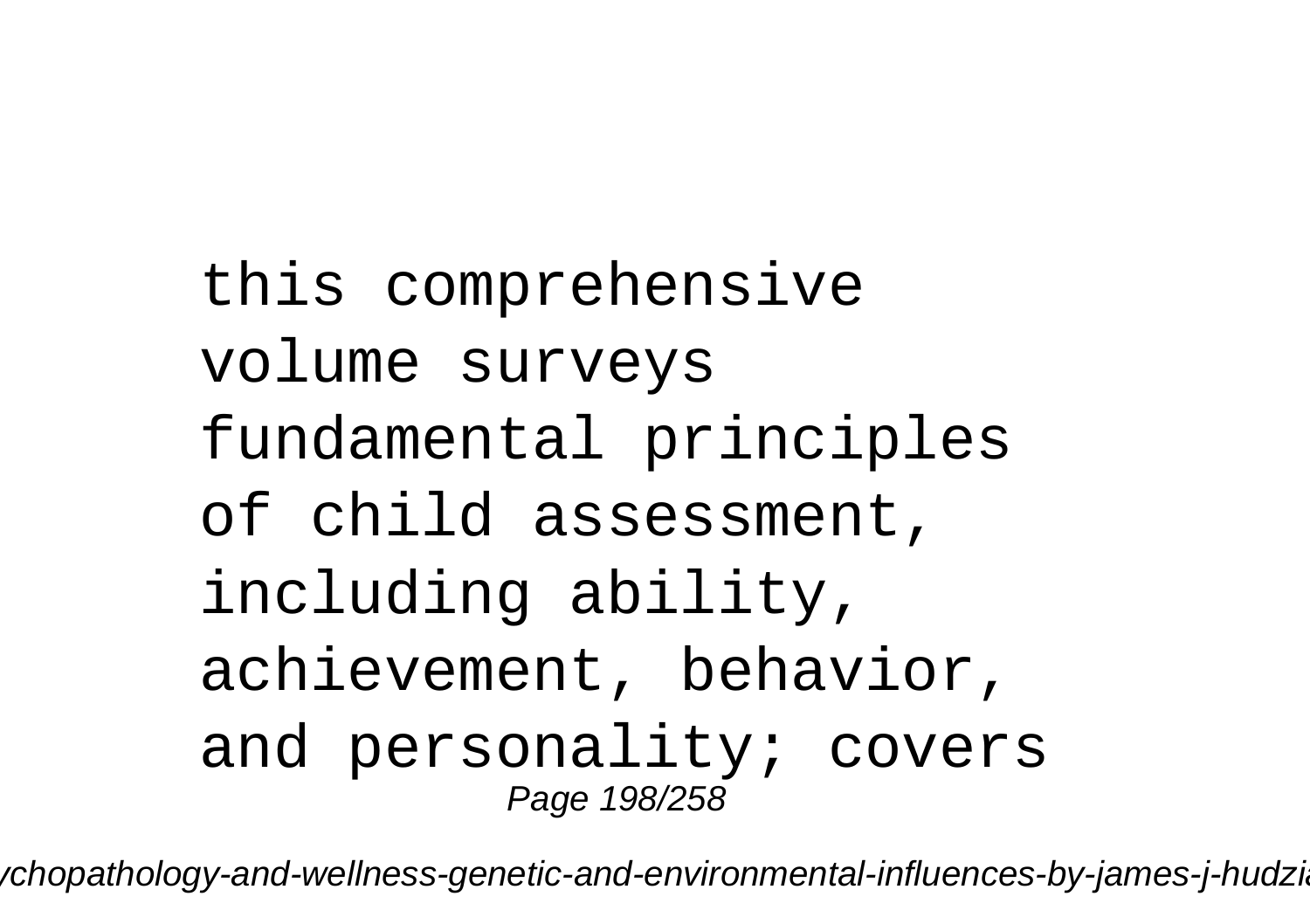this comprehensive volume surveys fundamental principles of child assessment, including ability, achievement, behavior, and personality; covers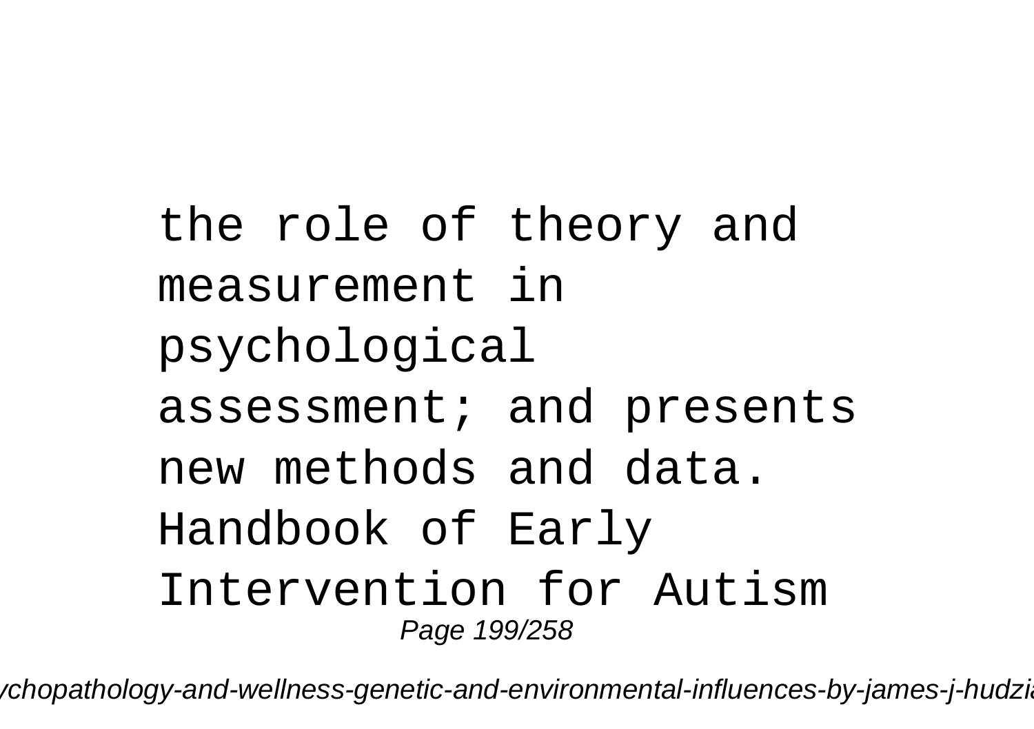the role of theory and measurement in psychological assessment; and presents new methods and data. Handbook of Early Intervention for Autism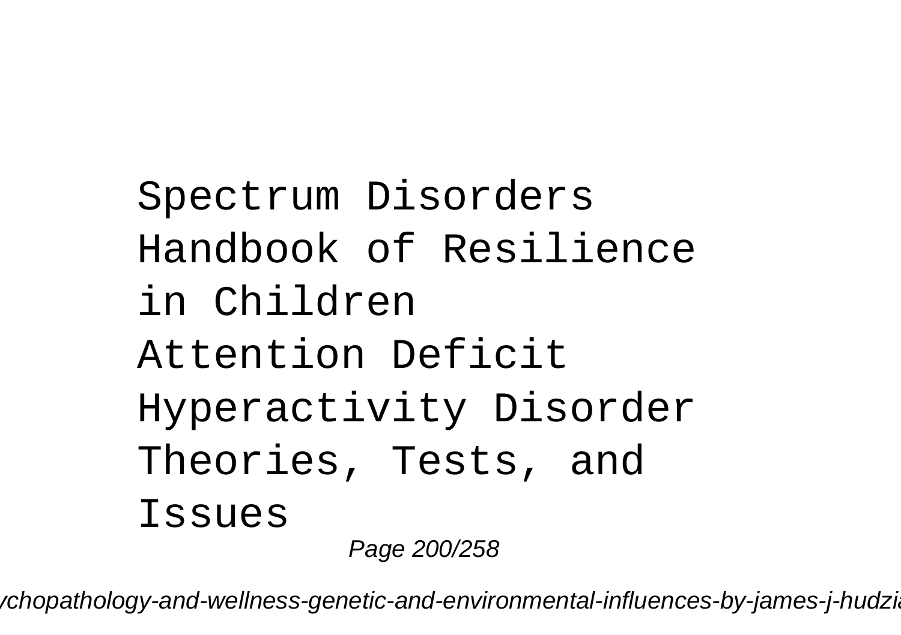Spectrum Disorders
Handbook of Resilience in Children
Attention Deficit Hyperactivity Disorder
Theories, Tests, and Issues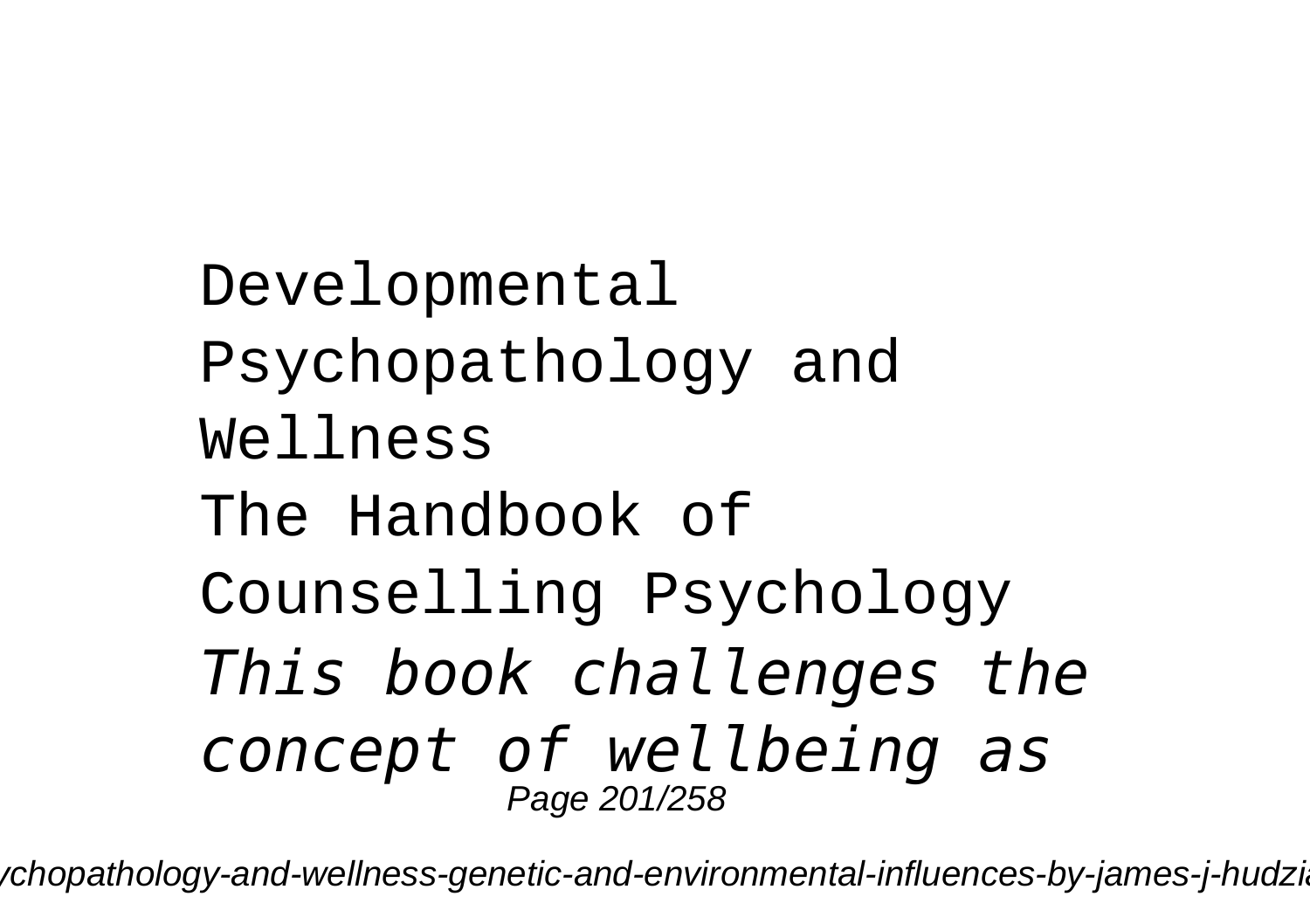Developmental Psychopathology and Wellness

The Handbook of Counselling Psychology

*This book challenges the concept of wellbeing as*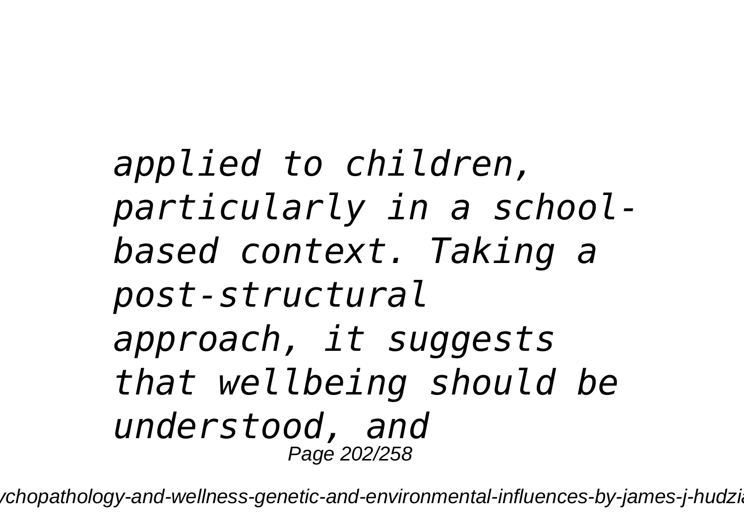*applied to children, particularly in a school-based context. Taking a post-structural approach, it suggests that wellbeing should be understood, and*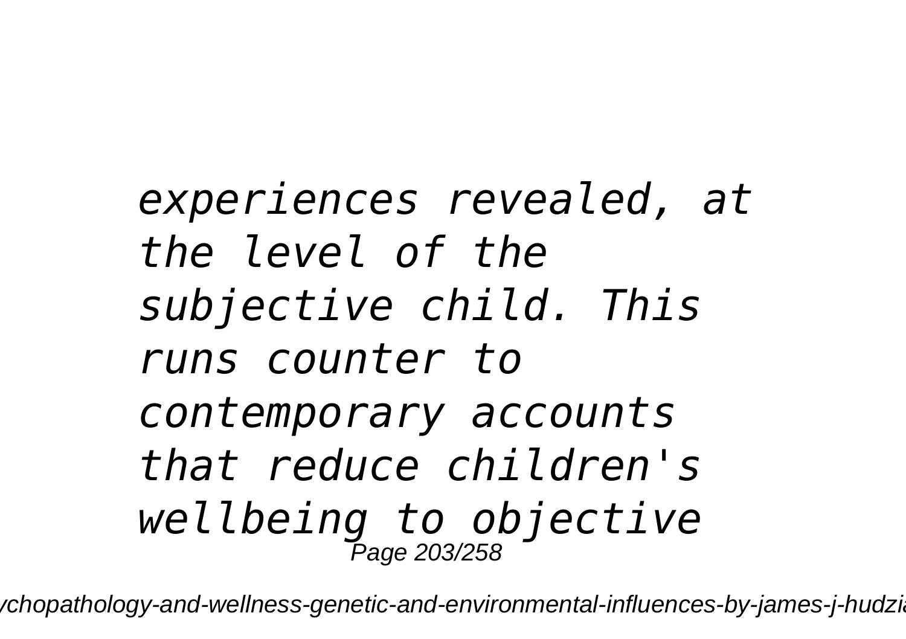*experiences revealed, at the level of the subjective child. This runs counter to contemporary accounts that reduce children's wellbeing to objective*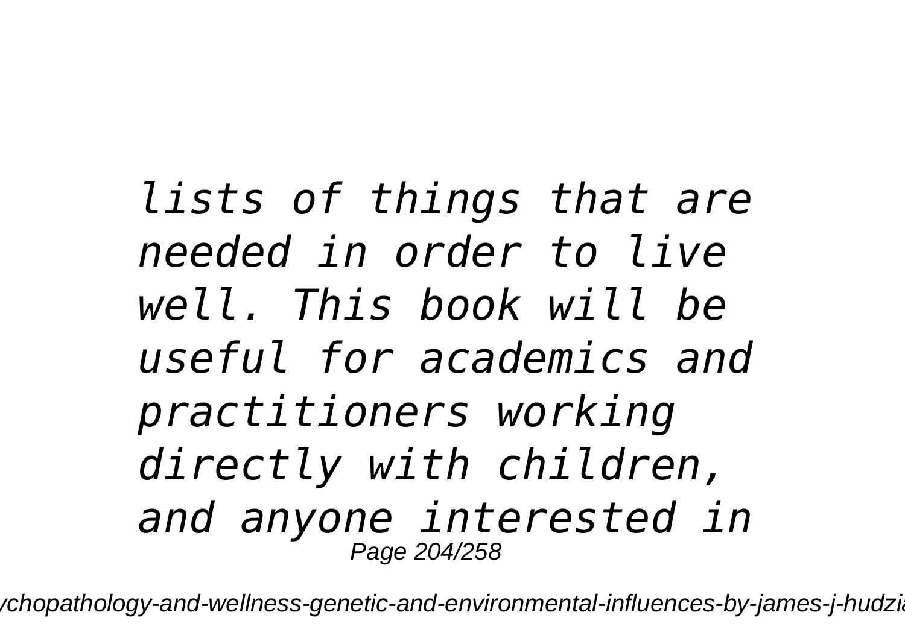*lists of things that are needed in order to live well. This book will be useful for academics and practitioners working directly with children, and anyone interested in*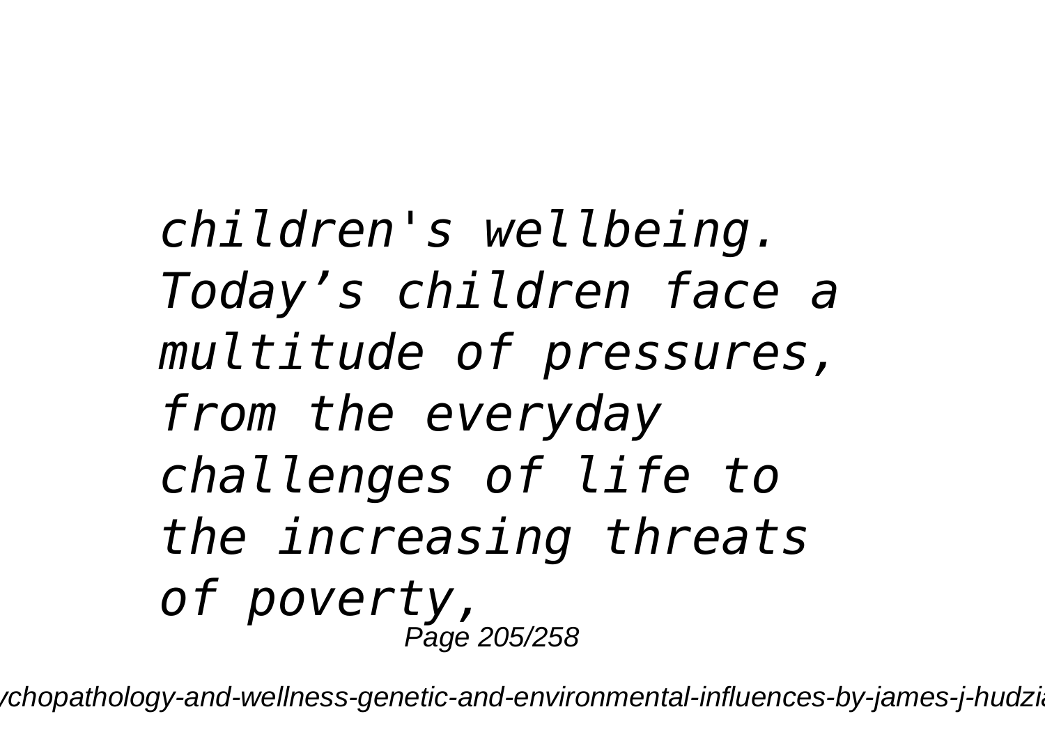*children's wellbeing. Today’s children face a multitude of pressures, from the everyday challenges of life to the increasing threats of poverty,*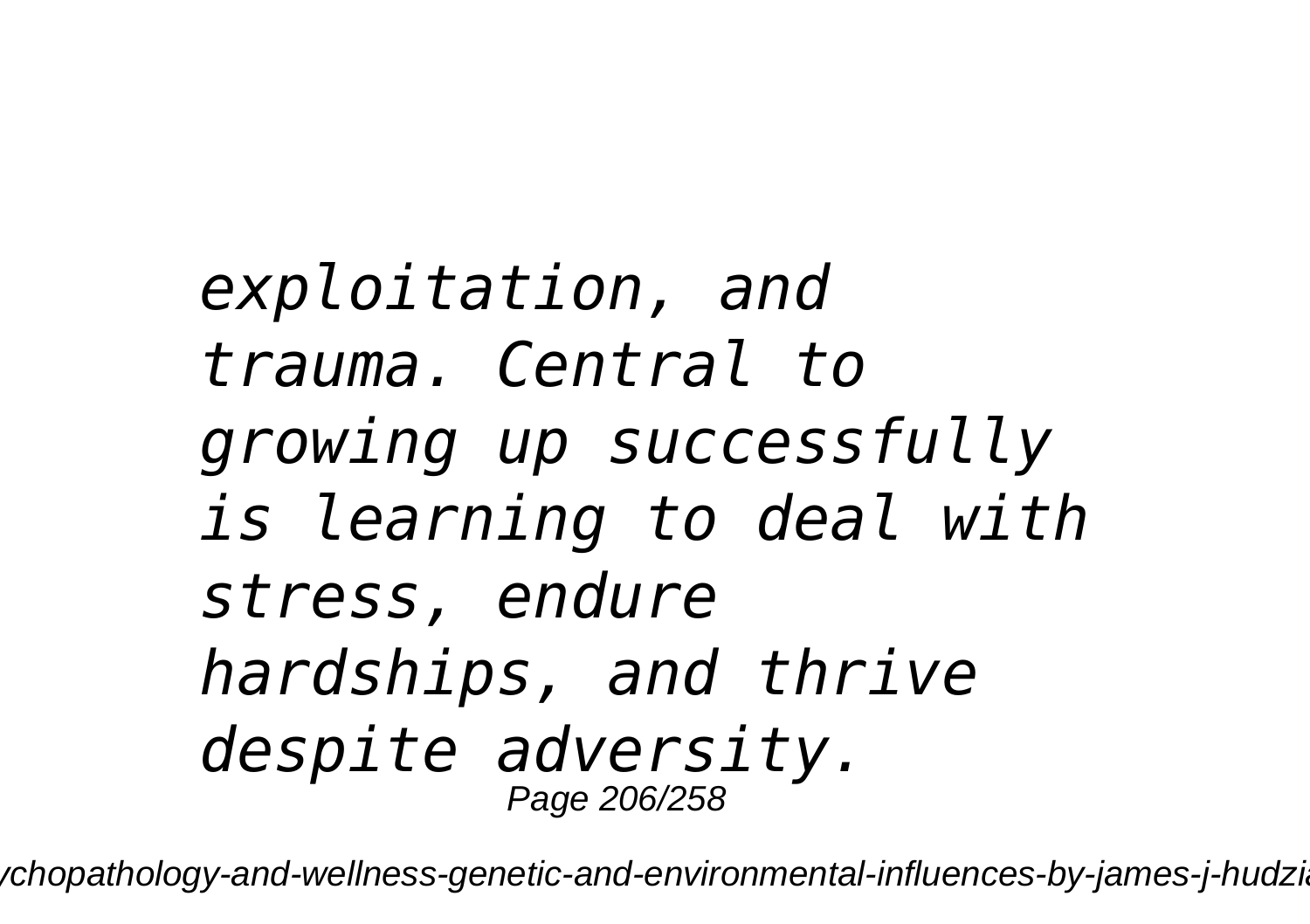*exploitation, and trauma. Central to growing up successfully is learning to deal with stress, endure hardships, and thrive despite adversity.*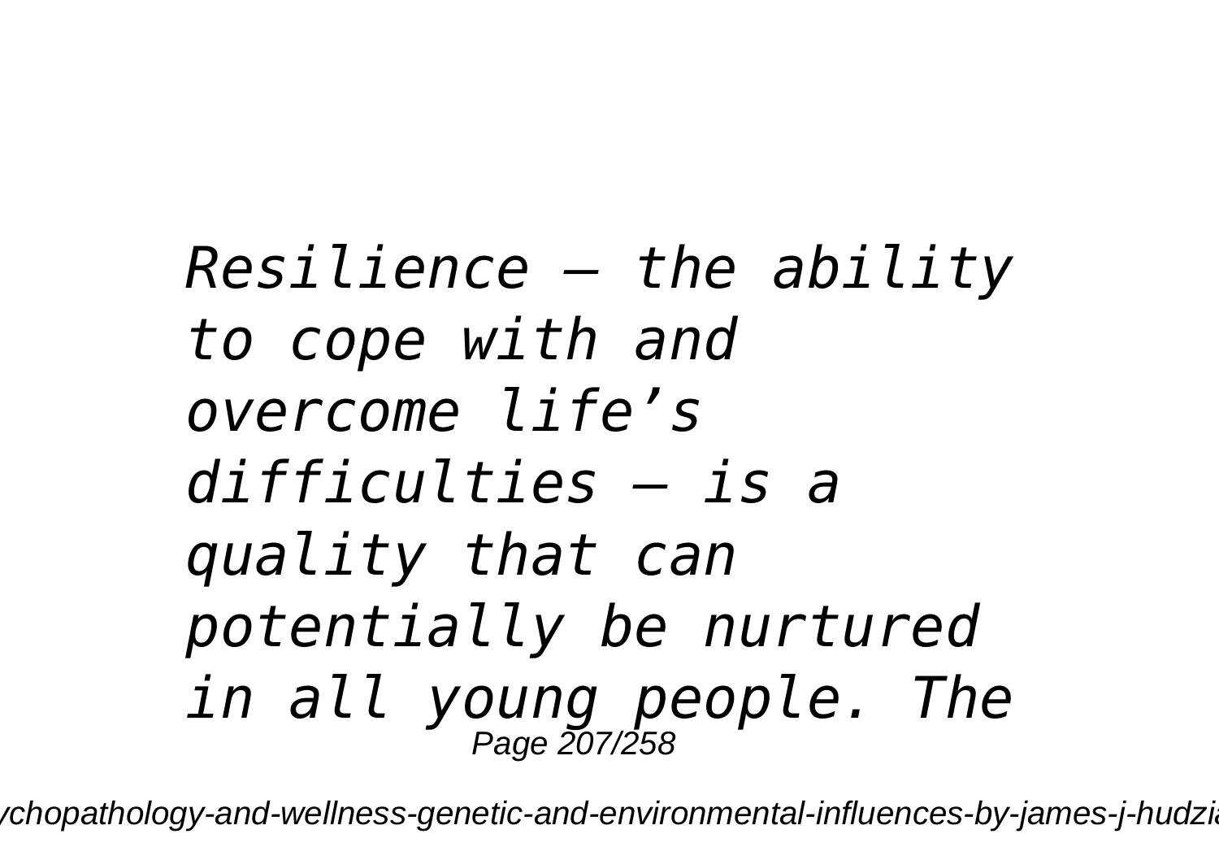*Resilience – the ability to cope with and overcome life’s difficulties – is a quality that can potentially be nurtured in all young people. The*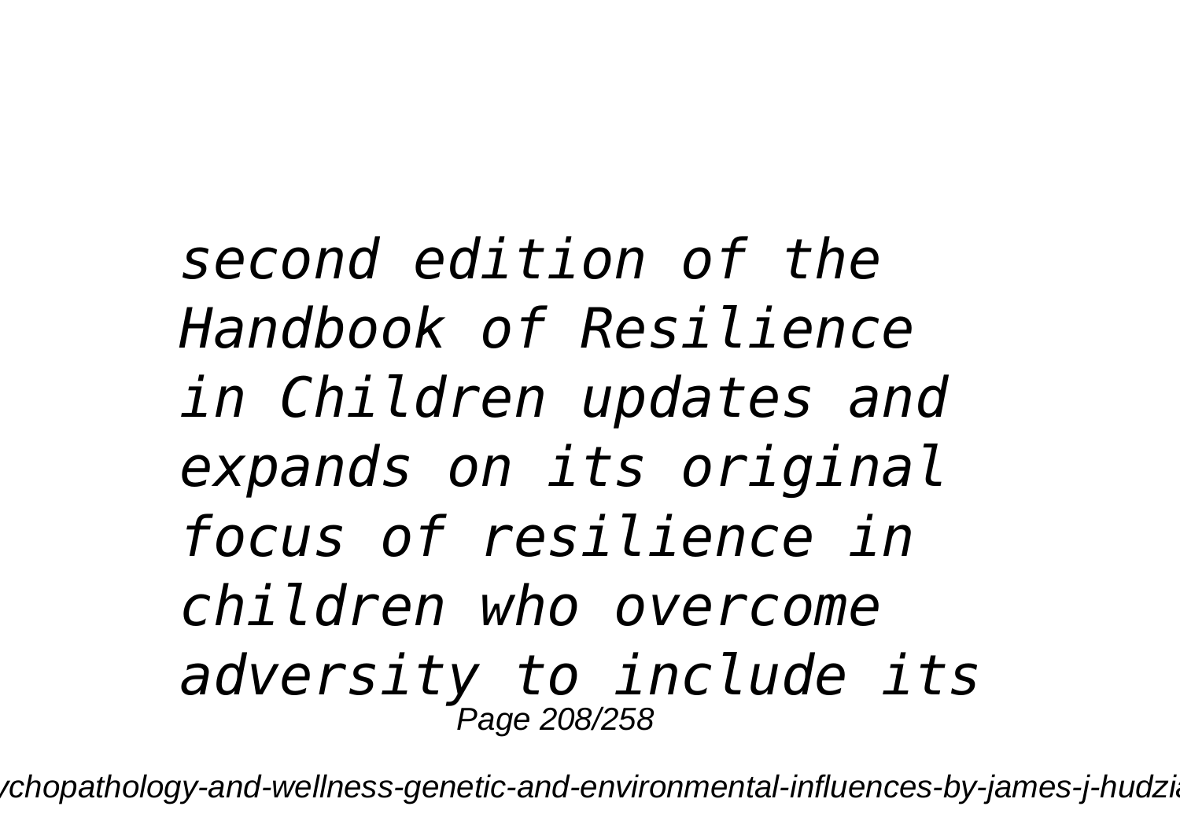*second edition of the Handbook of Resilience in Children updates and expands on its original focus of resilience in children who overcome adversity to include its*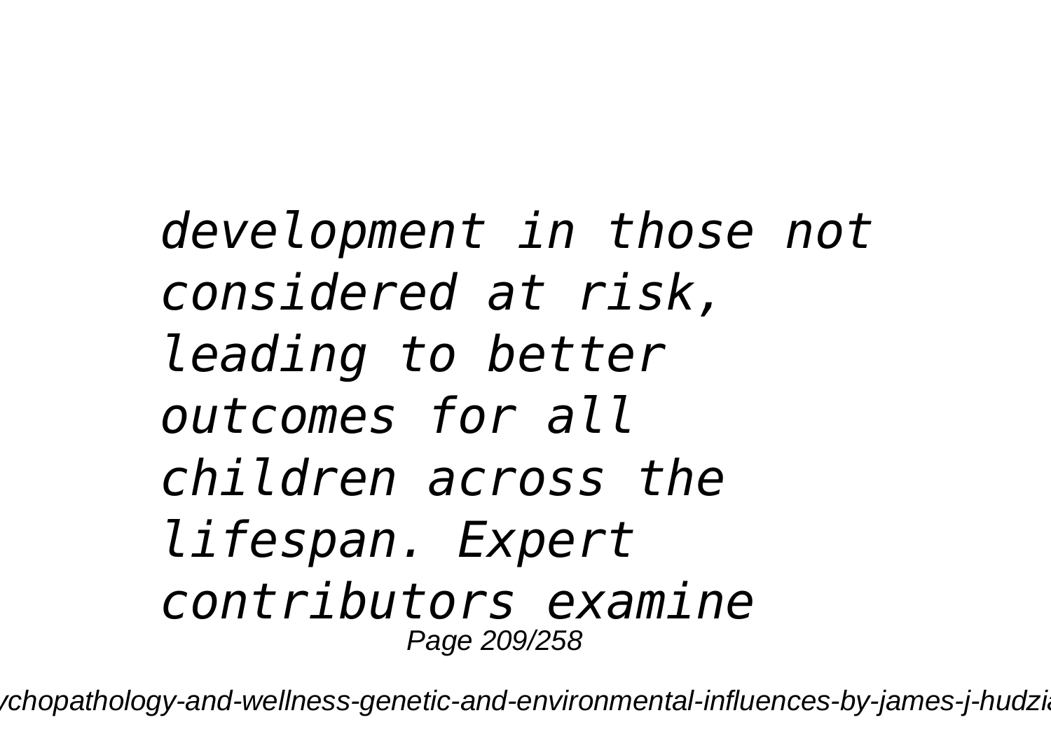*development in those not considered at risk, leading to better outcomes for all children across the lifespan. Expert contributors examine*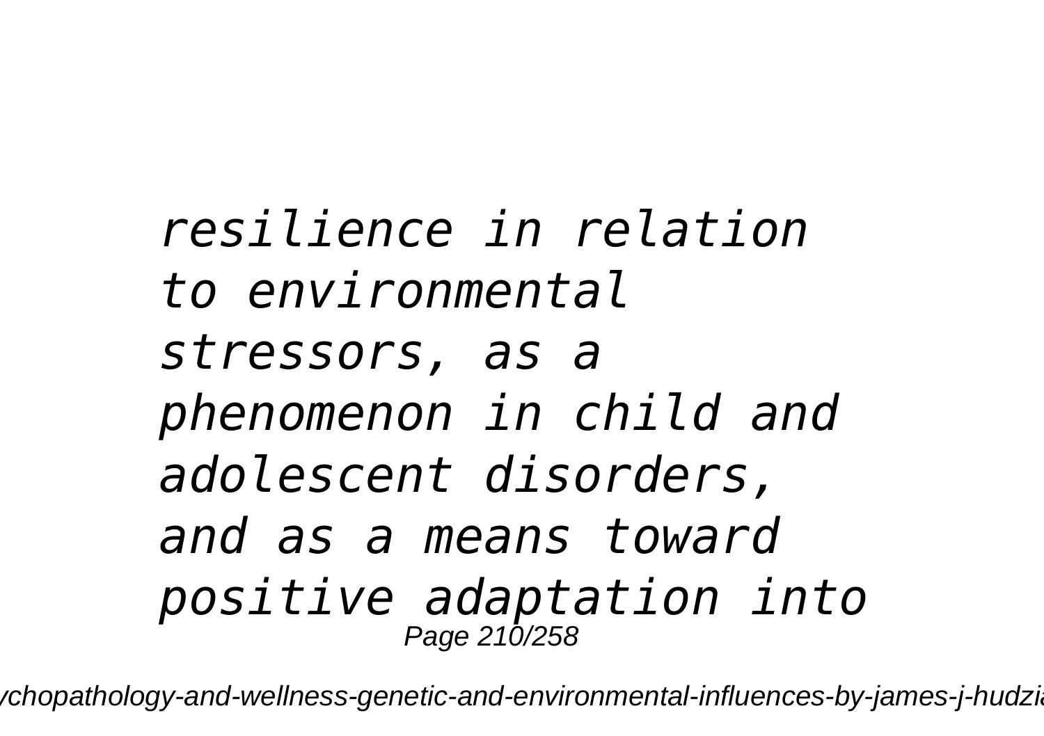*resilience in relation to environmental stressors, as a phenomenon in child and adolescent disorders, and as a means toward positive adaptation into*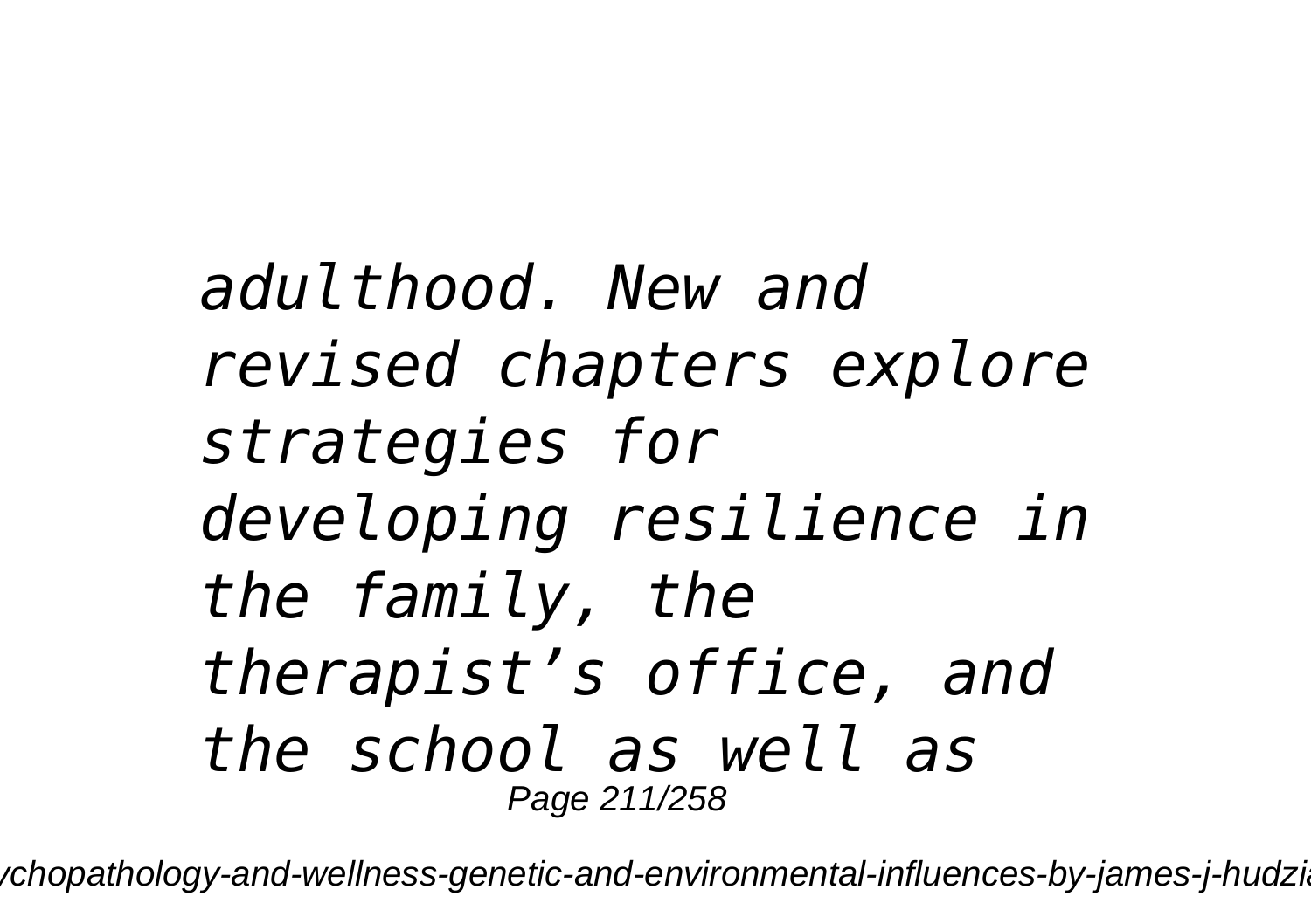*adulthood. New and revised chapters explore strategies for developing resilience in the family, the therapist's office, and the school as well as*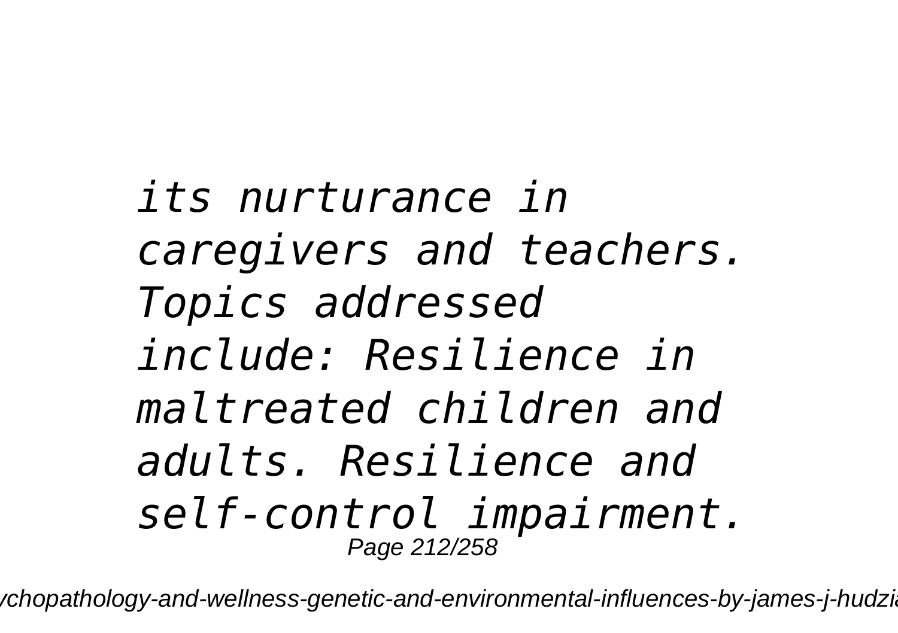*its nurturance in caregivers and teachers. Topics addressed include: Resilience in maltreated children and adults. Resilience and self-control impairment.*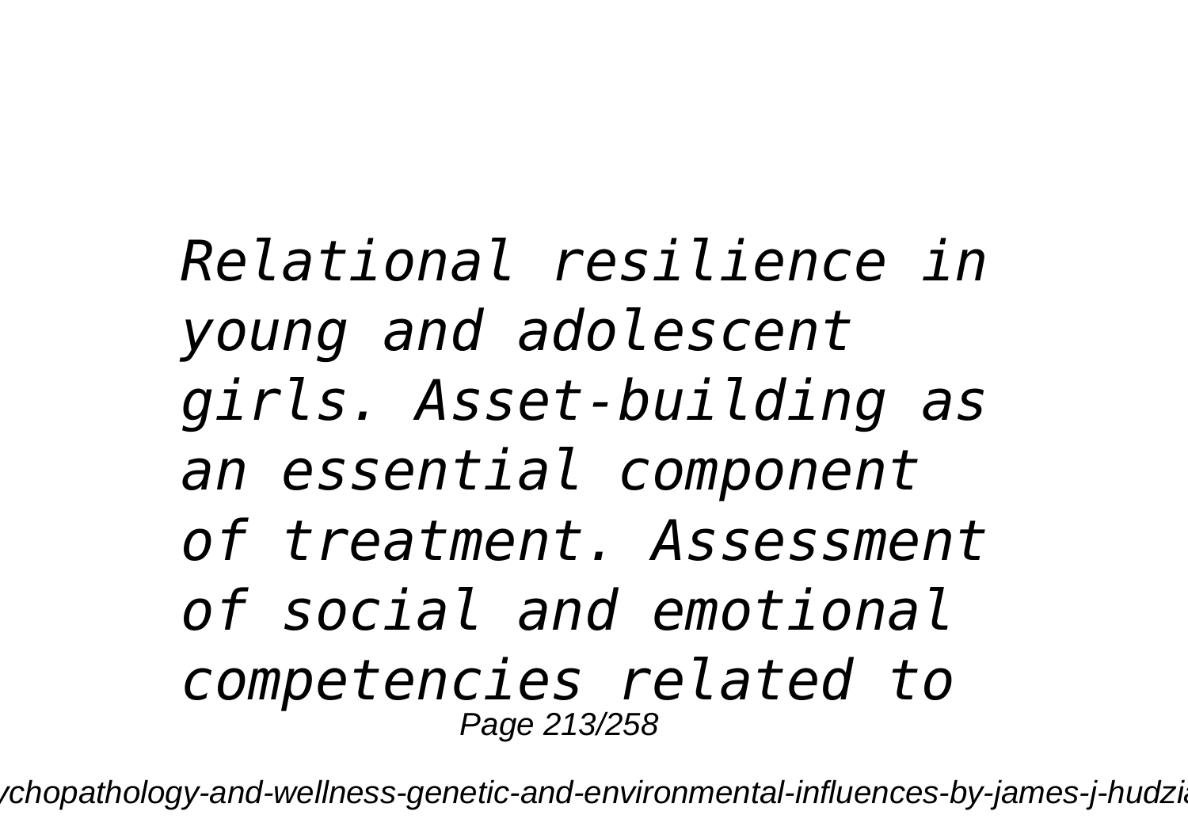*Relational resilience in young and adolescent girls. Asset-building as an essential component of treatment. Assessment of social and emotional competencies related to*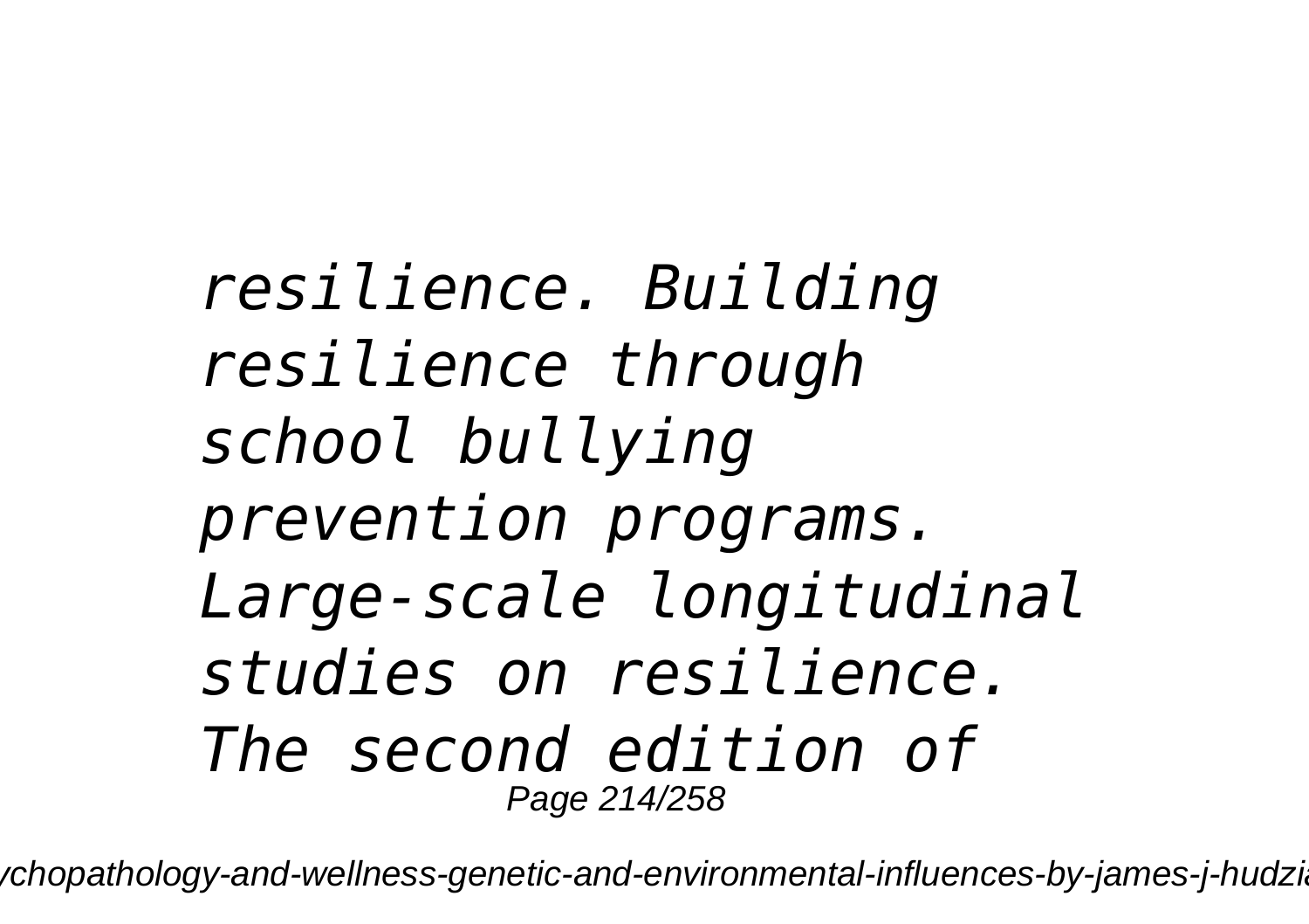*resilience. Building resilience through school bullying prevention programs. Large-scale longitudinal studies on resilience. The second edition of*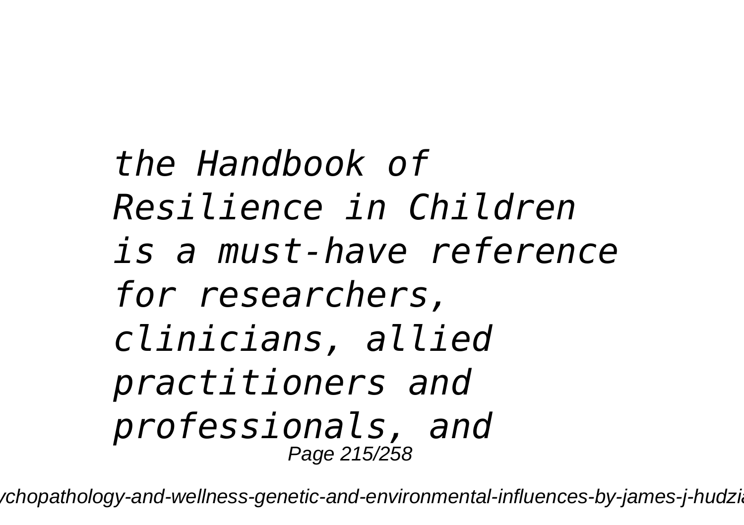*the Handbook of Resilience in Children is a must-have reference for researchers, clinicians, allied practitioners and professionals, and*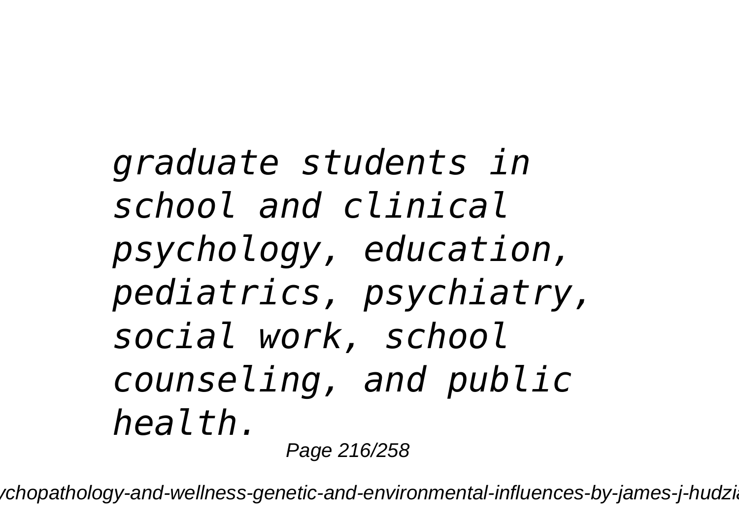*graduate students in school and clinical psychology, education, pediatrics, psychiatry, social work, school counseling, and public health.*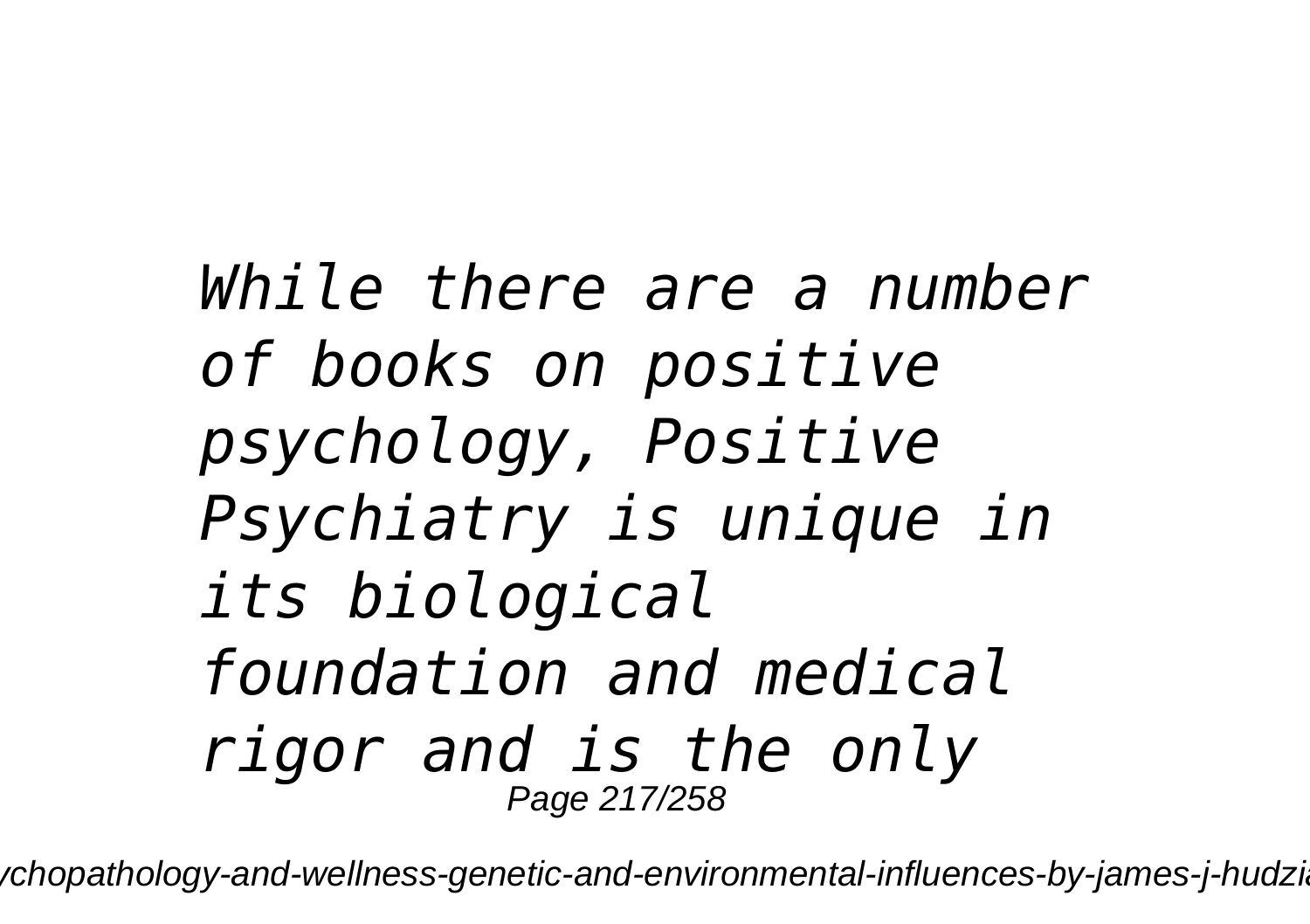*While there are a number of books on positive psychology, Positive Psychiatry is unique in its biological foundation and medical rigor and is the only*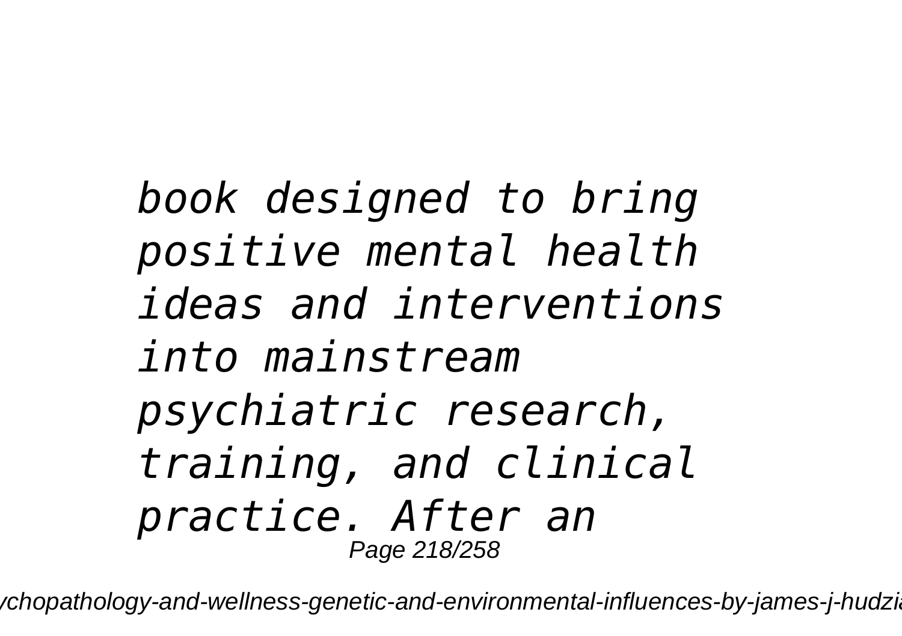*book designed to bring positive mental health ideas and interventions into mainstream psychiatric research, training, and clinical practice. After an*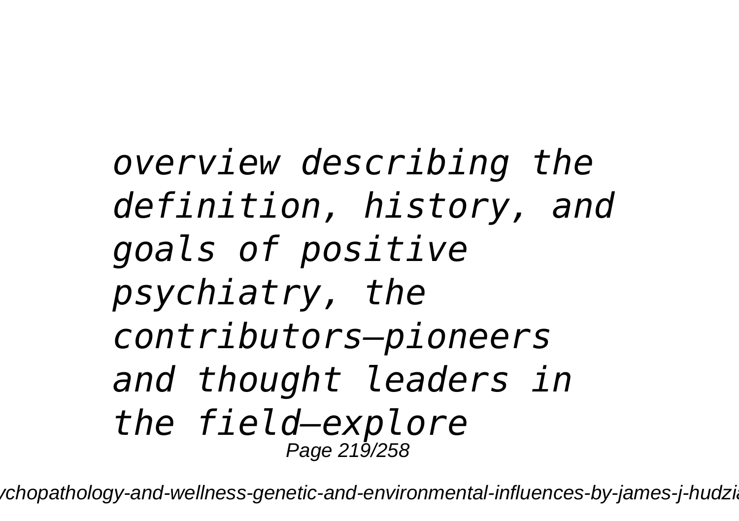*overview describing the definition, history, and goals of positive psychiatry, the contributors—pioneers and thought leaders in the field—explore*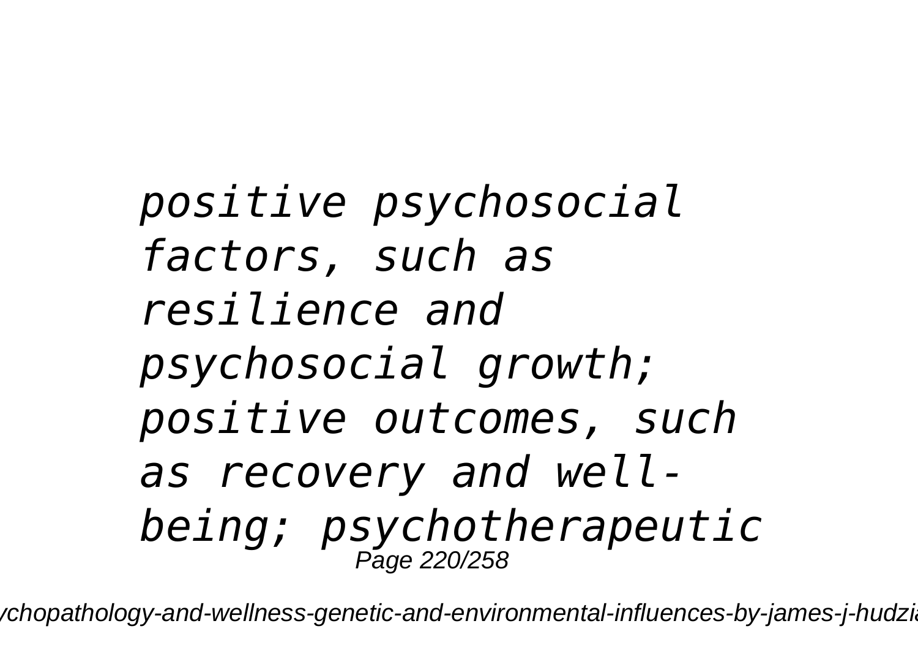*positive psychosocial factors, such as resilience and psychosocial growth; positive outcomes, such as recovery and well-being; psychotherapeutic*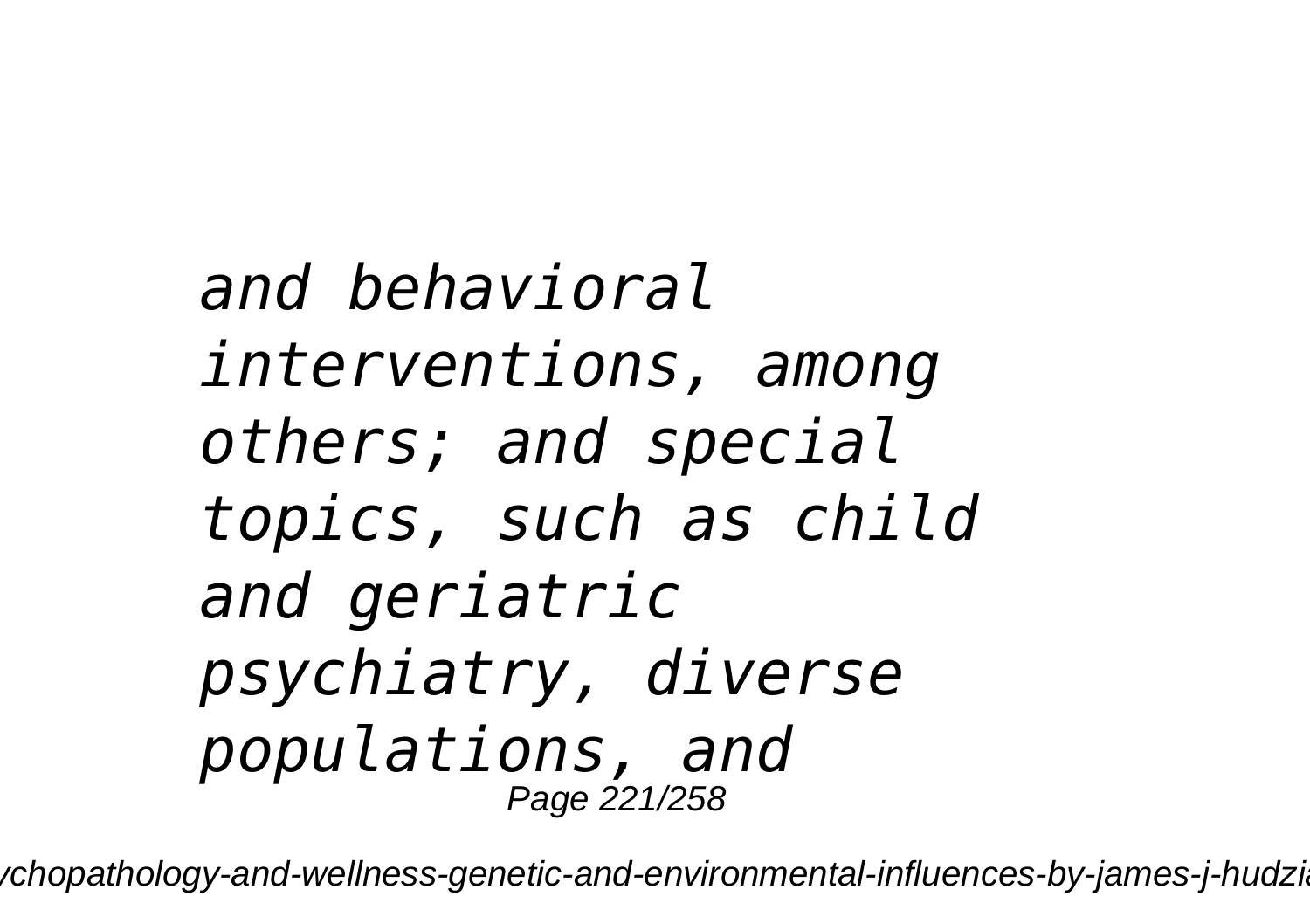*and behavioral interventions, among others; and special topics, such as child and geriatric psychiatry, diverse populations, and*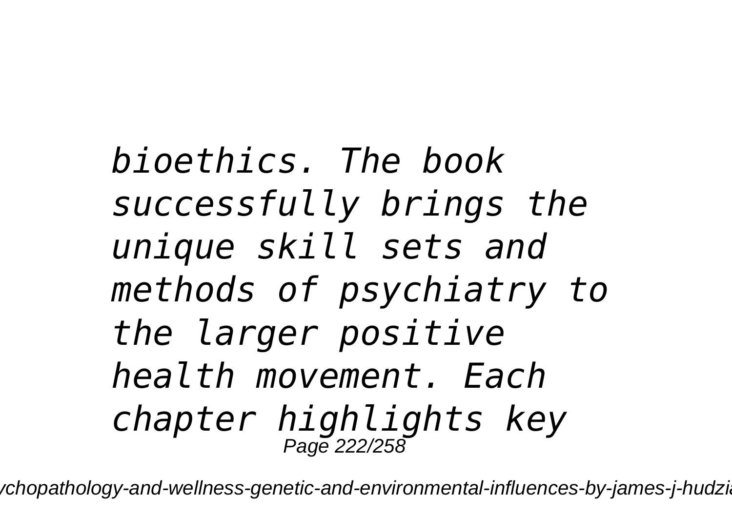*bioethics. The book successfully brings the unique skill sets and methods of psychiatry to the larger positive health movement. Each chapter highlights key*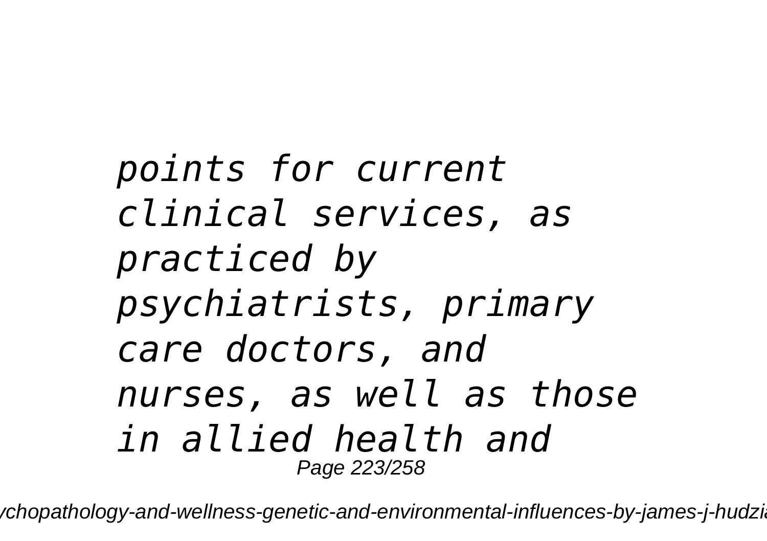*points for current clinical services, as practiced by psychiatrists, primary care doctors, and nurses, as well as those in allied health and*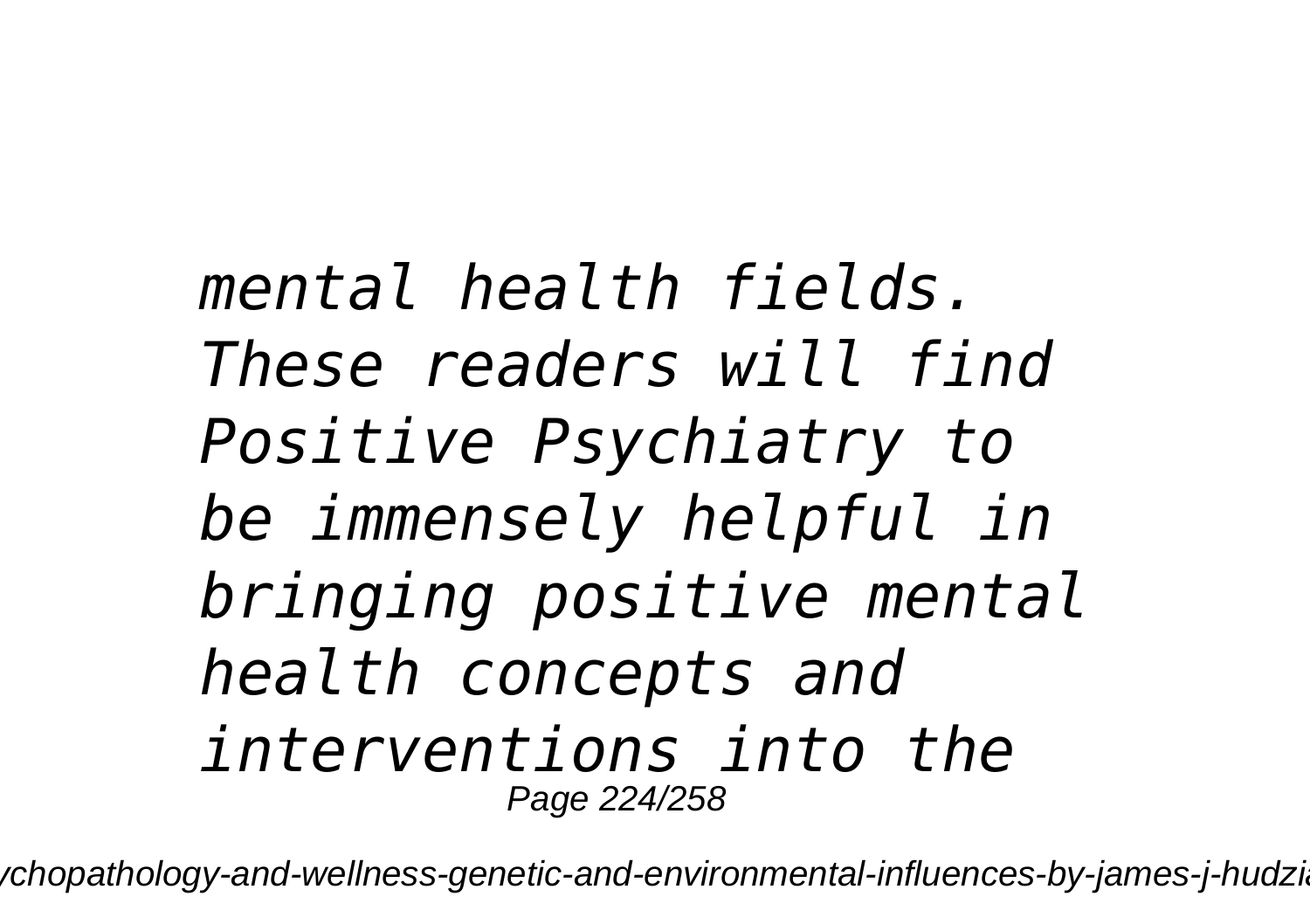*mental health fields. These readers will find Positive Psychiatry to be immensely helpful in bringing positive mental health concepts and interventions into the*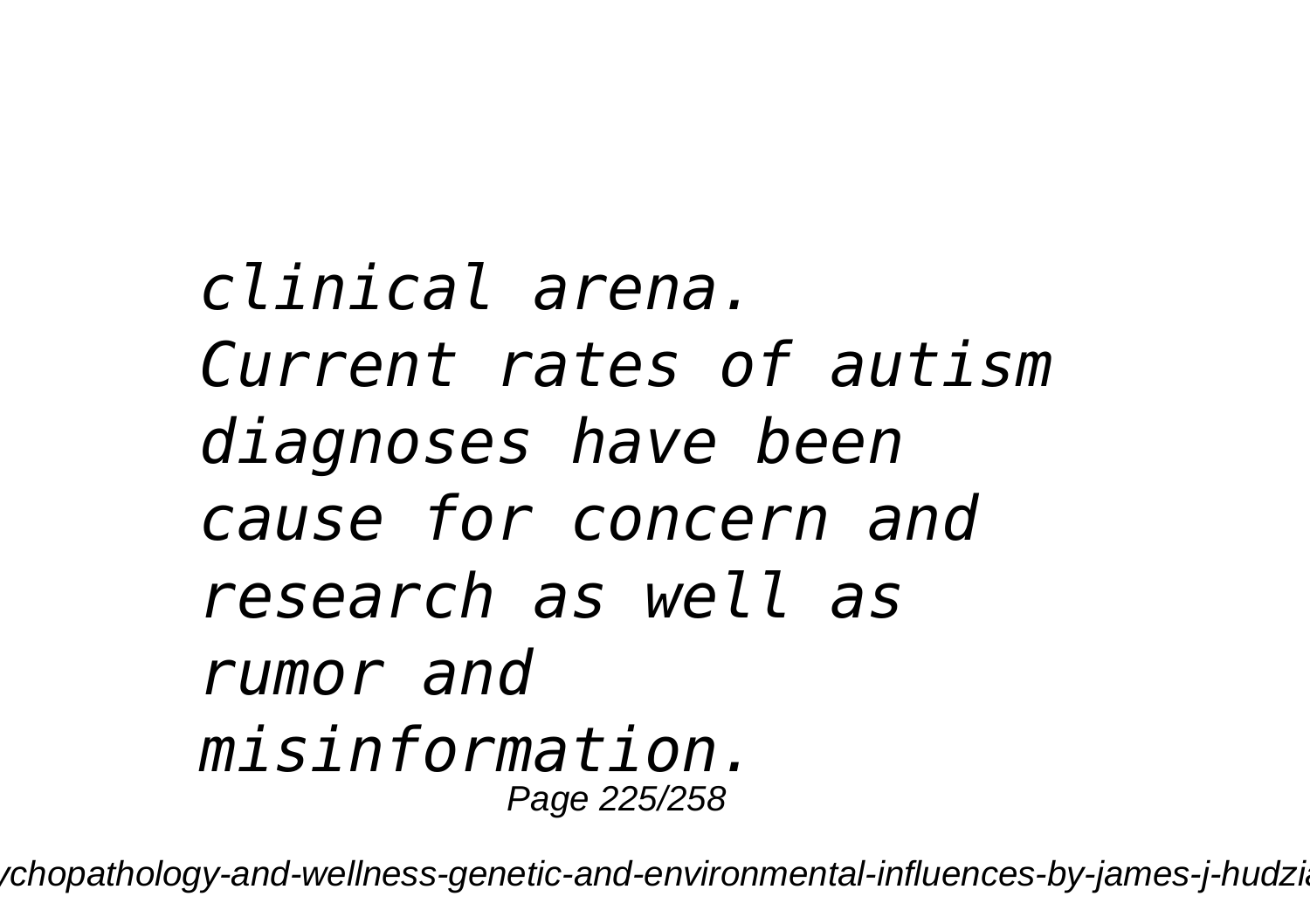*clinical arena. Current rates of autism diagnoses have been cause for concern and research as well as rumor and misinformation.*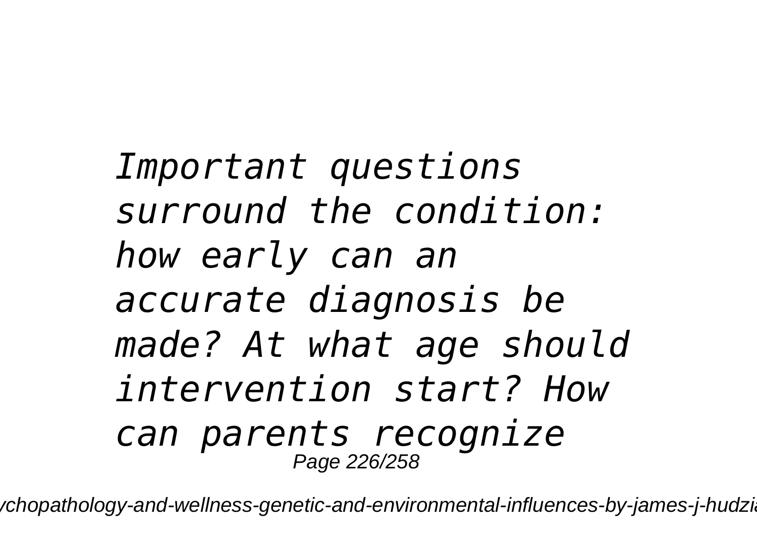*Important questions surround the condition: how early can an accurate diagnosis be made? At what age should intervention start? How can parents recognize*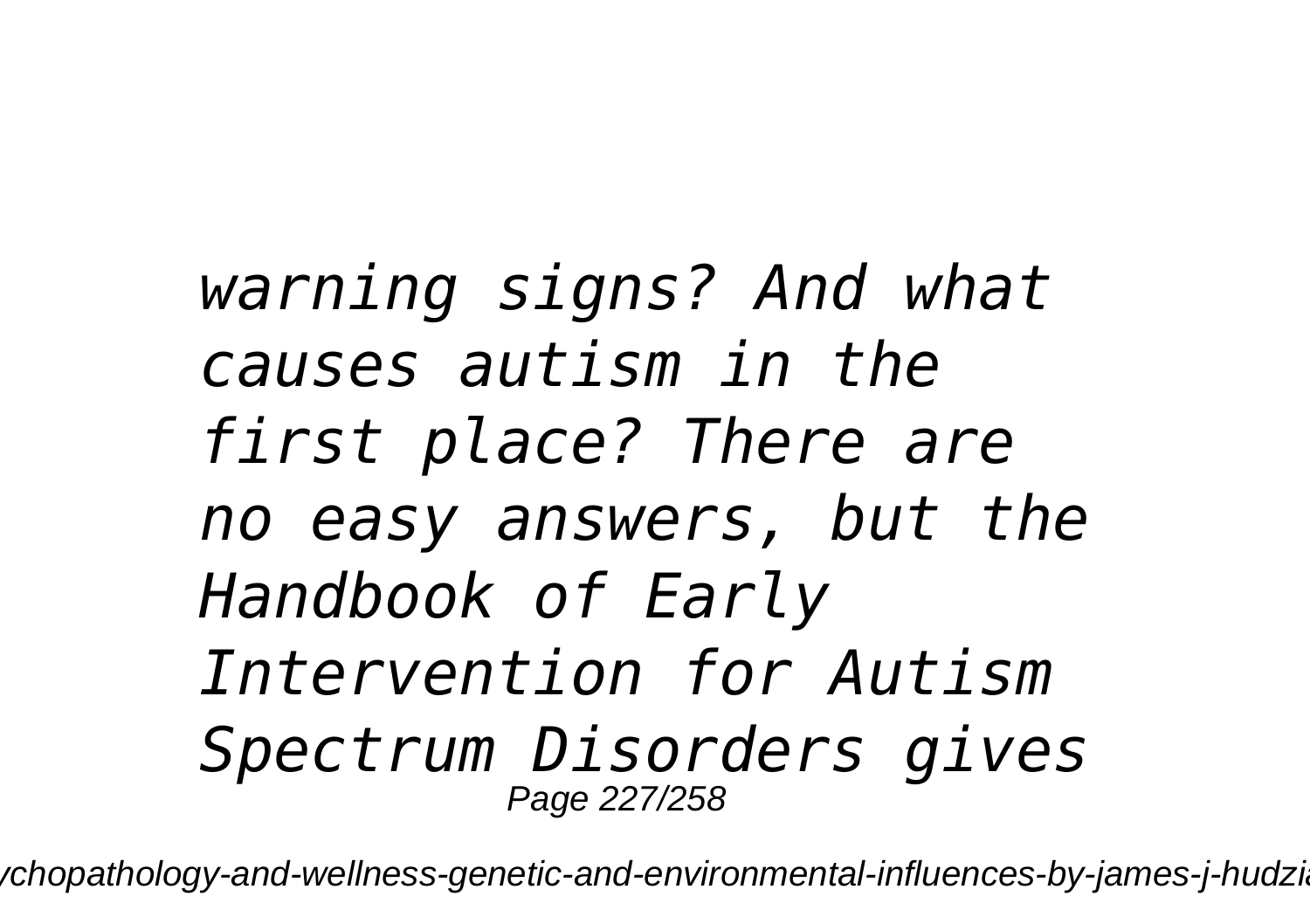*warning signs? And what causes autism in the first place? There are no easy answers, but the Handbook of Early Intervention for Autism Spectrum Disorders gives*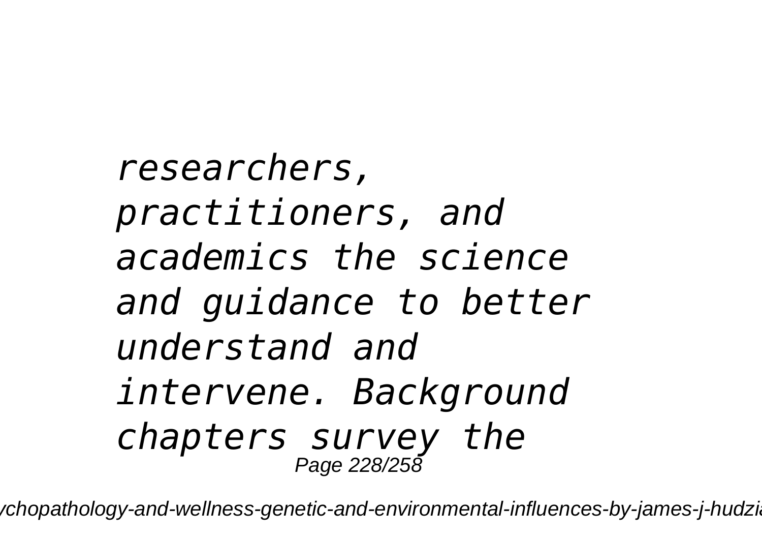*researchers, practitioners, and academics the science and guidance to better understand and intervene. Background chapters survey the*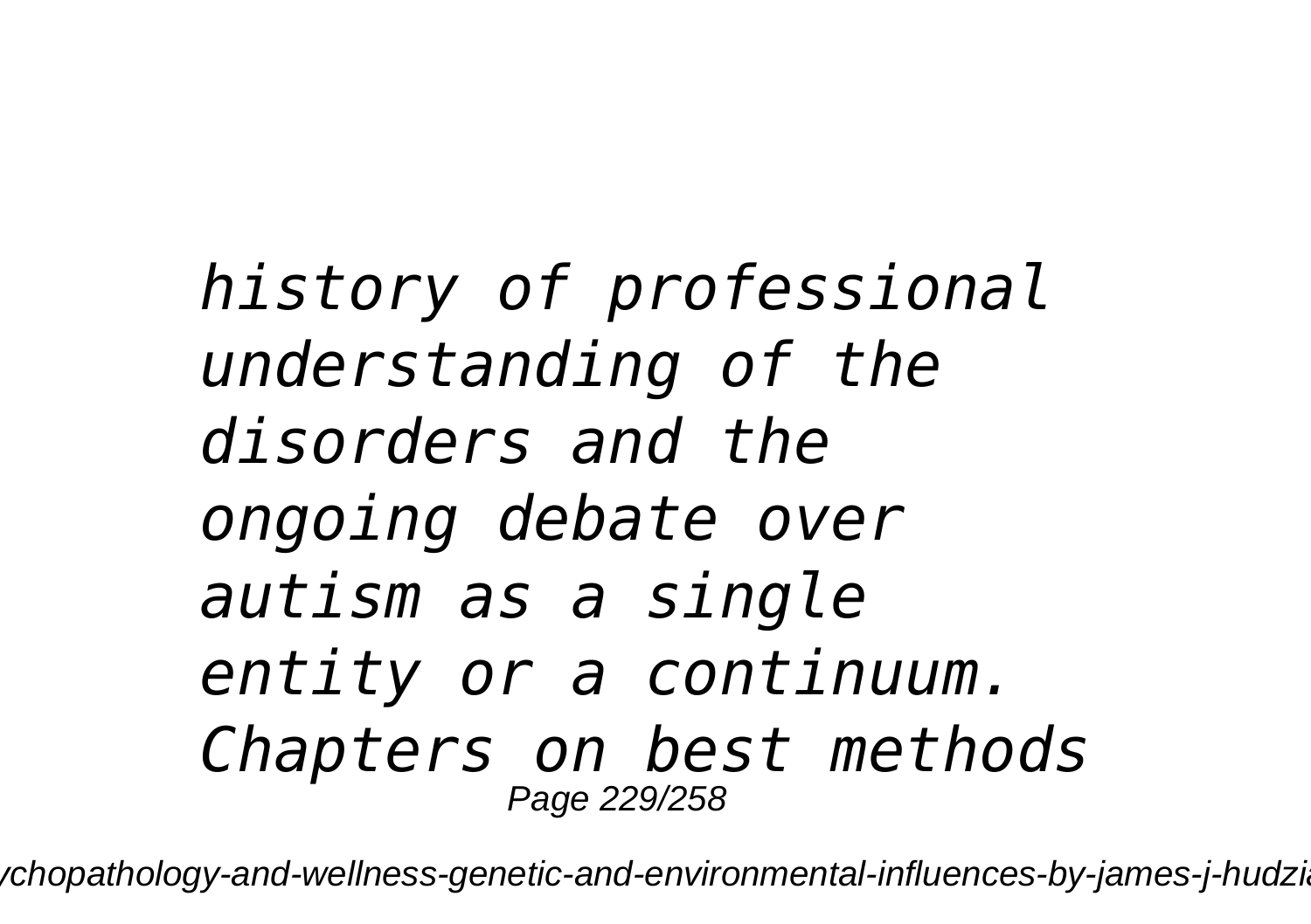*history of professional understanding of the disorders and the ongoing debate over autism as a single entity or a continuum. Chapters on best methods*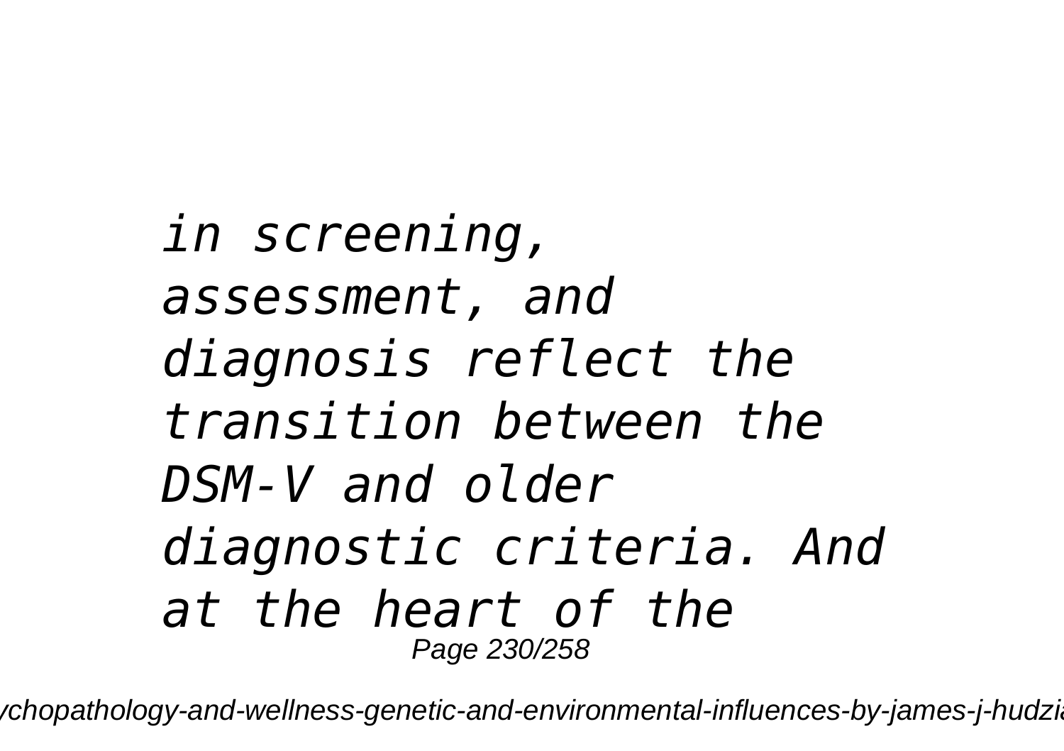*in screening, assessment, and diagnosis reflect the transition between the DSM-V and older diagnostic criteria. And at the heart of the*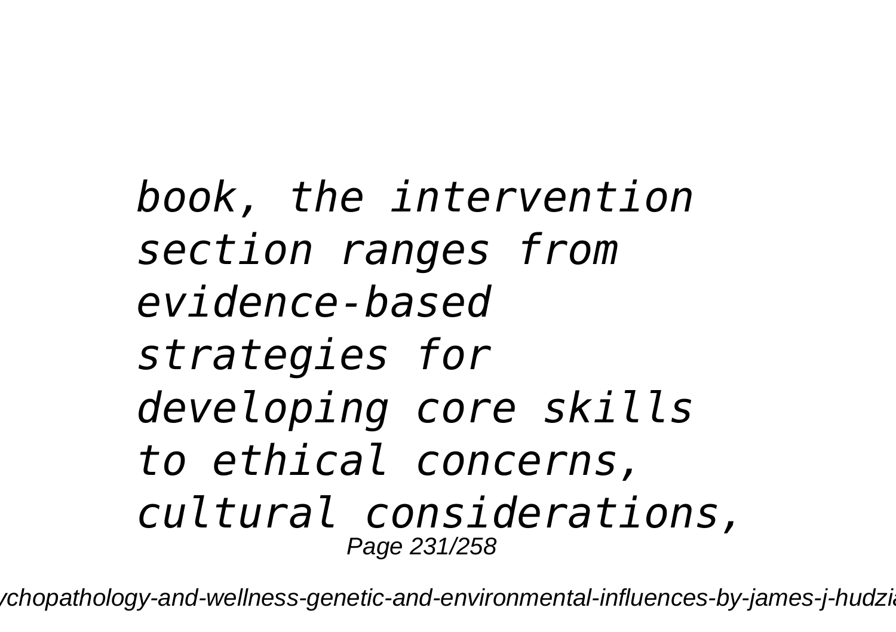*book, the intervention section ranges from evidence-based strategies for developing core skills to ethical concerns, cultural considerations,*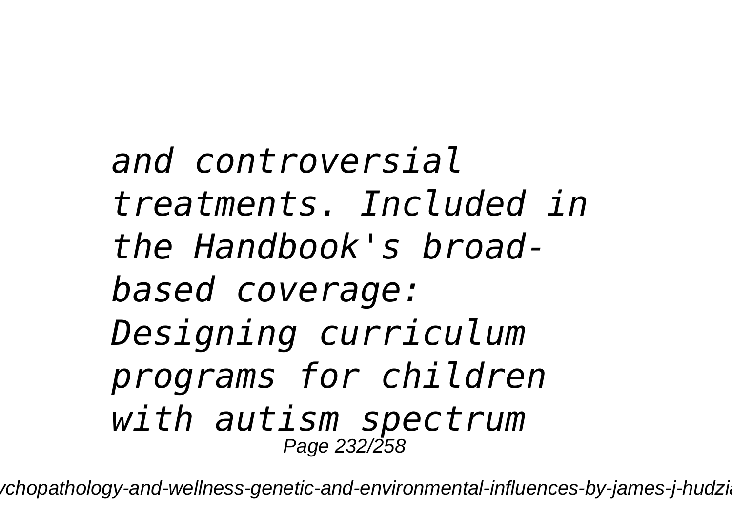*and controversial treatments. Included in the Handbook's broad-based coverage: Designing curriculum programs for children with autism spectrum*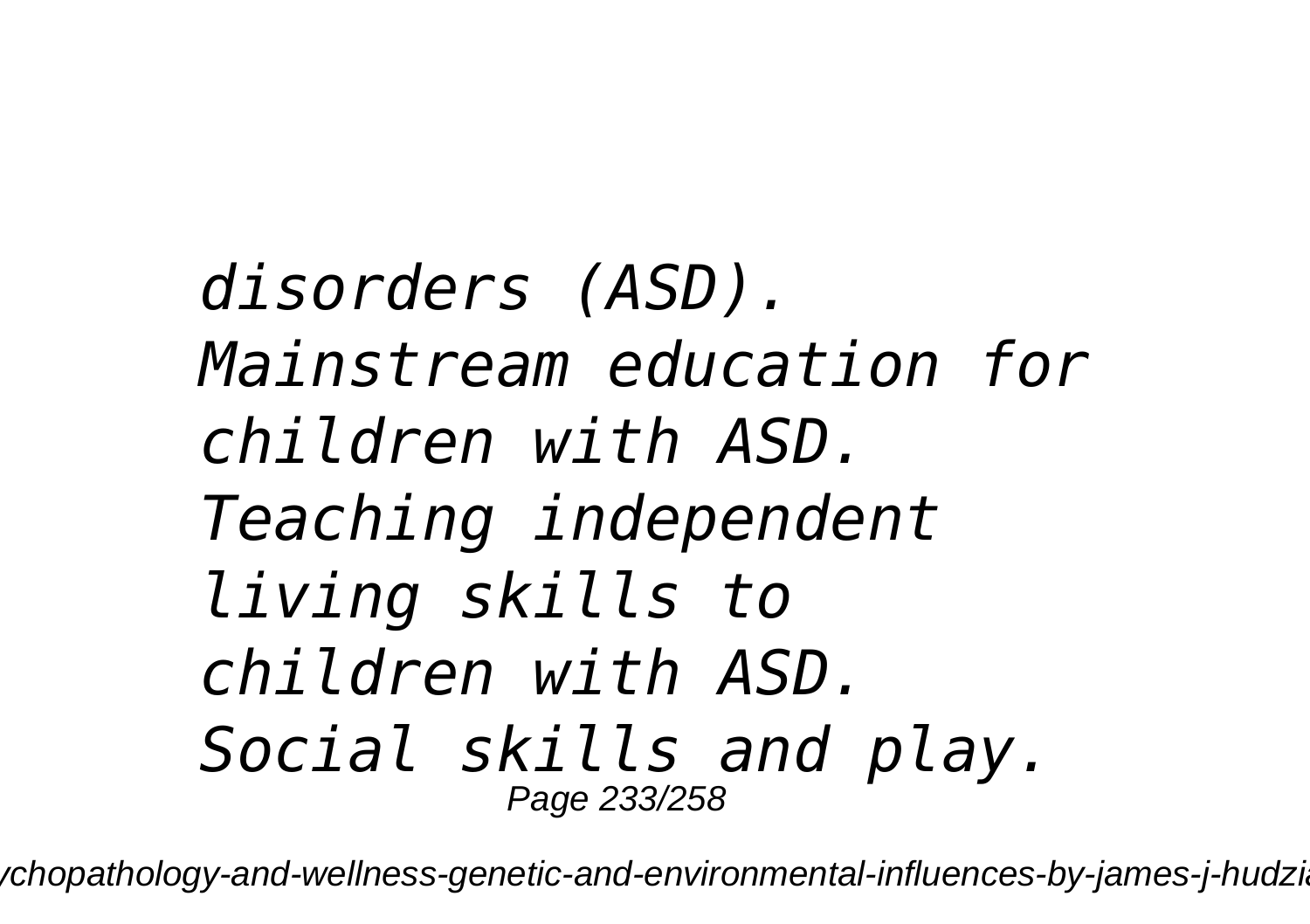*disorders (ASD). Mainstream education for children with ASD. Teaching independent living skills to children with ASD. Social skills and play.*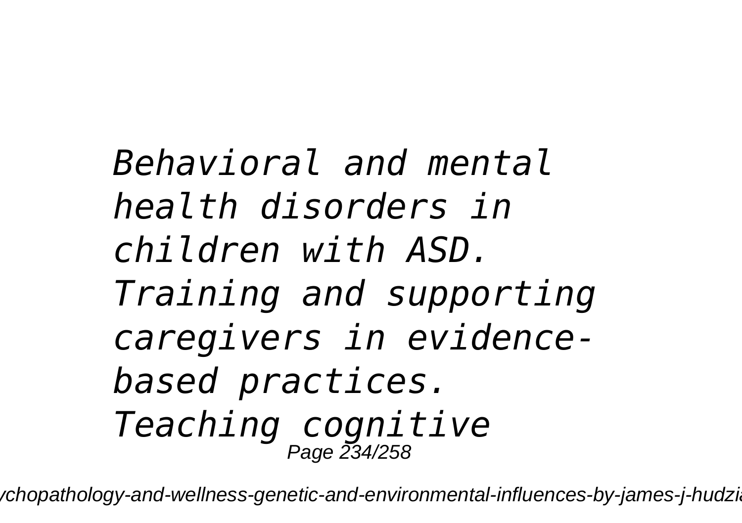*Behavioral and mental health disorders in children with ASD. Training and supporting caregivers in evidence-based practices. Teaching cognitive*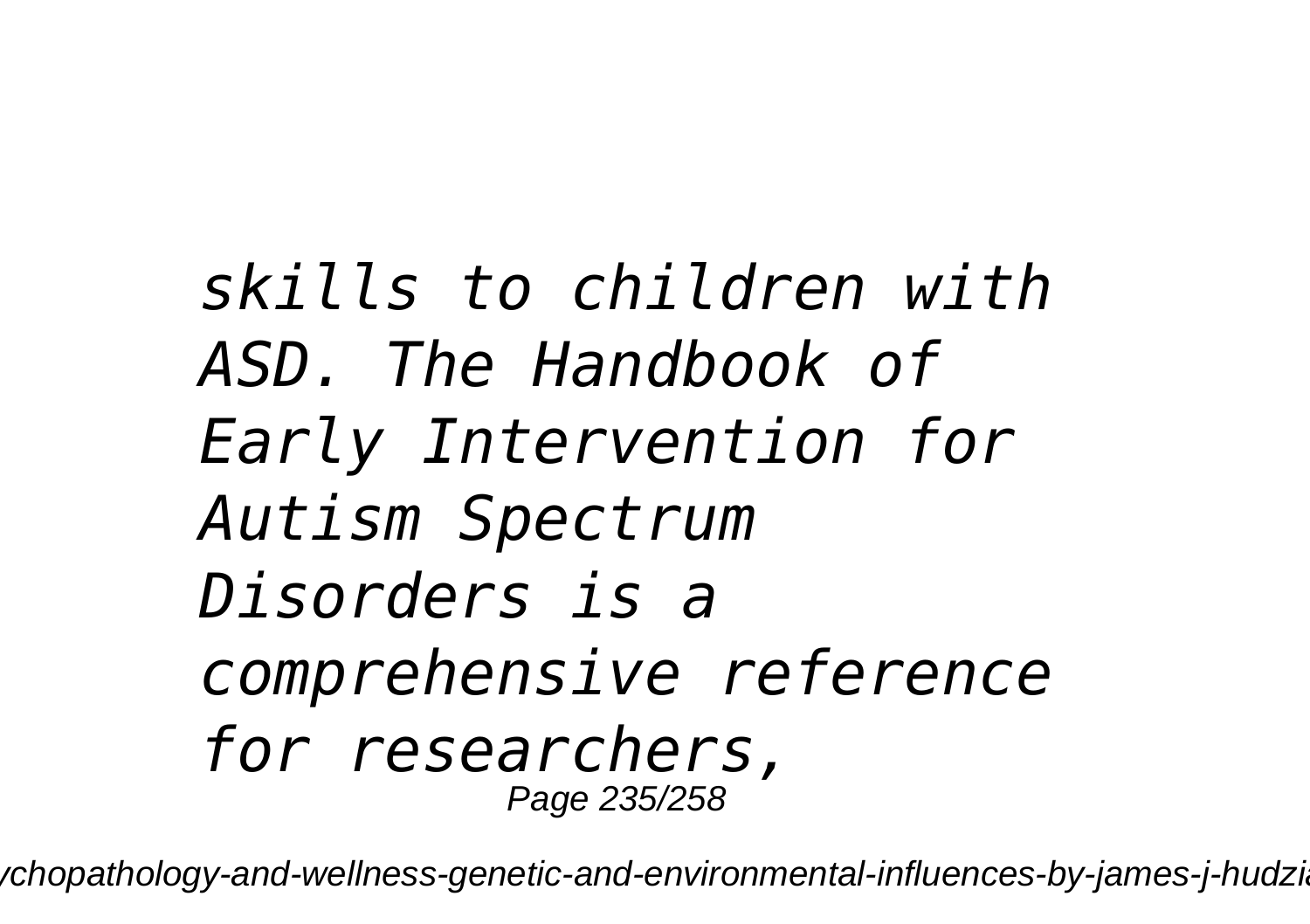*skills to children with ASD. The Handbook of Early Intervention for Autism Spectrum Disorders is a comprehensive reference for researchers,*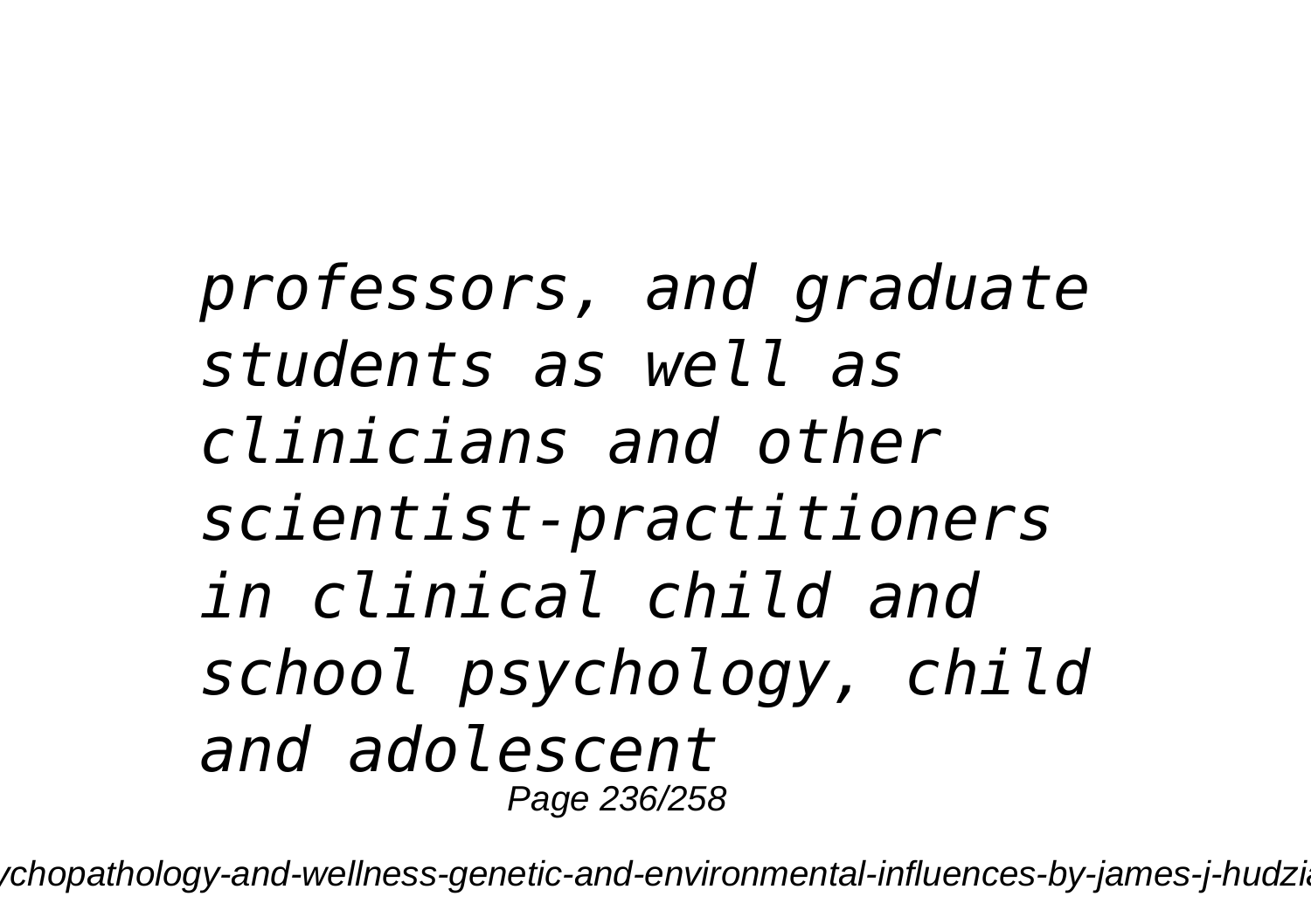*professors, and graduate students as well as clinicians and other scientist-practitioners in clinical child and school psychology, child and adolescent*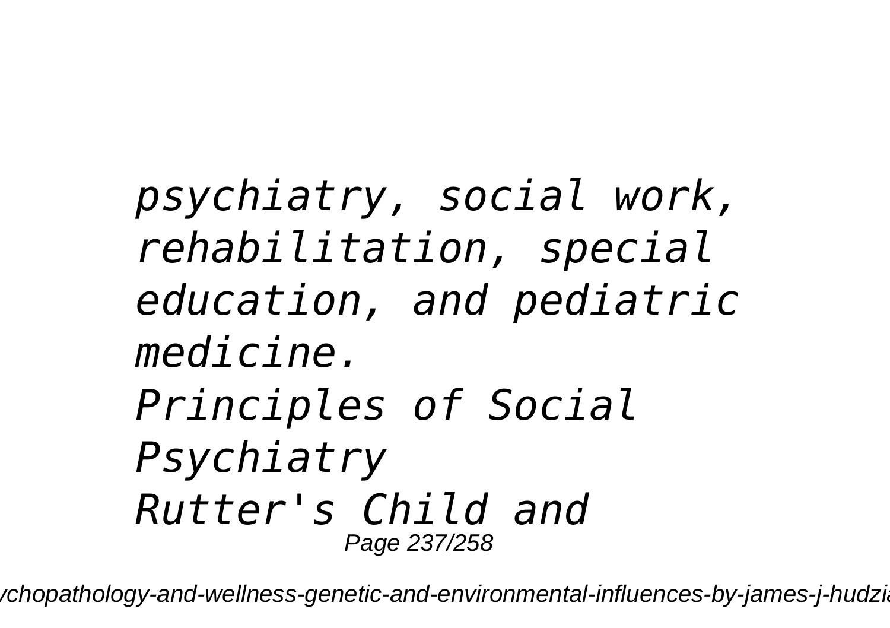*psychiatry, social work, rehabilitation, special education, and pediatric medicine.*

*Principles of Social Psychiatry*

*Rutter's Child and*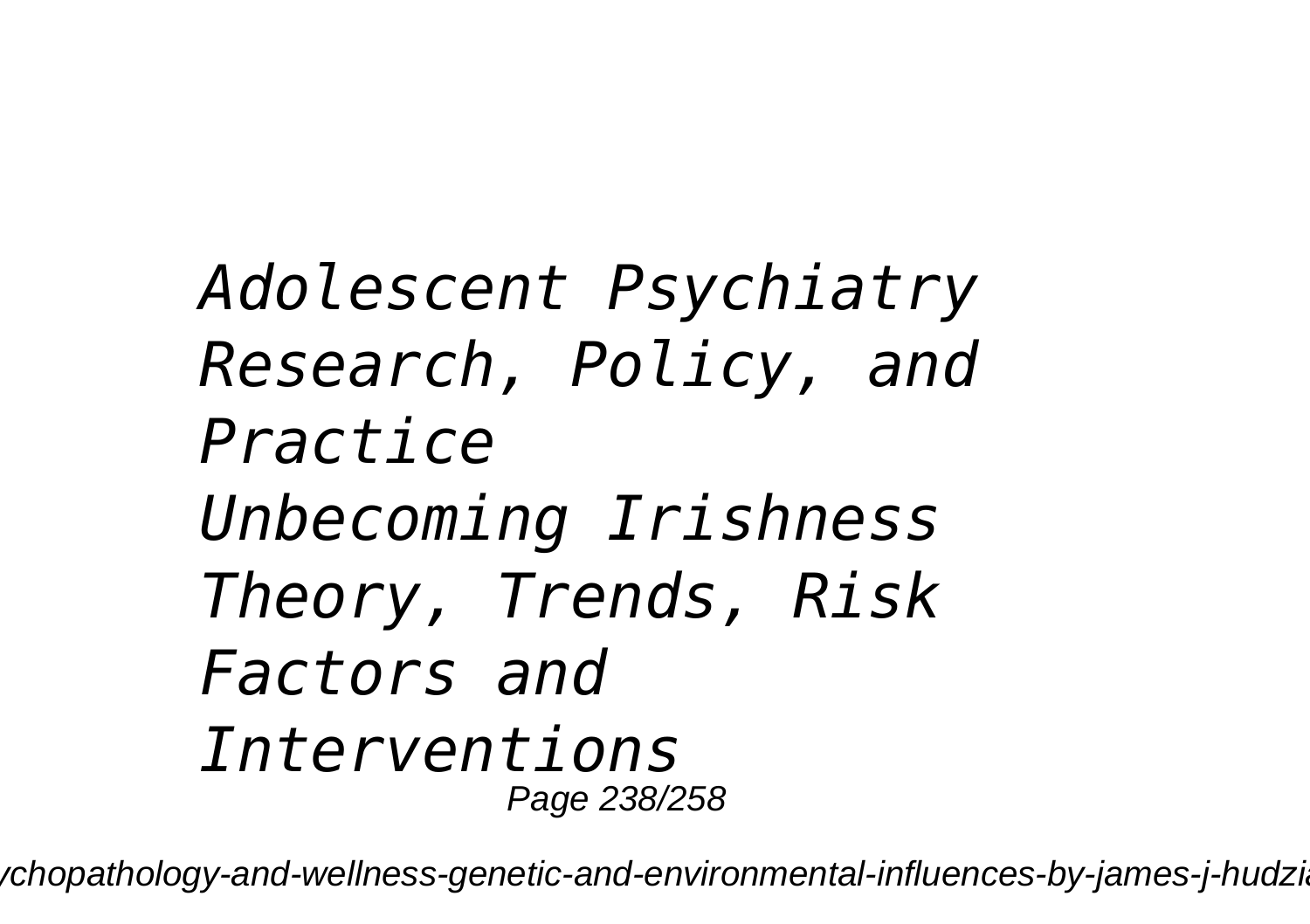*Adolescent Psychiatry Research, Policy, and Practice*

*Unbecoming Irishness*

*Theory, Trends, Risk Factors and Interventions*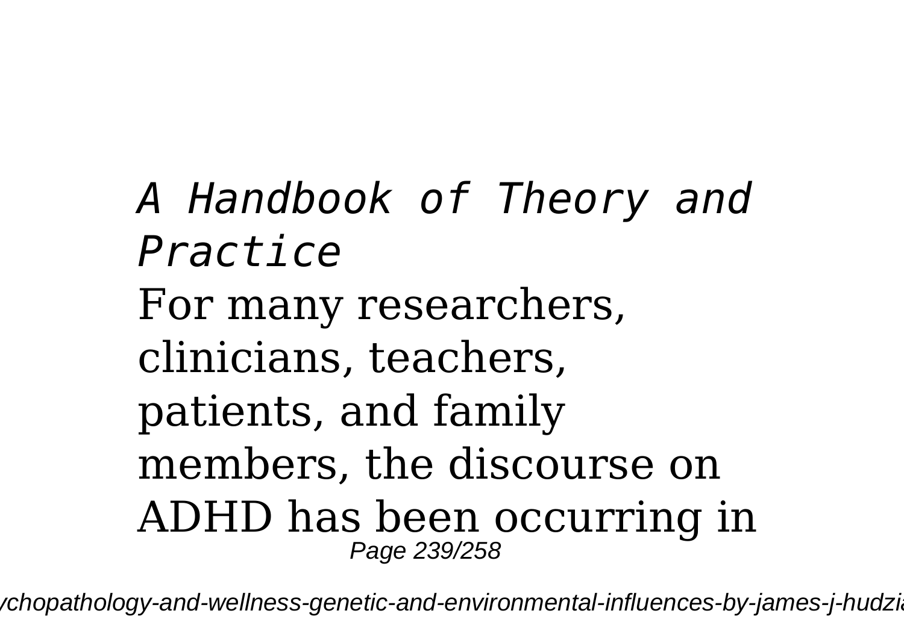*A Handbook of Theory and Practice*

For many researchers, clinicians, teachers, patients, and family members, the discourse on ADHD has been occurring in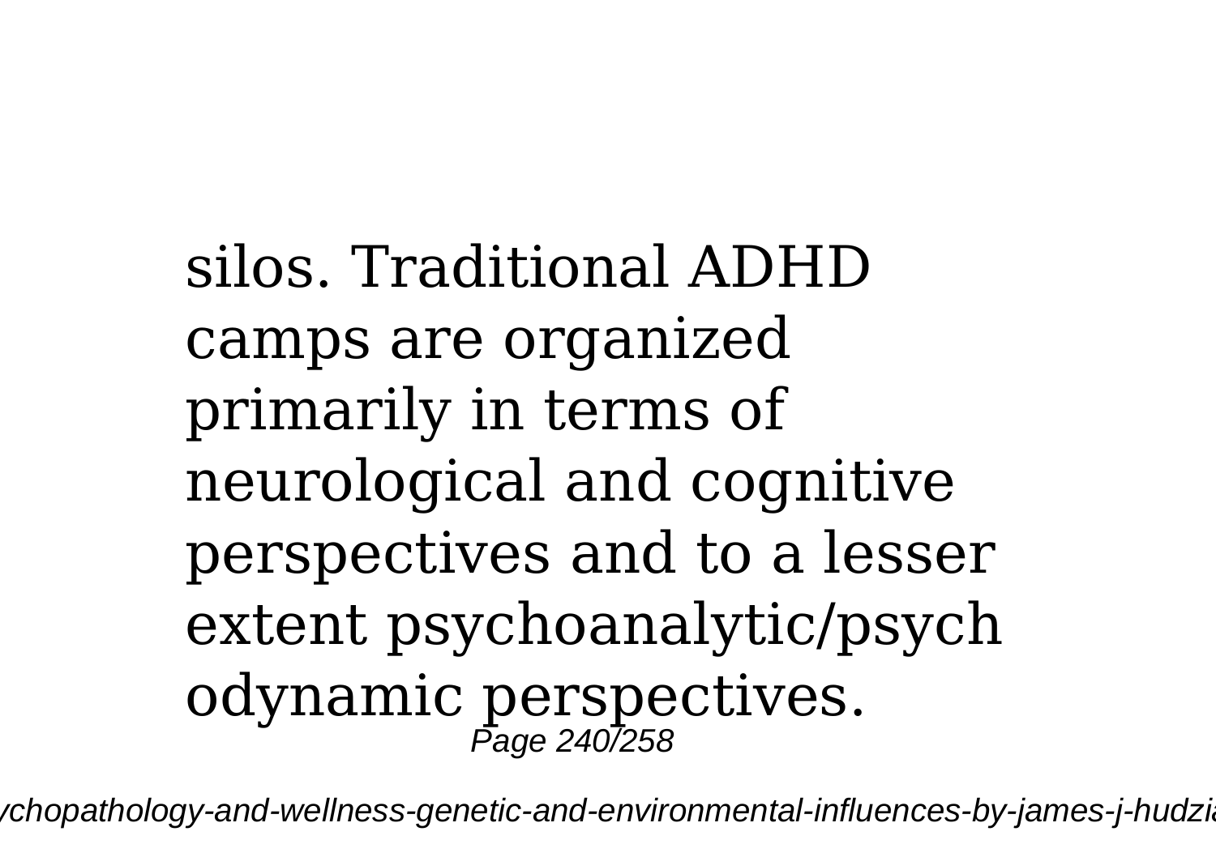silos. Traditional ADHD camps are organized primarily in terms of neurological and cognitive perspectives and to a lesser extent psychoanalytic/psychodynamic perspectives.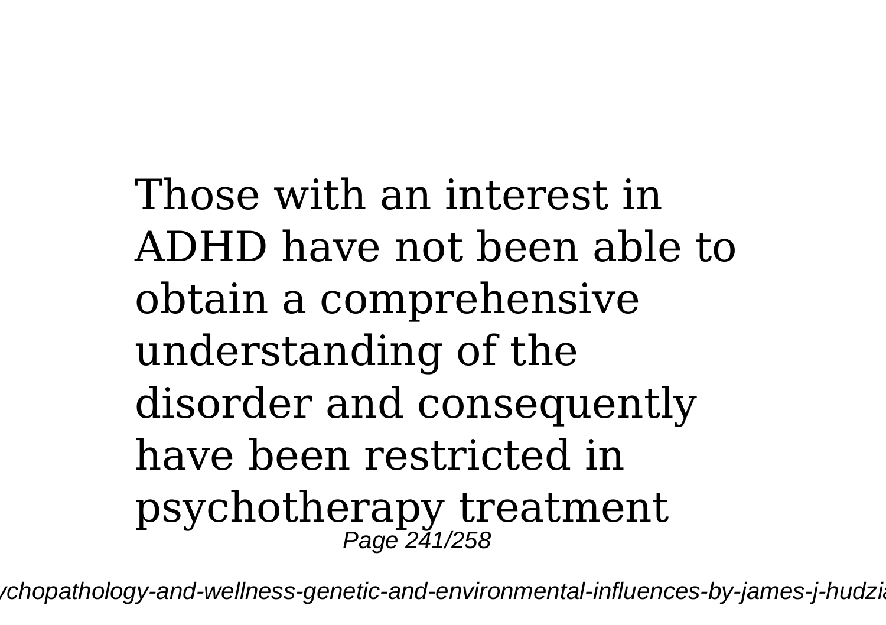Those with an interest in ADHD have not been able to obtain a comprehensive understanding of the disorder and consequently have been restricted in psychotherapy treatment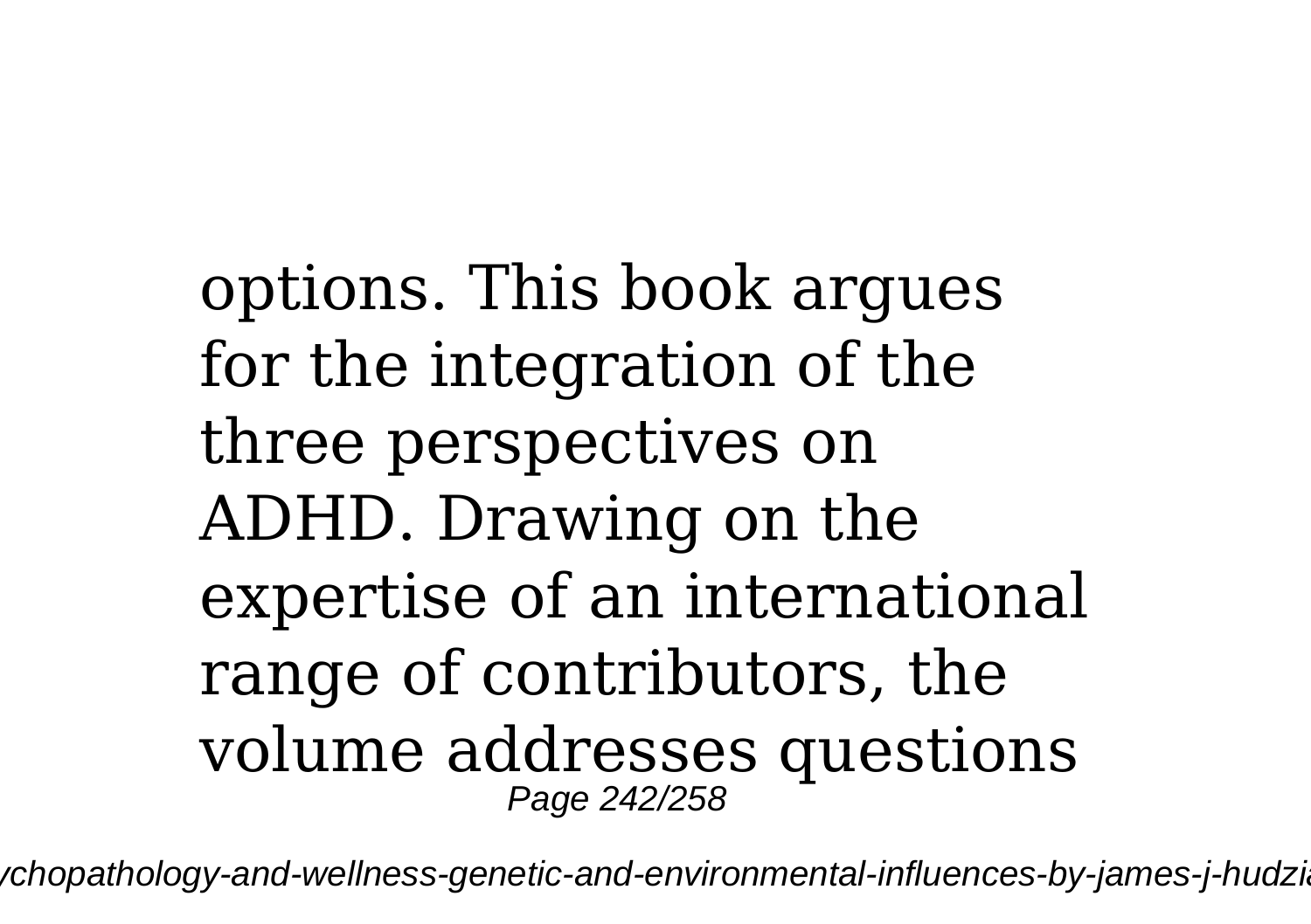options. This book argues for the integration of the three perspectives on ADHD. Drawing on the expertise of an international range of contributors, the volume addresses questions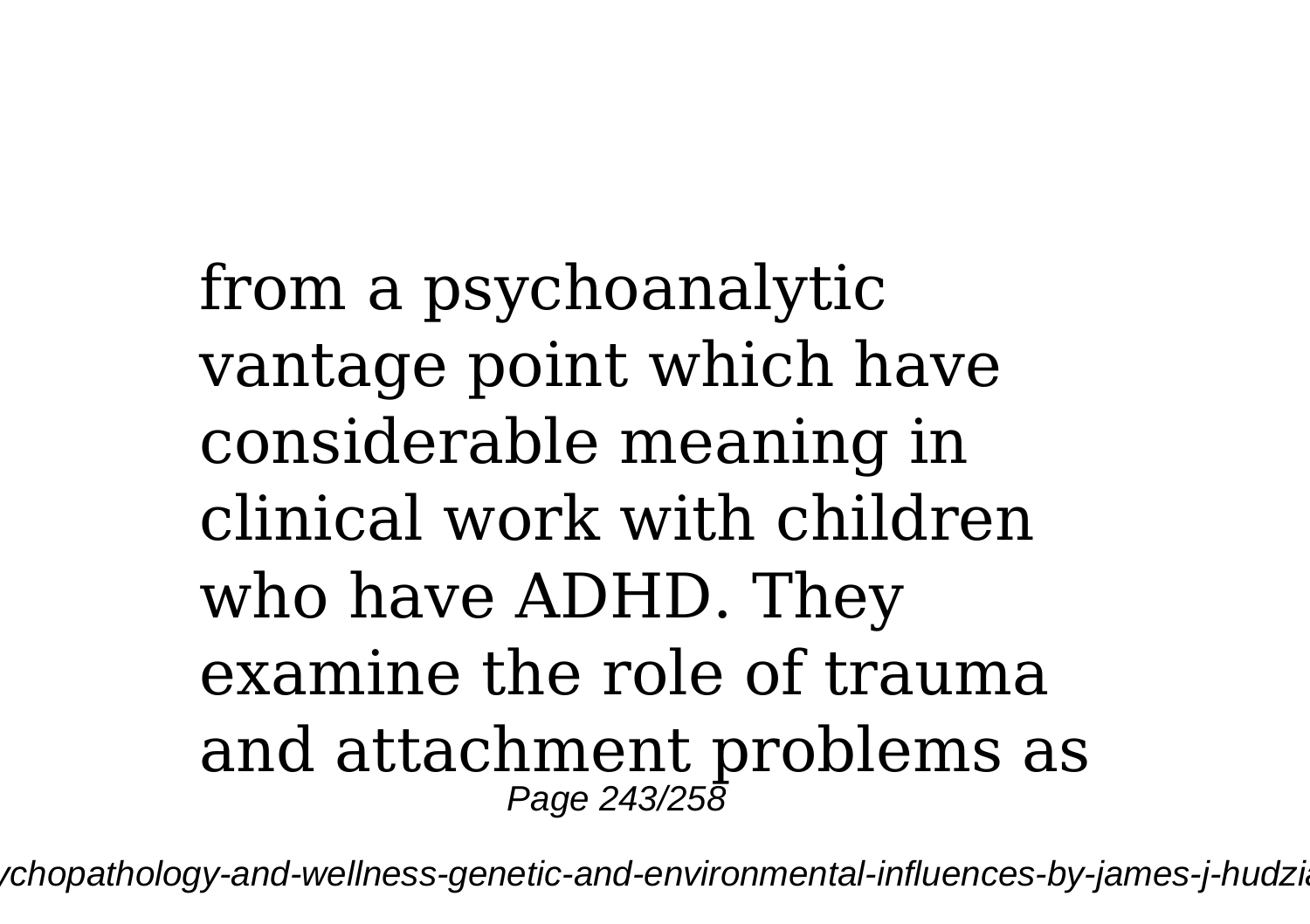from a psychoanalytic vantage point which have considerable meaning in clinical work with children who have ADHD. They examine the role of trauma and attachment problems as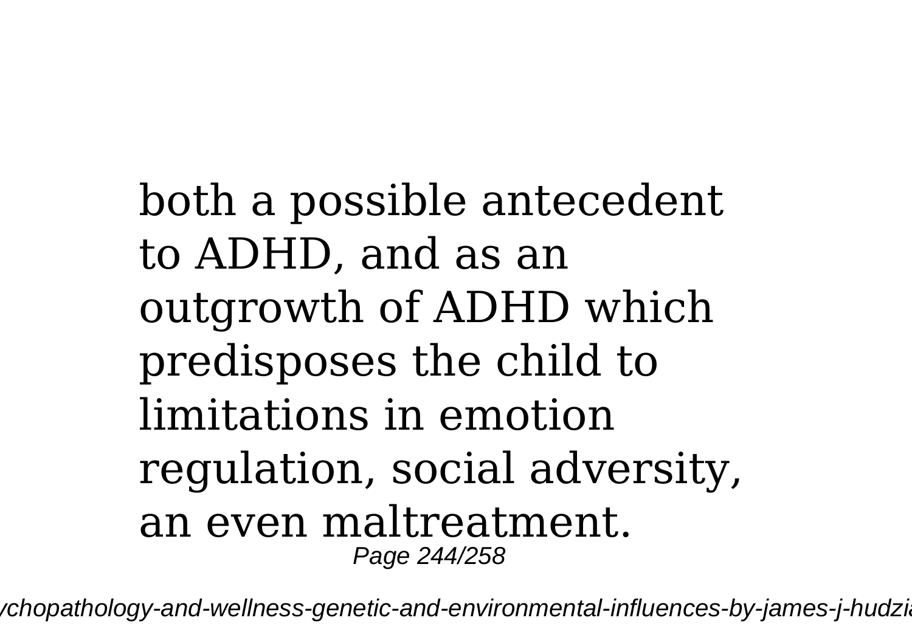both a possible antecedent to ADHD, and as an outgrowth of ADHD which predisposes the child to limitations in emotion regulation, social adversity, an even maltreatment.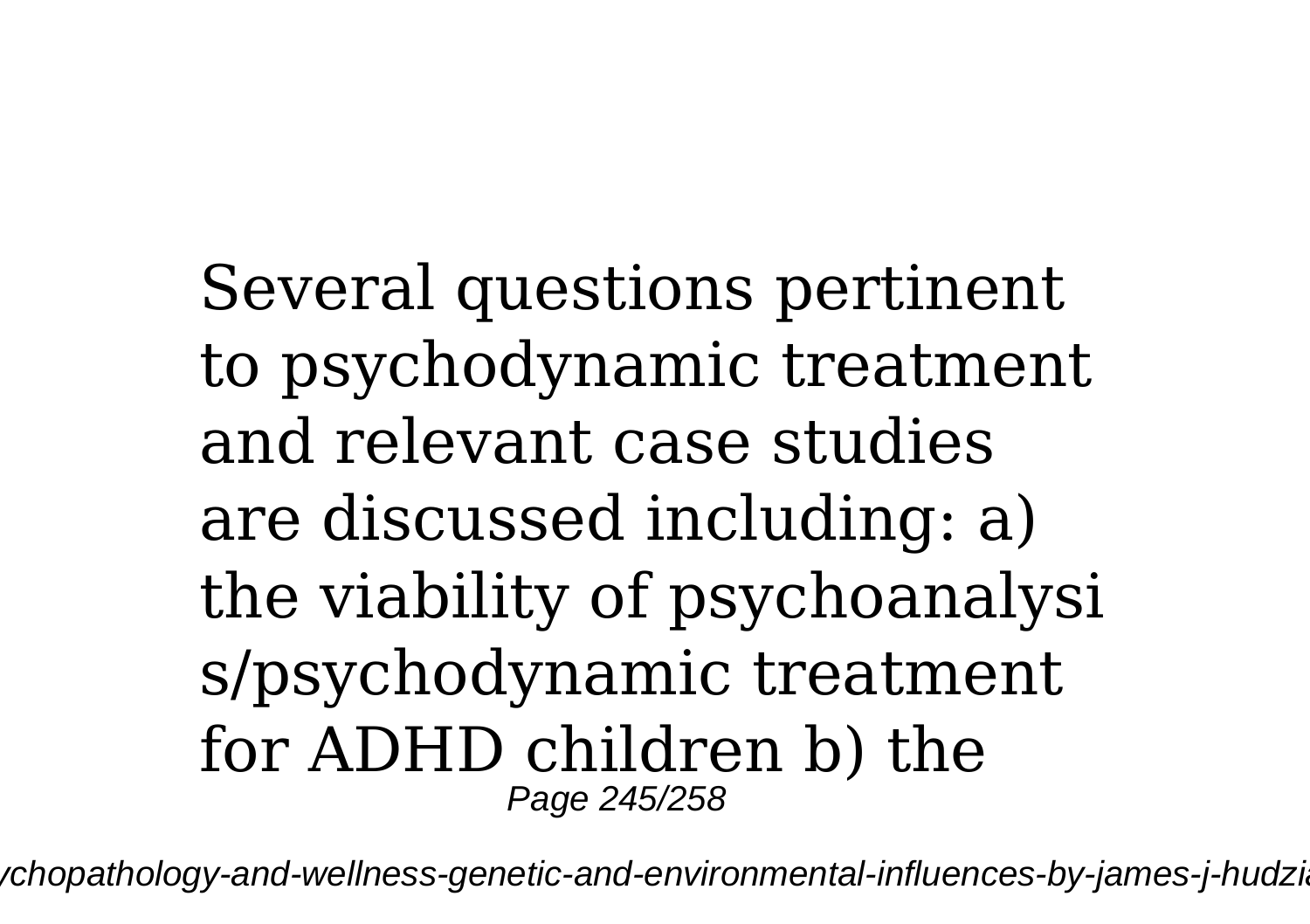Several questions pertinent to psychodynamic treatment and relevant case studies are discussed including: a) the viability of psychoanalysis/psychodynamic treatment for ADHD children b) the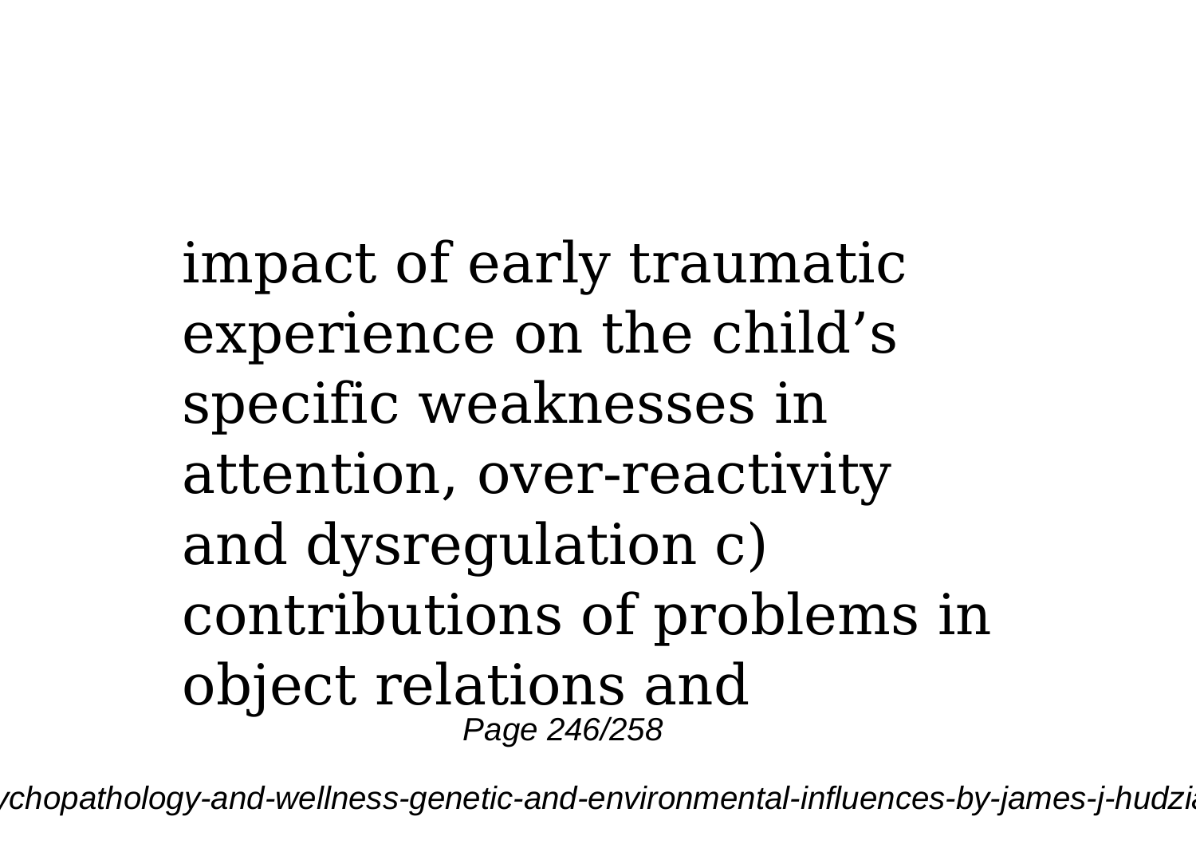impact of early traumatic experience on the child's specific weaknesses in attention, over-reactivity and dysregulation c) contributions of problems in object relations and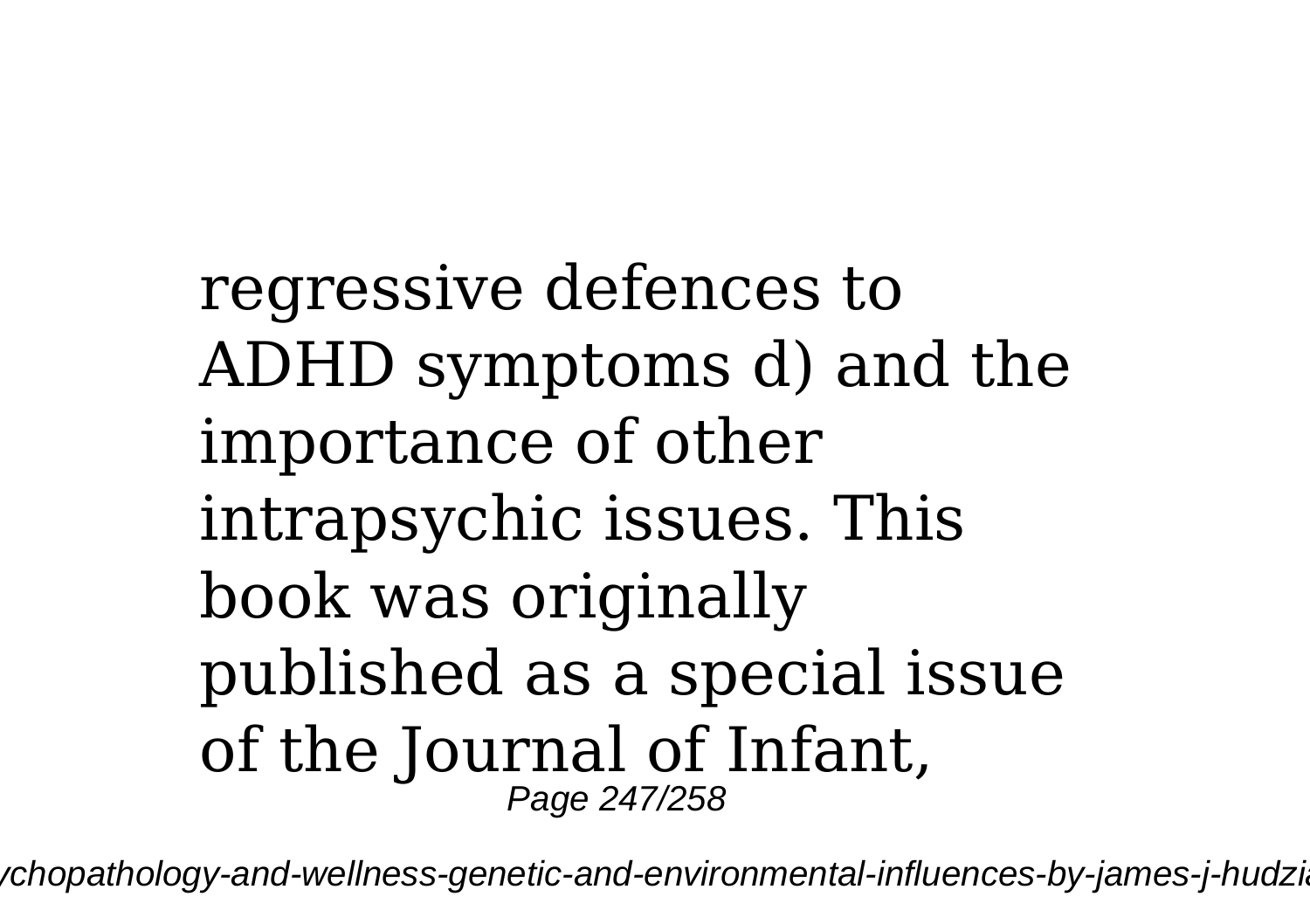regressive defences to ADHD symptoms d) and the importance of other intrapsychic issues. This book was originally published as a special issue of the Journal of Infant,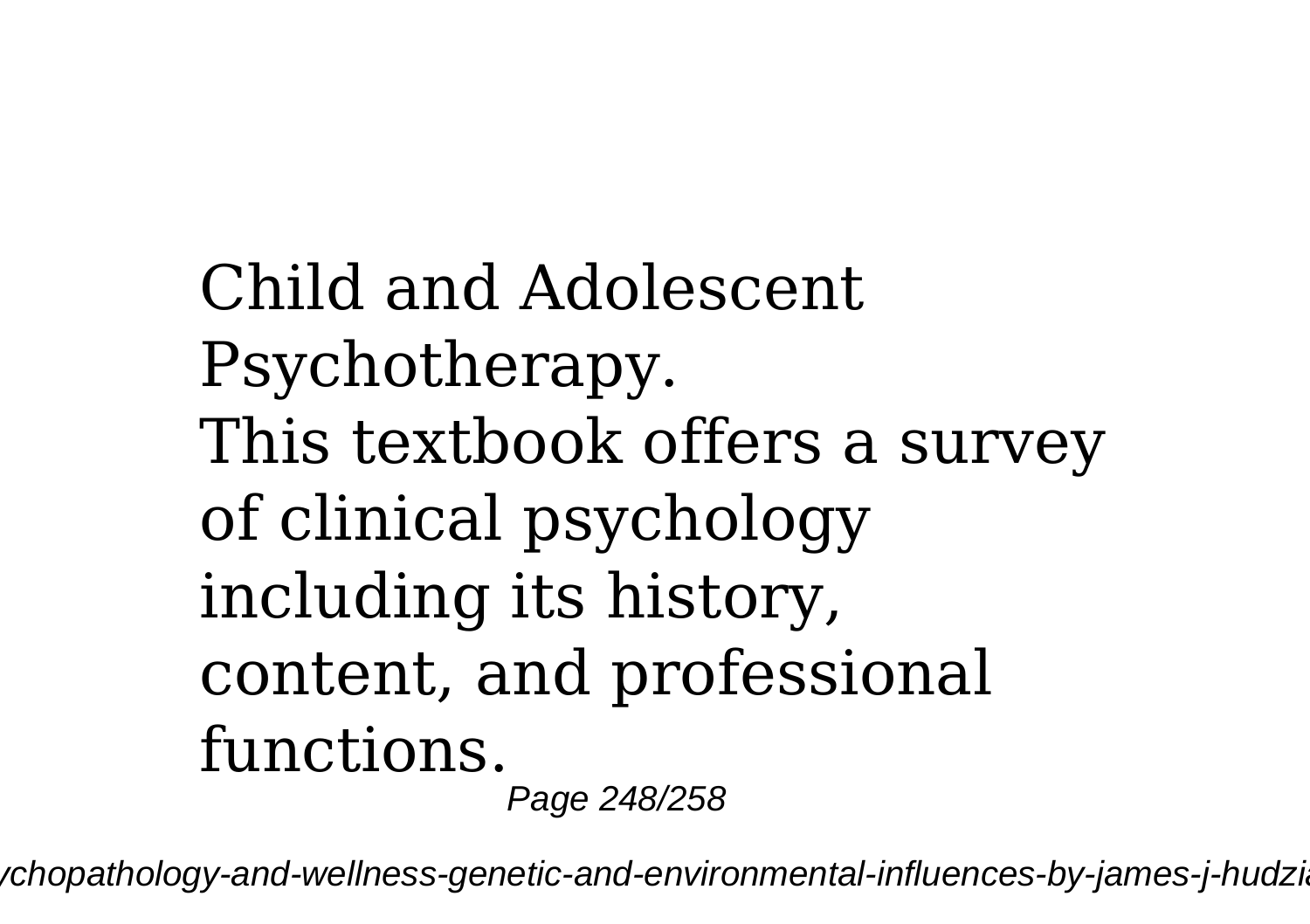Child and Adolescent Psychotherapy.
This textbook offers a survey of clinical psychology including its history, content, and professional functions.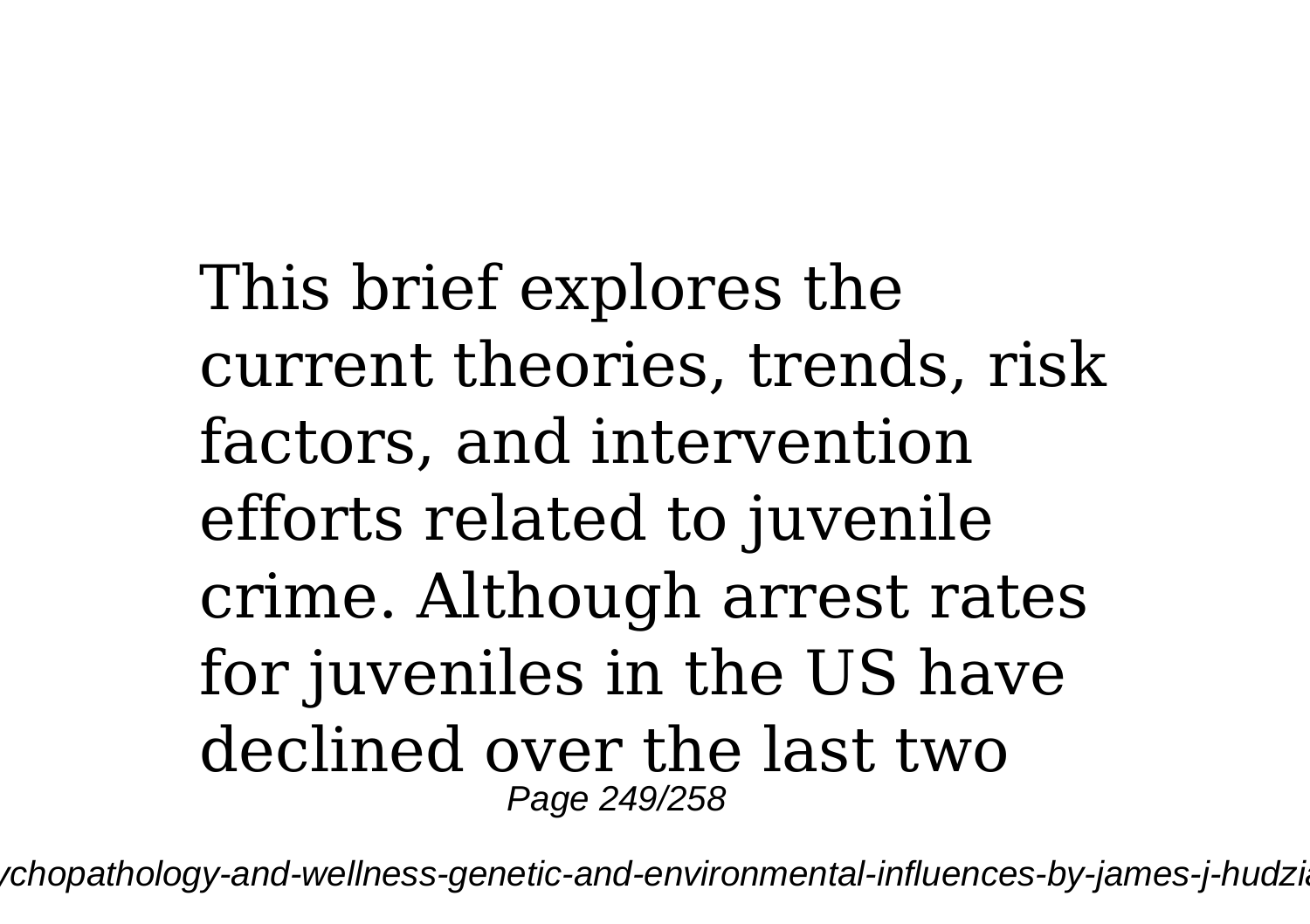This brief explores the current theories, trends, risk factors, and intervention efforts related to juvenile crime. Although arrest rates for juveniles in the US have declined over the last two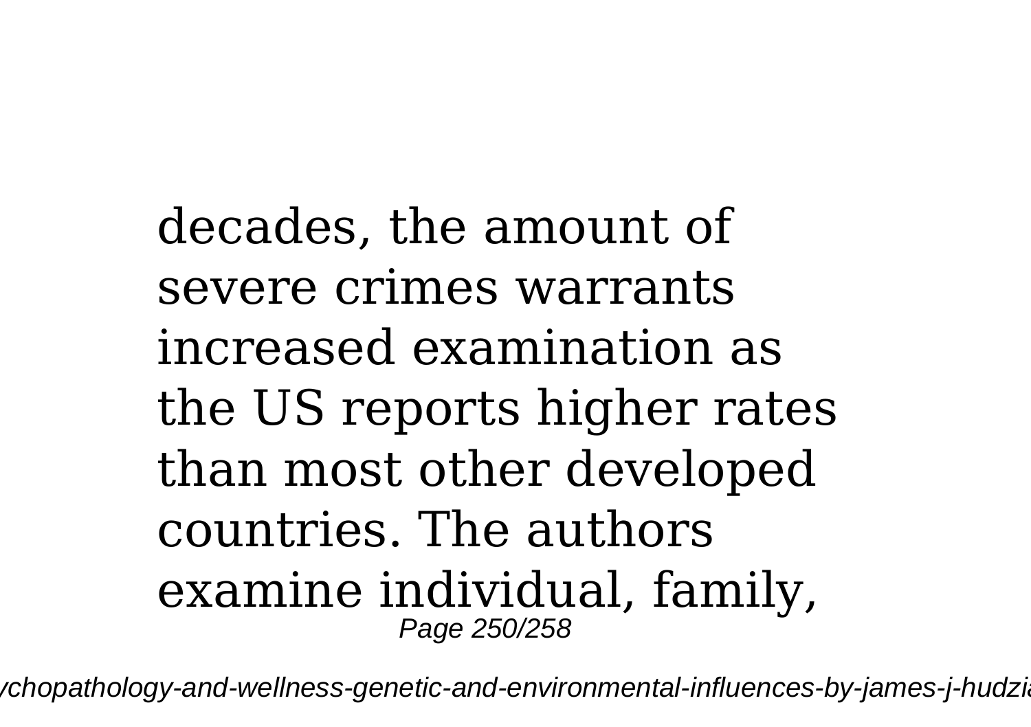decades, the amount of severe crimes warrants increased examination as the US reports higher rates than most other developed countries. The authors examine individual, family,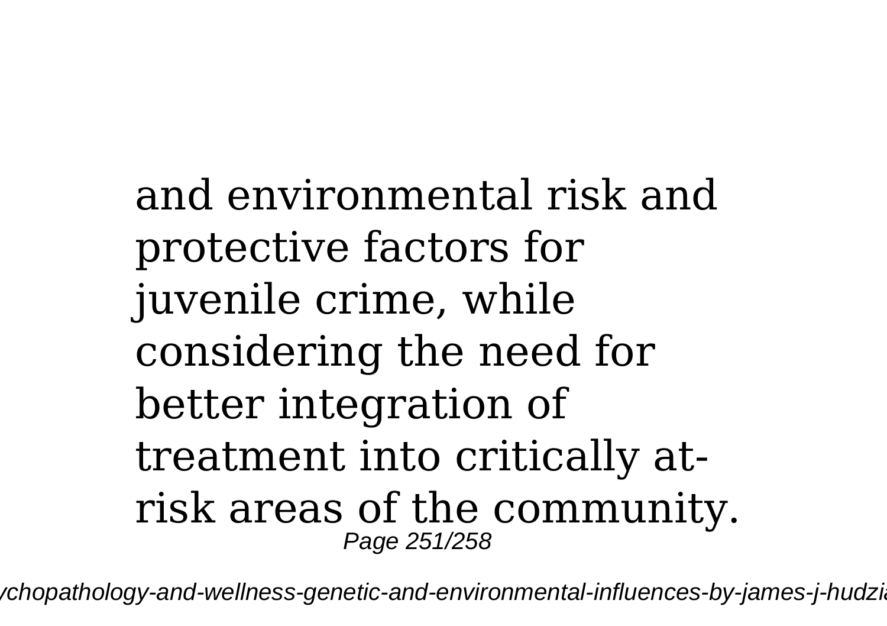and environmental risk and protective factors for juvenile crime, while considering the need for better integration of treatment into critically at-risk areas of the community.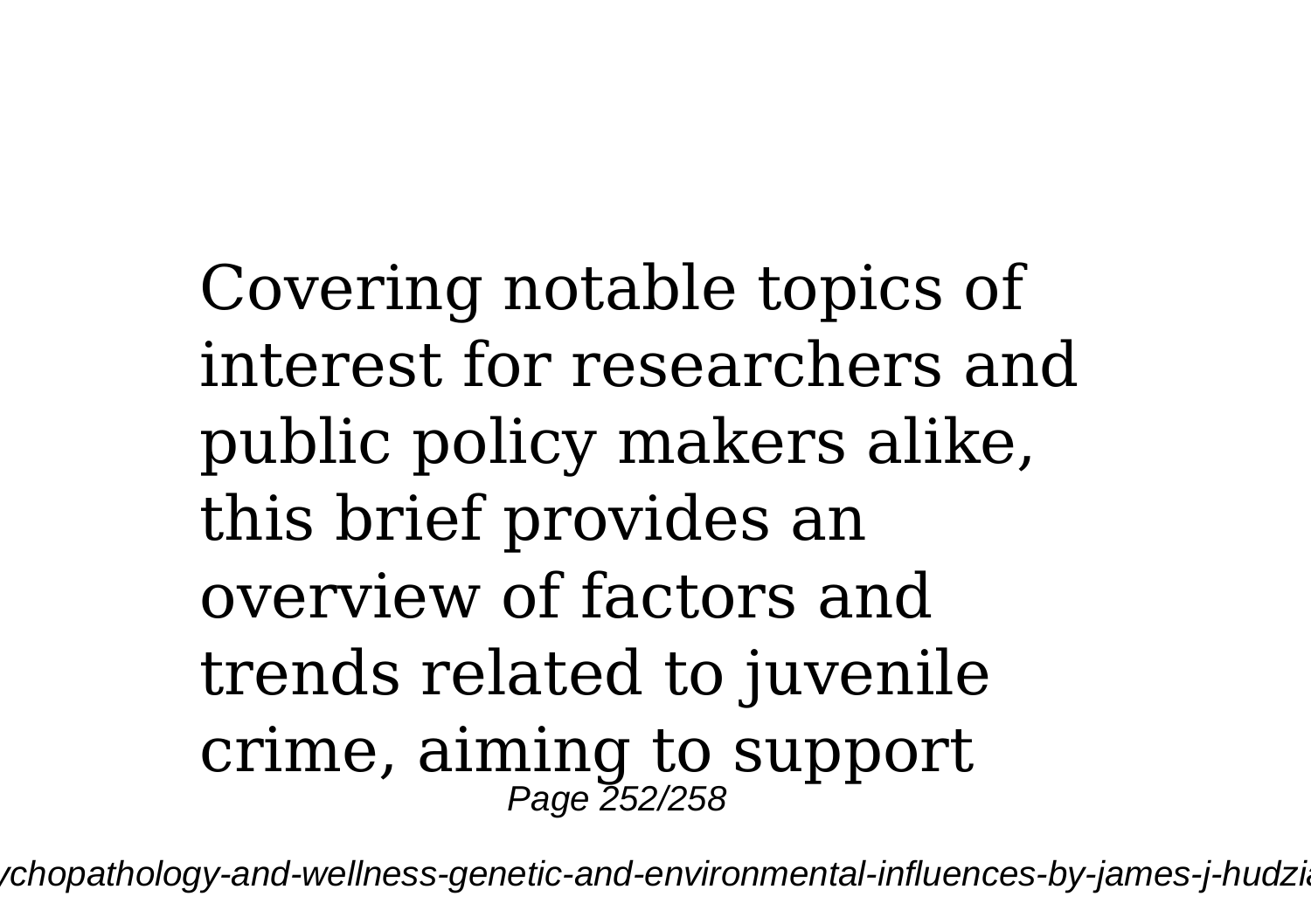Covering notable topics of interest for researchers and public policy makers alike, this brief provides an overview of factors and trends related to juvenile crime, aiming to support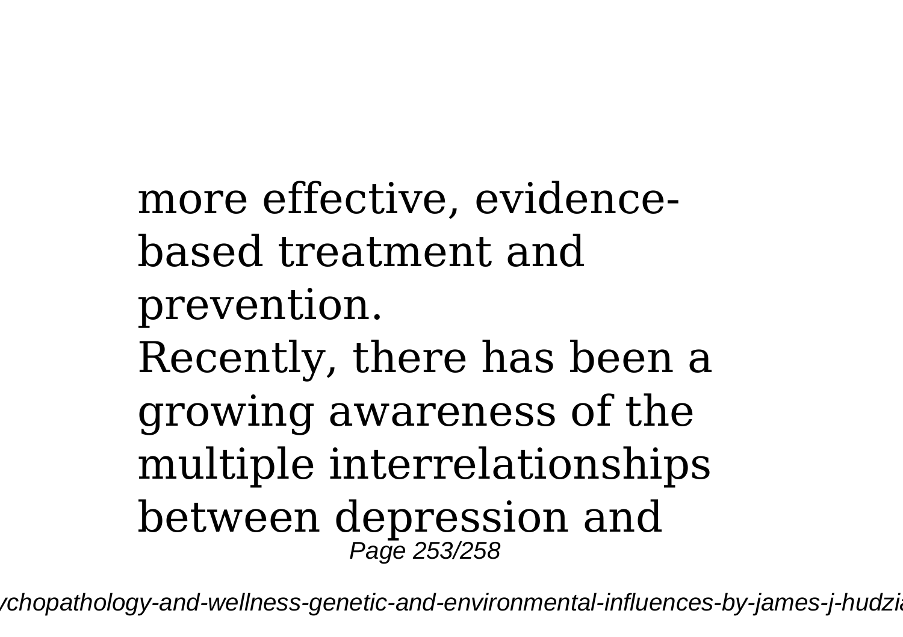more effective, evidence-based treatment and prevention.

Recently, there has been a growing awareness of the multiple interrelationships between depression and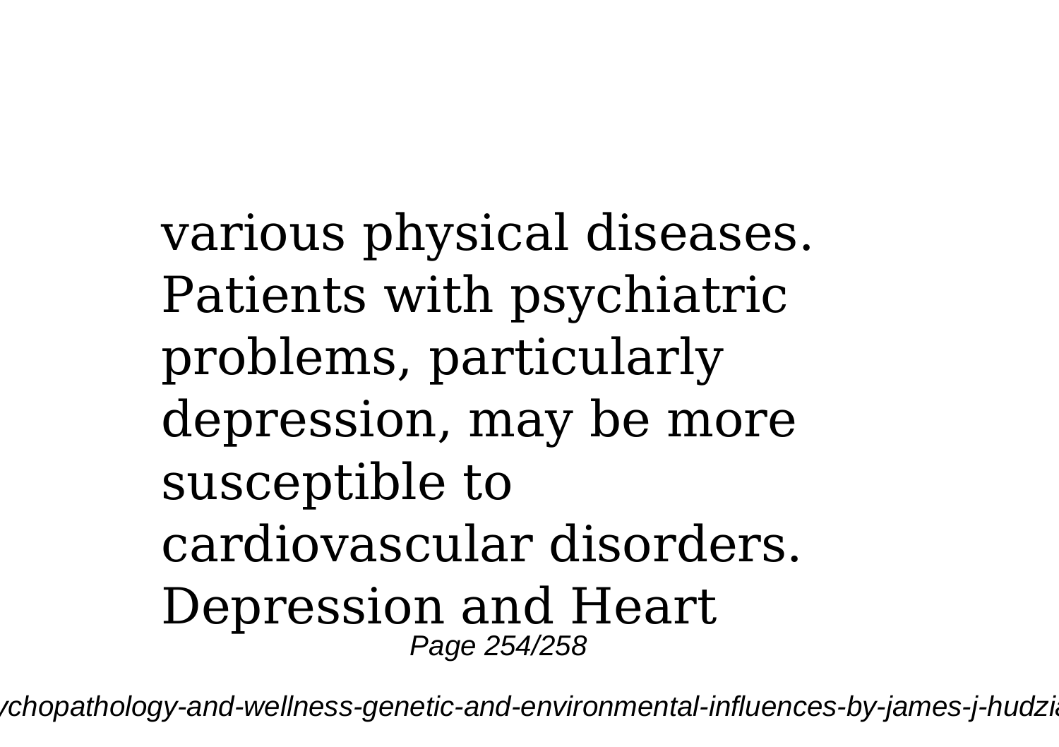various physical diseases. Patients with psychiatric problems, particularly depression, may be more susceptible to cardiovascular disorders. Depression and Heart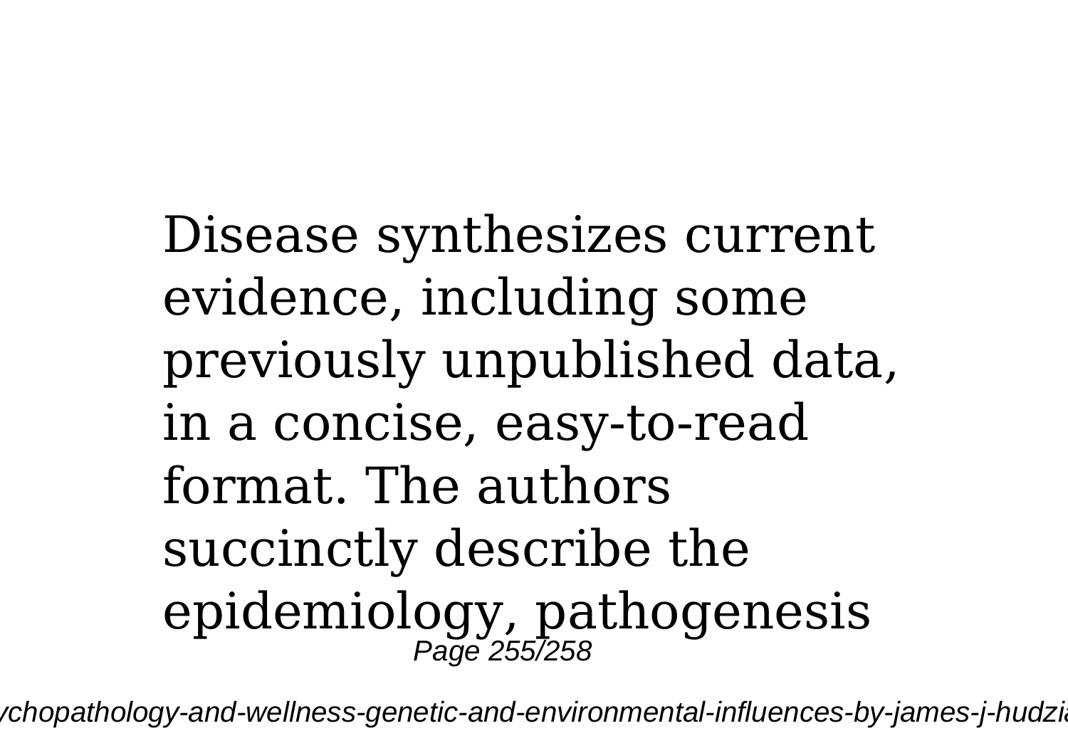Disease synthesizes current evidence, including some previously unpublished data, in a concise, easy-to-read format. The authors succinctly describe the epidemiology, pathogenesis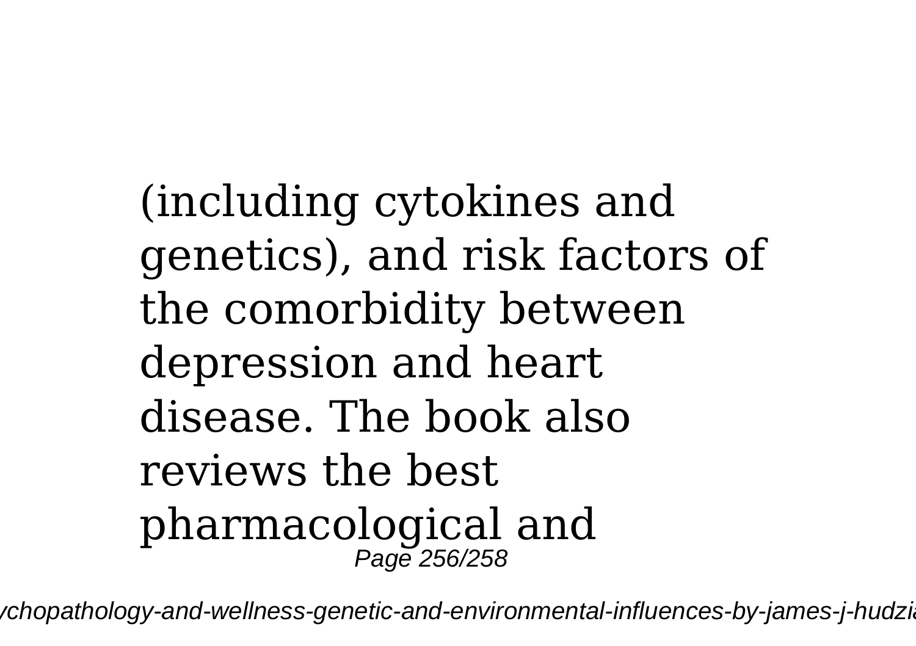(including cytokines and genetics), and risk factors of the comorbidity between depression and heart disease. The book also reviews the best pharmacological and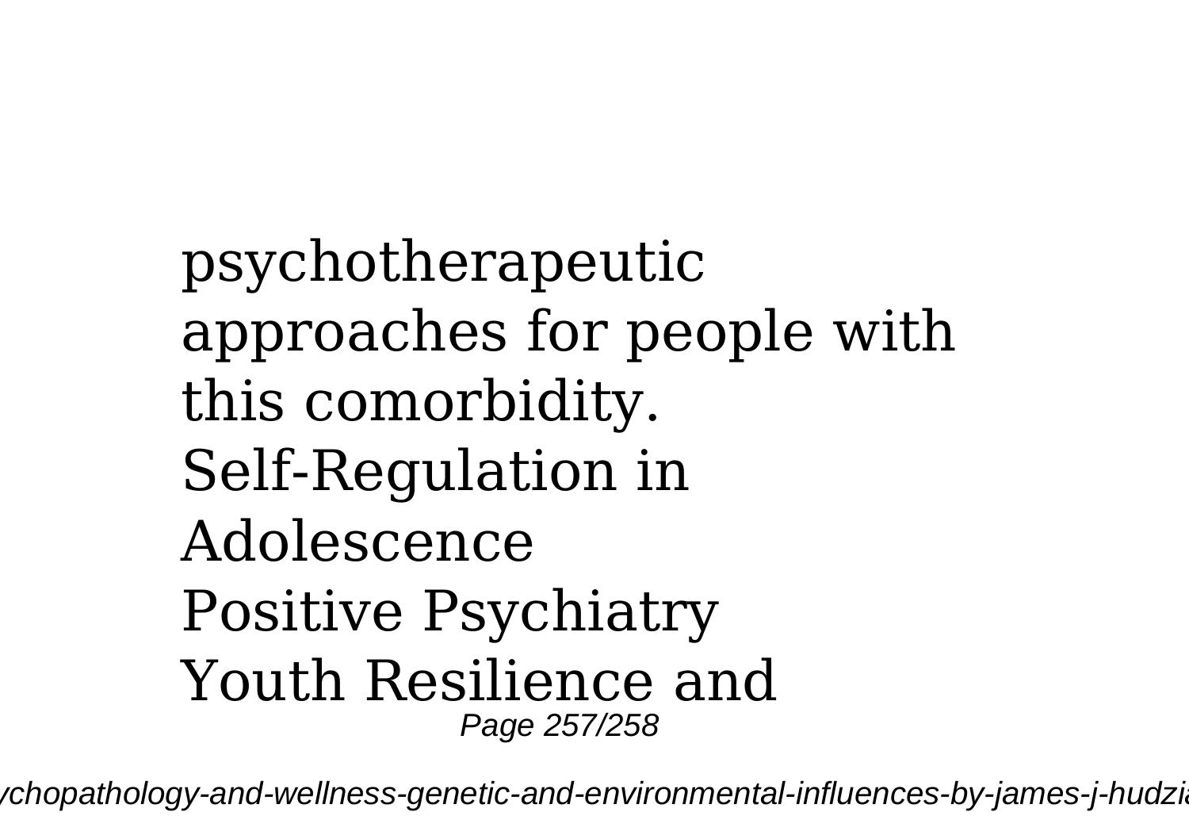psychotherapeutic approaches for people with this comorbidity.

Self-Regulation in Adolescence

Positive Psychiatry

Youth Resilience and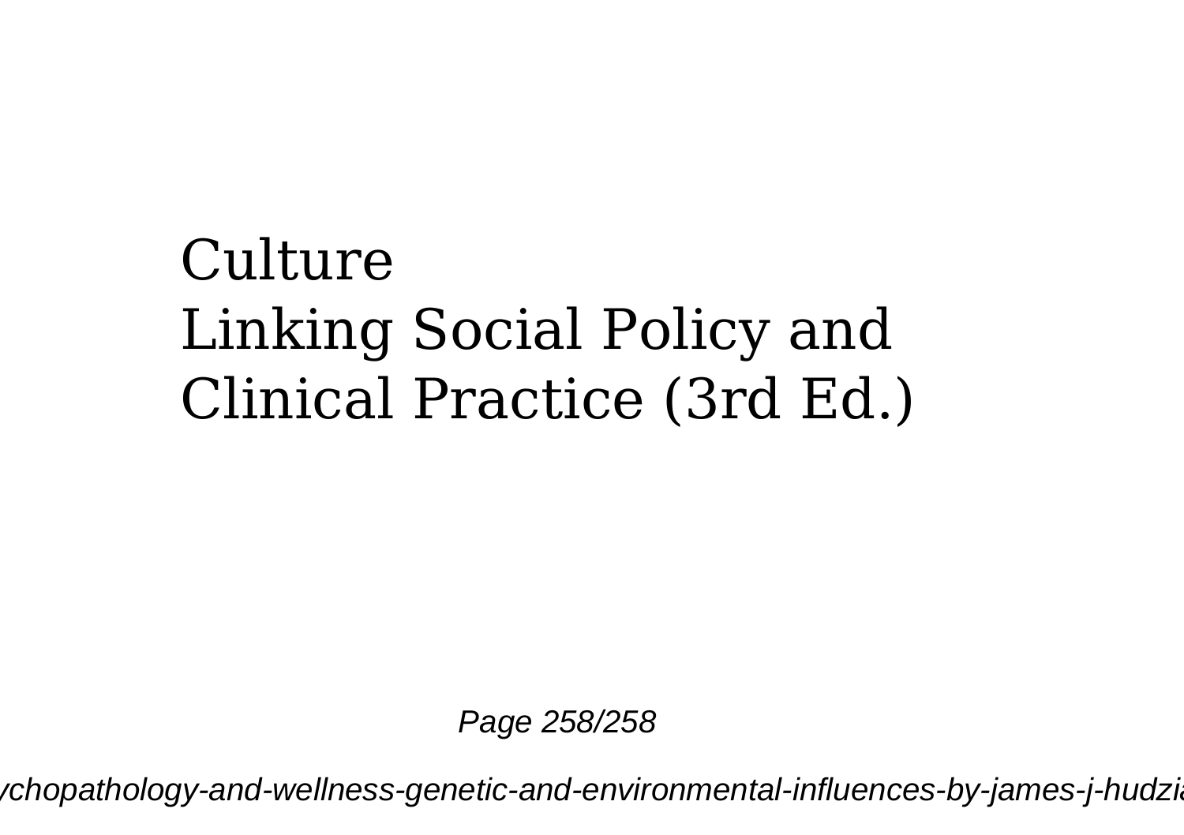Culture
Linking Social Policy and
Clinical Practice (3rd Ed.)